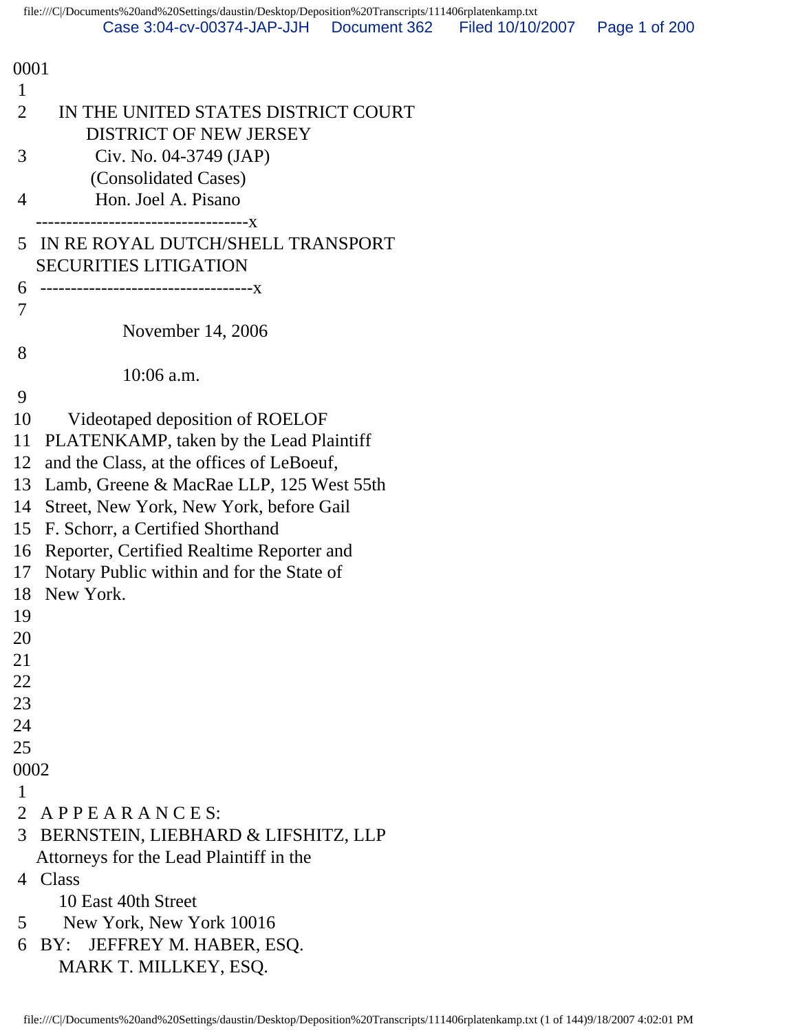0001

1

2 IN THE UNITED STATES DISTRICT COURT
DISTRICT OF NEW JERSEY

3 Civ. No. 04-3749 (JAP)
(Consolidated Cases)

4 Hon. Joel A. Pisano

-----------------------------------x

5 IN RE ROYAL DUTCH/SHELL TRANSPORT
SECURITIES LITIGATION

6 -----------------------------------x

7

November 14, 2006

8

10:06 a.m.

9

10 Videotaped deposition of ROELOF
11 PLATENKAMP, taken by the Lead Plaintiff
12 and the Class, at the offices of LeBoeuf,
13 Lamb, Greene & MacRae LLP, 125 West 55th
14 Street, New York, New York, before Gail
15 F. Schorr, a Certified Shorthand
16 Reporter, Certified Realtime Reporter and
17 Notary Public within and for the State of
18 New York.

19

20

21

22

23

24

25

0002

1

2 A P P E A R A N C E S:

3 BERNSTEIN, LIEBHARD & LIFSHITZ, LLP
Attorneys for the Lead Plaintiff in the

4 Class
10 East 40th Street

5 New York, New York 10016

6 BY: JEFFREY M. HABER, ESQ.
MARK T. MILLKEY, ESQ.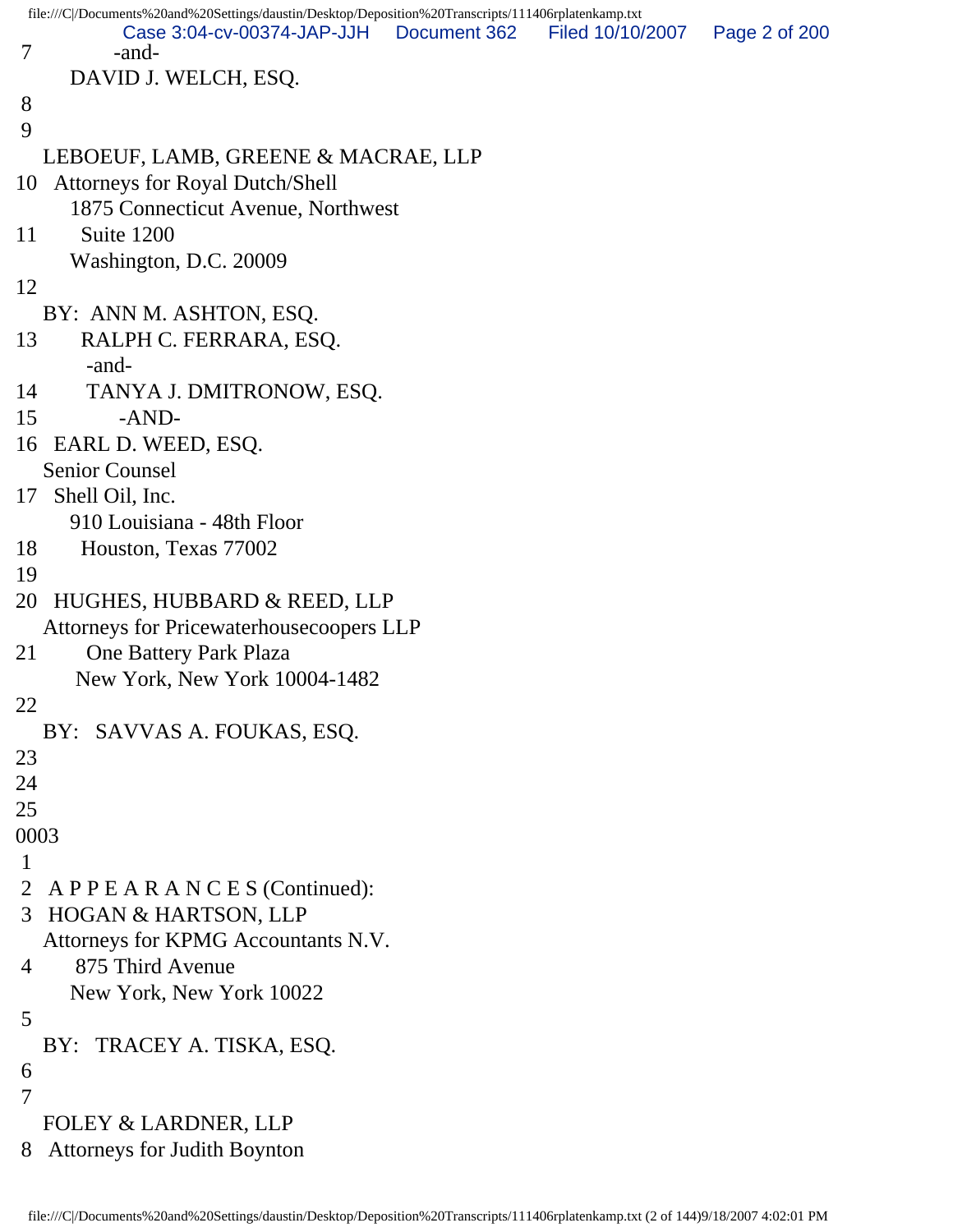7 -and-
DAVID J. WELCH, ESQ.
8
9
LEBOEUF, LAMB, GREENE & MACRAE, LLP
10 Attorneys for Royal Dutch/Shell
1875 Connecticut Avenue, Northwest
11 Suite 1200
Washington, D.C. 20009
12
BY: ANN M. ASHTON, ESQ.
13 RALPH C. FERRARA, ESQ.
-and-
14 TANYA J. DMITRONOW, ESQ.
15 -AND-
16 EARL D. WEED, ESQ.
Senior Counsel
17 Shell Oil, Inc.
910 Louisiana - 48th Floor
18 Houston, Texas 77002
19
20 HUGHES, HUBBARD & REED, LLP
Attorneys for Pricewaterhousecoopers LLP
21 One Battery Park Plaza
New York, New York 10004-1482
22
BY: SAVVAS A. FOUKAS, ESQ.
23
24
25
0003
1
2 A P P E A R A N C E S (Continued):
3 HOGAN & HARTSON, LLP
Attorneys for KPMG Accountants N.V.
4 875 Third Avenue
New York, New York 10022
5
BY: TRACEY A. TISKA, ESQ.
6
7
FOLEY & LARDNER, LLP
8 Attorneys for Judith Boynton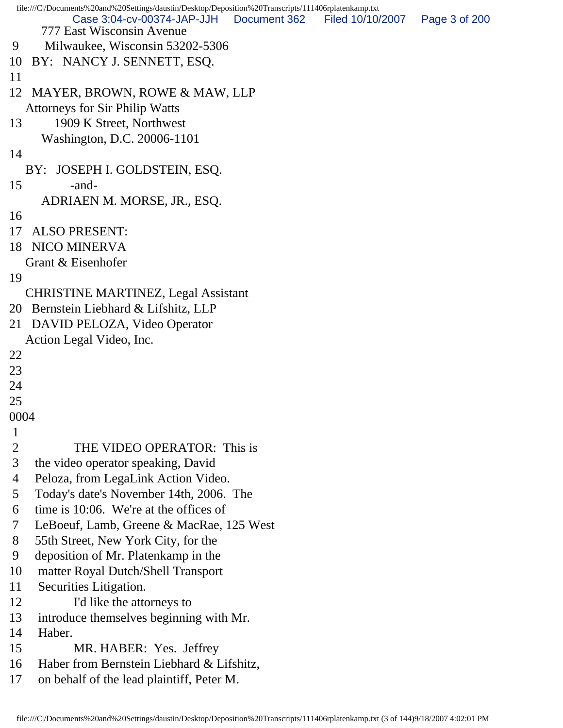777 East Wisconsin Avenue
9 Milwaukee, Wisconsin 53202-5306
10 BY: NANCY J. SENNETT, ESQ.
11
12 MAYER, BROWN, ROWE & MAW, LLP
Attorneys for Sir Philip Watts
13 1909 K Street, Northwest
Washington, D.C. 20006-1101
14
BY: JOSEPH I. GOLDSTEIN, ESQ.
15 -and-
ADRIAEN M. MORSE, JR., ESQ.
16
17 ALSO PRESENT:
18 NICO MINERVA
Grant & Eisenhofer
19
CHRISTINE MARTINEZ, Legal Assistant
20 Bernstein Liebhard & Lifshitz, LLP
21 DAVID PELOZA, Video Operator
Action Legal Video, Inc.
22
23
24
25
0004
1
2 THE VIDEO OPERATOR: This is
3 the video operator speaking, David
4 Peloza, from LegaLink Action Video.
5 Today's date's November 14th, 2006. The
6 time is 10:06. We're at the offices of
7 LeBoeuf, Lamb, Greene & MacRae, 125 West
8 55th Street, New York City, for the
9 deposition of Mr. Platenkamp in the
10 matter Royal Dutch/Shell Transport
11 Securities Litigation.
12 I'd like the attorneys to
13 introduce themselves beginning with Mr.
14 Haber.
15 MR. HABER: Yes. Jeffrey
16 Haber from Bernstein Liebhard & Lifshitz,
17 on behalf of the lead plaintiff, Peter M.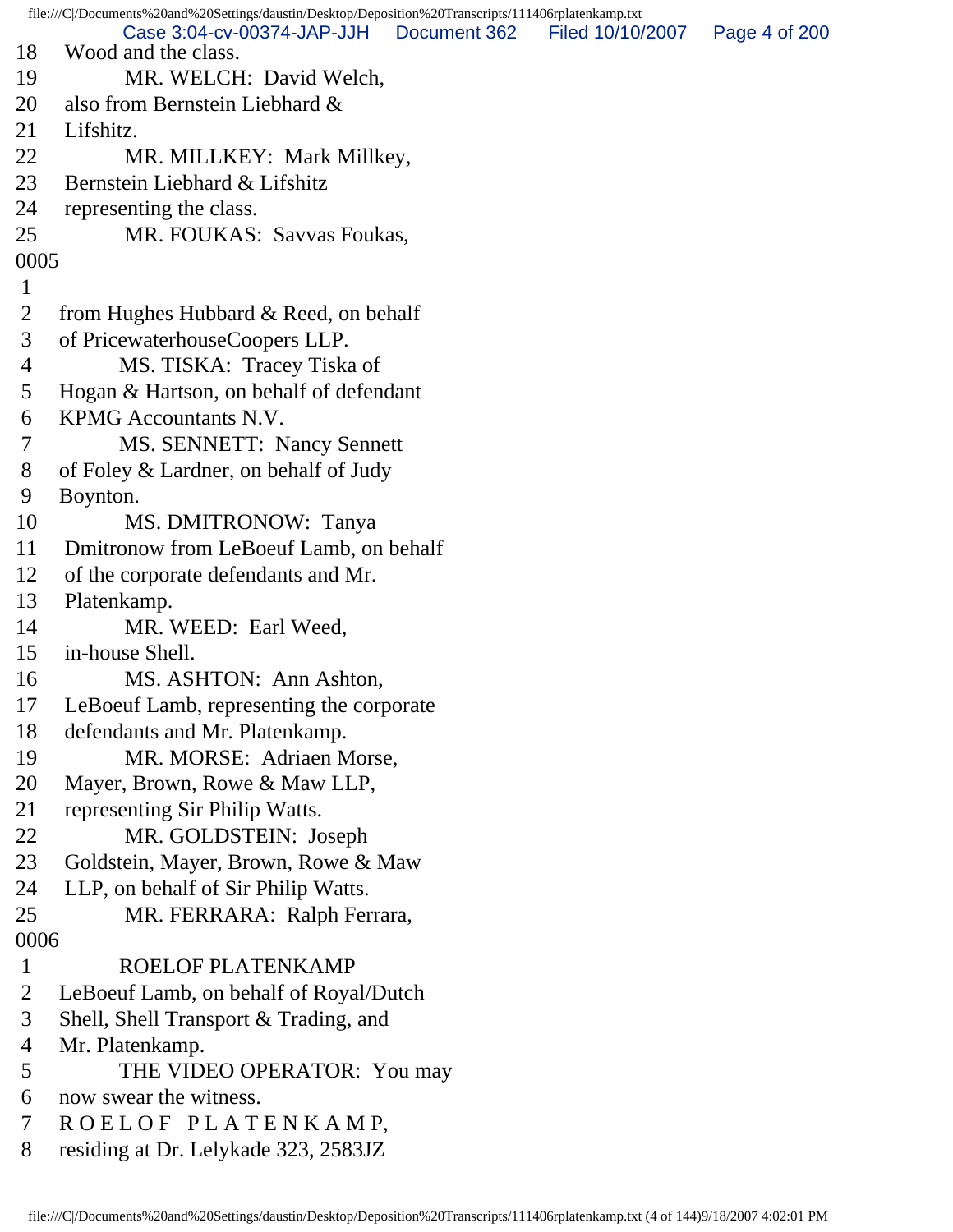18 Wood and the class.
19 MR. WELCH: David Welch,
20 also from Bernstein Liebhard &
21 Lifshitz.
22 MR. MILLKEY: Mark Millkey,
23 Bernstein Liebhard & Lifshitz
24 representing the class.
25 MR. FOUKAS: Savvas Foukas,

0005

1
2 from Hughes Hubbard & Reed, on behalf
3 of PricewaterhouseCoopers LLP.
4 MS. TISKA: Tracey Tiska of
5 Hogan & Hartson, on behalf of defendant
6 KPMG Accountants N.V.
7 MS. SENNETT: Nancy Sennett
8 of Foley & Lardner, on behalf of Judy
9 Boynton.
10 MS. DMITRONOW: Tanya
11 Dmitronow from LeBoeuf Lamb, on behalf
12 of the corporate defendants and Mr.
13 Platenkamp.
14 MR. WEED: Earl Weed,
15 in-house Shell.
16 MS. ASHTON: Ann Ashton,
17 LeBoeuf Lamb, representing the corporate
18 defendants and Mr. Platenkamp.
19 MR. MORSE: Adriaen Morse,
20 Mayer, Brown, Rowe & Maw LLP,
21 representing Sir Philip Watts.
22 MR. GOLDSTEIN: Joseph
23 Goldstein, Mayer, Brown, Rowe & Maw
24 LLP, on behalf of Sir Philip Watts.
25 MR. FERRARA: Ralph Ferrara,

0006

1 ROELOF PLATENKAMP
2 LeBoeuf Lamb, on behalf of Royal/Dutch
3 Shell, Shell Transport & Trading, and
4 Mr. Platenkamp.
5 THE VIDEO OPERATOR: You may
6 now swear the witness.
7 R O E L O F P L A T E N K A M P,
8 residing at Dr. Lelykade 323, 2583JZ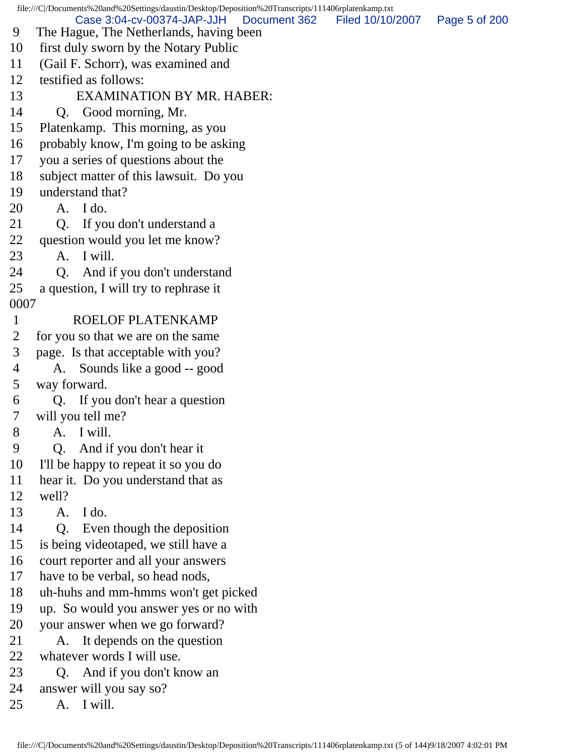9 The Hague, The Netherlands, having been
10 first duly sworn by the Notary Public
11 (Gail F. Schorr), was examined and
12 testified as follows:
13 EXAMINATION BY MR. HABER:
14 Q. Good morning, Mr.
15 Platenkamp. This morning, as you
16 probably know, I'm going to be asking
17 you a series of questions about the
18 subject matter of this lawsuit. Do you
19 understand that?
20 A. I do.
21 Q. If you don't understand a
22 question would you let me know?
23 A. I will.
24 Q. And if you don't understand
25 a question, I will try to rephrase it
0007
1 ROELOF PLATENKAMP
2 for you so that we are on the same
3 page. Is that acceptable with you?
4 A. Sounds like a good -- good
5 way forward.
6 Q. If you don't hear a question
7 will you tell me?
8 A. I will.
9 Q. And if you don't hear it
10 I'll be happy to repeat it so you do
11 hear it. Do you understand that as
12 well?
13 A. I do.
14 Q. Even though the deposition
15 is being videotaped, we still have a
16 court reporter and all your answers
17 have to be verbal, so head nods,
18 uh-huhs and mm-hmms won't get picked
19 up. So would you answer yes or no with
20 your answer when we go forward?
21 A. It depends on the question
22 whatever words I will use.
23 Q. And if you don't know an
24 answer will you say so?
25 A. I will.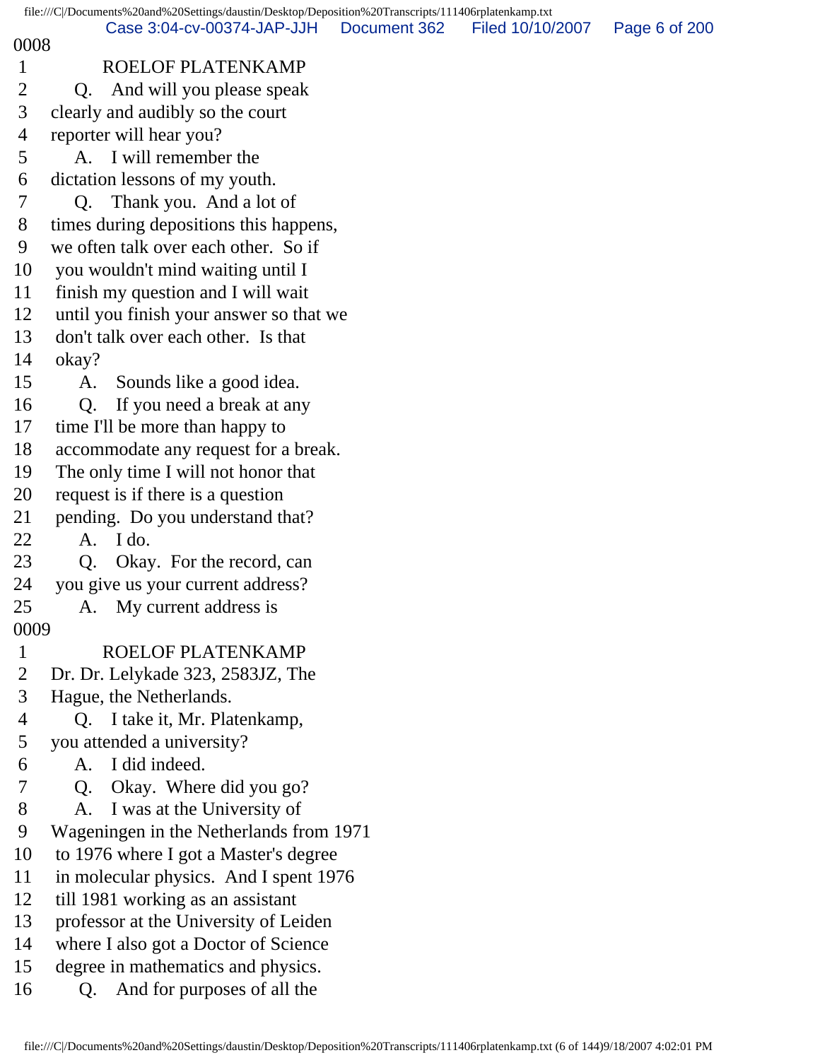0008

1 ROELOF PLATENKAMP
2 Q. And will you please speak
3 clearly and audibly so the court
4 reporter will hear you?
5 A. I will remember the
6 dictation lessons of my youth.
7 Q. Thank you. And a lot of
8 times during depositions this happens,
9 we often talk over each other. So if
10 you wouldn't mind waiting until I
11 finish my question and I will wait
12 until you finish your answer so that we
13 don't talk over each other. Is that
14 okay?
15 A. Sounds like a good idea.
16 Q. If you need a break at any
17 time I'll be more than happy to
18 accommodate any request for a break.
19 The only time I will not honor that
20 request is if there is a question
21 pending. Do you understand that?
22 A. I do.
23 Q. Okay. For the record, can
24 you give us your current address?
25 A. My current address is

0009

1 ROELOF PLATENKAMP
2 Dr. Dr. Lelykade 323, 2583JZ, The
3 Hague, the Netherlands.
4 Q. I take it, Mr. Platenkamp,
5 you attended a university?
6 A. I did indeed.
7 Q. Okay. Where did you go?
8 A. I was at the University of
9 Wageningen in the Netherlands from 1971
10 to 1976 where I got a Master's degree
11 in molecular physics. And I spent 1976
12 till 1981 working as an assistant
13 professor at the University of Leiden
14 where I also got a Doctor of Science
15 degree in mathematics and physics.
16 Q. And for purposes of all the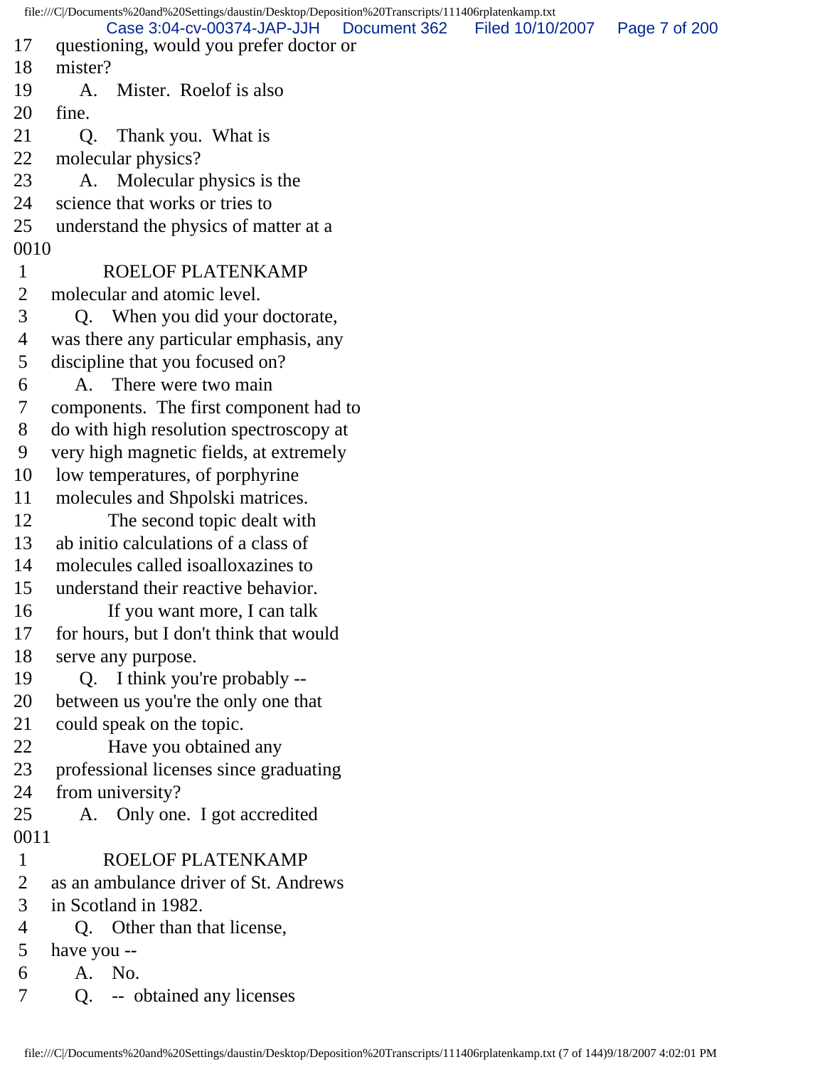17 questioning, would you prefer doctor or
18 mister?
19 A. Mister. Roelof is also
20 fine.
21 Q. Thank you. What is
22 molecular physics?
23 A. Molecular physics is the
24 science that works or tries to
25 understand the physics of matter at a

0010

1 ROELOF PLATENKAMP
2 molecular and atomic level.
3 Q. When you did your doctorate,
4 was there any particular emphasis, any
5 discipline that you focused on?
6 A. There were two main
7 components. The first component had to
8 do with high resolution spectroscopy at
9 very high magnetic fields, at extremely
10 low temperatures, of porphyrine
11 molecules and Shpolski matrices.
12 The second topic dealt with
13 ab initio calculations of a class of
14 molecules called isoalloxazines to
15 understand their reactive behavior.
16 If you want more, I can talk
17 for hours, but I don't think that would
18 serve any purpose.
19 Q. I think you're probably --
20 between us you're the only one that
21 could speak on the topic.
22 Have you obtained any
23 professional licenses since graduating
24 from university?
25 A. Only one. I got accredited

0011

1 ROELOF PLATENKAMP
2 as an ambulance driver of St. Andrews
3 in Scotland in 1982.
4 Q. Other than that license,
5 have you --
6 A. No.
7 Q. -- obtained any licenses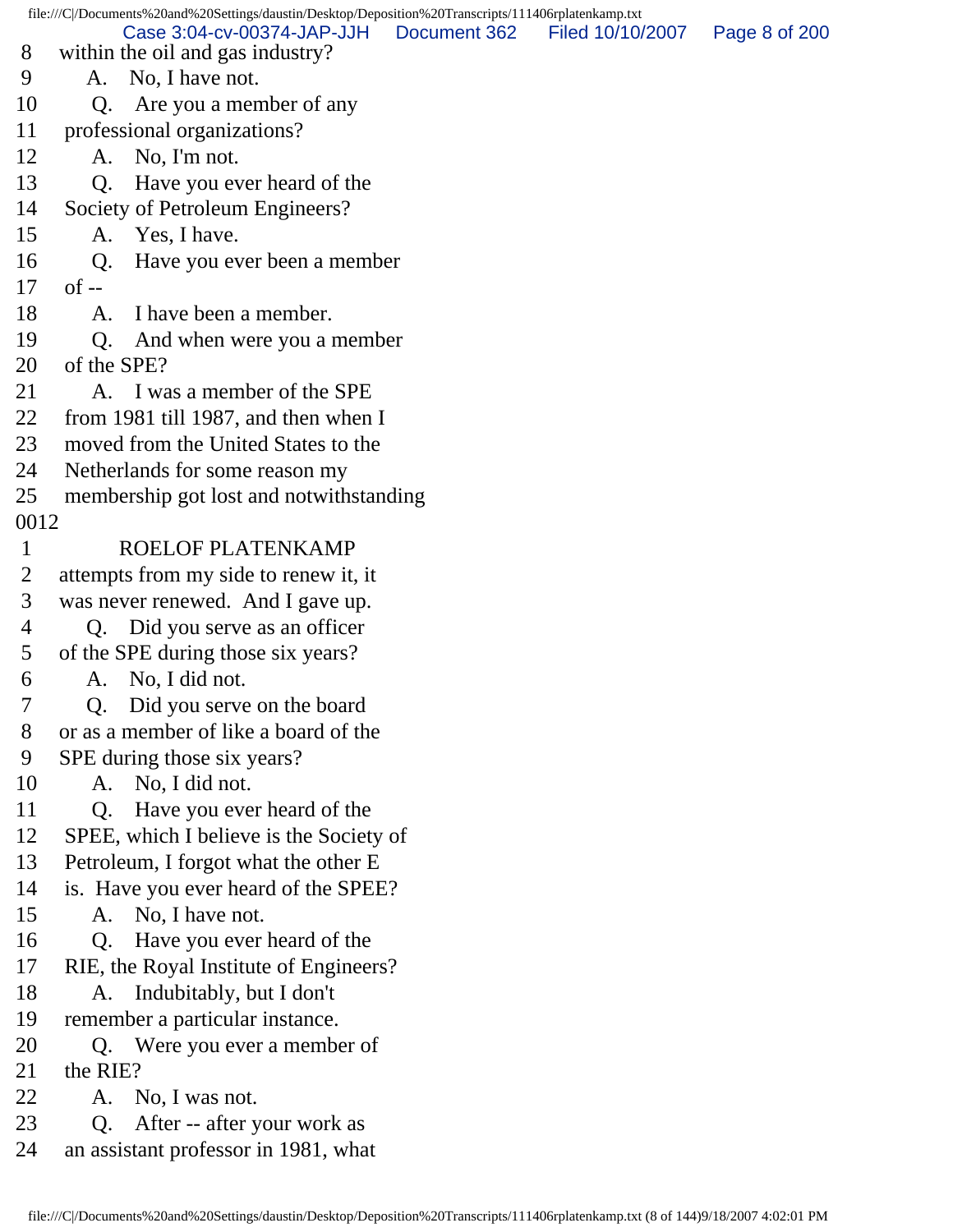8 within the oil and gas industry?
9 A. No, I have not.
10 Q. Are you a member of any
11 professional organizations?
12 A. No, I'm not.
13 Q. Have you ever heard of the
14 Society of Petroleum Engineers?
15 A. Yes, I have.
16 Q. Have you ever been a member
17 of --
18 A. I have been a member.
19 Q. And when were you a member
20 of the SPE?
21 A. I was a member of the SPE
22 from 1981 till 1987, and then when I
23 moved from the United States to the
24 Netherlands for some reason my
25 membership got lost and notwithstanding

0012

1 ROELOF PLATENKAMP
2 attempts from my side to renew it, it
3 was never renewed. And I gave up.
4 Q. Did you serve as an officer
5 of the SPE during those six years?
6 A. No, I did not.
7 Q. Did you serve on the board
8 or as a member of like a board of the
9 SPE during those six years?
10 A. No, I did not.
11 Q. Have you ever heard of the
12 SPEE, which I believe is the Society of
13 Petroleum, I forgot what the other E
14 is. Have you ever heard of the SPEE?
15 A. No, I have not.
16 Q. Have you ever heard of the
17 RIE, the Royal Institute of Engineers?
18 A. Indubitably, but I don't
19 remember a particular instance.
20 Q. Were you ever a member of
21 the RIE?
22 A. No, I was not.
23 Q. After -- after your work as
24 an assistant professor in 1981, what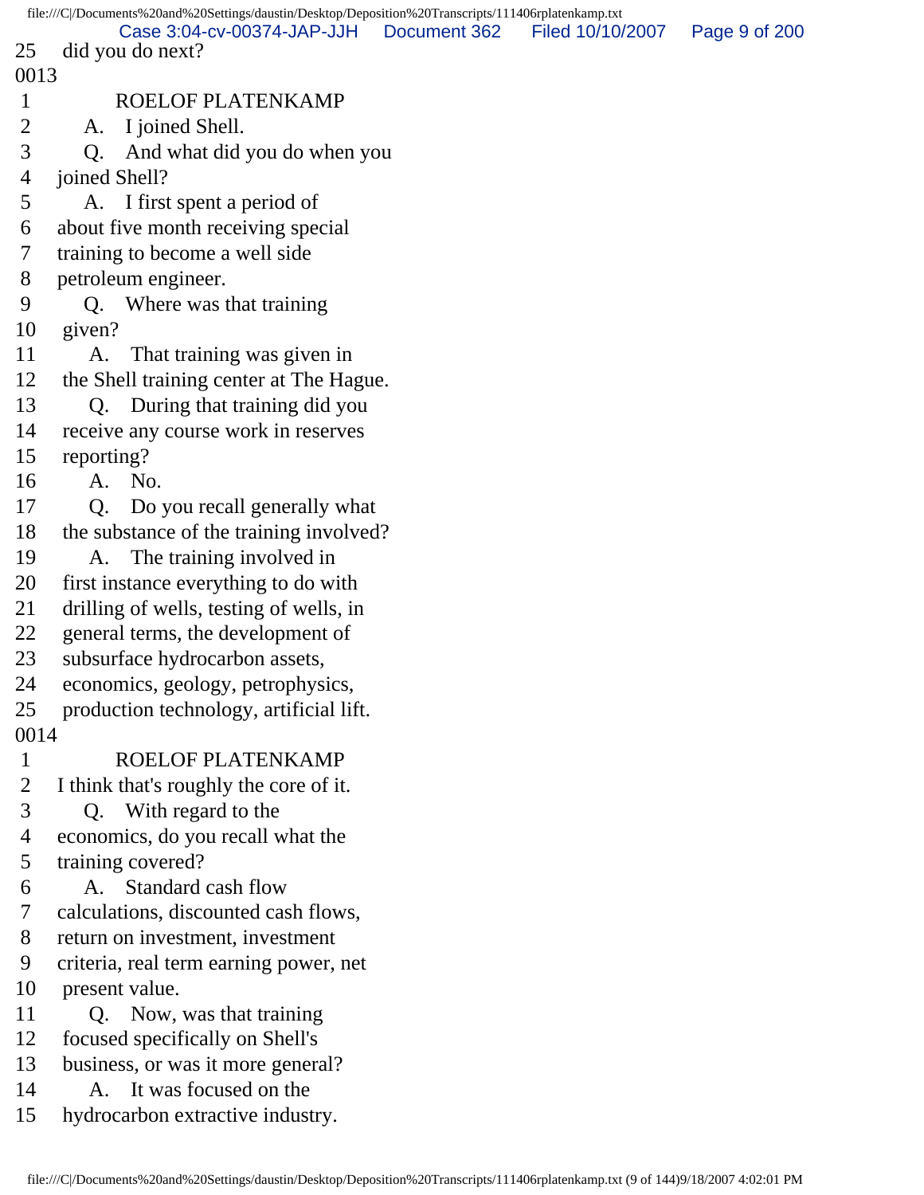25 did you do next?

0013

1 ROELOF PLATENKAMP

2 A. I joined Shell.

3 Q. And what did you do when you

4 joined Shell?

5 A. I first spent a period of

6 about five month receiving special

7 training to become a well side

8 petroleum engineer.

9 Q. Where was that training

10 given?

11 A. That training was given in

12 the Shell training center at The Hague.

13 Q. During that training did you

14 receive any course work in reserves

15 reporting?

16 A. No.

17 Q. Do you recall generally what

18 the substance of the training involved?

19 A. The training involved in

20 first instance everything to do with

21 drilling of wells, testing of wells, in

22 general terms, the development of

23 subsurface hydrocarbon assets,

24 economics, geology, petrophysics,

25 production technology, artificial lift.

0014

1 ROELOF PLATENKAMP

2 I think that's roughly the core of it.

3 Q. With regard to the

4 economics, do you recall what the

5 training covered?

6 A. Standard cash flow

7 calculations, discounted cash flows,

8 return on investment, investment

9 criteria, real term earning power, net

10 present value.

11 Q. Now, was that training

12 focused specifically on Shell's

13 business, or was it more general?

14 A. It was focused on the

15 hydrocarbon extractive industry.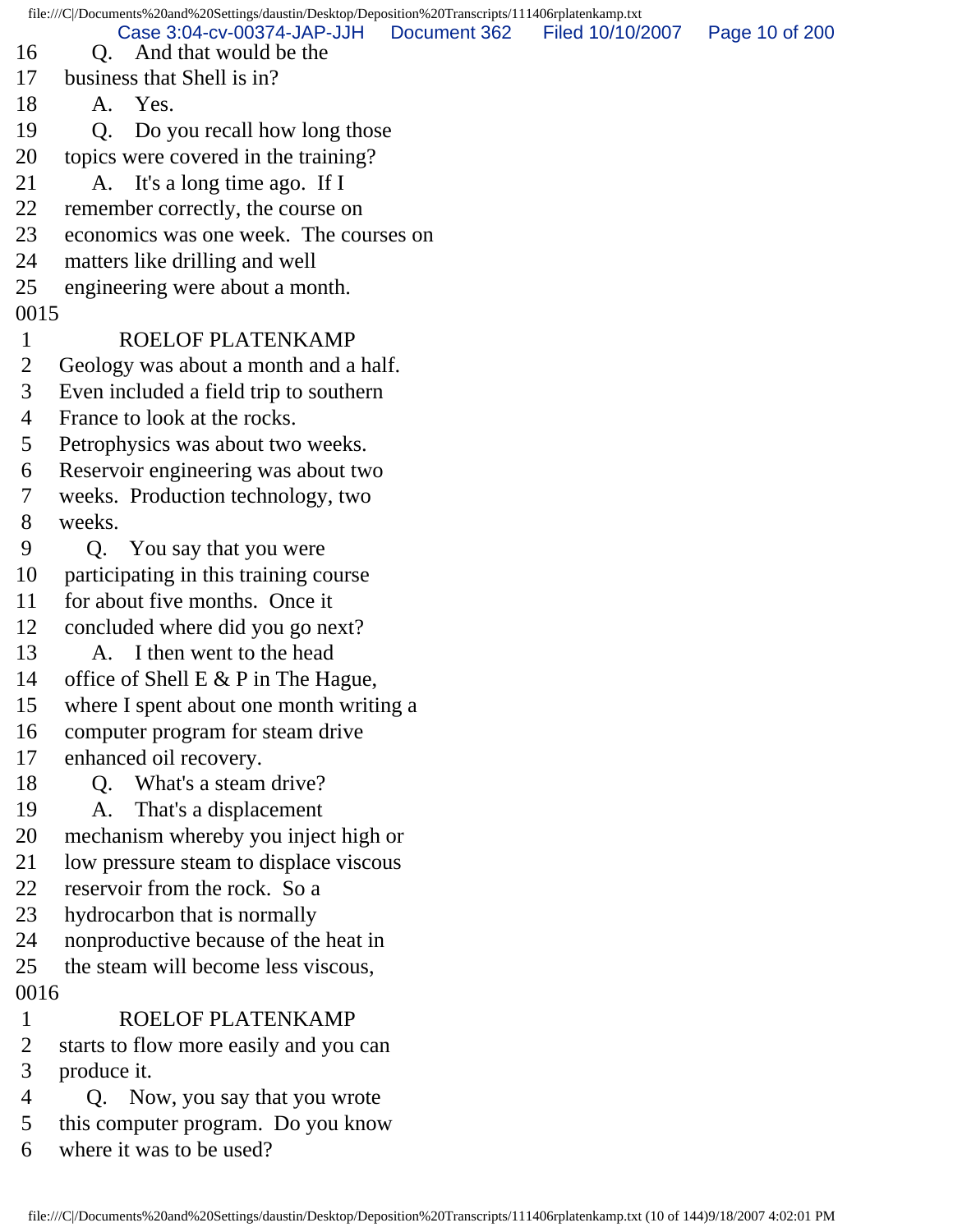16 Q. And that would be the
17 business that Shell is in?
18 A. Yes.
19 Q. Do you recall how long those
20 topics were covered in the training?
21 A. It's a long time ago. If I
22 remember correctly, the course on
23 economics was one week. The courses on
24 matters like drilling and well
25 engineering were about a month.

0015

1 ROELOF PLATENKAMP
2 Geology was about a month and a half.
3 Even included a field trip to southern
4 France to look at the rocks.
5 Petrophysics was about two weeks.
6 Reservoir engineering was about two
7 weeks. Production technology, two
8 weeks.
9 Q. You say that you were
10 participating in this training course
11 for about five months. Once it
12 concluded where did you go next?
13 A. I then went to the head
14 office of Shell E & P in The Hague,
15 where I spent about one month writing a
16 computer program for steam drive
17 enhanced oil recovery.
18 Q. What's a steam drive?
19 A. That's a displacement
20 mechanism whereby you inject high or
21 low pressure steam to displace viscous
22 reservoir from the rock. So a
23 hydrocarbon that is normally
24 nonproductive because of the heat in
25 the steam will become less viscous,

0016

1 ROELOF PLATENKAMP
2 starts to flow more easily and you can
3 produce it.
4 Q. Now, you say that you wrote
5 this computer program. Do you know
6 where it was to be used?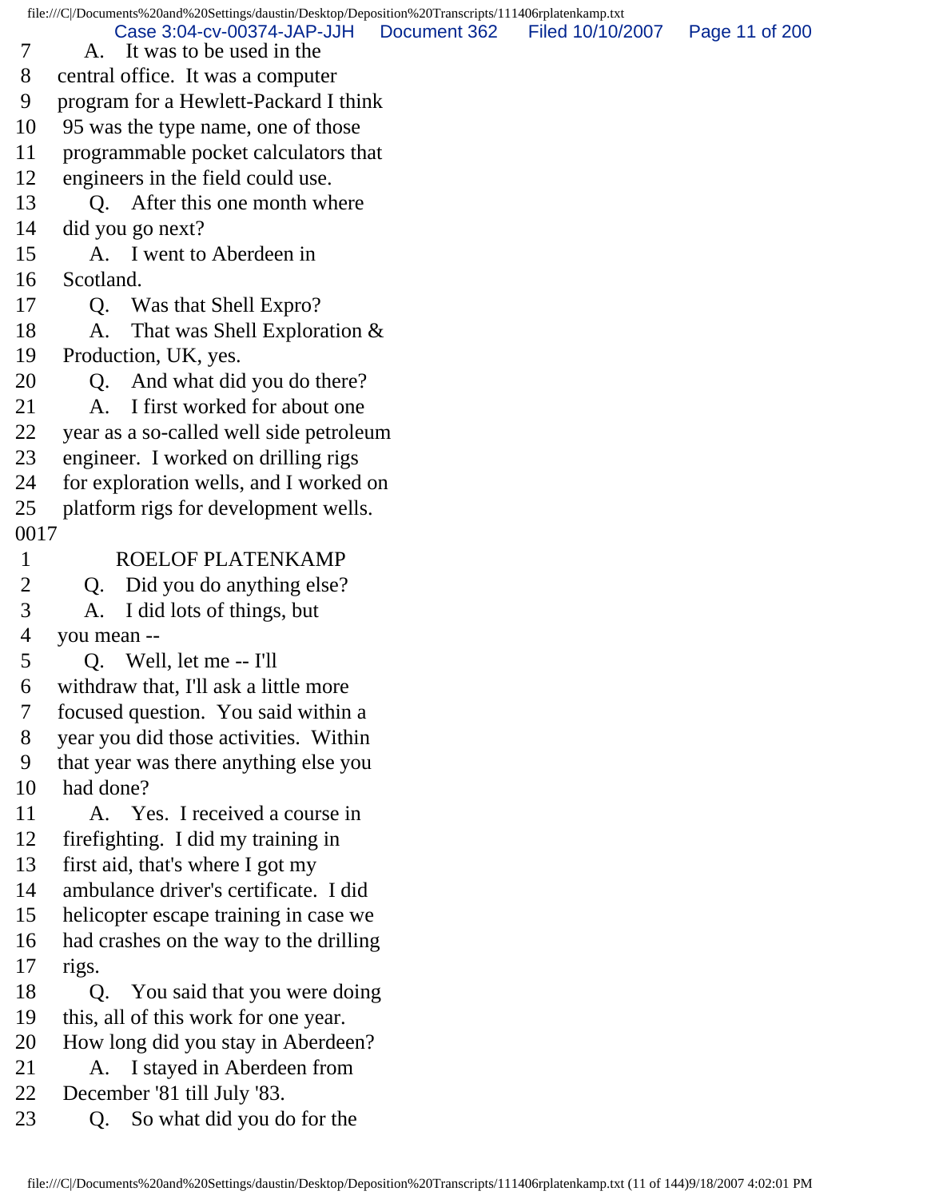7 A. It was to be used in the
8 central office. It was a computer
9 program for a Hewlett-Packard I think
10 95 was the type name, one of those
11 programmable pocket calculators that
12 engineers in the field could use.
13 Q. After this one month where
14 did you go next?
15 A. I went to Aberdeen in
16 Scotland.
17 Q. Was that Shell Expro?
18 A. That was Shell Exploration &
19 Production, UK, yes.
20 Q. And what did you do there?
21 A. I first worked for about one
22 year as a so-called well side petroleum
23 engineer. I worked on drilling rigs
24 for exploration wells, and I worked on
25 platform rigs for development wells.

0017

1 ROELOF PLATENKAMP
2 Q. Did you do anything else?
3 A. I did lots of things, but
4 you mean --
5 Q. Well, let me -- I'll
6 withdraw that, I'll ask a little more
7 focused question. You said within a
8 year you did those activities. Within
9 that year was there anything else you
10 had done?
11 A. Yes. I received a course in
12 firefighting. I did my training in
13 first aid, that's where I got my
14 ambulance driver's certificate. I did
15 helicopter escape training in case we
16 had crashes on the way to the drilling
17 rigs.
18 Q. You said that you were doing
19 this, all of this work for one year.
20 How long did you stay in Aberdeen?
21 A. I stayed in Aberdeen from
22 December '81 till July '83.
23 Q. So what did you do for the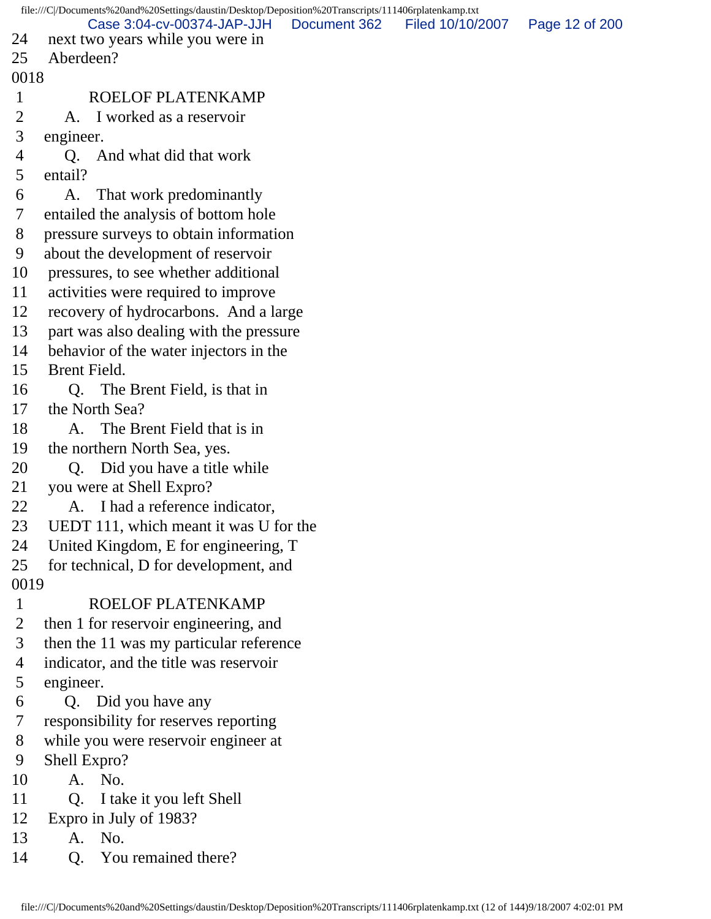24 next two years while you were in
25 Aberdeen?
0018
1 ROELOF PLATENKAMP
2 A. I worked as a reservoir
3 engineer.
4 Q. And what did that work
5 entail?
6 A. That work predominantly
7 entailed the analysis of bottom hole
8 pressure surveys to obtain information
9 about the development of reservoir
10 pressures, to see whether additional
11 activities were required to improve
12 recovery of hydrocarbons. And a large
13 part was also dealing with the pressure
14 behavior of the water injectors in the
15 Brent Field.
16 Q. The Brent Field, is that in
17 the North Sea?
18 A. The Brent Field that is in
19 the northern North Sea, yes.
20 Q. Did you have a title while
21 you were at Shell Expro?
22 A. I had a reference indicator,
23 UEDT 111, which meant it was U for the
24 United Kingdom, E for engineering, T
25 for technical, D for development, and
0019
1 ROELOF PLATENKAMP
2 then 1 for reservoir engineering, and
3 then the 11 was my particular reference
4 indicator, and the title was reservoir
5 engineer.
6 Q. Did you have any
7 responsibility for reserves reporting
8 while you were reservoir engineer at
9 Shell Expro?
10 A. No.
11 Q. I take it you left Shell
12 Expro in July of 1983?
13 A. No.
14 Q. You remained there?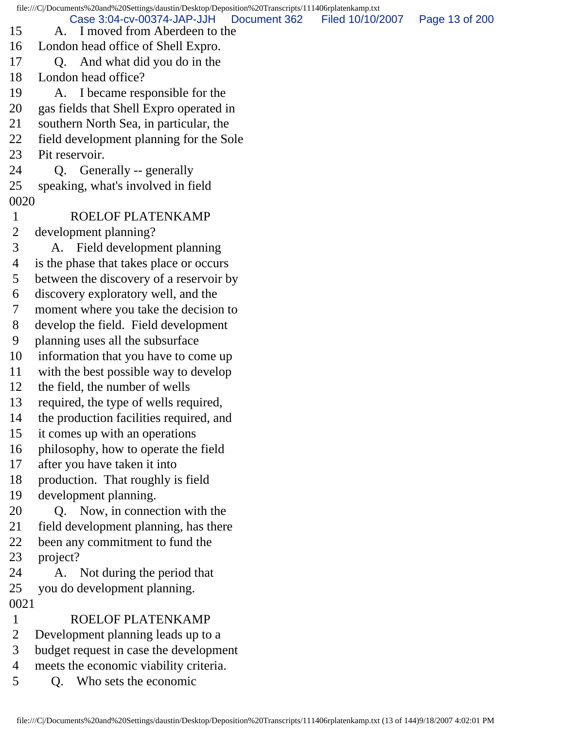15 A. I moved from Aberdeen to the
16 London head office of Shell Expro.
17 Q. And what did you do in the
18 London head office?
19 A. I became responsible for the
20 gas fields that Shell Expro operated in
21 southern North Sea, in particular, the
22 field development planning for the Sole
23 Pit reservoir.
24 Q. Generally -- generally
25 speaking, what's involved in field

0020

1 ROELOF PLATENKAMP
2 development planning?
3 A. Field development planning
4 is the phase that takes place or occurs
5 between the discovery of a reservoir by
6 discovery exploratory well, and the
7 moment where you take the decision to
8 develop the field. Field development
9 planning uses all the subsurface
10 information that you have to come up
11 with the best possible way to develop
12 the field, the number of wells
13 required, the type of wells required,
14 the production facilities required, and
15 it comes up with an operations
16 philosophy, how to operate the field
17 after you have taken it into
18 production. That roughly is field
19 development planning.
20 Q. Now, in connection with the
21 field development planning, has there
22 been any commitment to fund the
23 project?
24 A. Not during the period that
25 you do development planning.

0021

1 ROELOF PLATENKAMP
2 Development planning leads up to a
3 budget request in case the development
4 meets the economic viability criteria.
5 Q. Who sets the economic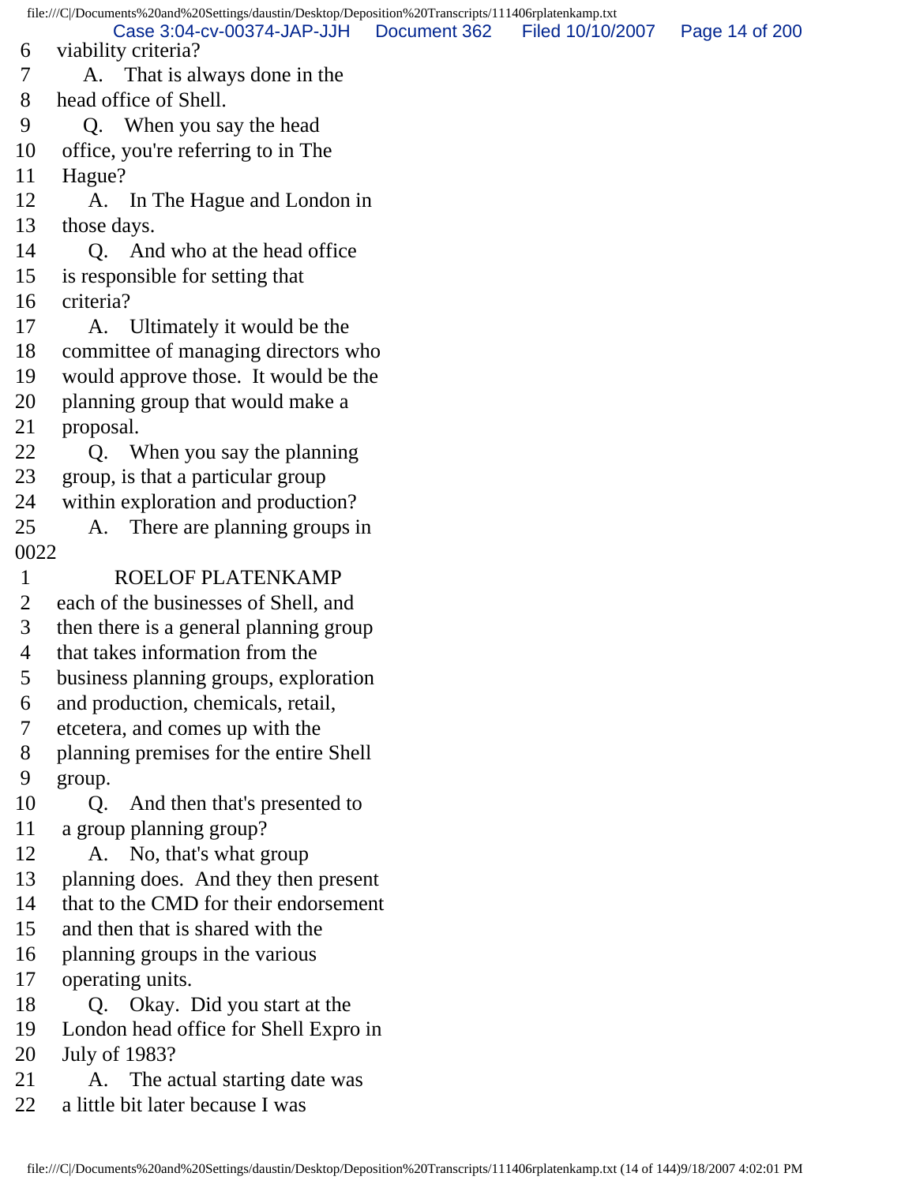6 viability criteria?
7 A. That is always done in the
8 head office of Shell.
9 Q. When you say the head
10 office, you're referring to in The
11 Hague?
12 A. In The Hague and London in
13 those days.
14 Q. And who at the head office
15 is responsible for setting that
16 criteria?
17 A. Ultimately it would be the
18 committee of managing directors who
19 would approve those. It would be the
20 planning group that would make a
21 proposal.
22 Q. When you say the planning
23 group, is that a particular group
24 within exploration and production?
25 A. There are planning groups in

0022

1 ROELOF PLATENKAMP
2 each of the businesses of Shell, and
3 then there is a general planning group
4 that takes information from the
5 business planning groups, exploration
6 and production, chemicals, retail,
7 etcetera, and comes up with the
8 planning premises for the entire Shell
9 group.
10 Q. And then that's presented to
11 a group planning group?
12 A. No, that's what group
13 planning does. And they then present
14 that to the CMD for their endorsement
15 and then that is shared with the
16 planning groups in the various
17 operating units.
18 Q. Okay. Did you start at the
19 London head office for Shell Expro in
20 July of 1983?
21 A. The actual starting date was
22 a little bit later because I was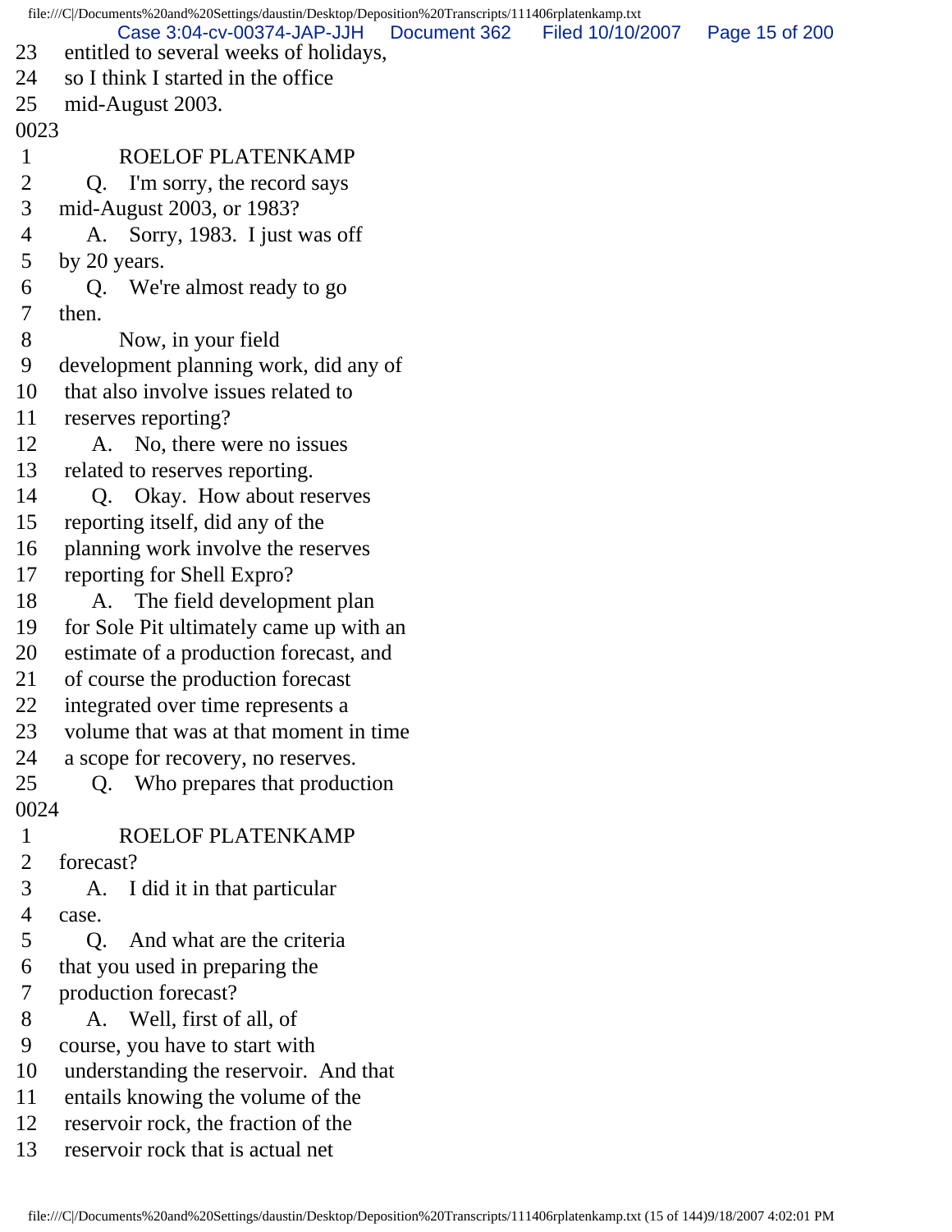23 entitled to several weeks of holidays,
24 so I think I started in the office
25 mid-August 2003.

0023

1 ROELOF PLATENKAMP
2 Q. I'm sorry, the record says
3 mid-August 2003, or 1983?
4 A. Sorry, 1983. I just was off
5 by 20 years.
6 Q. We're almost ready to go
7 then.
8 Now, in your field
9 development planning work, did any of
10 that also involve issues related to
11 reserves reporting?
12 A. No, there were no issues
13 related to reserves reporting.
14 Q. Okay. How about reserves
15 reporting itself, did any of the
16 planning work involve the reserves
17 reporting for Shell Expro?
18 A. The field development plan
19 for Sole Pit ultimately came up with an
20 estimate of a production forecast, and
21 of course the production forecast
22 integrated over time represents a
23 volume that was at that moment in time
24 a scope for recovery, no reserves.
25 Q. Who prepares that production

0024

1 ROELOF PLATENKAMP
2 forecast?
3 A. I did it in that particular
4 case.
5 Q. And what are the criteria
6 that you used in preparing the
7 production forecast?
8 A. Well, first of all, of
9 course, you have to start with
10 understanding the reservoir. And that
11 entails knowing the volume of the
12 reservoir rock, the fraction of the
13 reservoir rock that is actual net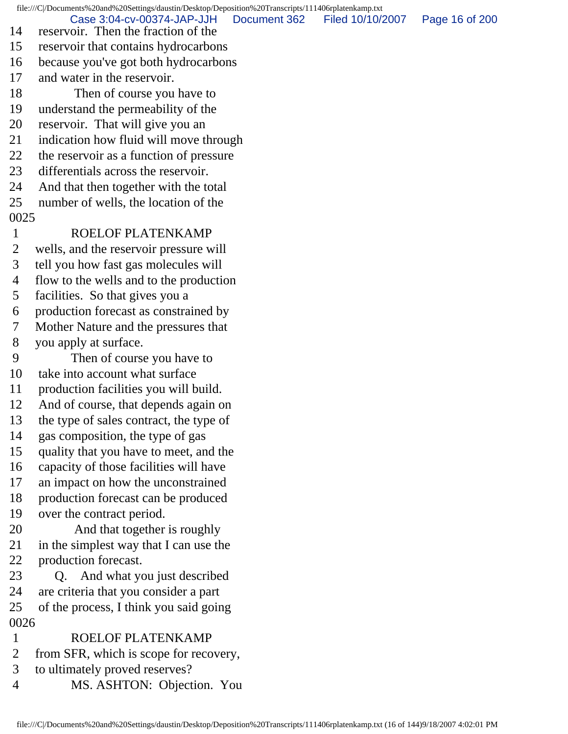14 reservoir. Then the fraction of the
15 reservoir that contains hydrocarbons
16 because you've got both hydrocarbons
17 and water in the reservoir.
18 Then of course you have to
19 understand the permeability of the
20 reservoir. That will give you an
21 indication how fluid will move through
22 the reservoir as a function of pressure
23 differentials across the reservoir.
24 And that then together with the total
25 number of wells, the location of the
0025
1 ROELOF PLATENKAMP
2 wells, and the reservoir pressure will
3 tell you how fast gas molecules will
4 flow to the wells and to the production
5 facilities. So that gives you a
6 production forecast as constrained by
7 Mother Nature and the pressures that
8 you apply at surface.
9 Then of course you have to
10 take into account what surface
11 production facilities you will build.
12 And of course, that depends again on
13 the type of sales contract, the type of
14 gas composition, the type of gas
15 quality that you have to meet, and the
16 capacity of those facilities will have
17 an impact on how the unconstrained
18 production forecast can be produced
19 over the contract period.
20 And that together is roughly
21 in the simplest way that I can use the
22 production forecast.
23 Q. And what you just described
24 are criteria that you consider a part
25 of the process, I think you said going
0026
1 ROELOF PLATENKAMP
2 from SFR, which is scope for recovery,
3 to ultimately proved reserves?
4 MS. ASHTON: Objection. You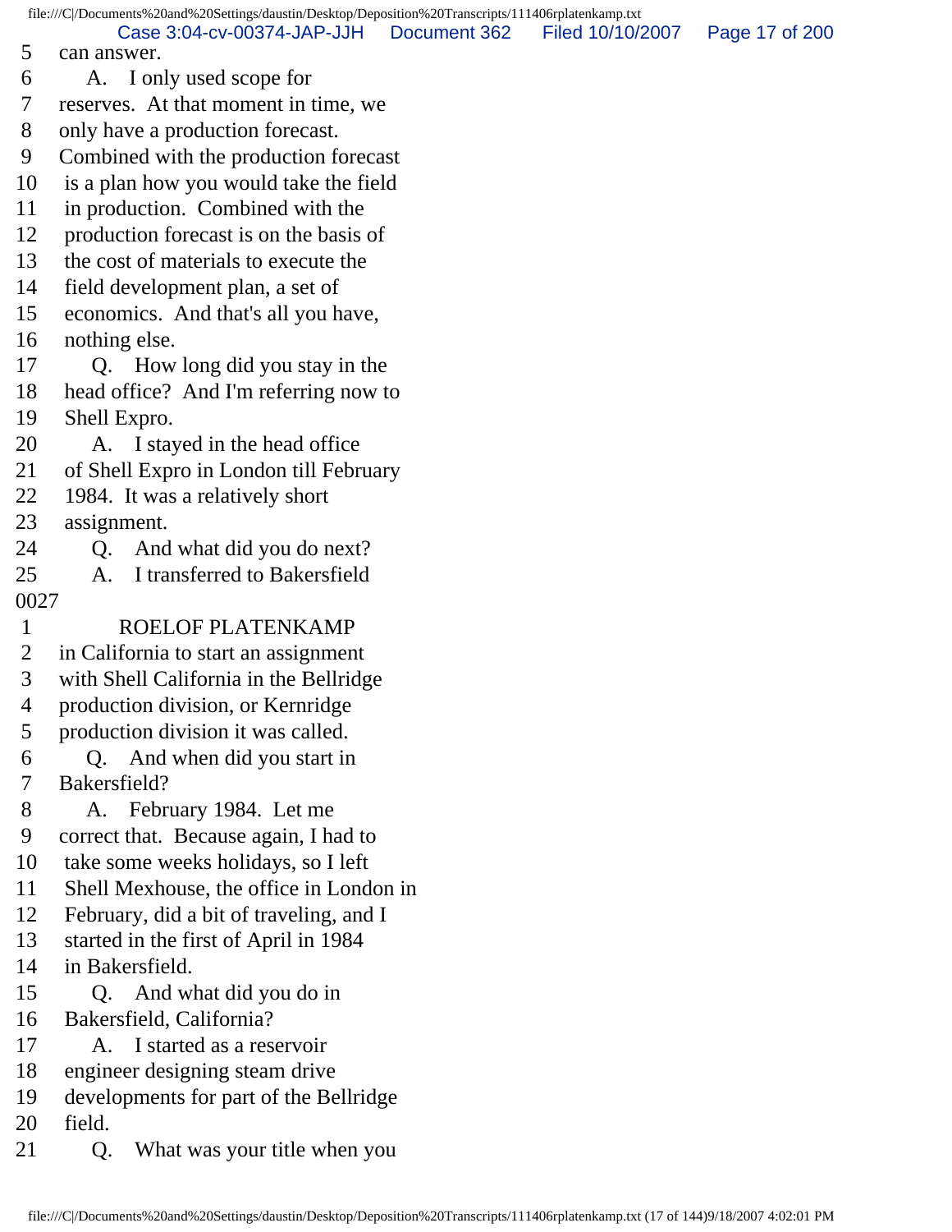5 can answer.
6 A. I only used scope for
7 reserves. At that moment in time, we
8 only have a production forecast.
9 Combined with the production forecast
10 is a plan how you would take the field
11 in production. Combined with the
12 production forecast is on the basis of
13 the cost of materials to execute the
14 field development plan, a set of
15 economics. And that's all you have,
16 nothing else.
17 Q. How long did you stay in the
18 head office? And I'm referring now to
19 Shell Expro.
20 A. I stayed in the head office
21 of Shell Expro in London till February
22 1984. It was a relatively short
23 assignment.
24 Q. And what did you do next?
25 A. I transferred to Bakersfield

0027

1 ROELOF PLATENKAMP
2 in California to start an assignment
3 with Shell California in the Bellridge
4 production division, or Kernridge
5 production division it was called.
6 Q. And when did you start in
7 Bakersfield?
8 A. February 1984. Let me
9 correct that. Because again, I had to
10 take some weeks holidays, so I left
11 Shell Mexhouse, the office in London in
12 February, did a bit of traveling, and I
13 started in the first of April in 1984
14 in Bakersfield.
15 Q. And what did you do in
16 Bakersfield, California?
17 A. I started as a reservoir
18 engineer designing steam drive
19 developments for part of the Bellridge
20 field.
21 Q. What was your title when you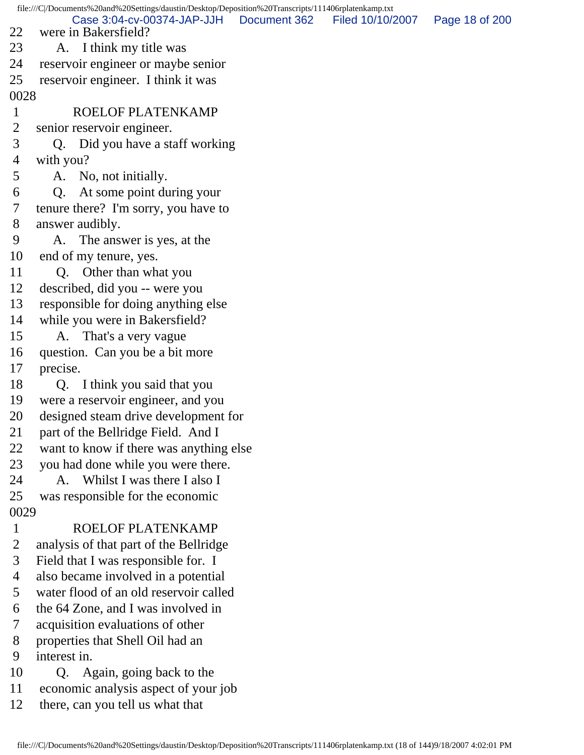22 were in Bakersfield?
23 A. I think my title was
24 reservoir engineer or maybe senior
25 reservoir engineer. I think it was
0028
1 ROELOF PLATENKAMP
2 senior reservoir engineer.
3 Q. Did you have a staff working
4 with you?
5 A. No, not initially.
6 Q. At some point during your
7 tenure there? I'm sorry, you have to
8 answer audibly.
9 A. The answer is yes, at the
10 end of my tenure, yes.
11 Q. Other than what you
12 described, did you -- were you
13 responsible for doing anything else
14 while you were in Bakersfield?
15 A. That's a very vague
16 question. Can you be a bit more
17 precise.
18 Q. I think you said that you
19 were a reservoir engineer, and you
20 designed steam drive development for
21 part of the Bellridge Field. And I
22 want to know if there was anything else
23 you had done while you were there.
24 A. Whilst I was there I also I
25 was responsible for the economic
0029
1 ROELOF PLATENKAMP
2 analysis of that part of the Bellridge
3 Field that I was responsible for. I
4 also became involved in a potential
5 water flood of an old reservoir called
6 the 64 Zone, and I was involved in
7 acquisition evaluations of other
8 properties that Shell Oil had an
9 interest in.
10 Q. Again, going back to the
11 economic analysis aspect of your job
12 there, can you tell us what that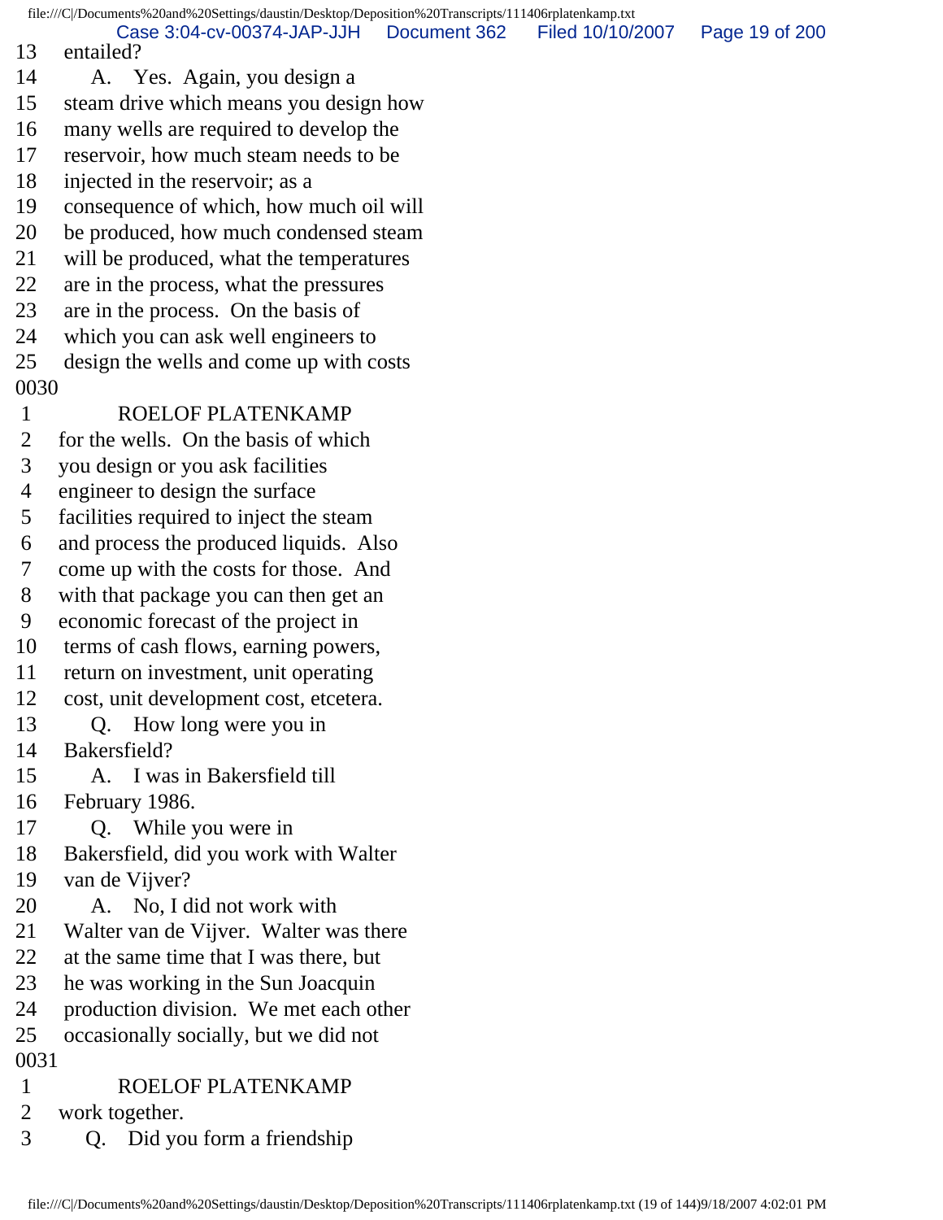13 entailed?

14 A. Yes. Again, you design a

15 steam drive which means you design how

16 many wells are required to develop the

17 reservoir, how much steam needs to be

18 injected in the reservoir; as a

19 consequence of which, how much oil will

20 be produced, how much condensed steam

21 will be produced, what the temperatures

22 are in the process, what the pressures

23 are in the process. On the basis of

24 which you can ask well engineers to

25 design the wells and come up with costs

0030

1 ROELOF PLATENKAMP

2 for the wells. On the basis of which

3 you design or you ask facilities

4 engineer to design the surface

5 facilities required to inject the steam

6 and process the produced liquids. Also

7 come up with the costs for those. And

8 with that package you can then get an

9 economic forecast of the project in

10 terms of cash flows, earning powers,

11 return on investment, unit operating

12 cost, unit development cost, etcetera.

13 Q. How long were you in

14 Bakersfield?

15 A. I was in Bakersfield till

16 February 1986.

17 Q. While you were in

18 Bakersfield, did you work with Walter

19 van de Vijver?

20 A. No, I did not work with

21 Walter van de Vijver. Walter was there

22 at the same time that I was there, but

23 he was working in the Sun Joacquin

24 production division. We met each other

25 occasionally socially, but we did not

0031

1 ROELOF PLATENKAMP

2 work together.

3 Q. Did you form a friendship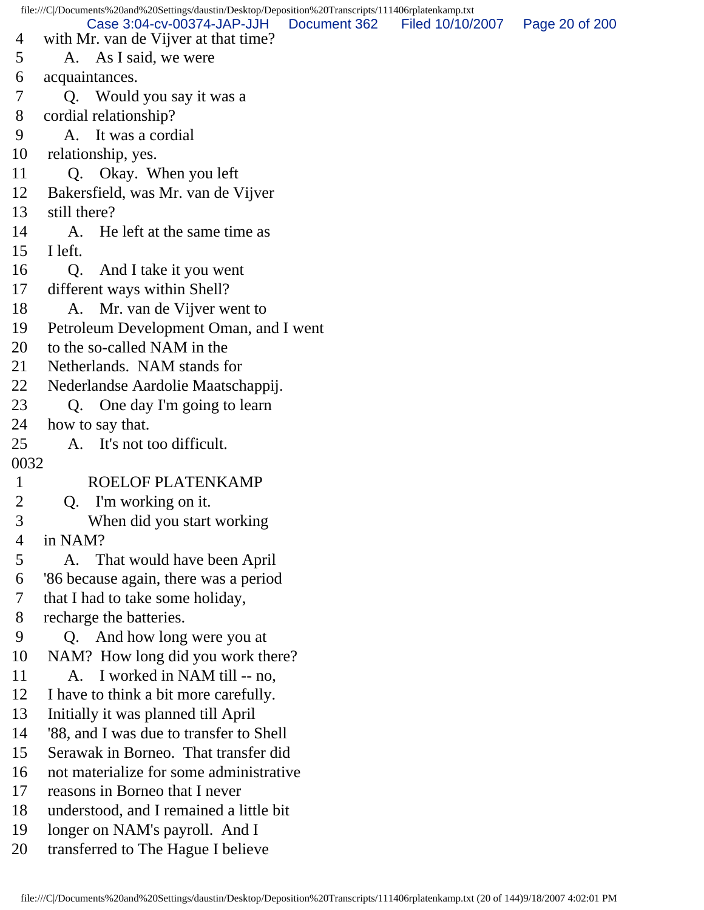4 with Mr. van de Vijver at that time?
5 A. As I said, we were
6 acquaintances.
7 Q. Would you say it was a
8 cordial relationship?
9 A. It was a cordial
10 relationship, yes.
11 Q. Okay. When you left
12 Bakersfield, was Mr. van de Vijver
13 still there?
14 A. He left at the same time as
15 I left.
16 Q. And I take it you went
17 different ways within Shell?
18 A. Mr. van de Vijver went to
19 Petroleum Development Oman, and I went
20 to the so-called NAM in the
21 Netherlands. NAM stands for
22 Nederlandse Aardolie Maatschappij.
23 Q. One day I'm going to learn
24 how to say that.
25 A. It's not too difficult.

0032

1 ROELOF PLATENKAMP
2 Q. I'm working on it.
3 When did you start working
4 in NAM?
5 A. That would have been April
6 '86 because again, there was a period
7 that I had to take some holiday,
8 recharge the batteries.
9 Q. And how long were you at
10 NAM? How long did you work there?
11 A. I worked in NAM till -- no,
12 I have to think a bit more carefully.
13 Initially it was planned till April
14 '88, and I was due to transfer to Shell
15 Serawak in Borneo. That transfer did
16 not materialize for some administrative
17 reasons in Borneo that I never
18 understood, and I remained a little bit
19 longer on NAM's payroll. And I
20 transferred to The Hague I believe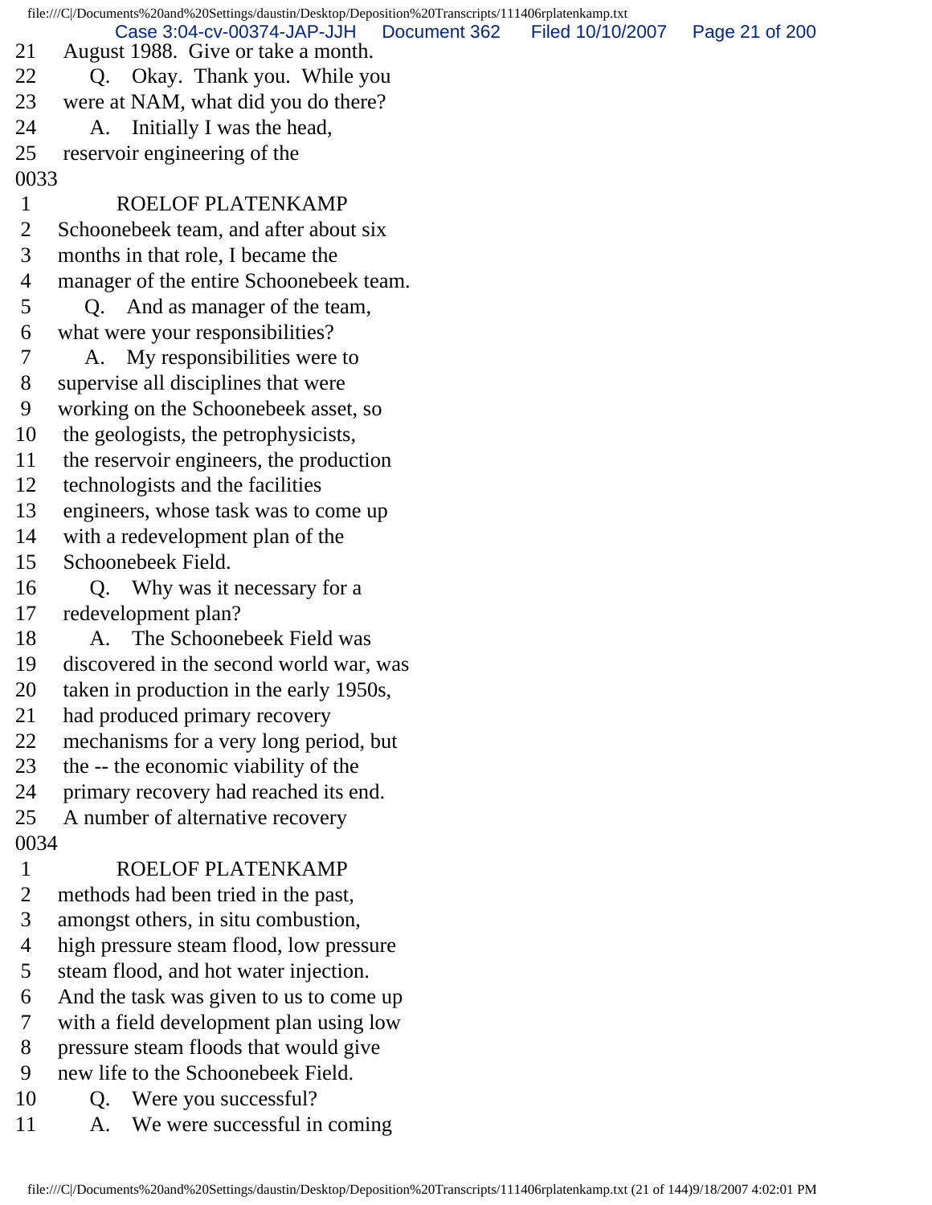21 August 1988. Give or take a month.
22 Q. Okay. Thank you. While you
23 were at NAM, what did you do there?
24 A. Initially I was the head,
25 reservoir engineering of the
0033
1 ROELOF PLATENKAMP
2 Schoonebeek team, and after about six
3 months in that role, I became the
4 manager of the entire Schoonebeek team.
5 Q. And as manager of the team,
6 what were your responsibilities?
7 A. My responsibilities were to
8 supervise all disciplines that were
9 working on the Schoonebeek asset, so
10 the geologists, the petrophysicists,
11 the reservoir engineers, the production
12 technologists and the facilities
13 engineers, whose task was to come up
14 with a redevelopment plan of the
15 Schoonebeek Field.
16 Q. Why was it necessary for a
17 redevelopment plan?
18 A. The Schoonebeek Field was
19 discovered in the second world war, was
20 taken in production in the early 1950s,
21 had produced primary recovery
22 mechanisms for a very long period, but
23 the -- the economic viability of the
24 primary recovery had reached its end.
25 A number of alternative recovery
0034
1 ROELOF PLATENKAMP
2 methods had been tried in the past,
3 amongst others, in situ combustion,
4 high pressure steam flood, low pressure
5 steam flood, and hot water injection.
6 And the task was given to us to come up
7 with a field development plan using low
8 pressure steam floods that would give
9 new life to the Schoonebeek Field.
10 Q. Were you successful?
11 A. We were successful in coming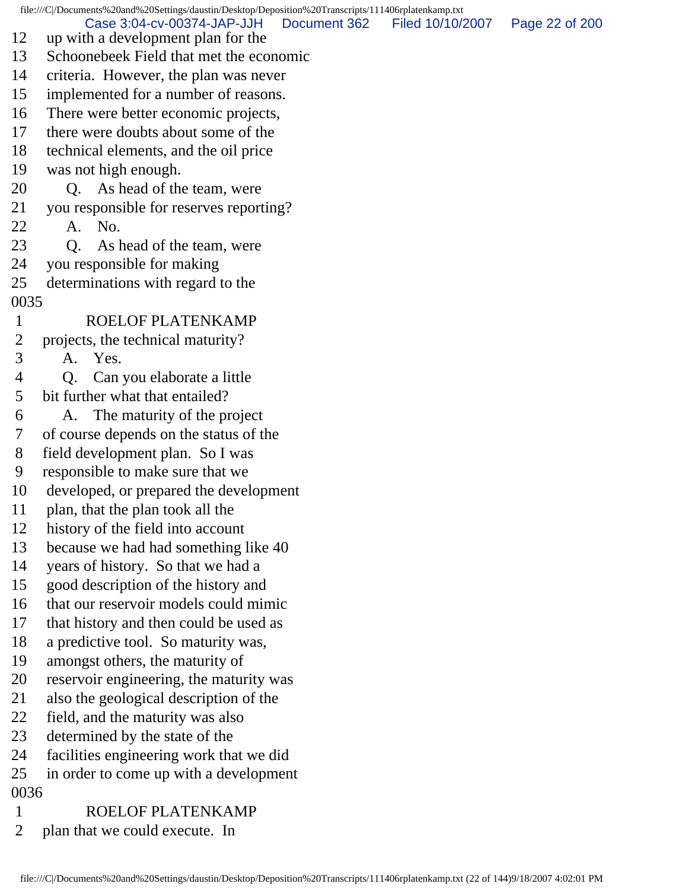12 up with a development plan for the
13 Schoonebeek Field that met the economic
14 criteria. However, the plan was never
15 implemented for a number of reasons.
16 There were better economic projects,
17 there were doubts about some of the
18 technical elements, and the oil price
19 was not high enough.
20 Q. As head of the team, were
21 you responsible for reserves reporting?
22 A. No.
23 Q. As head of the team, were
24 you responsible for making
25 determinations with regard to the
0035
1 ROELOF PLATENKAMP
2 projects, the technical maturity?
3 A. Yes.
4 Q. Can you elaborate a little
5 bit further what that entailed?
6 A. The maturity of the project
7 of course depends on the status of the
8 field development plan. So I was
9 responsible to make sure that we
10 developed, or prepared the development
11 plan, that the plan took all the
12 history of the field into account
13 because we had had something like 40
14 years of history. So that we had a
15 good description of the history and
16 that our reservoir models could mimic
17 that history and then could be used as
18 a predictive tool. So maturity was,
19 amongst others, the maturity of
20 reservoir engineering, the maturity was
21 also the geological description of the
22 field, and the maturity was also
23 determined by the state of the
24 facilities engineering work that we did
25 in order to come up with a development
0036
1 ROELOF PLATENKAMP
2 plan that we could execute. In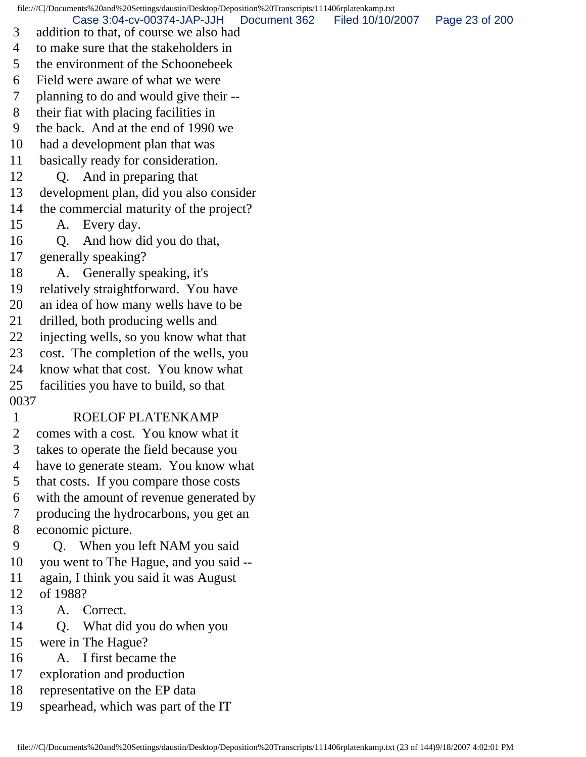3 addition to that, of course we also had
4 to make sure that the stakeholders in
5 the environment of the Schoonebeek
6 Field were aware of what we were
7 planning to do and would give their --
8 their fiat with placing facilities in
9 the back. And at the end of 1990 we
10 had a development plan that was
11 basically ready for consideration.
12 Q. And in preparing that
13 development plan, did you also consider
14 the commercial maturity of the project?
15 A. Every day.
16 Q. And how did you do that,
17 generally speaking?
18 A. Generally speaking, it's
19 relatively straightforward. You have
20 an idea of how many wells have to be
21 drilled, both producing wells and
22 injecting wells, so you know what that
23 cost. The completion of the wells, you
24 know what that cost. You know what
25 facilities you have to build, so that

0037

1 ROELOF PLATENKAMP
2 comes with a cost. You know what it
3 takes to operate the field because you
4 have to generate steam. You know what
5 that costs. If you compare those costs
6 with the amount of revenue generated by
7 producing the hydrocarbons, you get an
8 economic picture.
9 Q. When you left NAM you said
10 you went to The Hague, and you said --
11 again, I think you said it was August
12 of 1988?
13 A. Correct.
14 Q. What did you do when you
15 were in The Hague?
16 A. I first became the
17 exploration and production
18 representative on the EP data
19 spearhead, which was part of the IT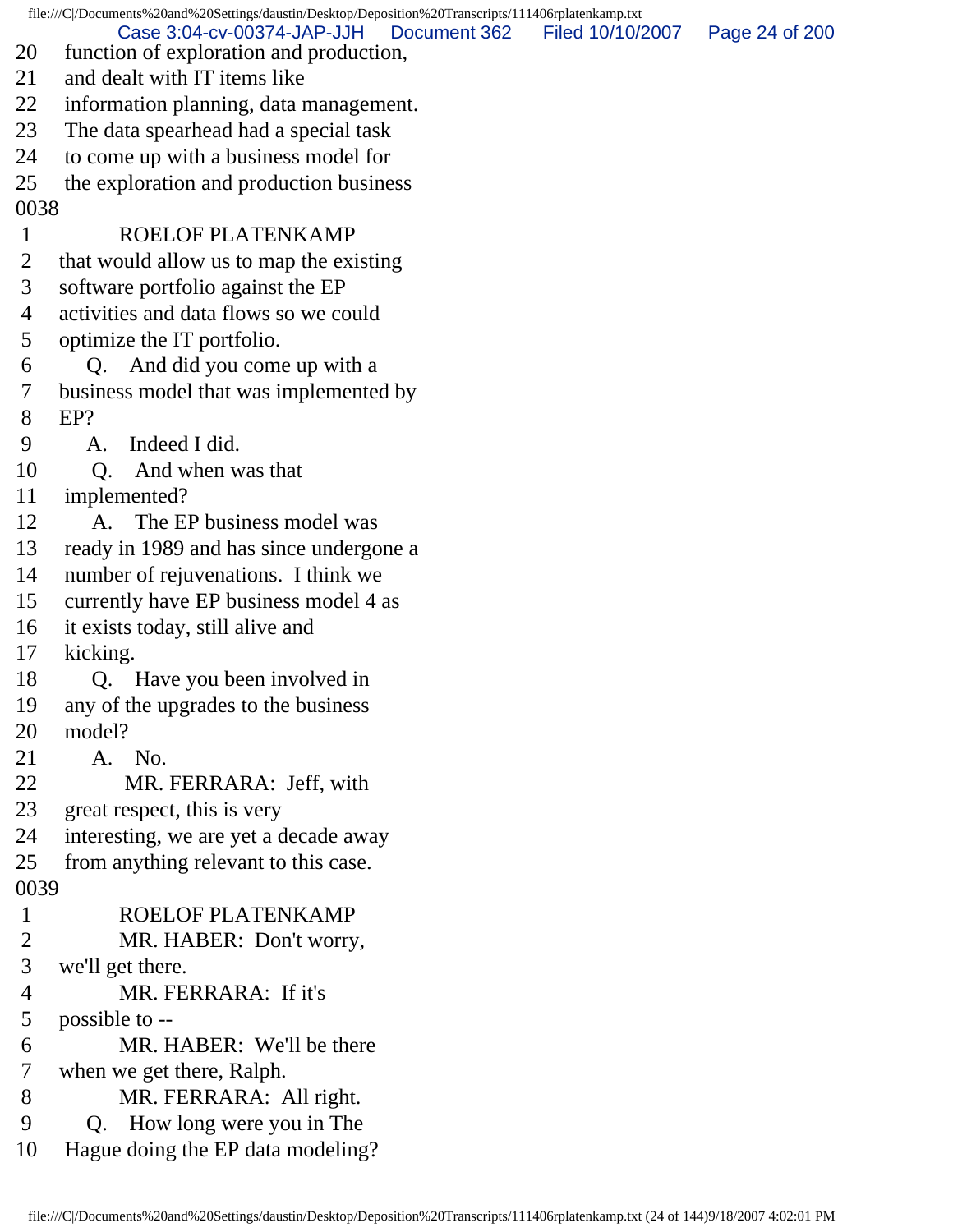20 function of exploration and production,
21 and dealt with IT items like
22 information planning, data management.
23 The data spearhead had a special task
24 to come up with a business model for
25 the exploration and production business

0038

1 ROELOF PLATENKAMP
2 that would allow us to map the existing
3 software portfolio against the EP
4 activities and data flows so we could
5 optimize the IT portfolio.
6 Q. And did you come up with a
7 business model that was implemented by
8 EP?
9 A. Indeed I did.
10 Q. And when was that
11 implemented?
12 A. The EP business model was
13 ready in 1989 and has since undergone a
14 number of rejuvenations. I think we
15 currently have EP business model 4 as
16 it exists today, still alive and
17 kicking.
18 Q. Have you been involved in
19 any of the upgrades to the business
20 model?
21 A. No.
22 MR. FERRARA: Jeff, with
23 great respect, this is very
24 interesting, we are yet a decade away
25 from anything relevant to this case.

0039

1 ROELOF PLATENKAMP
2 MR. HABER: Don't worry,
3 we'll get there.
4 MR. FERRARA: If it's
5 possible to --
6 MR. HABER: We'll be there
7 when we get there, Ralph.
8 MR. FERRARA: All right.
9 Q. How long were you in The
10 Hague doing the EP data modeling?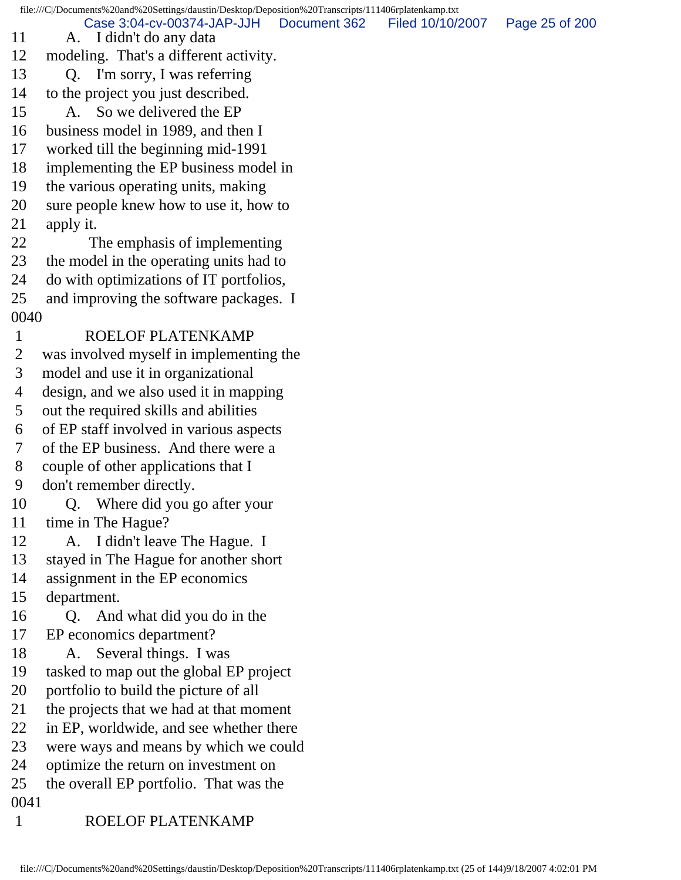11 A. I didn't do any data
12 modeling. That's a different activity.
13 Q. I'm sorry, I was referring
14 to the project you just described.
15 A. So we delivered the EP
16 business model in 1989, and then I
17 worked till the beginning mid-1991
18 implementing the EP business model in
19 the various operating units, making
20 sure people knew how to use it, how to
21 apply it.
22 The emphasis of implementing
23 the model in the operating units had to
24 do with optimizations of IT portfolios,
25 and improving the software packages. I
0040
1 ROELOF PLATENKAMP
2 was involved myself in implementing the
3 model and use it in organizational
4 design, and we also used it in mapping
5 out the required skills and abilities
6 of EP staff involved in various aspects
7 of the EP business. And there were a
8 couple of other applications that I
9 don't remember directly.
10 Q. Where did you go after your
11 time in The Hague?
12 A. I didn't leave The Hague. I
13 stayed in The Hague for another short
14 assignment in the EP economics
15 department.
16 Q. And what did you do in the
17 EP economics department?
18 A. Several things. I was
19 tasked to map out the global EP project
20 portfolio to build the picture of all
21 the projects that we had at that moment
22 in EP, worldwide, and see whether there
23 were ways and means by which we could
24 optimize the return on investment on
25 the overall EP portfolio. That was the
0041
1 ROELOF PLATENKAMP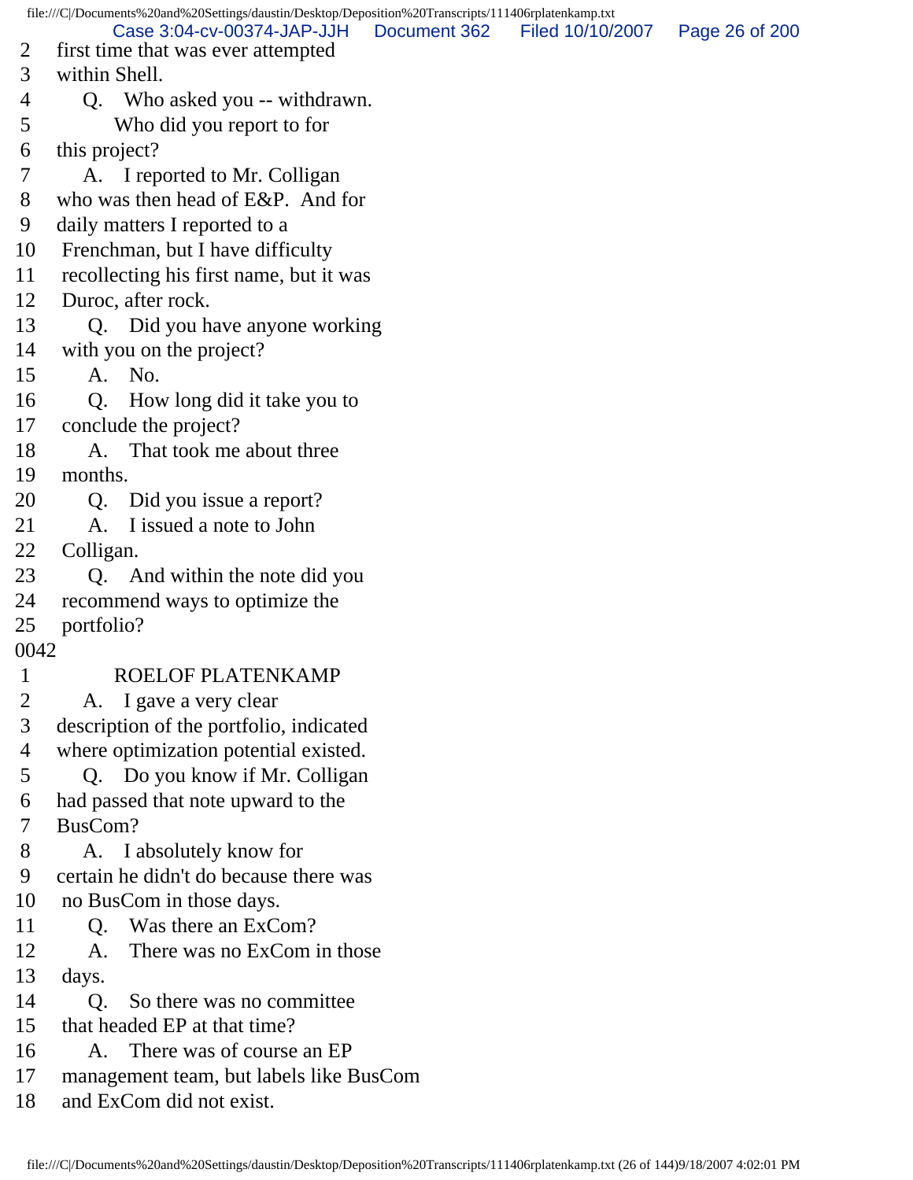2 first time that was ever attempted
3 within Shell.
4 Q. Who asked you -- withdrawn.
5 Who did you report to for
6 this project?
7 A. I reported to Mr. Colligan
8 who was then head of E&P. And for
9 daily matters I reported to a
10 Frenchman, but I have difficulty
11 recollecting his first name, but it was
12 Duroc, after rock.
13 Q. Did you have anyone working
14 with you on the project?
15 A. No.
16 Q. How long did it take you to
17 conclude the project?
18 A. That took me about three
19 months.
20 Q. Did you issue a report?
21 A. I issued a note to John
22 Colligan.
23 Q. And within the note did you
24 recommend ways to optimize the
25 portfolio?
0042
1 ROELOF PLATENKAMP
2 A. I gave a very clear
3 description of the portfolio, indicated
4 where optimization potential existed.
5 Q. Do you know if Mr. Colligan
6 had passed that note upward to the
7 BusCom?
8 A. I absolutely know for
9 certain he didn't do because there was
10 no BusCom in those days.
11 Q. Was there an ExCom?
12 A. There was no ExCom in those
13 days.
14 Q. So there was no committee
15 that headed EP at that time?
16 A. There was of course an EP
17 management team, but labels like BusCom
18 and ExCom did not exist.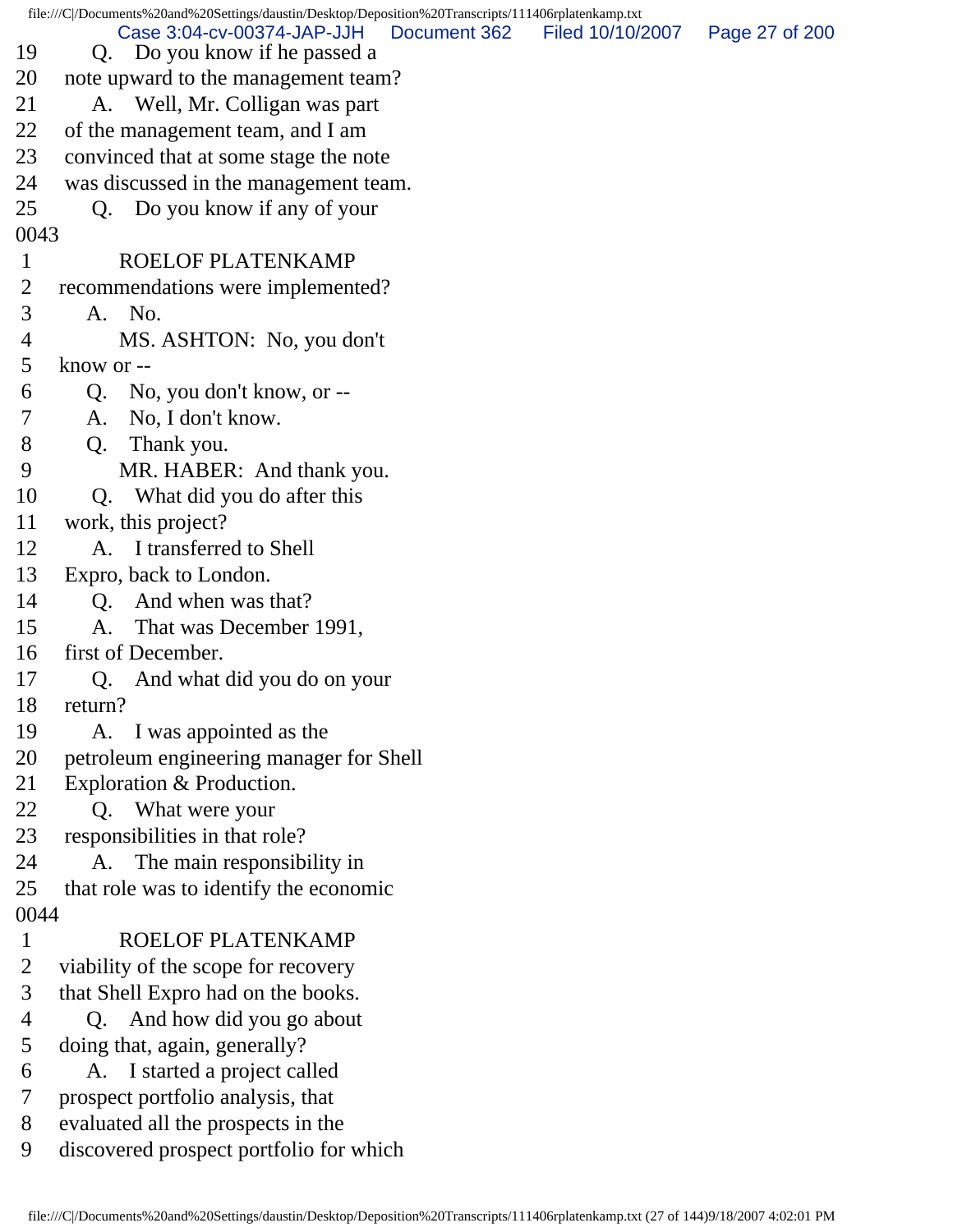19 Q. Do you know if he passed a
20 note upward to the management team?
21 A. Well, Mr. Colligan was part
22 of the management team, and I am
23 convinced that at some stage the note
24 was discussed in the management team.
25 Q. Do you know if any of your
0043
1 ROELOF PLATENKAMP
2 recommendations were implemented?
3 A. No.
4 MS. ASHTON: No, you don't
5 know or --
6 Q. No, you don't know, or --
7 A. No, I don't know.
8 Q. Thank you.
9 MR. HABER: And thank you.
10 Q. What did you do after this
11 work, this project?
12 A. I transferred to Shell
13 Expro, back to London.
14 Q. And when was that?
15 A. That was December 1991,
16 first of December.
17 Q. And what did you do on your
18 return?
19 A. I was appointed as the
20 petroleum engineering manager for Shell
21 Exploration & Production.
22 Q. What were your
23 responsibilities in that role?
24 A. The main responsibility in
25 that role was to identify the economic
0044
1 ROELOF PLATENKAMP
2 viability of the scope for recovery
3 that Shell Expro had on the books.
4 Q. And how did you go about
5 doing that, again, generally?
6 A. I started a project called
7 prospect portfolio analysis, that
8 evaluated all the prospects in the
9 discovered prospect portfolio for which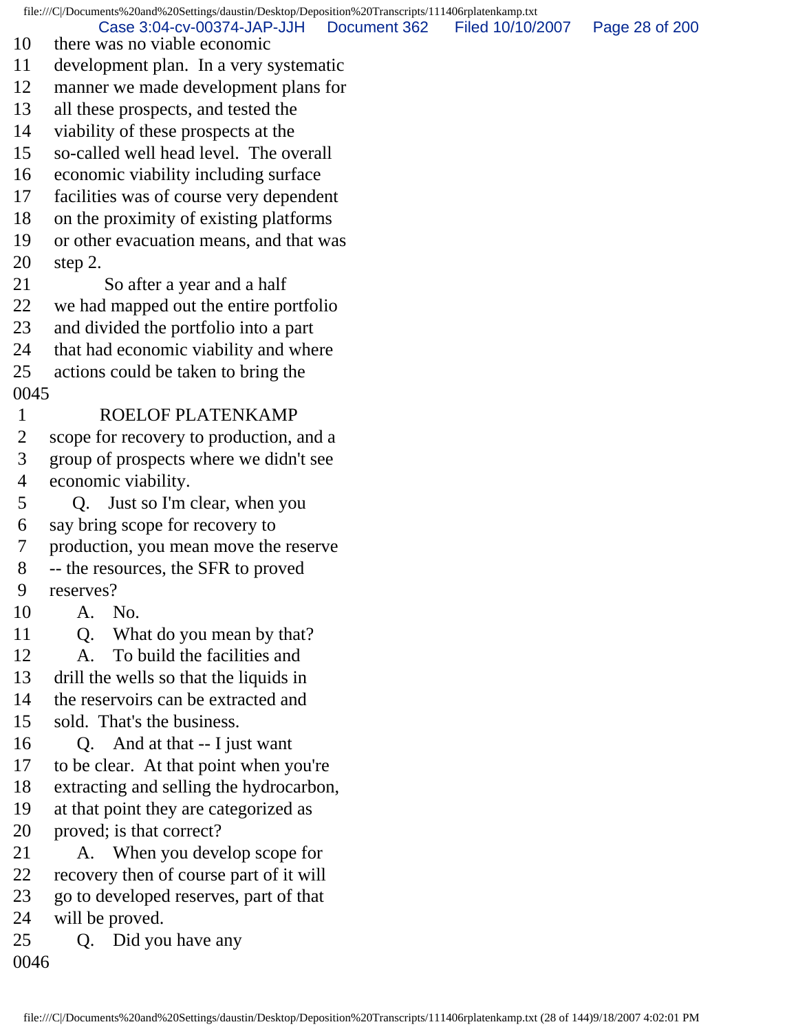10 there was no viable economic
11 development plan. In a very systematic
12 manner we made development plans for
13 all these prospects, and tested the
14 viability of these prospects at the
15 so-called well head level. The overall
16 economic viability including surface
17 facilities was of course very dependent
18 on the proximity of existing platforms
19 or other evacuation means, and that was
20 step 2.
21 So after a year and a half
22 we had mapped out the entire portfolio
23 and divided the portfolio into a part
24 that had economic viability and where
25 actions could be taken to bring the
0045
1 ROELOF PLATENKAMP
2 scope for recovery to production, and a
3 group of prospects where we didn't see
4 economic viability.
5 Q. Just so I'm clear, when you
6 say bring scope for recovery to
7 production, you mean move the reserve
8 -- the resources, the SFR to proved
9 reserves?
10 A. No.
11 Q. What do you mean by that?
12 A. To build the facilities and
13 drill the wells so that the liquids in
14 the reservoirs can be extracted and
15 sold. That's the business.
16 Q. And at that -- I just want
17 to be clear. At that point when you're
18 extracting and selling the hydrocarbon,
19 at that point they are categorized as
20 proved; is that correct?
21 A. When you develop scope for
22 recovery then of course part of it will
23 go to developed reserves, part of that
24 will be proved.
25 Q. Did you have any
0046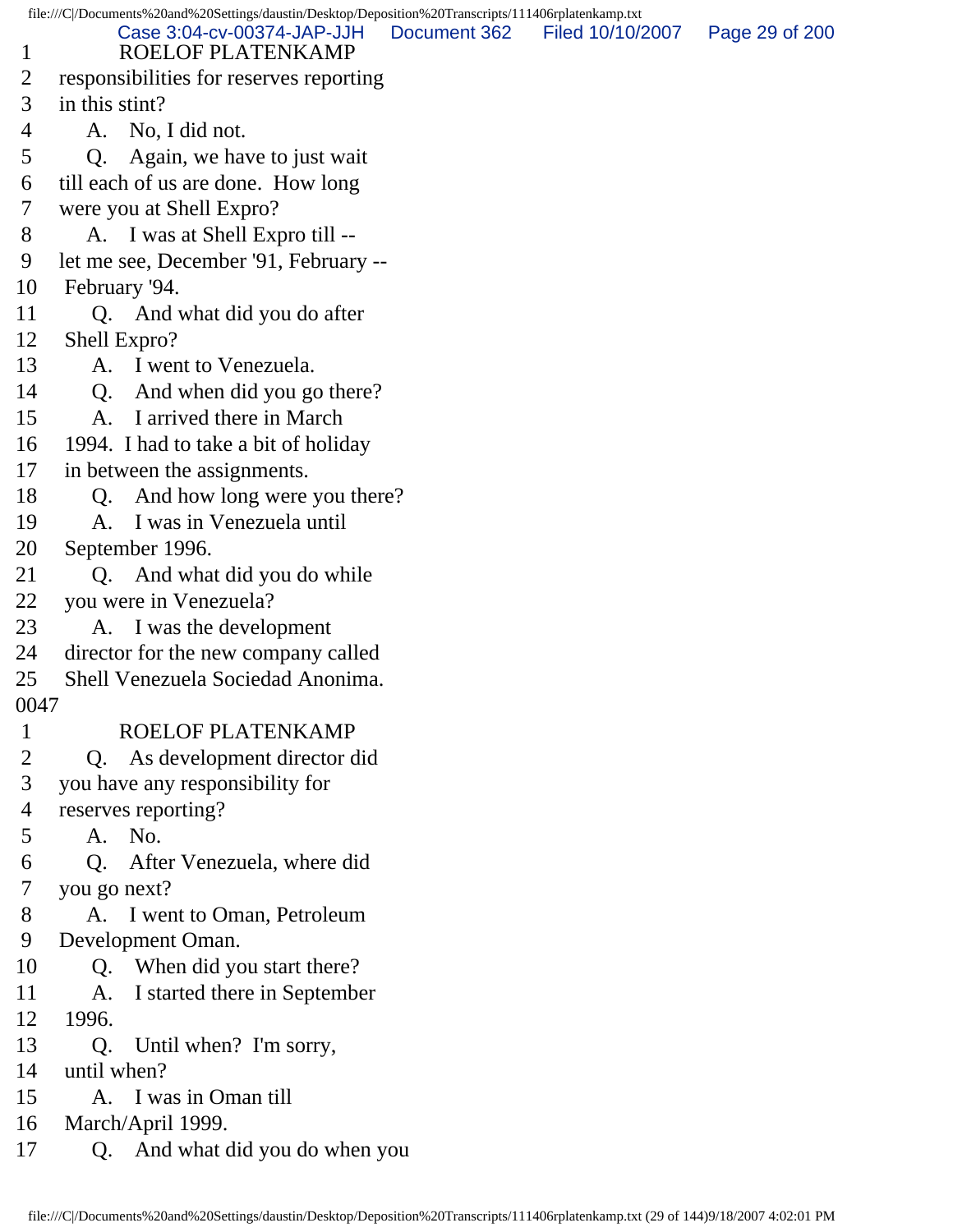1 ROELOF PLATENKAMP
2 responsibilities for reserves reporting
3 in this stint?
4 A. No, I did not.
5 Q. Again, we have to just wait
6 till each of us are done. How long
7 were you at Shell Expro?
8 A. I was at Shell Expro till --
9 let me see, December '91, February --
10 February '94.
11 Q. And what did you do after
12 Shell Expro?
13 A. I went to Venezuela.
14 Q. And when did you go there?
15 A. I arrived there in March
16 1994. I had to take a bit of holiday
17 in between the assignments.
18 Q. And how long were you there?
19 A. I was in Venezuela until
20 September 1996.
21 Q. And what did you do while
22 you were in Venezuela?
23 A. I was the development
24 director for the new company called
25 Shell Venezuela Sociedad Anonima.
0047
1 ROELOF PLATENKAMP
2 Q. As development director did
3 you have any responsibility for
4 reserves reporting?
5 A. No.
6 Q. After Venezuela, where did
7 you go next?
8 A. I went to Oman, Petroleum
9 Development Oman.
10 Q. When did you start there?
11 A. I started there in September
12 1996.
13 Q. Until when? I'm sorry,
14 until when?
15 A. I was in Oman till
16 March/April 1999.
17 Q. And what did you do when you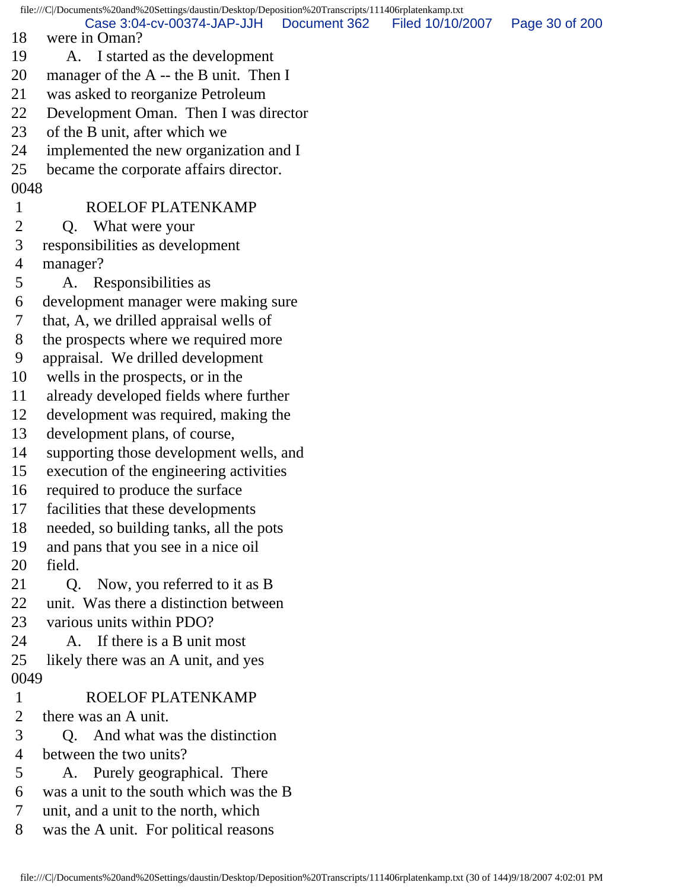18 were in Oman?
19 A. I started as the development
20 manager of the A -- the B unit. Then I
21 was asked to reorganize Petroleum
22 Development Oman. Then I was director
23 of the B unit, after which we
24 implemented the new organization and I
25 became the corporate affairs director.

0048

1 ROELOF PLATENKAMP
2 Q. What were your
3 responsibilities as development
4 manager?
5 A. Responsibilities as
6 development manager were making sure
7 that, A, we drilled appraisal wells of
8 the prospects where we required more
9 appraisal. We drilled development
10 wells in the prospects, or in the
11 already developed fields where further
12 development was required, making the
13 development plans, of course,
14 supporting those development wells, and
15 execution of the engineering activities
16 required to produce the surface
17 facilities that these developments
18 needed, so building tanks, all the pots
19 and pans that you see in a nice oil
20 field.
21 Q. Now, you referred to it as B
22 unit. Was there a distinction between
23 various units within PDO?
24 A. If there is a B unit most
25 likely there was an A unit, and yes

0049

1 ROELOF PLATENKAMP
2 there was an A unit.
3 Q. And what was the distinction
4 between the two units?
5 A. Purely geographical. There
6 was a unit to the south which was the B
7 unit, and a unit to the north, which
8 was the A unit. For political reasons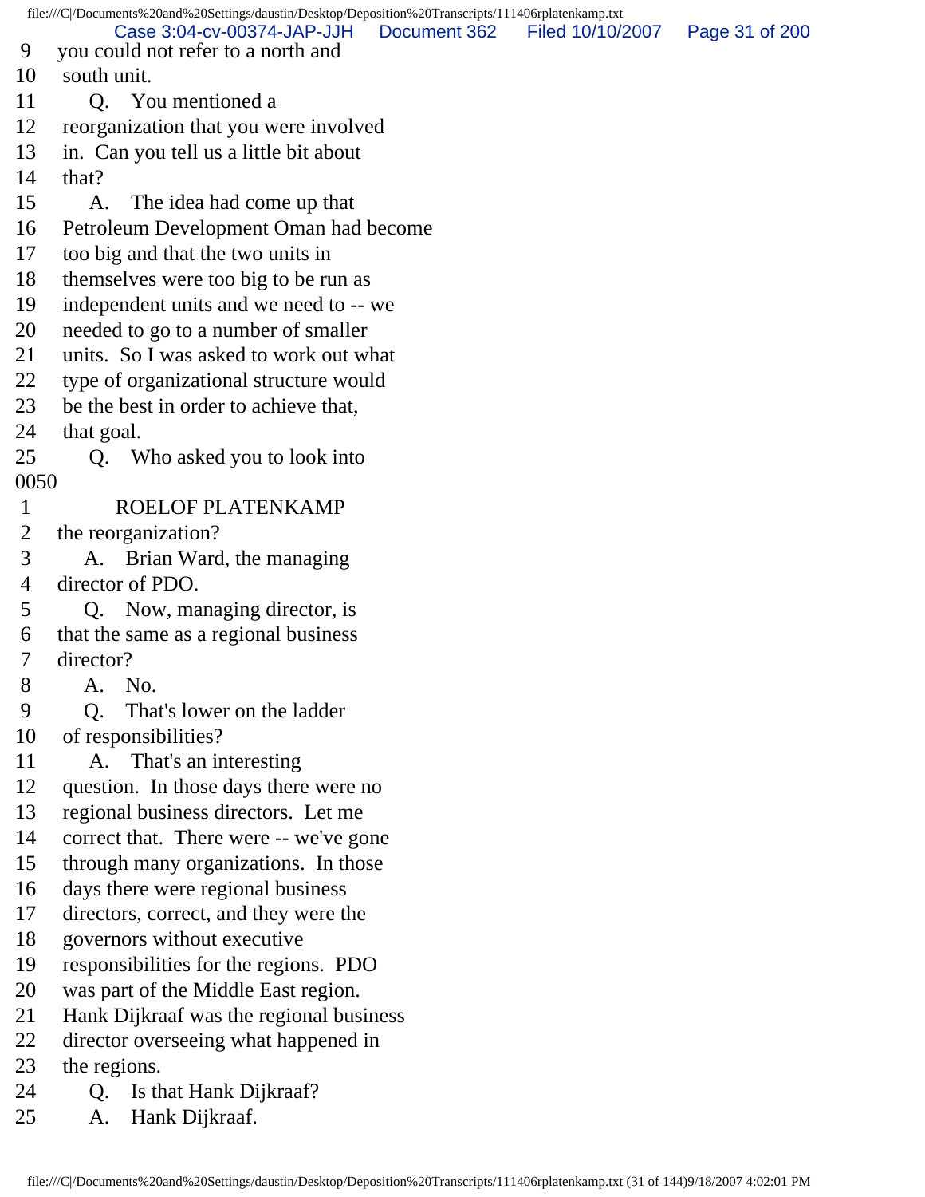9 you could not refer to a north and
10 south unit.
11 Q. You mentioned a
12 reorganization that you were involved
13 in. Can you tell us a little bit about
14 that?
15 A. The idea had come up that
16 Petroleum Development Oman had become
17 too big and that the two units in
18 themselves were too big to be run as
19 independent units and we need to -- we
20 needed to go to a number of smaller
21 units. So I was asked to work out what
22 type of organizational structure would
23 be the best in order to achieve that,
24 that goal.
25 Q. Who asked you to look into

0050

1 ROELOF PLATENKAMP
2 the reorganization?
3 A. Brian Ward, the managing
4 director of PDO.
5 Q. Now, managing director, is
6 that the same as a regional business
7 director?
8 A. No.
9 Q. That's lower on the ladder
10 of responsibilities?
11 A. That's an interesting
12 question. In those days there were no
13 regional business directors. Let me
14 correct that. There were -- we've gone
15 through many organizations. In those
16 days there were regional business
17 directors, correct, and they were the
18 governors without executive
19 responsibilities for the regions. PDO
20 was part of the Middle East region.
21 Hank Dijkraaf was the regional business
22 director overseeing what happened in
23 the regions.
24 Q. Is that Hank Dijkraaf?
25 A. Hank Dijkraaf.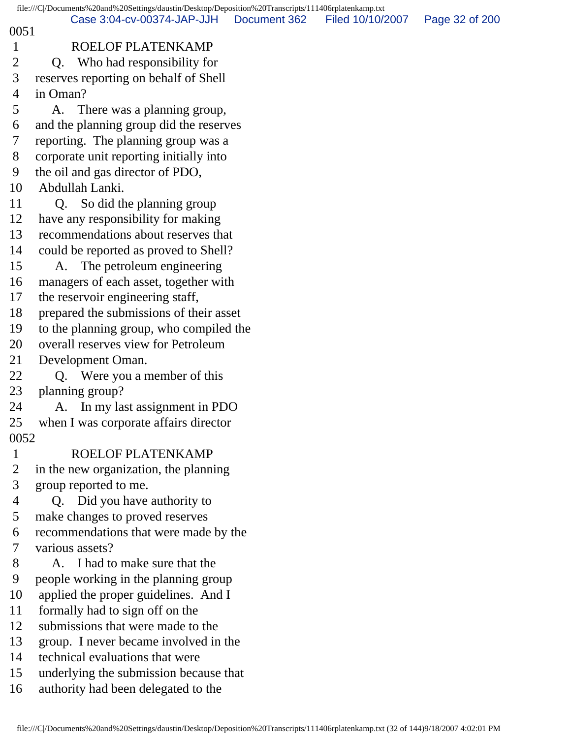0051

1 ROELOF PLATENKAMP
2 Q. Who had responsibility for
3 reserves reporting on behalf of Shell
4 in Oman?
5 A. There was a planning group,
6 and the planning group did the reserves
7 reporting. The planning group was a
8 corporate unit reporting initially into
9 the oil and gas director of PDO,
10 Abdullah Lanki.
11 Q. So did the planning group
12 have any responsibility for making
13 recommendations about reserves that
14 could be reported as proved to Shell?
15 A. The petroleum engineering
16 managers of each asset, together with
17 the reservoir engineering staff,
18 prepared the submissions of their asset
19 to the planning group, who compiled the
20 overall reserves view for Petroleum
21 Development Oman.
22 Q. Were you a member of this
23 planning group?
24 A. In my last assignment in PDO
25 when I was corporate affairs director

0052

1 ROELOF PLATENKAMP
2 in the new organization, the planning
3 group reported to me.
4 Q. Did you have authority to
5 make changes to proved reserves
6 recommendations that were made by the
7 various assets?
8 A. I had to make sure that the
9 people working in the planning group
10 applied the proper guidelines. And I
11 formally had to sign off on the
12 submissions that were made to the
13 group. I never became involved in the
14 technical evaluations that were
15 underlying the submission because that
16 authority had been delegated to the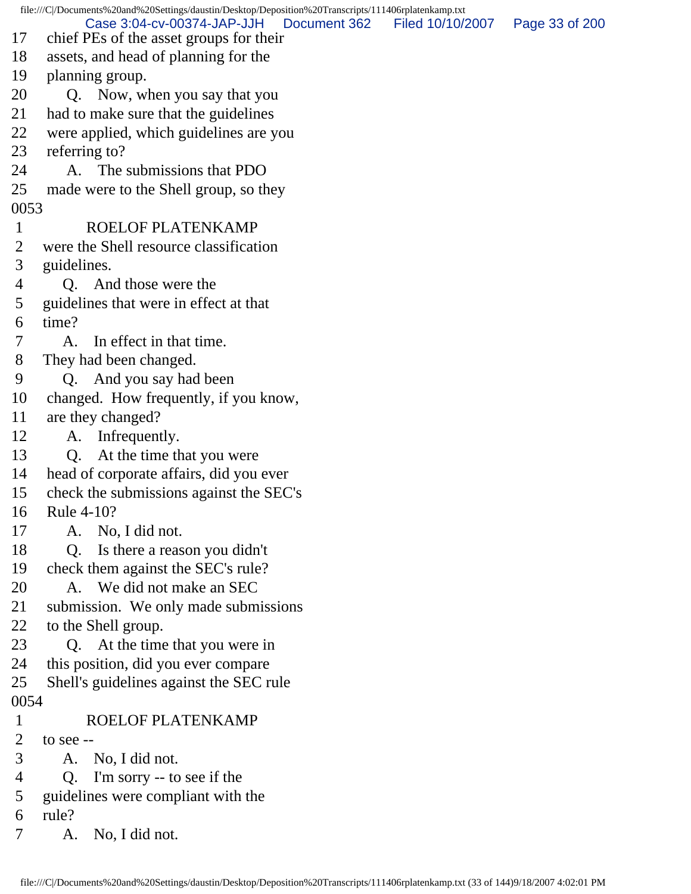17 chief PEs of the asset groups for their
18 assets, and head of planning for the
19 planning group.
20 Q. Now, when you say that you
21 had to make sure that the guidelines
22 were applied, which guidelines are you
23 referring to?
24 A. The submissions that PDO
25 made were to the Shell group, so they
0053
1 ROELOF PLATENKAMP
2 were the Shell resource classification
3 guidelines.
4 Q. And those were the
5 guidelines that were in effect at that
6 time?
7 A. In effect in that time.
8 They had been changed.
9 Q. And you say had been
10 changed. How frequently, if you know,
11 are they changed?
12 A. Infrequently.
13 Q. At the time that you were
14 head of corporate affairs, did you ever
15 check the submissions against the SEC's
16 Rule 4-10?
17 A. No, I did not.
18 Q. Is there a reason you didn't
19 check them against the SEC's rule?
20 A. We did not make an SEC
21 submission. We only made submissions
22 to the Shell group.
23 Q. At the time that you were in
24 this position, did you ever compare
25 Shell's guidelines against the SEC rule
0054
1 ROELOF PLATENKAMP
2 to see --
3 A. No, I did not.
4 Q. I'm sorry -- to see if the
5 guidelines were compliant with the
6 rule?
7 A. No, I did not.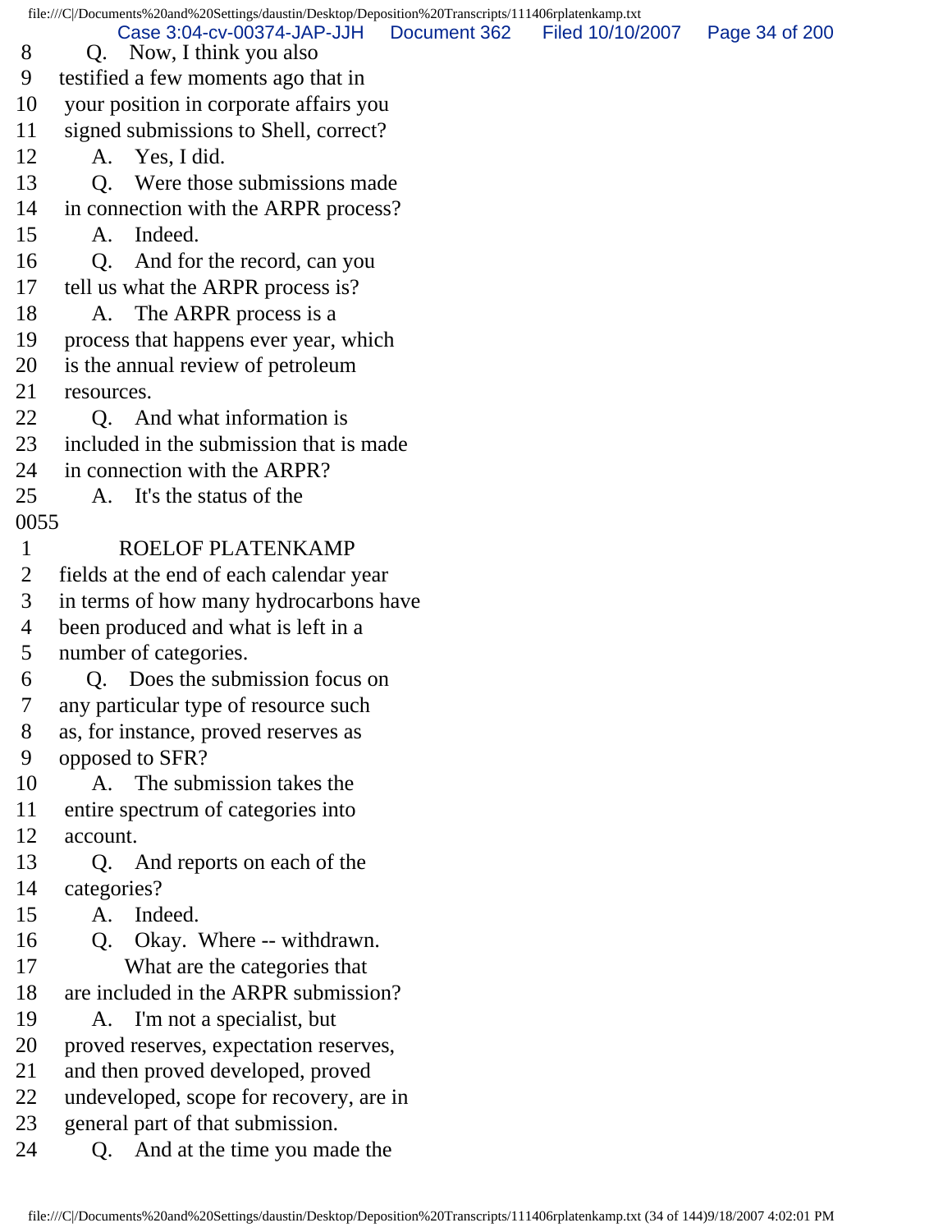8 Q. Now, I think you also
9 testified a few moments ago that in
10 your position in corporate affairs you
11 signed submissions to Shell, correct?
12 A. Yes, I did.
13 Q. Were those submissions made
14 in connection with the ARPR process?
15 A. Indeed.
16 Q. And for the record, can you
17 tell us what the ARPR process is?
18 A. The ARPR process is a
19 process that happens ever year, which
20 is the annual review of petroleum
21 resources.
22 Q. And what information is
23 included in the submission that is made
24 in connection with the ARPR?
25 A. It's the status of the

0055

1 ROELOF PLATENKAMP
2 fields at the end of each calendar year
3 in terms of how many hydrocarbons have
4 been produced and what is left in a
5 number of categories.
6 Q. Does the submission focus on
7 any particular type of resource such
8 as, for instance, proved reserves as
9 opposed to SFR?
10 A. The submission takes the
11 entire spectrum of categories into
12 account.
13 Q. And reports on each of the
14 categories?
15 A. Indeed.
16 Q. Okay. Where -- withdrawn.
17 What are the categories that
18 are included in the ARPR submission?
19 A. I'm not a specialist, but
20 proved reserves, expectation reserves,
21 and then proved developed, proved
22 undeveloped, scope for recovery, are in
23 general part of that submission.
24 Q. And at the time you made the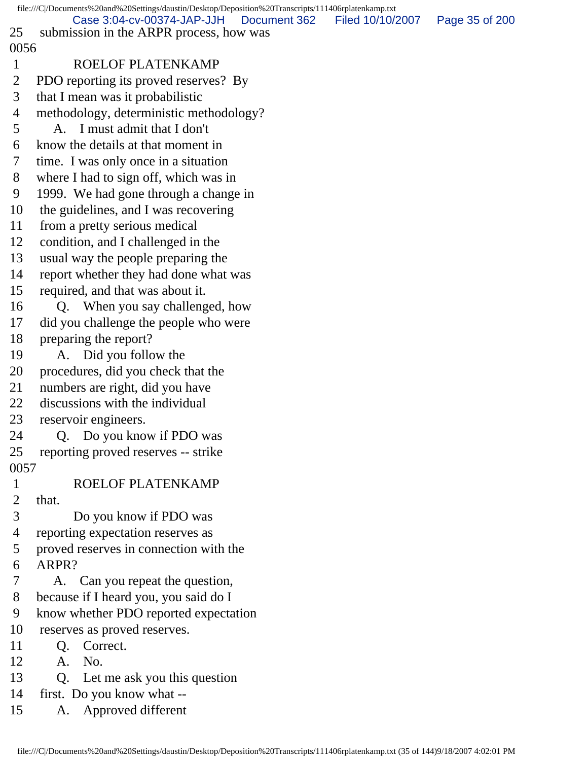25 submission in the ARPR process, how was
0056
1 ROELOF PLATENKAMP
2 PDO reporting its proved reserves? By
3 that I mean was it probabilistic
4 methodology, deterministic methodology?
5 A. I must admit that I don't
6 know the details at that moment in
7 time. I was only once in a situation
8 where I had to sign off, which was in
9 1999. We had gone through a change in
10 the guidelines, and I was recovering
11 from a pretty serious medical
12 condition, and I challenged in the
13 usual way the people preparing the
14 report whether they had done what was
15 required, and that was about it.
16 Q. When you say challenged, how
17 did you challenge the people who were
18 preparing the report?
19 A. Did you follow the
20 procedures, did you check that the
21 numbers are right, did you have
22 discussions with the individual
23 reservoir engineers.
24 Q. Do you know if PDO was
25 reporting proved reserves -- strike
0057
1 ROELOF PLATENKAMP
2 that.
3 Do you know if PDO was
4 reporting expectation reserves as
5 proved reserves in connection with the
6 ARPR?
7 A. Can you repeat the question,
8 because if I heard you, you said do I
9 know whether PDO reported expectation
10 reserves as proved reserves.
11 Q. Correct.
12 A. No.
13 Q. Let me ask you this question
14 first. Do you know what --
15 A. Approved different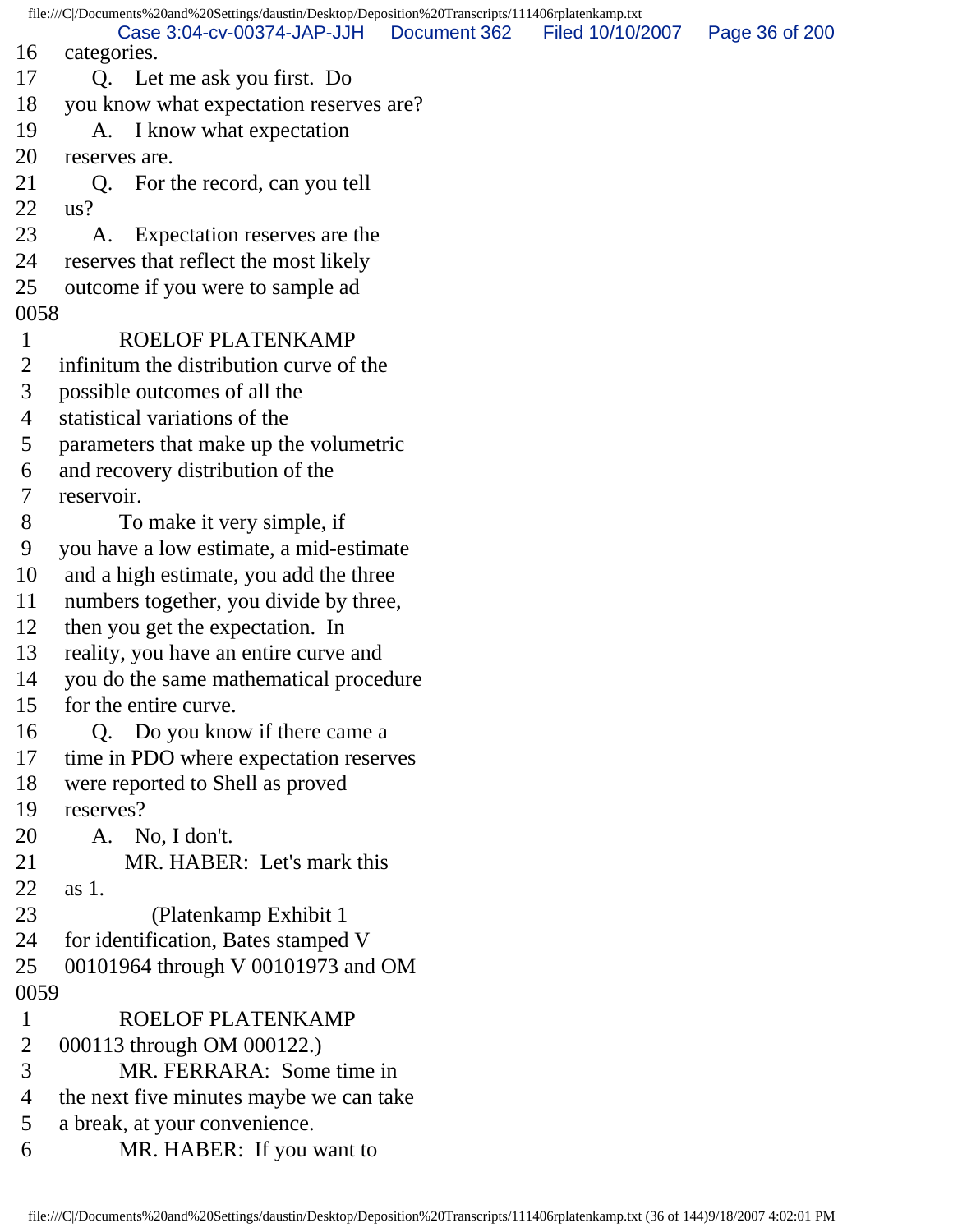16 categories.

17 Q. Let me ask you first. Do

18 you know what expectation reserves are?

19 A. I know what expectation

20 reserves are.

21 Q. For the record, can you tell

22 us?

23 A. Expectation reserves are the

24 reserves that reflect the most likely

25 outcome if you were to sample ad

0058

1 ROELOF PLATENKAMP

2 infinitum the distribution curve of the

3 possible outcomes of all the

4 statistical variations of the

5 parameters that make up the volumetric

6 and recovery distribution of the

7 reservoir.

8 To make it very simple, if

9 you have a low estimate, a mid-estimate

10 and a high estimate, you add the three

11 numbers together, you divide by three,

12 then you get the expectation. In

13 reality, you have an entire curve and

14 you do the same mathematical procedure

15 for the entire curve.

16 Q. Do you know if there came a

17 time in PDO where expectation reserves

18 were reported to Shell as proved

19 reserves?

20 A. No, I don't.

21 MR. HABER: Let's mark this

22 as 1.

23 (Platenkamp Exhibit 1

24 for identification, Bates stamped V

25 00101964 through V 00101973 and OM

0059

1 ROELOF PLATENKAMP

2 000113 through OM 000122.)

3 MR. FERRARA: Some time in

4 the next five minutes maybe we can take

5 a break, at your convenience.

6 MR. HABER: If you want to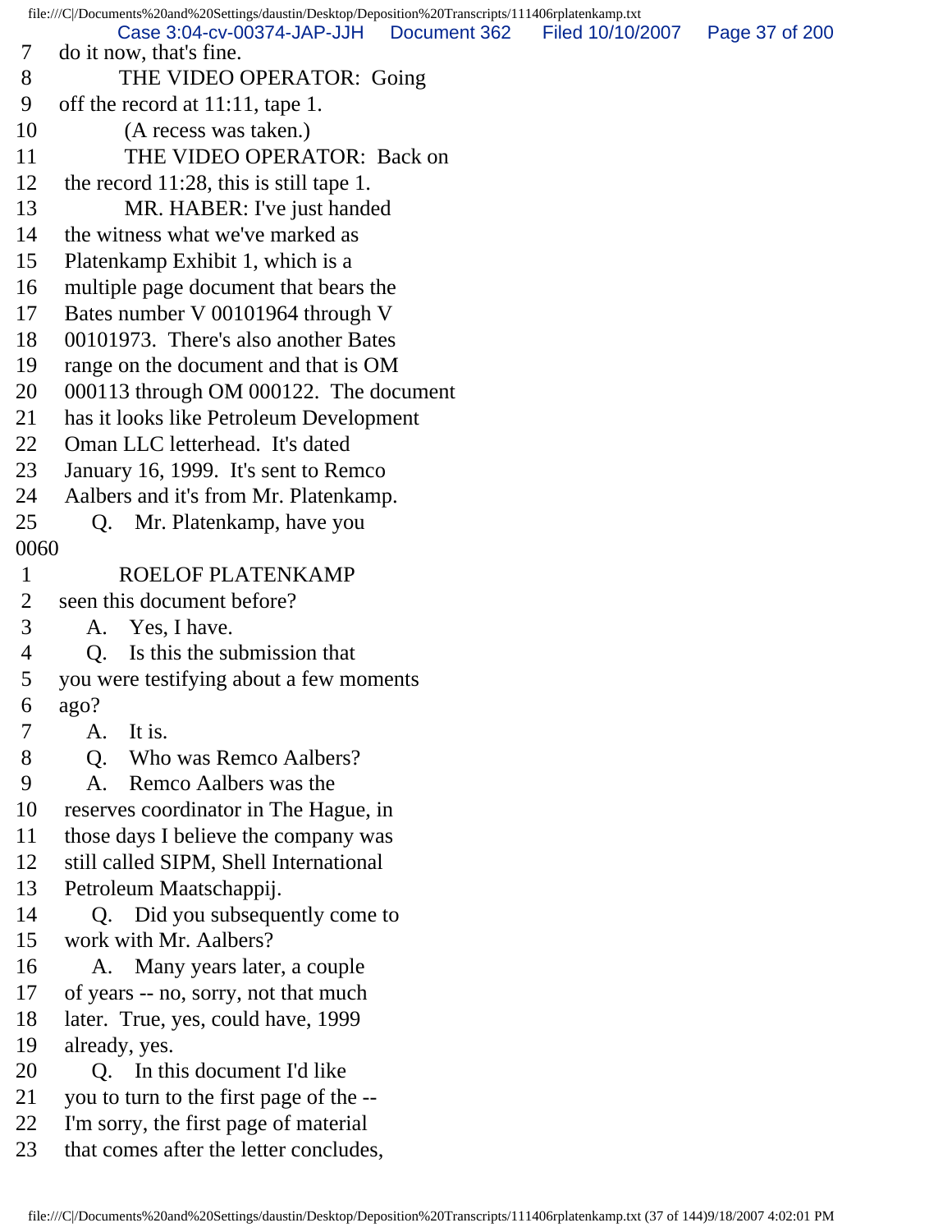7 do it now, that's fine.
8 THE VIDEO OPERATOR: Going
9 off the record at 11:11, tape 1.
10 (A recess was taken.)
11 THE VIDEO OPERATOR: Back on
12 the record 11:28, this is still tape 1.
13 MR. HABER: I've just handed
14 the witness what we've marked as
15 Platenkamp Exhibit 1, which is a
16 multiple page document that bears the
17 Bates number V 00101964 through V
18 00101973. There's also another Bates
19 range on the document and that is OM
20 000113 through OM 000122. The document
21 has it looks like Petroleum Development
22 Oman LLC letterhead. It's dated
23 January 16, 1999. It's sent to Remco
24 Aalbers and it's from Mr. Platenkamp.
25 Q. Mr. Platenkamp, have you

0060

1 ROELOF PLATENKAMP
2 seen this document before?
3 A. Yes, I have.
4 Q. Is this the submission that
5 you were testifying about a few moments
6 ago?
7 A. It is.
8 Q. Who was Remco Aalbers?
9 A. Remco Aalbers was the
10 reserves coordinator in The Hague, in
11 those days I believe the company was
12 still called SIPM, Shell International
13 Petroleum Maatschappij.
14 Q. Did you subsequently come to
15 work with Mr. Aalbers?
16 A. Many years later, a couple
17 of years -- no, sorry, not that much
18 later. True, yes, could have, 1999
19 already, yes.
20 Q. In this document I'd like
21 you to turn to the first page of the --
22 I'm sorry, the first page of material
23 that comes after the letter concludes,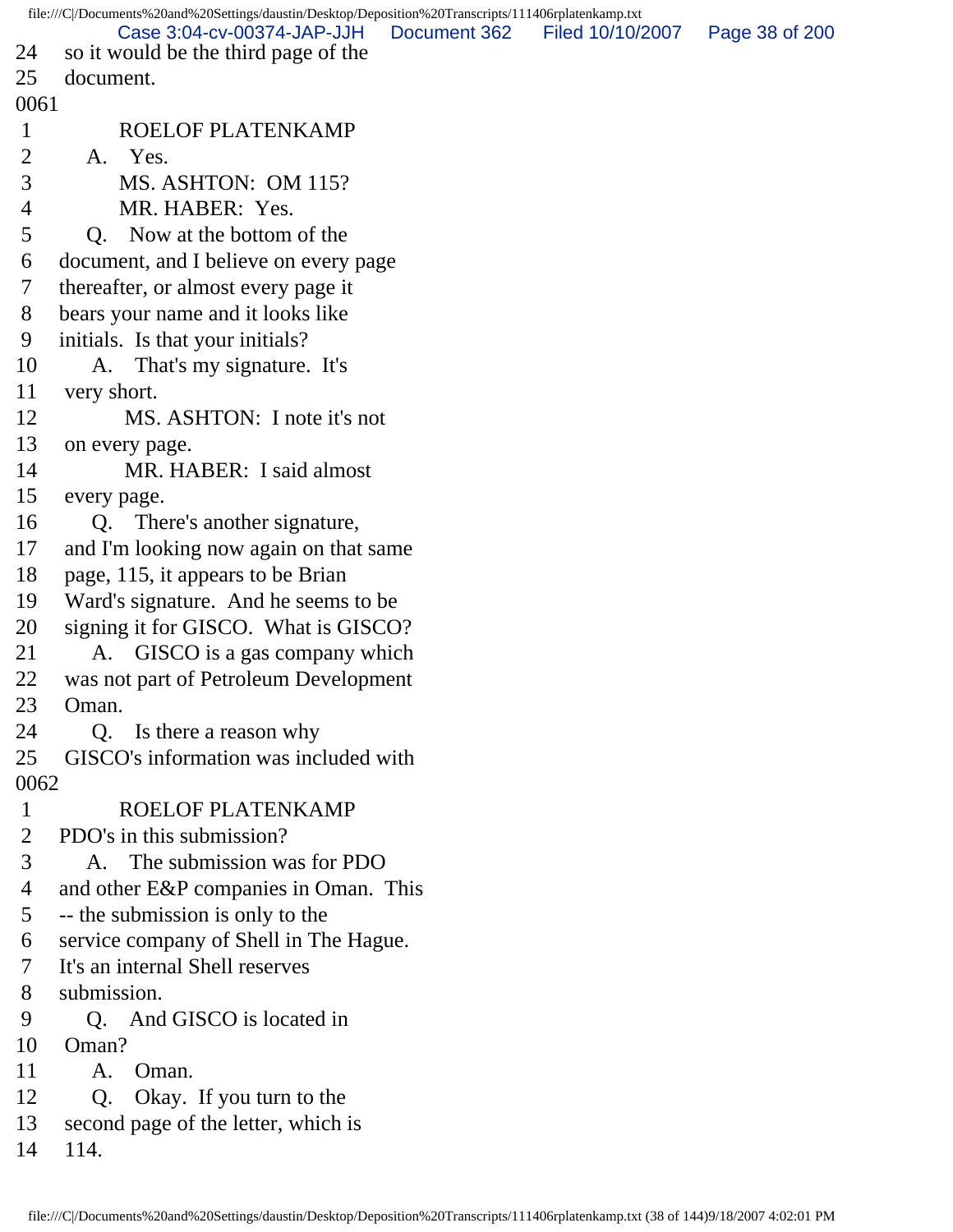24 so it would be the third page of the
25 document.

0061

1 ROELOF PLATENKAMP
2 A. Yes.
3 MS. ASHTON: OM 115?
4 MR. HABER: Yes.
5 Q. Now at the bottom of the
6 document, and I believe on every page
7 thereafter, or almost every page it
8 bears your name and it looks like
9 initials. Is that your initials?
10 A. That's my signature. It's
11 very short.
12 MS. ASHTON: I note it's not
13 on every page.
14 MR. HABER: I said almost
15 every page.
16 Q. There's another signature,
17 and I'm looking now again on that same
18 page, 115, it appears to be Brian
19 Ward's signature. And he seems to be
20 signing it for GISCO. What is GISCO?
21 A. GISCO is a gas company which
22 was not part of Petroleum Development
23 Oman.
24 Q. Is there a reason why
25 GISCO's information was included with

0062

1 ROELOF PLATENKAMP
2 PDO's in this submission?
3 A. The submission was for PDO
4 and other E&P companies in Oman. This
5 -- the submission is only to the
6 service company of Shell in The Hague.
7 It's an internal Shell reserves
8 submission.
9 Q. And GISCO is located in
10 Oman?
11 A. Oman.
12 Q. Okay. If you turn to the
13 second page of the letter, which is
14 114.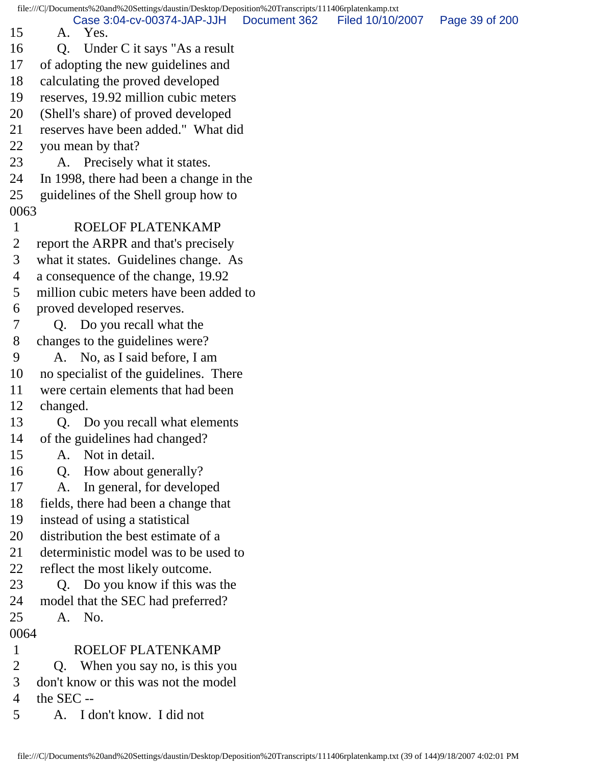15 A. Yes.
16 Q. Under C it says "As a result
17 of adopting the new guidelines and
18 calculating the proved developed
19 reserves, 19.92 million cubic meters
20 (Shell's share) of proved developed
21 reserves have been added." What did
22 you mean by that?
23 A. Precisely what it states.
24 In 1998, there had been a change in the
25 guidelines of the Shell group how to
0063
1 ROELOF PLATENKAMP
2 report the ARPR and that's precisely
3 what it states. Guidelines change. As
4 a consequence of the change, 19.92
5 million cubic meters have been added to
6 proved developed reserves.
7 Q. Do you recall what the
8 changes to the guidelines were?
9 A. No, as I said before, I am
10 no specialist of the guidelines. There
11 were certain elements that had been
12 changed.
13 Q. Do you recall what elements
14 of the guidelines had changed?
15 A. Not in detail.
16 Q. How about generally?
17 A. In general, for developed
18 fields, there had been a change that
19 instead of using a statistical
20 distribution the best estimate of a
21 deterministic model was to be used to
22 reflect the most likely outcome.
23 Q. Do you know if this was the
24 model that the SEC had preferred?
25 A. No.
0064
1 ROELOF PLATENKAMP
2 Q. When you say no, is this you
3 don't know or this was not the model
4 the SEC --
5 A. I don't know. I did not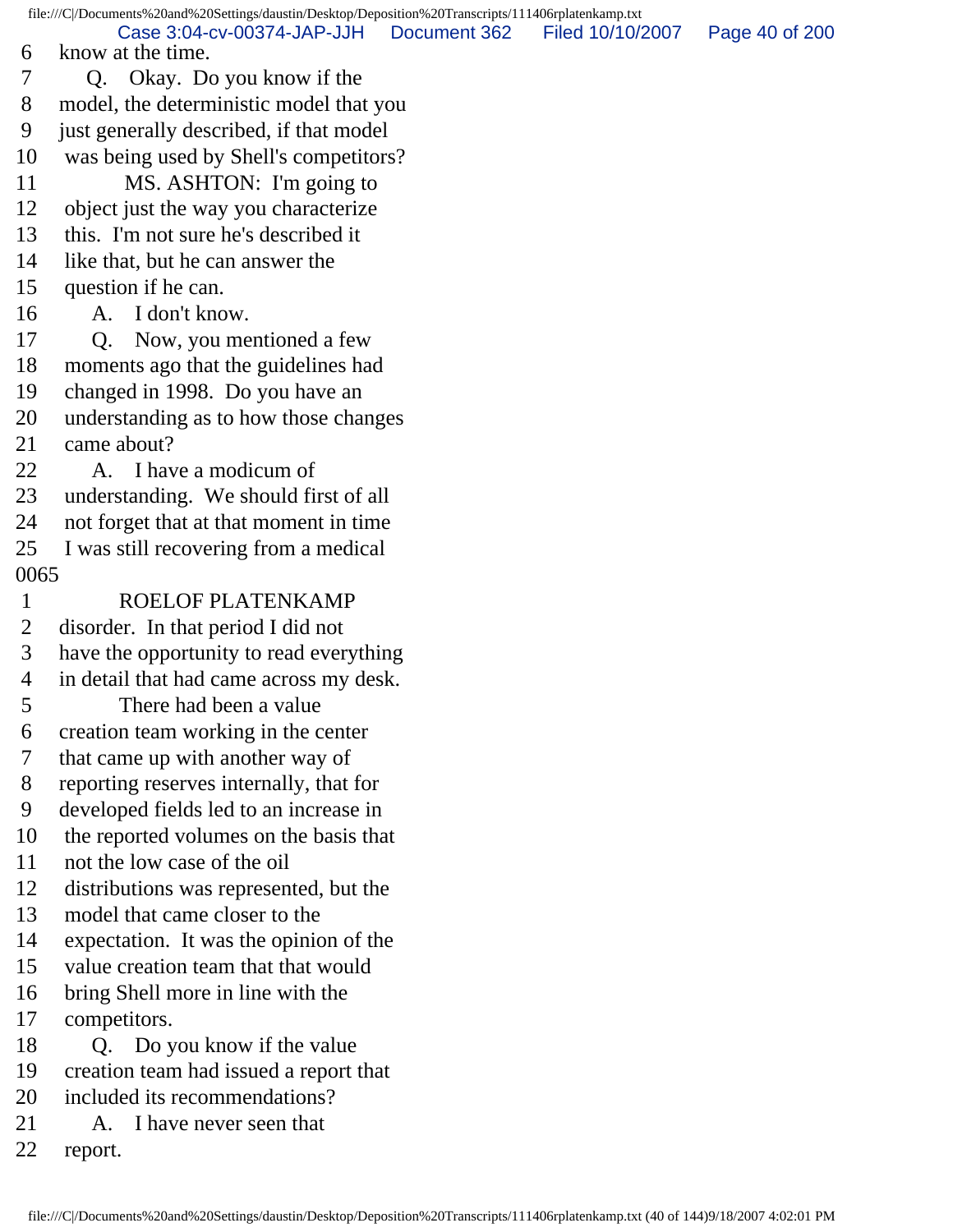6 know at the time.
7 Q. Okay. Do you know if the
8 model, the deterministic model that you
9 just generally described, if that model
10 was being used by Shell's competitors?
11 MS. ASHTON: I'm going to
12 object just the way you characterize
13 this. I'm not sure he's described it
14 like that, but he can answer the
15 question if he can.
16 A. I don't know.
17 Q. Now, you mentioned a few
18 moments ago that the guidelines had
19 changed in 1998. Do you have an
20 understanding as to how those changes
21 came about?
22 A. I have a modicum of
23 understanding. We should first of all
24 not forget that at that moment in time
25 I was still recovering from a medical
0065
1 ROELOF PLATENKAMP
2 disorder. In that period I did not
3 have the opportunity to read everything
4 in detail that had came across my desk.
5 There had been a value
6 creation team working in the center
7 that came up with another way of
8 reporting reserves internally, that for
9 developed fields led to an increase in
10 the reported volumes on the basis that
11 not the low case of the oil
12 distributions was represented, but the
13 model that came closer to the
14 expectation. It was the opinion of the
15 value creation team that that would
16 bring Shell more in line with the
17 competitors.
18 Q. Do you know if the value
19 creation team had issued a report that
20 included its recommendations?
21 A. I have never seen that
22 report.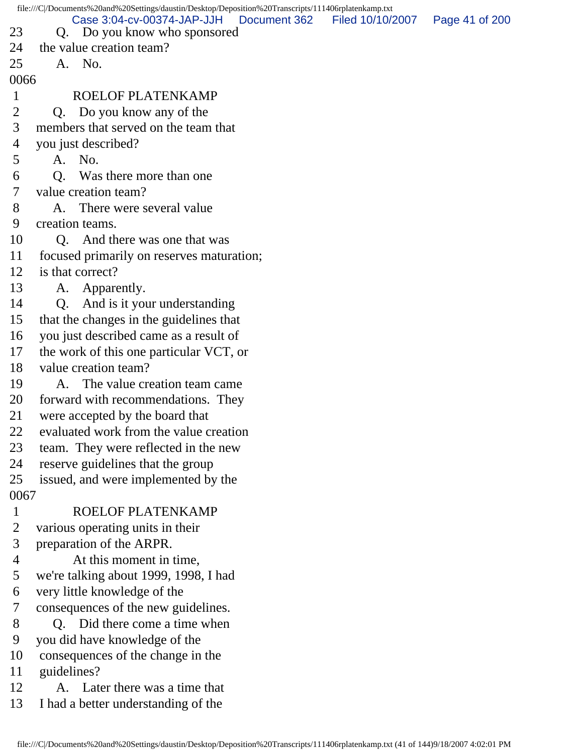23 Q. Do you know who sponsored
24 the value creation team?
25 A. No.
0066
1 ROELOF PLATENKAMP
2 Q. Do you know any of the
3 members that served on the team that
4 you just described?
5 A. No.
6 Q. Was there more than one
7 value creation team?
8 A. There were several value
9 creation teams.
10 Q. And there was one that was
11 focused primarily on reserves maturation;
12 is that correct?
13 A. Apparently.
14 Q. And is it your understanding
15 that the changes in the guidelines that
16 you just described came as a result of
17 the work of this one particular VCT, or
18 value creation team?
19 A. The value creation team came
20 forward with recommendations. They
21 were accepted by the board that
22 evaluated work from the value creation
23 team. They were reflected in the new
24 reserve guidelines that the group
25 issued, and were implemented by the
0067
1 ROELOF PLATENKAMP
2 various operating units in their
3 preparation of the ARPR.
4 At this moment in time,
5 we're talking about 1999, 1998, I had
6 very little knowledge of the
7 consequences of the new guidelines.
8 Q. Did there come a time when
9 you did have knowledge of the
10 consequences of the change in the
11 guidelines?
12 A. Later there was a time that
13 I had a better understanding of the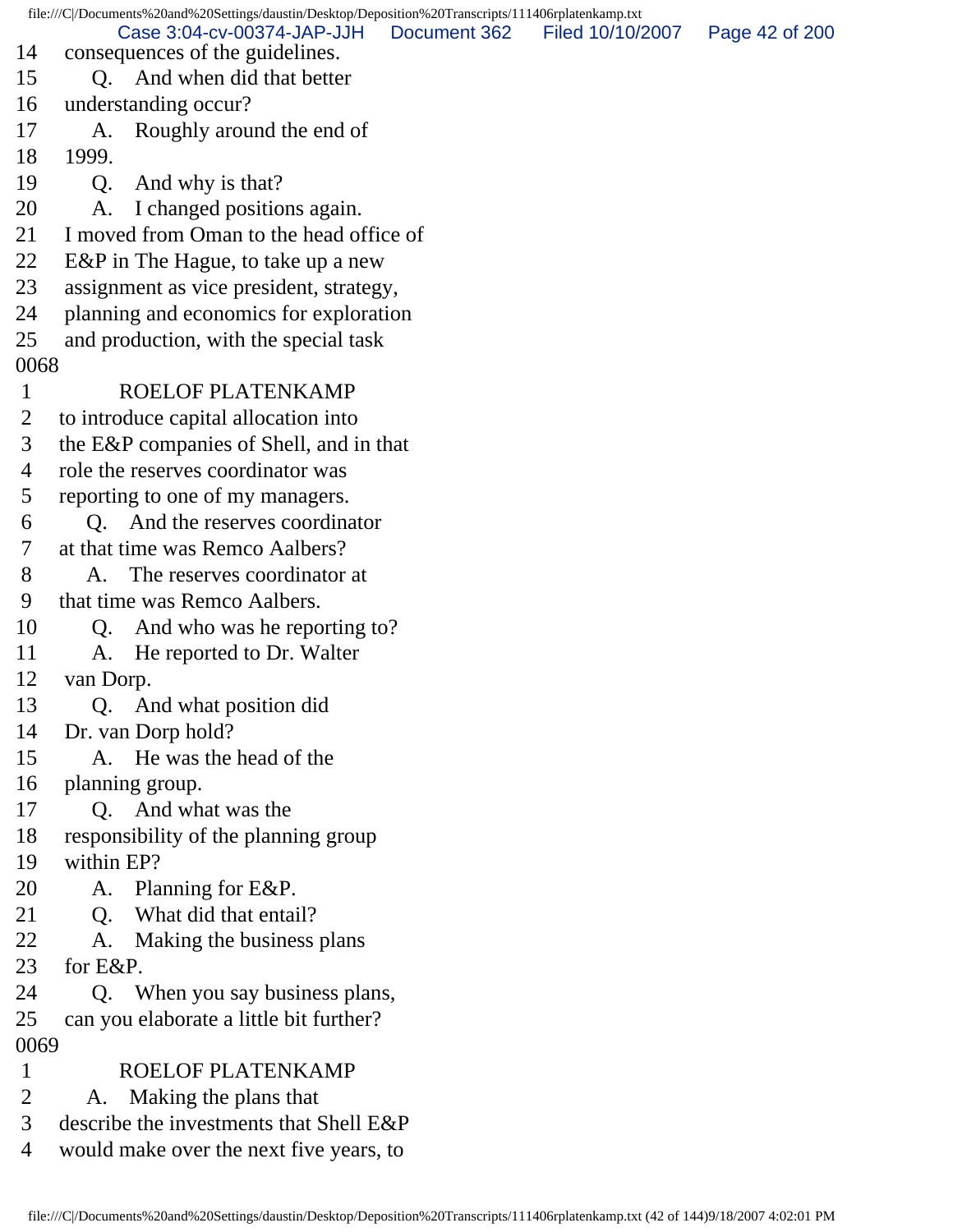14 consequences of the guidelines.
15 Q. And when did that better
16 understanding occur?
17 A. Roughly around the end of
18 1999.
19 Q. And why is that?
20 A. I changed positions again.
21 I moved from Oman to the head office of
22 E&P in The Hague, to take up a new
23 assignment as vice president, strategy,
24 planning and economics for exploration
25 and production, with the special task

0068

1 ROELOF PLATENKAMP
2 to introduce capital allocation into
3 the E&P companies of Shell, and in that
4 role the reserves coordinator was
5 reporting to one of my managers.
6 Q. And the reserves coordinator
7 at that time was Remco Aalbers?
8 A. The reserves coordinator at
9 that time was Remco Aalbers.
10 Q. And who was he reporting to?
11 A. He reported to Dr. Walter
12 van Dorp.
13 Q. And what position did
14 Dr. van Dorp hold?
15 A. He was the head of the
16 planning group.
17 Q. And what was the
18 responsibility of the planning group
19 within EP?
20 A. Planning for E&P.
21 Q. What did that entail?
22 A. Making the business plans
23 for E&P.
24 Q. When you say business plans,
25 can you elaborate a little bit further?

0069

1 ROELOF PLATENKAMP
2 A. Making the plans that
3 describe the investments that Shell E&P
4 would make over the next five years, to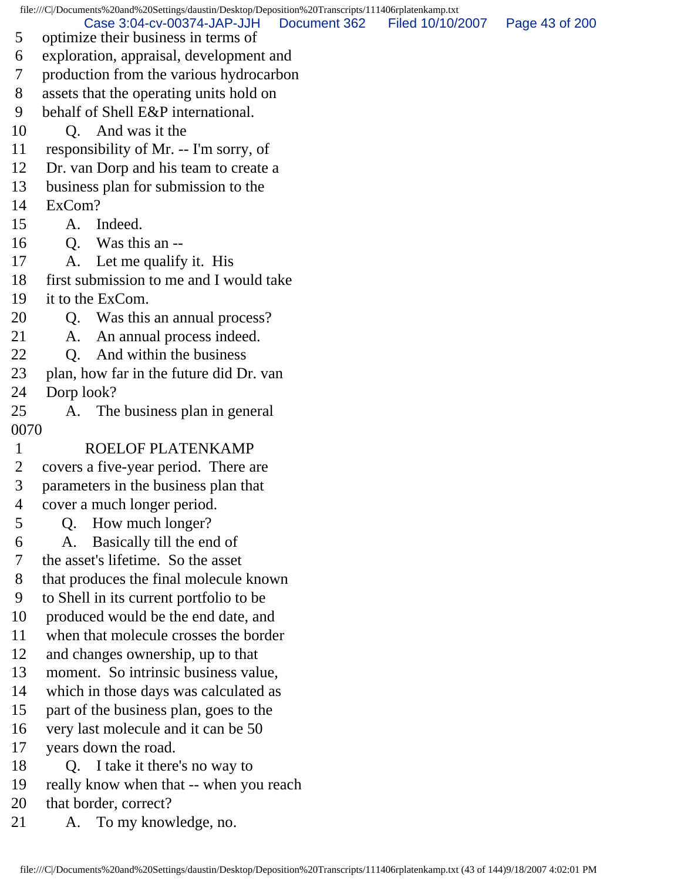5 optimize their business in terms of
6 exploration, appraisal, development and
7 production from the various hydrocarbon
8 assets that the operating units hold on
9 behalf of Shell E&P international.
10 Q. And was it the
11 responsibility of Mr. -- I'm sorry, of
12 Dr. van Dorp and his team to create a
13 business plan for submission to the
14 ExCom?
15 A. Indeed.
16 Q. Was this an --
17 A. Let me qualify it. His
18 first submission to me and I would take
19 it to the ExCom.
20 Q. Was this an annual process?
21 A. An annual process indeed.
22 Q. And within the business
23 plan, how far in the future did Dr. van
24 Dorp look?
25 A. The business plan in general
0070
1 ROELOF PLATENKAMP
2 covers a five-year period. There are
3 parameters in the business plan that
4 cover a much longer period.
5 Q. How much longer?
6 A. Basically till the end of
7 the asset's lifetime. So the asset
8 that produces the final molecule known
9 to Shell in its current portfolio to be
10 produced would be the end date, and
11 when that molecule crosses the border
12 and changes ownership, up to that
13 moment. So intrinsic business value,
14 which in those days was calculated as
15 part of the business plan, goes to the
16 very last molecule and it can be 50
17 years down the road.
18 Q. I take it there's no way to
19 really know when that -- when you reach
20 that border, correct?
21 A. To my knowledge, no.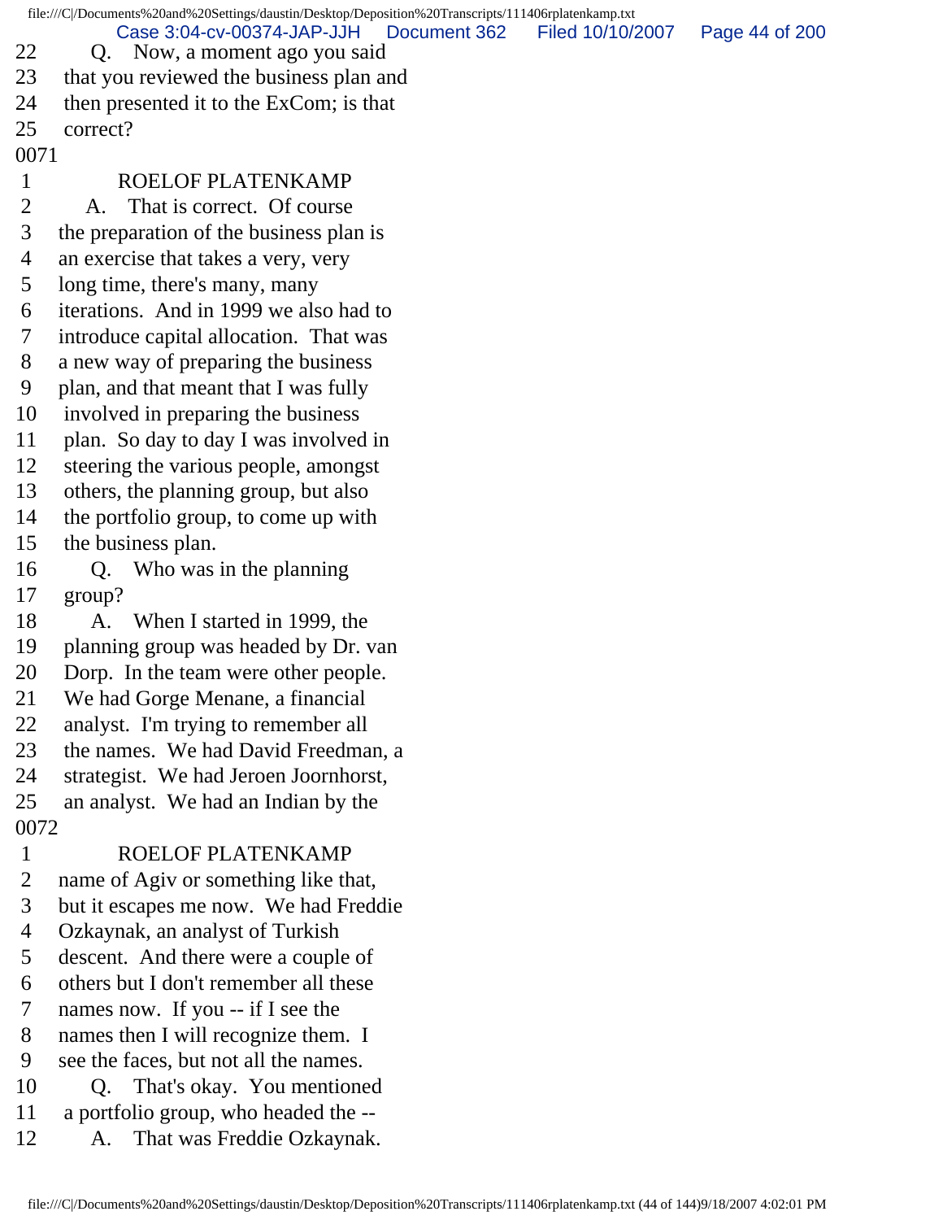22 Q. Now, a moment ago you said
23 that you reviewed the business plan and
24 then presented it to the ExCom; is that
25 correct?

0071

1 ROELOF PLATENKAMP
2 A. That is correct. Of course
3 the preparation of the business plan is
4 an exercise that takes a very, very
5 long time, there's many, many
6 iterations. And in 1999 we also had to
7 introduce capital allocation. That was
8 a new way of preparing the business
9 plan, and that meant that I was fully
10 involved in preparing the business
11 plan. So day to day I was involved in
12 steering the various people, amongst
13 others, the planning group, but also
14 the portfolio group, to come up with
15 the business plan.
16 Q. Who was in the planning
17 group?
18 A. When I started in 1999, the
19 planning group was headed by Dr. van
20 Dorp. In the team were other people.
21 We had Gorge Menane, a financial
22 analyst. I'm trying to remember all
23 the names. We had David Freedman, a
24 strategist. We had Jeroen Joornhorst,
25 an analyst. We had an Indian by the

0072

1 ROELOF PLATENKAMP
2 name of Agiv or something like that,
3 but it escapes me now. We had Freddie
4 Ozkaynak, an analyst of Turkish
5 descent. And there were a couple of
6 others but I don't remember all these
7 names now. If you -- if I see the
8 names then I will recognize them. I
9 see the faces, but not all the names.
10 Q. That's okay. You mentioned
11 a portfolio group, who headed the --
12 A. That was Freddie Ozkaynak.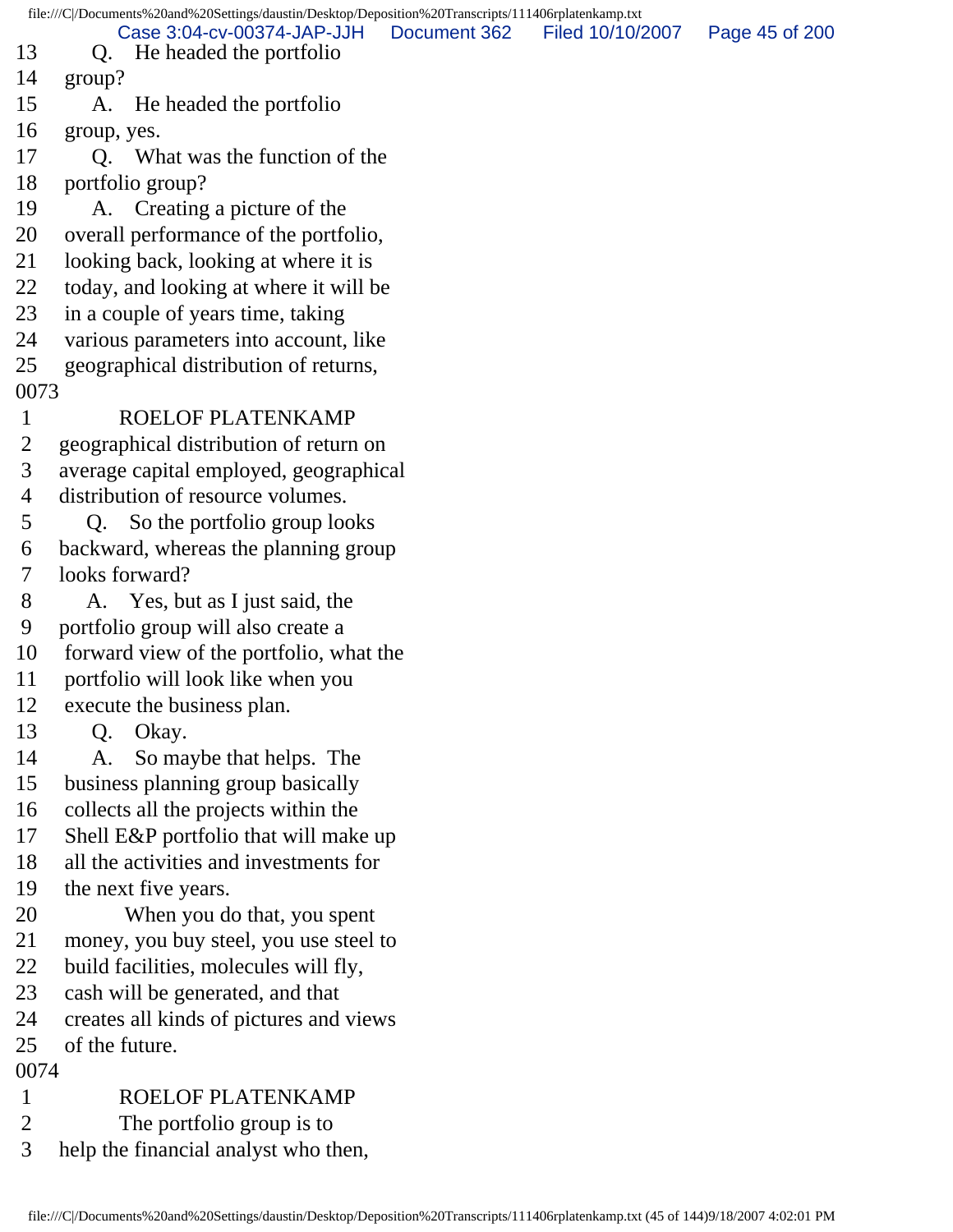13 Q. He headed the portfolio
14 group?
15 A. He headed the portfolio
16 group, yes.
17 Q. What was the function of the
18 portfolio group?
19 A. Creating a picture of the
20 overall performance of the portfolio,
21 looking back, looking at where it is
22 today, and looking at where it will be
23 in a couple of years time, taking
24 various parameters into account, like
25 geographical distribution of returns,
0073
1 ROELOF PLATENKAMP
2 geographical distribution of return on
3 average capital employed, geographical
4 distribution of resource volumes.
5 Q. So the portfolio group looks
6 backward, whereas the planning group
7 looks forward?
8 A. Yes, but as I just said, the
9 portfolio group will also create a
10 forward view of the portfolio, what the
11 portfolio will look like when you
12 execute the business plan.
13 Q. Okay.
14 A. So maybe that helps. The
15 business planning group basically
16 collects all the projects within the
17 Shell E&P portfolio that will make up
18 all the activities and investments for
19 the next five years.
20 When you do that, you spent
21 money, you buy steel, you use steel to
22 build facilities, molecules will fly,
23 cash will be generated, and that
24 creates all kinds of pictures and views
25 of the future.
0074
1 ROELOF PLATENKAMP
2 The portfolio group is to
3 help the financial analyst who then,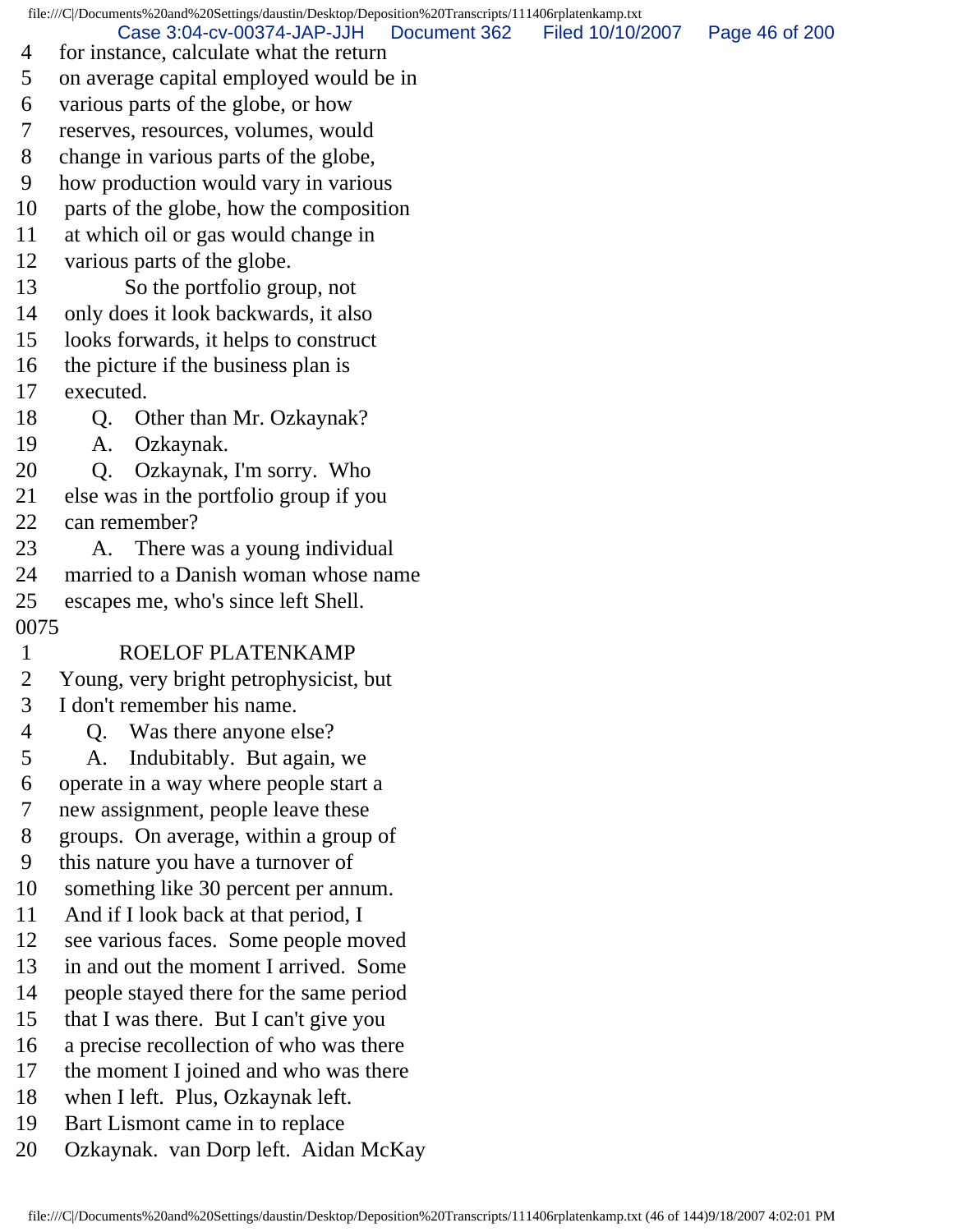4 for instance, calculate what the return
5 on average capital employed would be in
6 various parts of the globe, or how
7 reserves, resources, volumes, would
8 change in various parts of the globe,
9 how production would vary in various
10 parts of the globe, how the composition
11 at which oil or gas would change in
12 various parts of the globe.
13 So the portfolio group, not
14 only does it look backwards, it also
15 looks forwards, it helps to construct
16 the picture if the business plan is
17 executed.
18 Q. Other than Mr. Ozkaynak?
19 A. Ozkaynak.
20 Q. Ozkaynak, I'm sorry. Who
21 else was in the portfolio group if you
22 can remember?
23 A. There was a young individual
24 married to a Danish woman whose name
25 escapes me, who's since left Shell.

0075

1 ROELOF PLATENKAMP
2 Young, very bright petrophysicist, but
3 I don't remember his name.
4 Q. Was there anyone else?
5 A. Indubitably. But again, we
6 operate in a way where people start a
7 new assignment, people leave these
8 groups. On average, within a group of
9 this nature you have a turnover of
10 something like 30 percent per annum.
11 And if I look back at that period, I
12 see various faces. Some people moved
13 in and out the moment I arrived. Some
14 people stayed there for the same period
15 that I was there. But I can't give you
16 a precise recollection of who was there
17 the moment I joined and who was there
18 when I left. Plus, Ozkaynak left.
19 Bart Lismont came in to replace
20 Ozkaynak. van Dorp left. Aidan McKay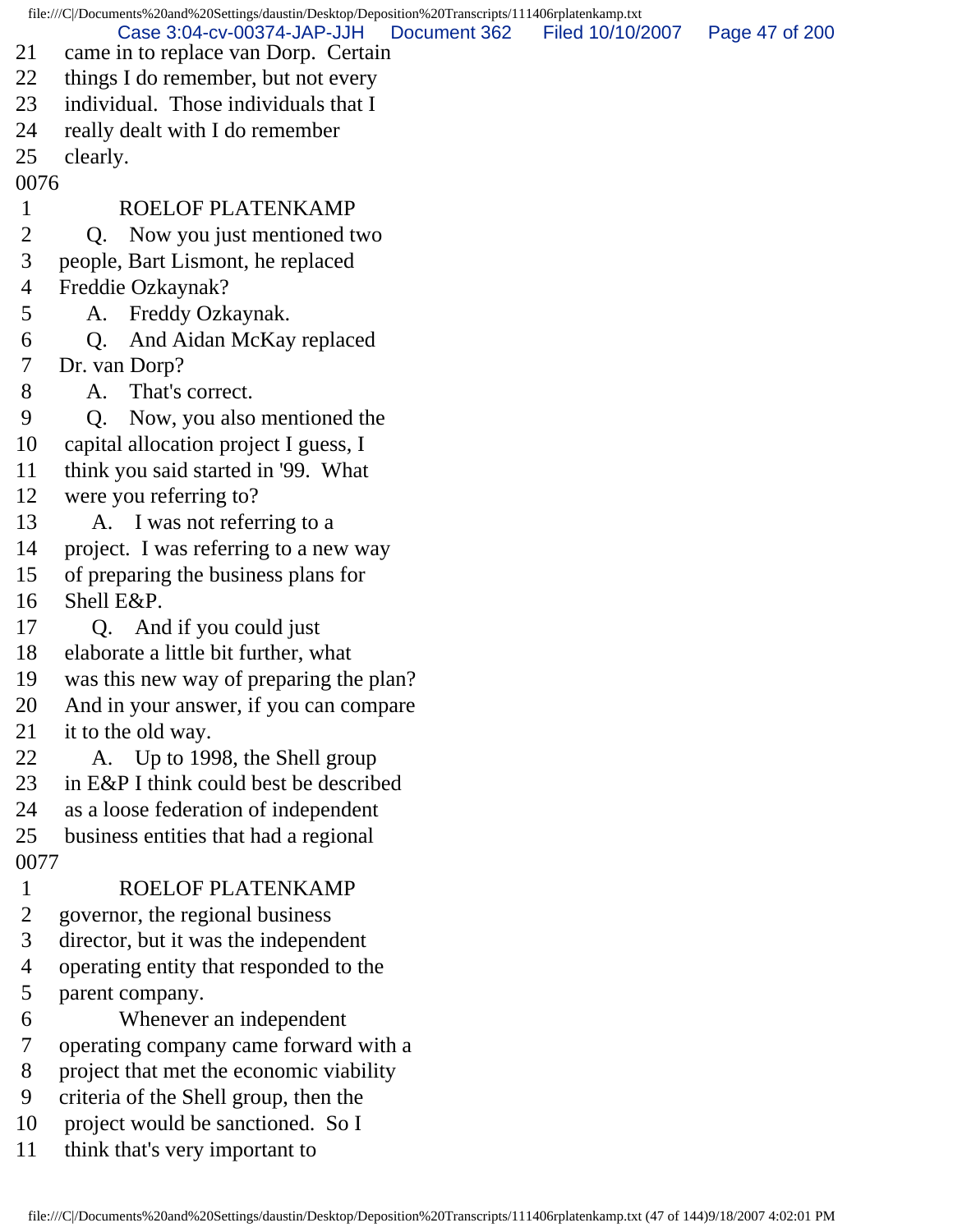21 came in to replace van Dorp. Certain
22 things I do remember, but not every
23 individual. Those individuals that I
24 really dealt with I do remember
25 clearly.

0076

1 ROELOF PLATENKAMP
2 Q. Now you just mentioned two
3 people, Bart Lismont, he replaced
4 Freddie Ozkaynak?
5 A. Freddy Ozkaynak.
6 Q. And Aidan McKay replaced
7 Dr. van Dorp?
8 A. That's correct.
9 Q. Now, you also mentioned the
10 capital allocation project I guess, I
11 think you said started in '99. What
12 were you referring to?
13 A. I was not referring to a
14 project. I was referring to a new way
15 of preparing the business plans for
16 Shell E&P.
17 Q. And if you could just
18 elaborate a little bit further, what
19 was this new way of preparing the plan?
20 And in your answer, if you can compare
21 it to the old way.
22 A. Up to 1998, the Shell group
23 in E&P I think could best be described
24 as a loose federation of independent
25 business entities that had a regional

0077

1 ROELOF PLATENKAMP
2 governor, the regional business
3 director, but it was the independent
4 operating entity that responded to the
5 parent company.
6 Whenever an independent
7 operating company came forward with a
8 project that met the economic viability
9 criteria of the Shell group, then the
10 project would be sanctioned. So I
11 think that's very important to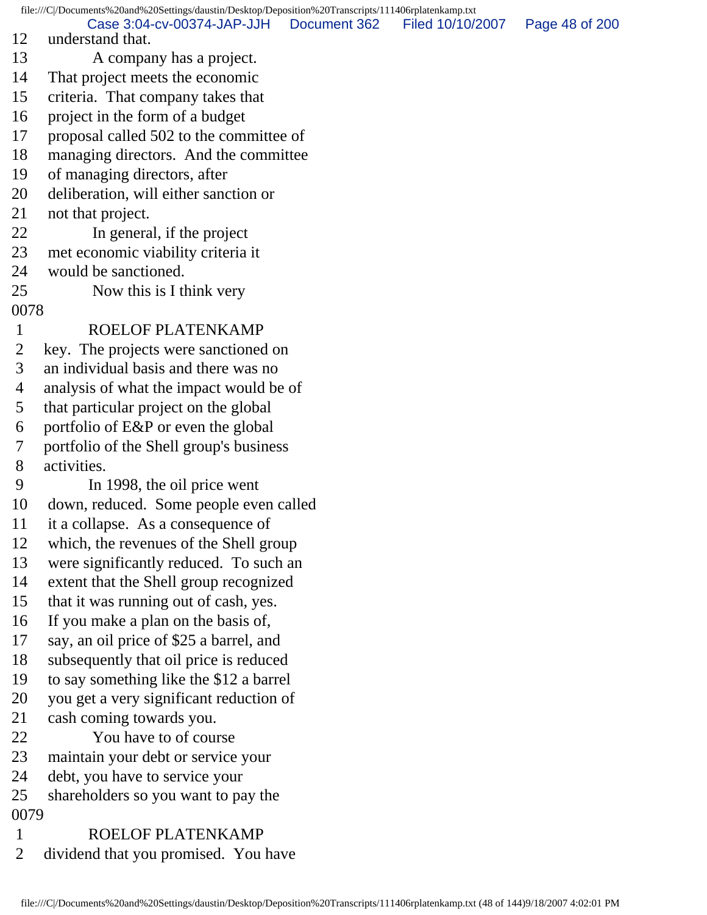12 understand that.
13 A company has a project.
14 That project meets the economic
15 criteria. That company takes that
16 project in the form of a budget
17 proposal called 502 to the committee of
18 managing directors. And the committee
19 of managing directors, after
20 deliberation, will either sanction or
21 not that project.
22 In general, if the project
23 met economic viability criteria it
24 would be sanctioned.
25 Now this is I think very

0078

1 ROELOF PLATENKAMP
2 key. The projects were sanctioned on
3 an individual basis and there was no
4 analysis of what the impact would be of
5 that particular project on the global
6 portfolio of E&P or even the global
7 portfolio of the Shell group's business
8 activities.
9 In 1998, the oil price went
10 down, reduced. Some people even called
11 it a collapse. As a consequence of
12 which, the revenues of the Shell group
13 were significantly reduced. To such an
14 extent that the Shell group recognized
15 that it was running out of cash, yes.
16 If you make a plan on the basis of,
17 say, an oil price of $25 a barrel, and
18 subsequently that oil price is reduced
19 to say something like the $12 a barrel
20 you get a very significant reduction of
21 cash coming towards you.
22 You have to of course
23 maintain your debt or service your
24 debt, you have to service your
25 shareholders so you want to pay the

0079

1 ROELOF PLATENKAMP
2 dividend that you promised. You have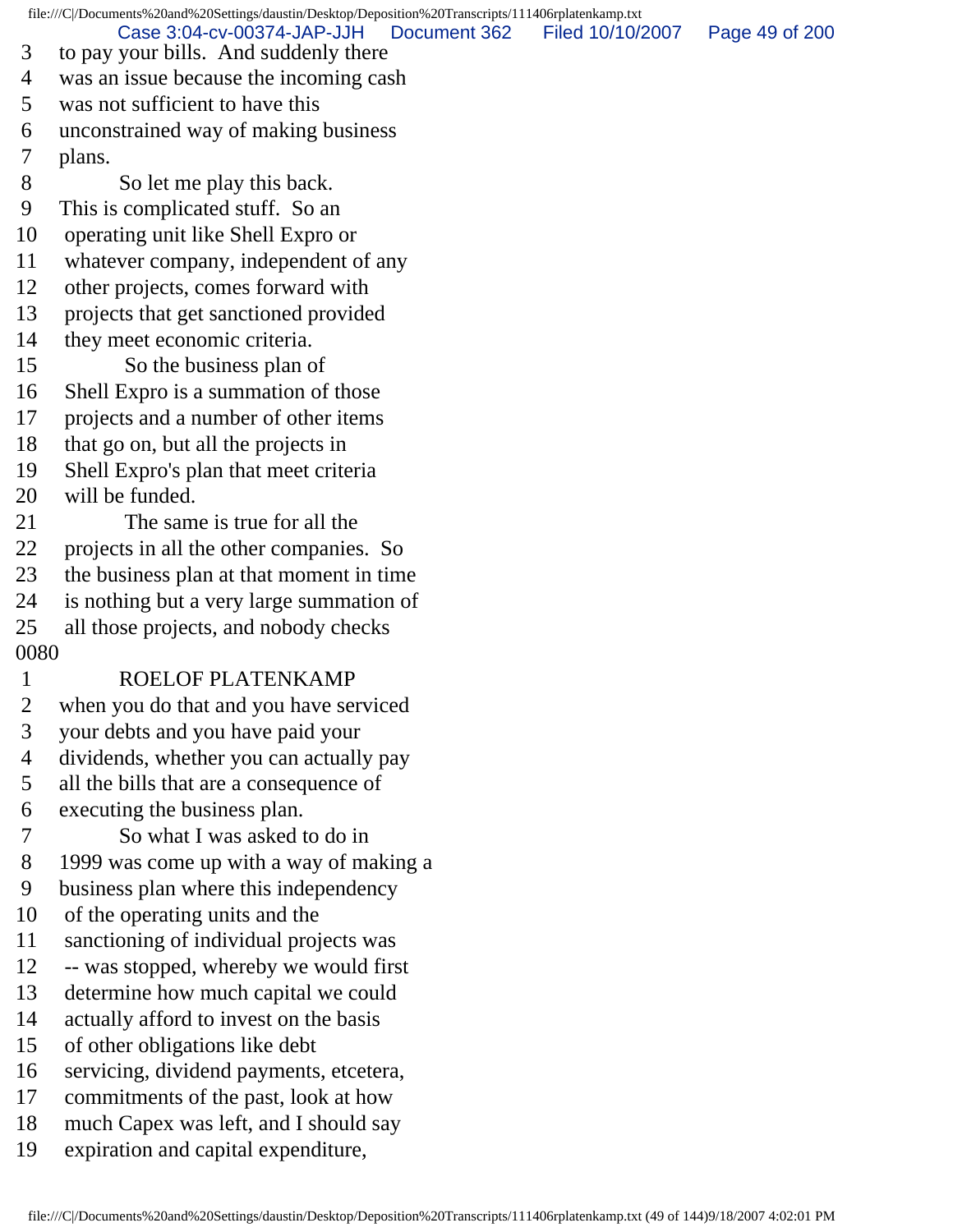3 to pay your bills. And suddenly there
4 was an issue because the incoming cash
5 was not sufficient to have this
6 unconstrained way of making business
7 plans.
8 So let me play this back.
9 This is complicated stuff. So an
10 operating unit like Shell Expro or
11 whatever company, independent of any
12 other projects, comes forward with
13 projects that get sanctioned provided
14 they meet economic criteria.
15 So the business plan of
16 Shell Expro is a summation of those
17 projects and a number of other items
18 that go on, but all the projects in
19 Shell Expro's plan that meet criteria
20 will be funded.
21 The same is true for all the
22 projects in all the other companies. So
23 the business plan at that moment in time
24 is nothing but a very large summation of
25 all those projects, and nobody checks

0080

1 ROELOF PLATENKAMP
2 when you do that and you have serviced
3 your debts and you have paid your
4 dividends, whether you can actually pay
5 all the bills that are a consequence of
6 executing the business plan.
7 So what I was asked to do in
8 1999 was come up with a way of making a
9 business plan where this independency
10 of the operating units and the
11 sanctioning of individual projects was
12 -- was stopped, whereby we would first
13 determine how much capital we could
14 actually afford to invest on the basis
15 of other obligations like debt
16 servicing, dividend payments, etcetera,
17 commitments of the past, look at how
18 much Capex was left, and I should say
19 expiration and capital expenditure,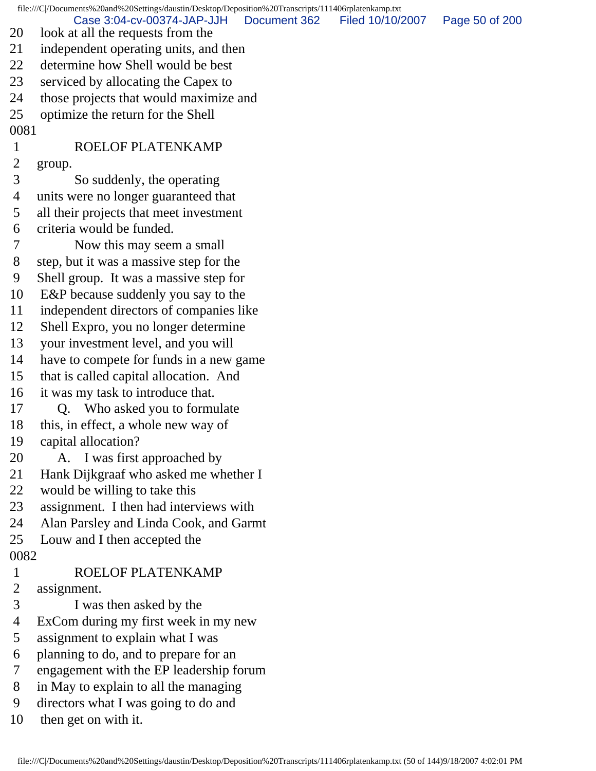20 look at all the requests from the
21 independent operating units, and then
22 determine how Shell would be best
23 serviced by allocating the Capex to
24 those projects that would maximize and
25 optimize the return for the Shell

0081

1 ROELOF PLATENKAMP
2 group.
3 So suddenly, the operating
4 units were no longer guaranteed that
5 all their projects that meet investment
6 criteria would be funded.
7 Now this may seem a small
8 step, but it was a massive step for the
9 Shell group. It was a massive step for
10 E&P because suddenly you say to the
11 independent directors of companies like
12 Shell Expro, you no longer determine
13 your investment level, and you will
14 have to compete for funds in a new game
15 that is called capital allocation. And
16 it was my task to introduce that.
17 Q. Who asked you to formulate
18 this, in effect, a whole new way of
19 capital allocation?
20 A. I was first approached by
21 Hank Dijkgraaf who asked me whether I
22 would be willing to take this
23 assignment. I then had interviews with
24 Alan Parsley and Linda Cook, and Garmt
25 Louw and I then accepted the

0082

1 ROELOF PLATENKAMP
2 assignment.
3 I was then asked by the
4 ExCom during my first week in my new
5 assignment to explain what I was
6 planning to do, and to prepare for an
7 engagement with the EP leadership forum
8 in May to explain to all the managing
9 directors what I was going to do and
10 then get on with it.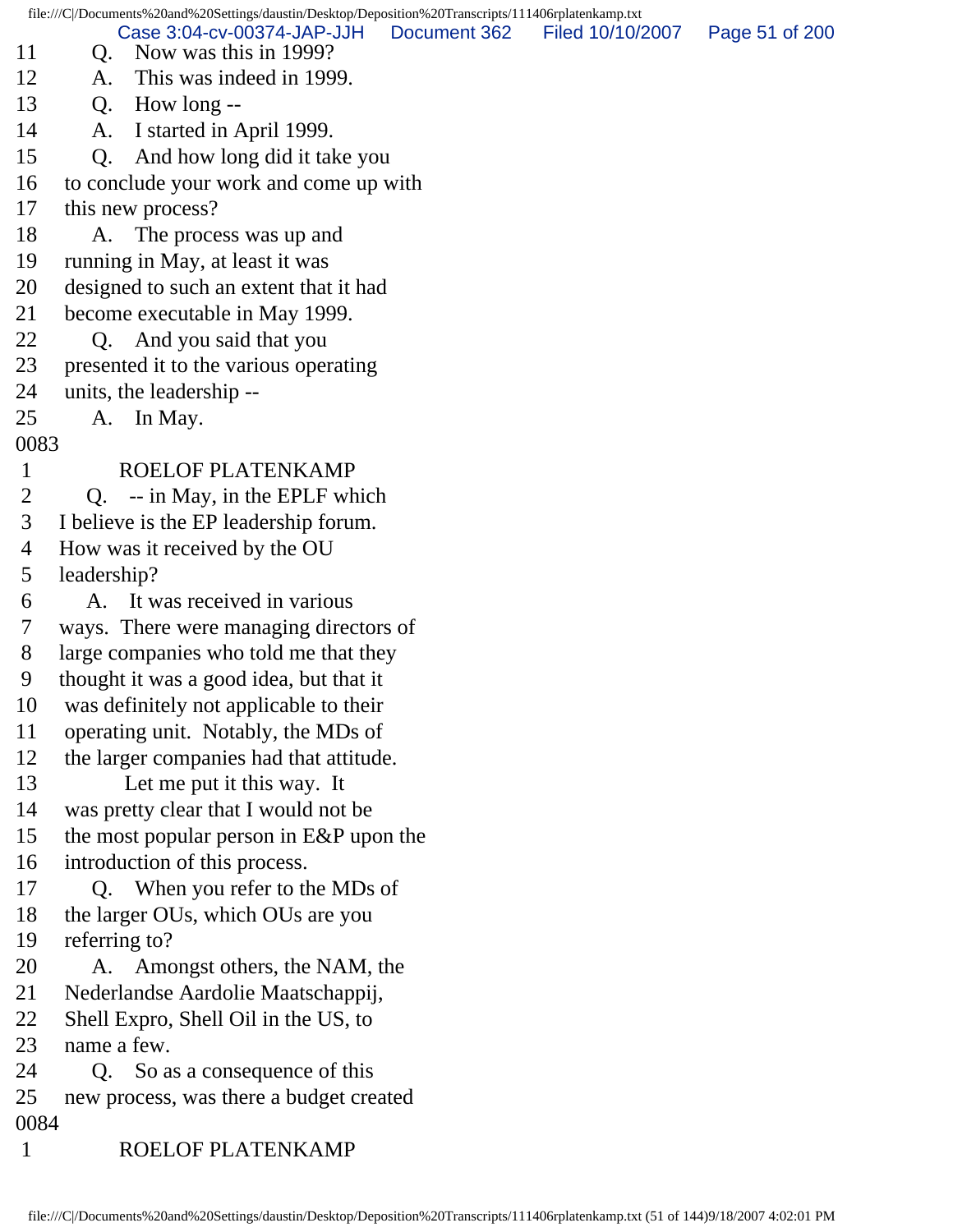11 Q. Now was this in 1999?
12 A. This was indeed in 1999.
13 Q. How long --
14 A. I started in April 1999.
15 Q. And how long did it take you
16 to conclude your work and come up with
17 this new process?
18 A. The process was up and
19 running in May, at least it was
20 designed to such an extent that it had
21 become executable in May 1999.
22 Q. And you said that you
23 presented it to the various operating
24 units, the leadership --
25 A. In May.

0083

1 ROELOF PLATENKAMP
2 Q. -- in May, in the EPLF which
3 I believe is the EP leadership forum.
4 How was it received by the OU
5 leadership?
6 A. It was received in various
7 ways. There were managing directors of
8 large companies who told me that they
9 thought it was a good idea, but that it
10 was definitely not applicable to their
11 operating unit. Notably, the MDs of
12 the larger companies had that attitude.
13 Let me put it this way. It
14 was pretty clear that I would not be
15 the most popular person in E&P upon the
16 introduction of this process.
17 Q. When you refer to the MDs of
18 the larger OUs, which OUs are you
19 referring to?
20 A. Amongst others, the NAM, the
21 Nederlandse Aardolie Maatschappij,
22 Shell Expro, Shell Oil in the US, to
23 name a few.
24 Q. So as a consequence of this
25 new process, was there a budget created

0084

1 ROELOF PLATENKAMP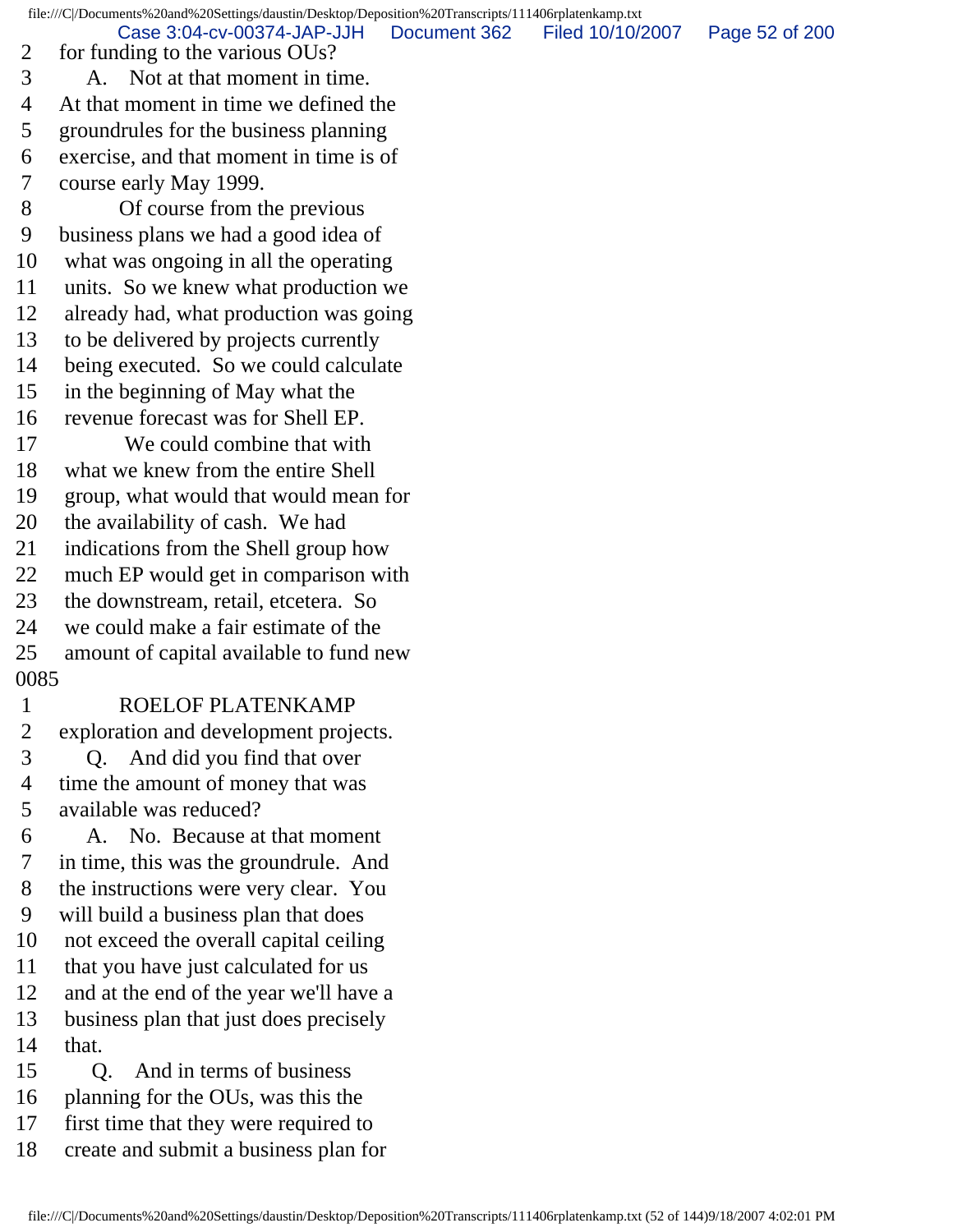2 for funding to the various OUs?
3 A. Not at that moment in time.
4 At that moment in time we defined the
5 groundrules for the business planning
6 exercise, and that moment in time is of
7 course early May 1999.
8 Of course from the previous
9 business plans we had a good idea of
10 what was ongoing in all the operating
11 units. So we knew what production we
12 already had, what production was going
13 to be delivered by projects currently
14 being executed. So we could calculate
15 in the beginning of May what the
16 revenue forecast was for Shell EP.
17 We could combine that with
18 what we knew from the entire Shell
19 group, what would that would mean for
20 the availability of cash. We had
21 indications from the Shell group how
22 much EP would get in comparison with
23 the downstream, retail, etcetera. So
24 we could make a fair estimate of the
25 amount of capital available to fund new

0085

1 ROELOF PLATENKAMP
2 exploration and development projects.
3 Q. And did you find that over
4 time the amount of money that was
5 available was reduced?
6 A. No. Because at that moment
7 in time, this was the groundrule. And
8 the instructions were very clear. You
9 will build a business plan that does
10 not exceed the overall capital ceiling
11 that you have just calculated for us
12 and at the end of the year we'll have a
13 business plan that just does precisely
14 that.
15 Q. And in terms of business
16 planning for the OUs, was this the
17 first time that they were required to
18 create and submit a business plan for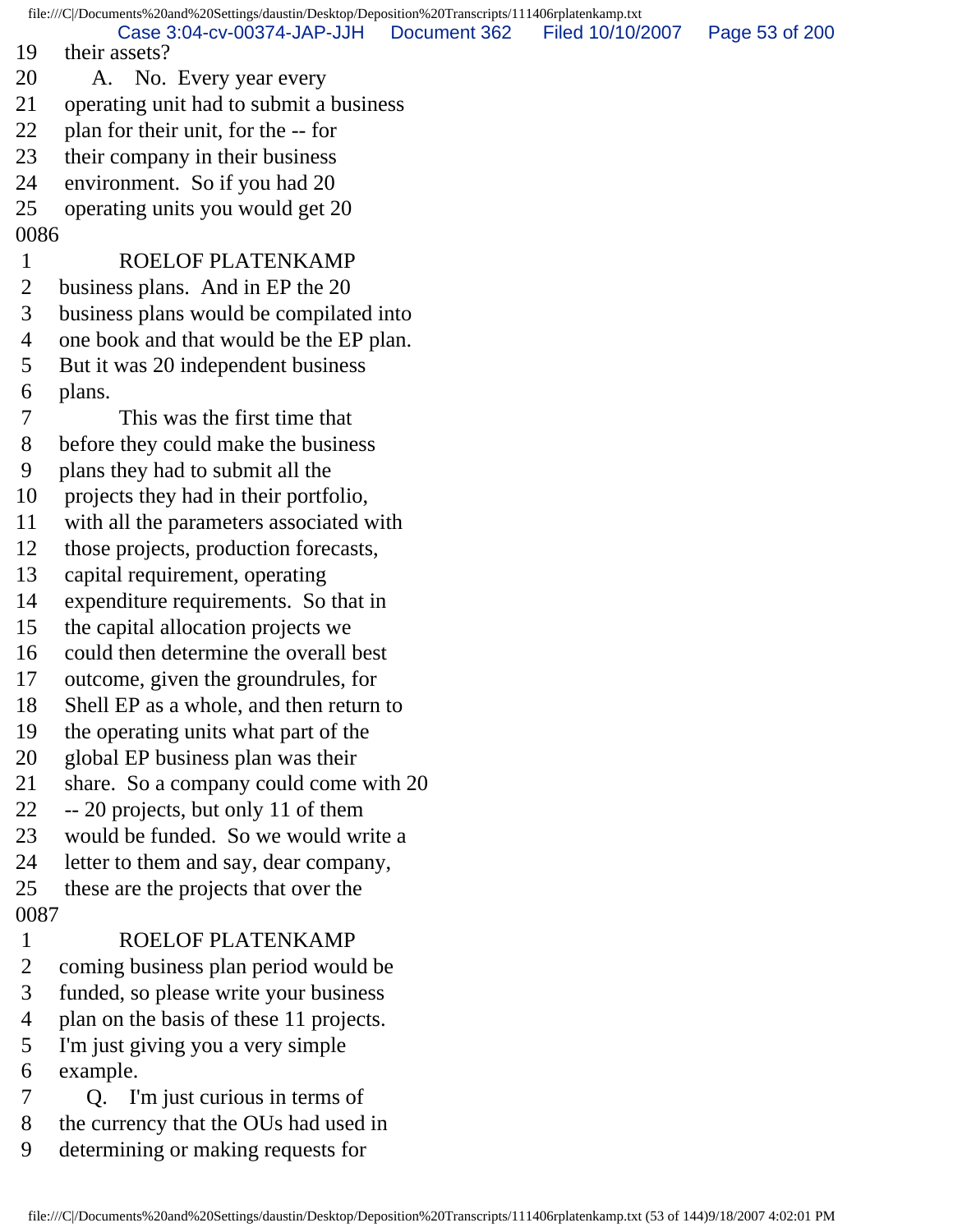19 their assets?

20 A. No. Every year every

21 operating unit had to submit a business

22 plan for their unit, for the -- for

23 their company in their business

24 environment. So if you had 20

25 operating units you would get 20

0086

1 ROELOF PLATENKAMP

2 business plans. And in EP the 20

3 business plans would be compilated into

4 one book and that would be the EP plan.

5 But it was 20 independent business

6 plans.

7 This was the first time that

8 before they could make the business

9 plans they had to submit all the

10 projects they had in their portfolio,

11 with all the parameters associated with

12 those projects, production forecasts,

13 capital requirement, operating

14 expenditure requirements. So that in

15 the capital allocation projects we

16 could then determine the overall best

17 outcome, given the groundrules, for

18 Shell EP as a whole, and then return to

19 the operating units what part of the

20 global EP business plan was their

21 share. So a company could come with 20

22 -- 20 projects, but only 11 of them

23 would be funded. So we would write a

24 letter to them and say, dear company,

25 these are the projects that over the

0087

1 ROELOF PLATENKAMP

2 coming business plan period would be

3 funded, so please write your business

4 plan on the basis of these 11 projects.

5 I'm just giving you a very simple

6 example.

7 Q. I'm just curious in terms of

8 the currency that the OUs had used in

9 determining or making requests for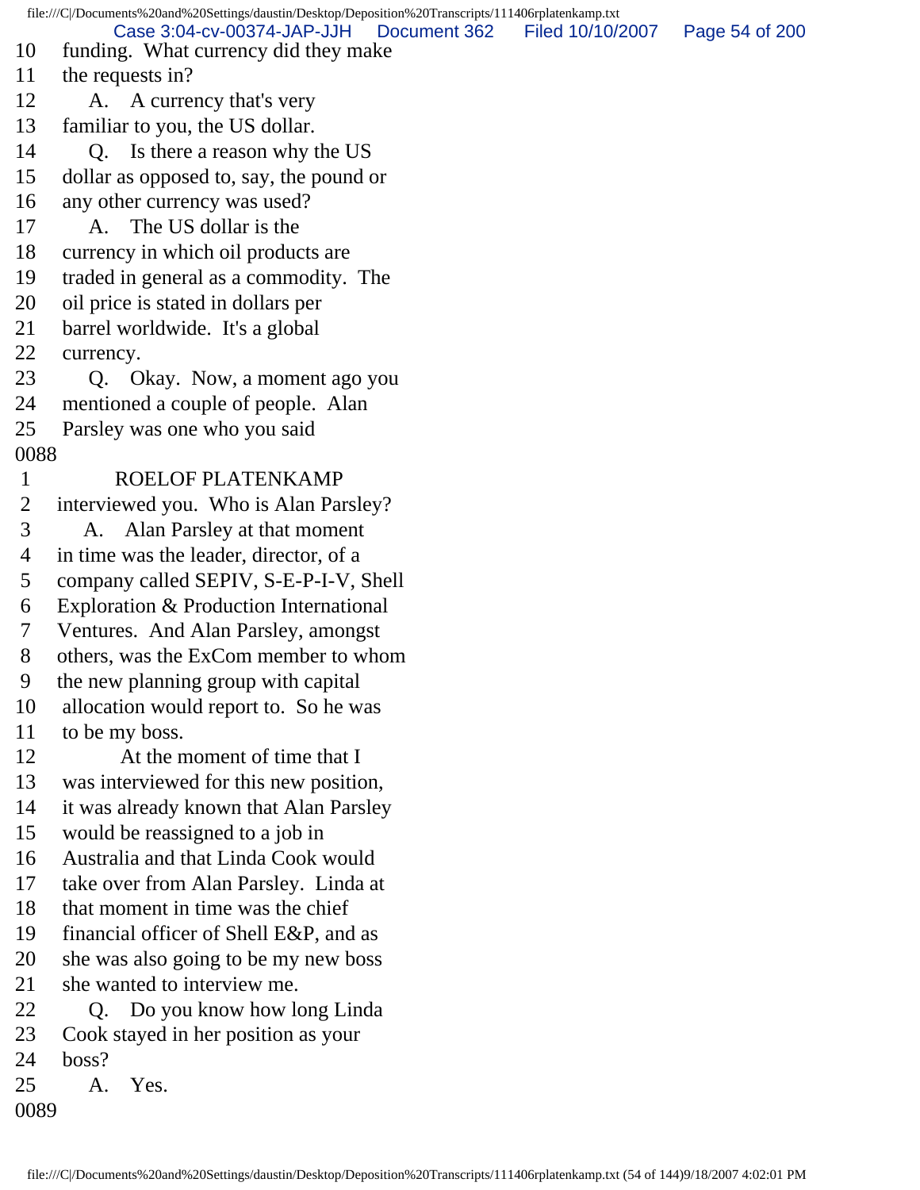10 funding. What currency did they make
11 the requests in?
12 A. A currency that's very
13 familiar to you, the US dollar.
14 Q. Is there a reason why the US
15 dollar as opposed to, say, the pound or
16 any other currency was used?
17 A. The US dollar is the
18 currency in which oil products are
19 traded in general as a commodity. The
20 oil price is stated in dollars per
21 barrel worldwide. It's a global
22 currency.
23 Q. Okay. Now, a moment ago you
24 mentioned a couple of people. Alan
25 Parsley was one who you said
0088
1 ROELOF PLATENKAMP
2 interviewed you. Who is Alan Parsley?
3 A. Alan Parsley at that moment
4 in time was the leader, director, of a
5 company called SEPIV, S-E-P-I-V, Shell
6 Exploration & Production International
7 Ventures. And Alan Parsley, amongst
8 others, was the ExCom member to whom
9 the new planning group with capital
10 allocation would report to. So he was
11 to be my boss.
12 At the moment of time that I
13 was interviewed for this new position,
14 it was already known that Alan Parsley
15 would be reassigned to a job in
16 Australia and that Linda Cook would
17 take over from Alan Parsley. Linda at
18 that moment in time was the chief
19 financial officer of Shell E&P, and as
20 she was also going to be my new boss
21 she wanted to interview me.
22 Q. Do you know how long Linda
23 Cook stayed in her position as your
24 boss?
25 A. Yes.
0089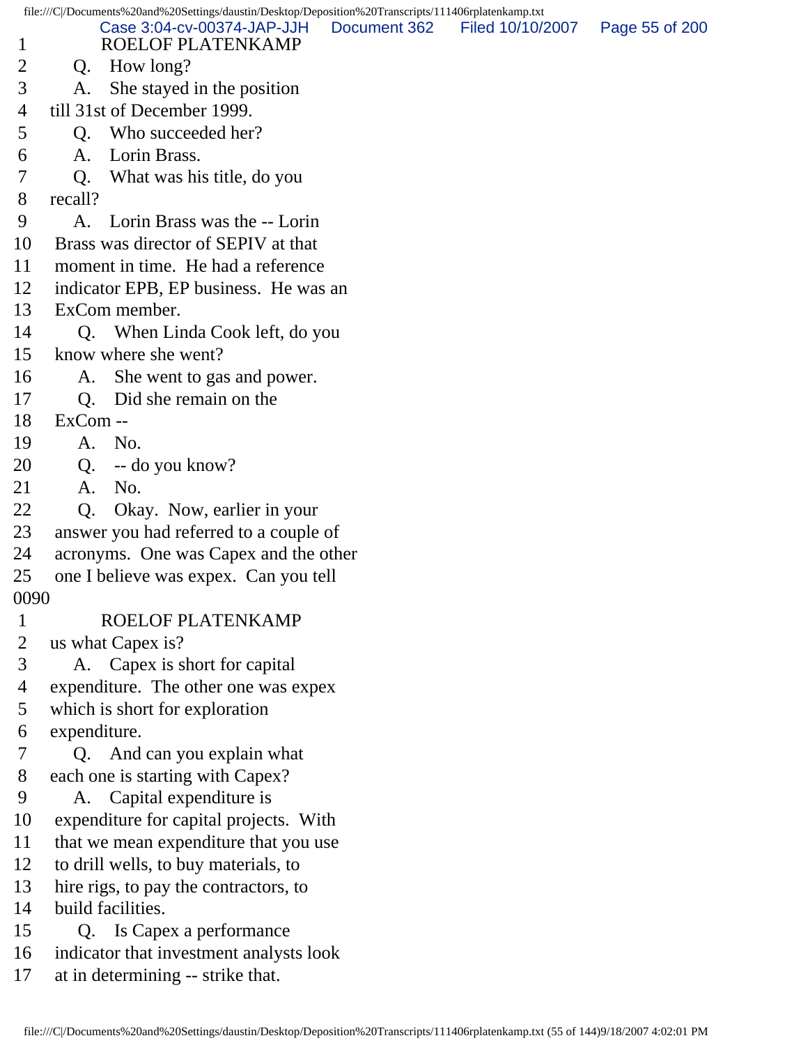1 ROELOF PLATENKAMP
2 Q. How long?
3 A. She stayed in the position
4 till 31st of December 1999.
5 Q. Who succeeded her?
6 A. Lorin Brass.
7 Q. What was his title, do you
8 recall?
9 A. Lorin Brass was the -- Lorin
10 Brass was director of SEPIV at that
11 moment in time. He had a reference
12 indicator EPB, EP business. He was an
13 ExCom member.
14 Q. When Linda Cook left, do you
15 know where she went?
16 A. She went to gas and power.
17 Q. Did she remain on the
18 ExCom --
19 A. No.
20 Q. -- do you know?
21 A. No.
22 Q. Okay. Now, earlier in your
23 answer you had referred to a couple of
24 acronyms. One was Capex and the other
25 one I believe was expex. Can you tell
0090
1 ROELOF PLATENKAMP
2 us what Capex is?
3 A. Capex is short for capital
4 expenditure. The other one was expex
5 which is short for exploration
6 expenditure.
7 Q. And can you explain what
8 each one is starting with Capex?
9 A. Capital expenditure is
10 expenditure for capital projects. With
11 that we mean expenditure that you use
12 to drill wells, to buy materials, to
13 hire rigs, to pay the contractors, to
14 build facilities.
15 Q. Is Capex a performance
16 indicator that investment analysts look
17 at in determining -- strike that.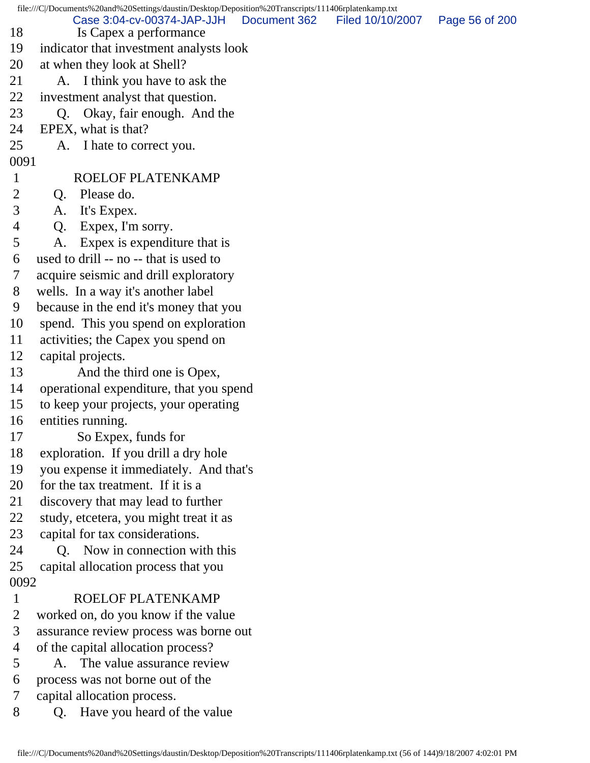18 Is Capex a performance
19 indicator that investment analysts look
20 at when they look at Shell?
21 A. I think you have to ask the
22 investment analyst that question.
23 Q. Okay, fair enough. And the
24 EPEX, what is that?
25 A. I hate to correct you.

0091

1 ROELOF PLATENKAMP
2 Q. Please do.
3 A. It's Expex.
4 Q. Expex, I'm sorry.
5 A. Expex is expenditure that is
6 used to drill -- no -- that is used to
7 acquire seismic and drill exploratory
8 wells. In a way it's another label
9 because in the end it's money that you
10 spend. This you spend on exploration
11 activities; the Capex you spend on
12 capital projects.
13 And the third one is Opex,
14 operational expenditure, that you spend
15 to keep your projects, your operating
16 entities running.
17 So Expex, funds for
18 exploration. If you drill a dry hole
19 you expense it immediately. And that's
20 for the tax treatment. If it is a
21 discovery that may lead to further
22 study, etcetera, you might treat it as
23 capital for tax considerations.
24 Q. Now in connection with this
25 capital allocation process that you

0092

1 ROELOF PLATENKAMP
2 worked on, do you know if the value
3 assurance review process was borne out
4 of the capital allocation process?
5 A. The value assurance review
6 process was not borne out of the
7 capital allocation process.
8 Q. Have you heard of the value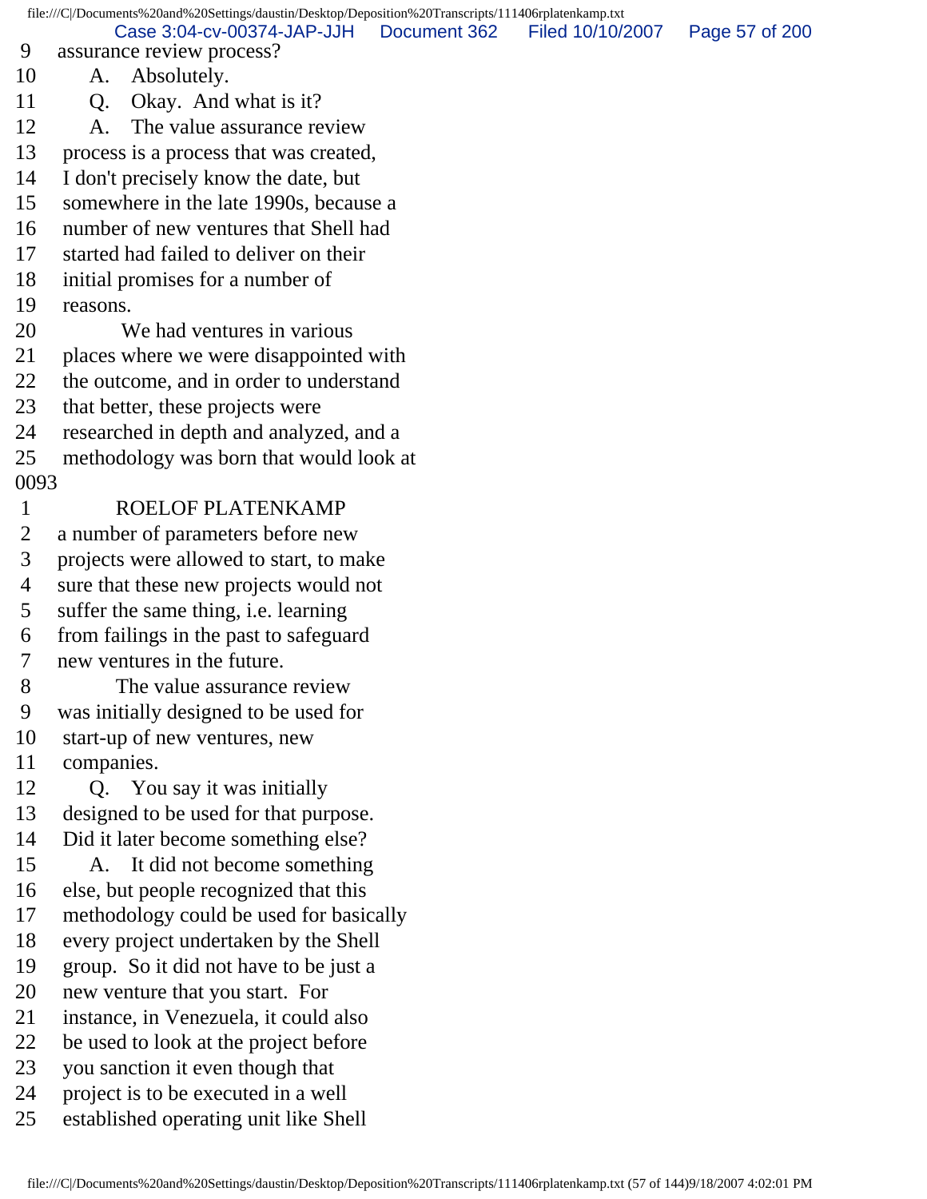9 assurance review process?

10 A. Absolutely.

11 Q. Okay. And what is it?

12 A. The value assurance review

13 process is a process that was created,

14 I don't precisely know the date, but

15 somewhere in the late 1990s, because a

16 number of new ventures that Shell had

17 started had failed to deliver on their

18 initial promises for a number of

19 reasons.

20 We had ventures in various

21 places where we were disappointed with

22 the outcome, and in order to understand

23 that better, these projects were

24 researched in depth and analyzed, and a

25 methodology was born that would look at

0093

1 ROELOF PLATENKAMP

2 a number of parameters before new

3 projects were allowed to start, to make

4 sure that these new projects would not

5 suffer the same thing, i.e. learning

6 from failings in the past to safeguard

7 new ventures in the future.

8 The value assurance review

9 was initially designed to be used for

10 start-up of new ventures, new

11 companies.

12 Q. You say it was initially

13 designed to be used for that purpose.

14 Did it later become something else?

15 A. It did not become something

16 else, but people recognized that this

17 methodology could be used for basically

18 every project undertaken by the Shell

19 group. So it did not have to be just a

20 new venture that you start. For

21 instance, in Venezuela, it could also

22 be used to look at the project before

23 you sanction it even though that

24 project is to be executed in a well

25 established operating unit like Shell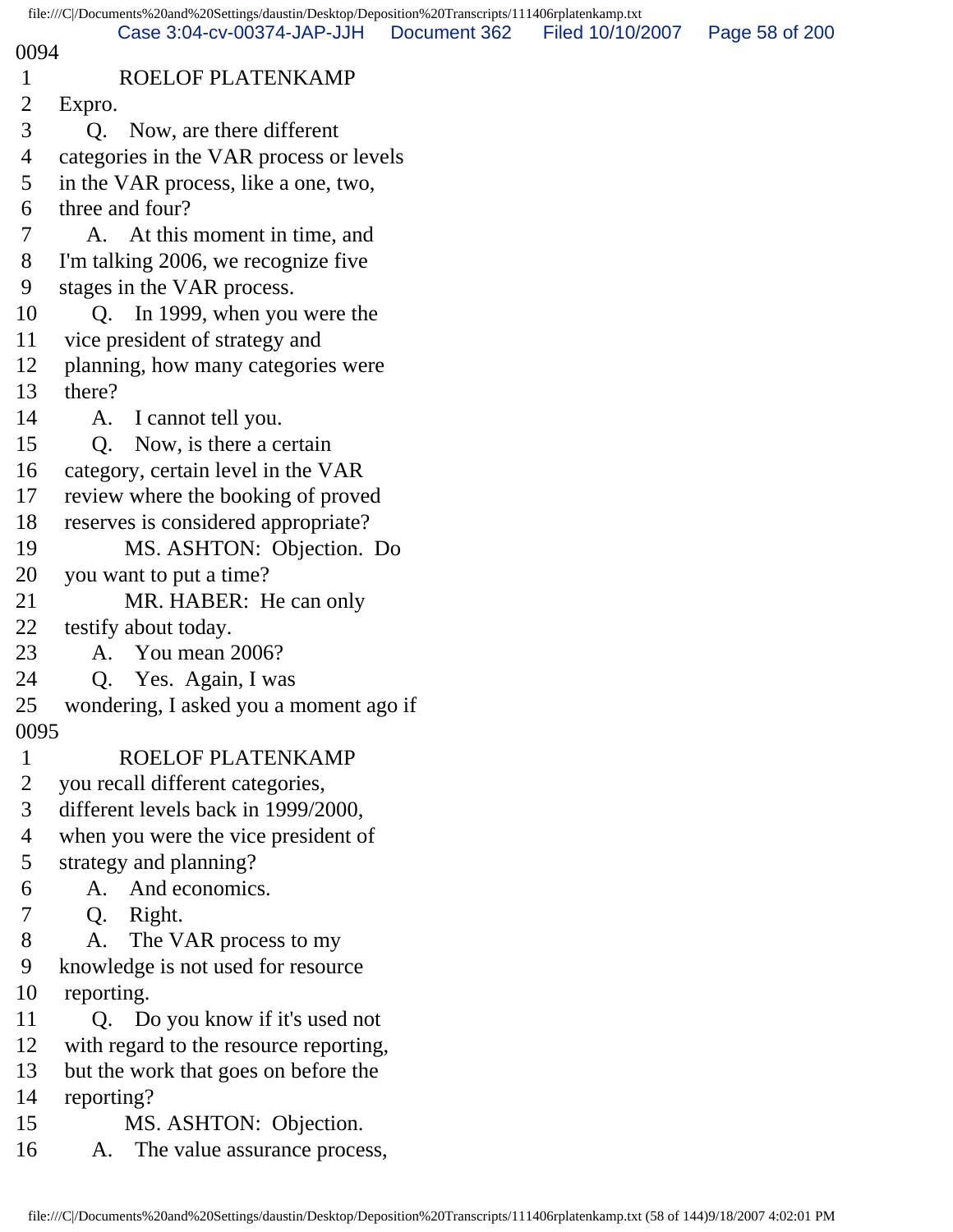0094

1 ROELOF PLATENKAMP
2 Expro.
3 Q. Now, are there different
4 categories in the VAR process or levels
5 in the VAR process, like a one, two,
6 three and four?
7 A. At this moment in time, and
8 I'm talking 2006, we recognize five
9 stages in the VAR process.
10 Q. In 1999, when you were the
11 vice president of strategy and
12 planning, how many categories were
13 there?
14 A. I cannot tell you.
15 Q. Now, is there a certain
16 category, certain level in the VAR
17 review where the booking of proved
18 reserves is considered appropriate?
19 MS. ASHTON: Objection. Do
20 you want to put a time?
21 MR. HABER: He can only
22 testify about today.
23 A. You mean 2006?
24 Q. Yes. Again, I was
25 wondering, I asked you a moment ago if

0095

1 ROELOF PLATENKAMP
2 you recall different categories,
3 different levels back in 1999/2000,
4 when you were the vice president of
5 strategy and planning?
6 A. And economics.
7 Q. Right.
8 A. The VAR process to my
9 knowledge is not used for resource
10 reporting.
11 Q. Do you know if it's used not
12 with regard to the resource reporting,
13 but the work that goes on before the
14 reporting?
15 MS. ASHTON: Objection.
16 A. The value assurance process,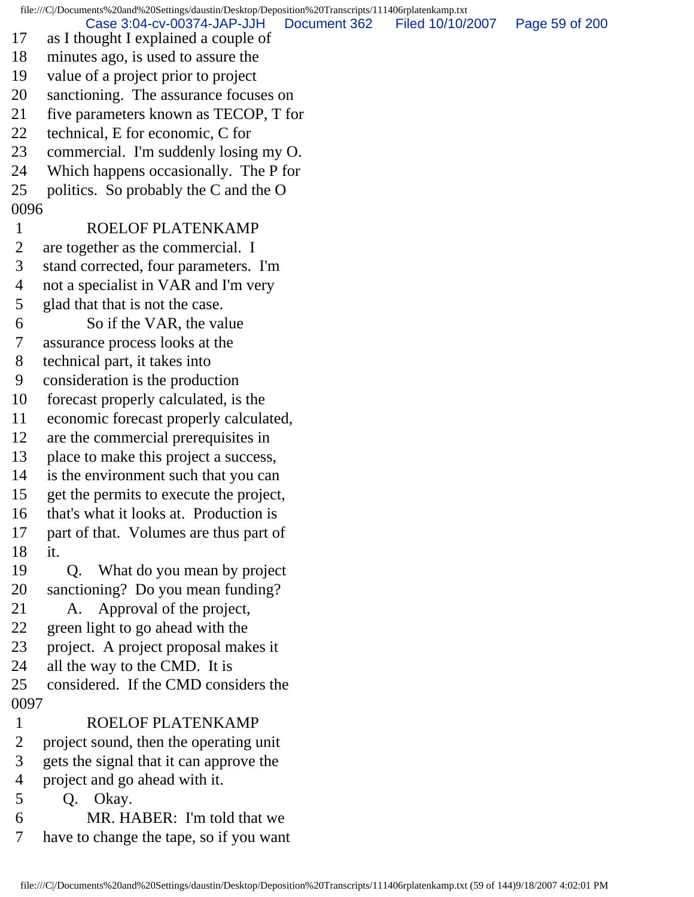17 as I thought I explained a couple of
18 minutes ago, is used to assure the
19 value of a project prior to project
20 sanctioning. The assurance focuses on
21 five parameters known as TECOP, T for
22 technical, E for economic, C for
23 commercial. I'm suddenly losing my O.
24 Which happens occasionally. The P for
25 politics. So probably the C and the O
0096
1 ROELOF PLATENKAMP
2 are together as the commercial. I
3 stand corrected, four parameters. I'm
4 not a specialist in VAR and I'm very
5 glad that that is not the case.
6 So if the VAR, the value
7 assurance process looks at the
8 technical part, it takes into
9 consideration is the production
10 forecast properly calculated, is the
11 economic forecast properly calculated,
12 are the commercial prerequisites in
13 place to make this project a success,
14 is the environment such that you can
15 get the permits to execute the project,
16 that's what it looks at. Production is
17 part of that. Volumes are thus part of
18 it.
19 Q. What do you mean by project
20 sanctioning? Do you mean funding?
21 A. Approval of the project,
22 green light to go ahead with the
23 project. A project proposal makes it
24 all the way to the CMD. It is
25 considered. If the CMD considers the
0097
1 ROELOF PLATENKAMP
2 project sound, then the operating unit
3 gets the signal that it can approve the
4 project and go ahead with it.
5 Q. Okay.
6 MR. HABER: I'm told that we
7 have to change the tape, so if you want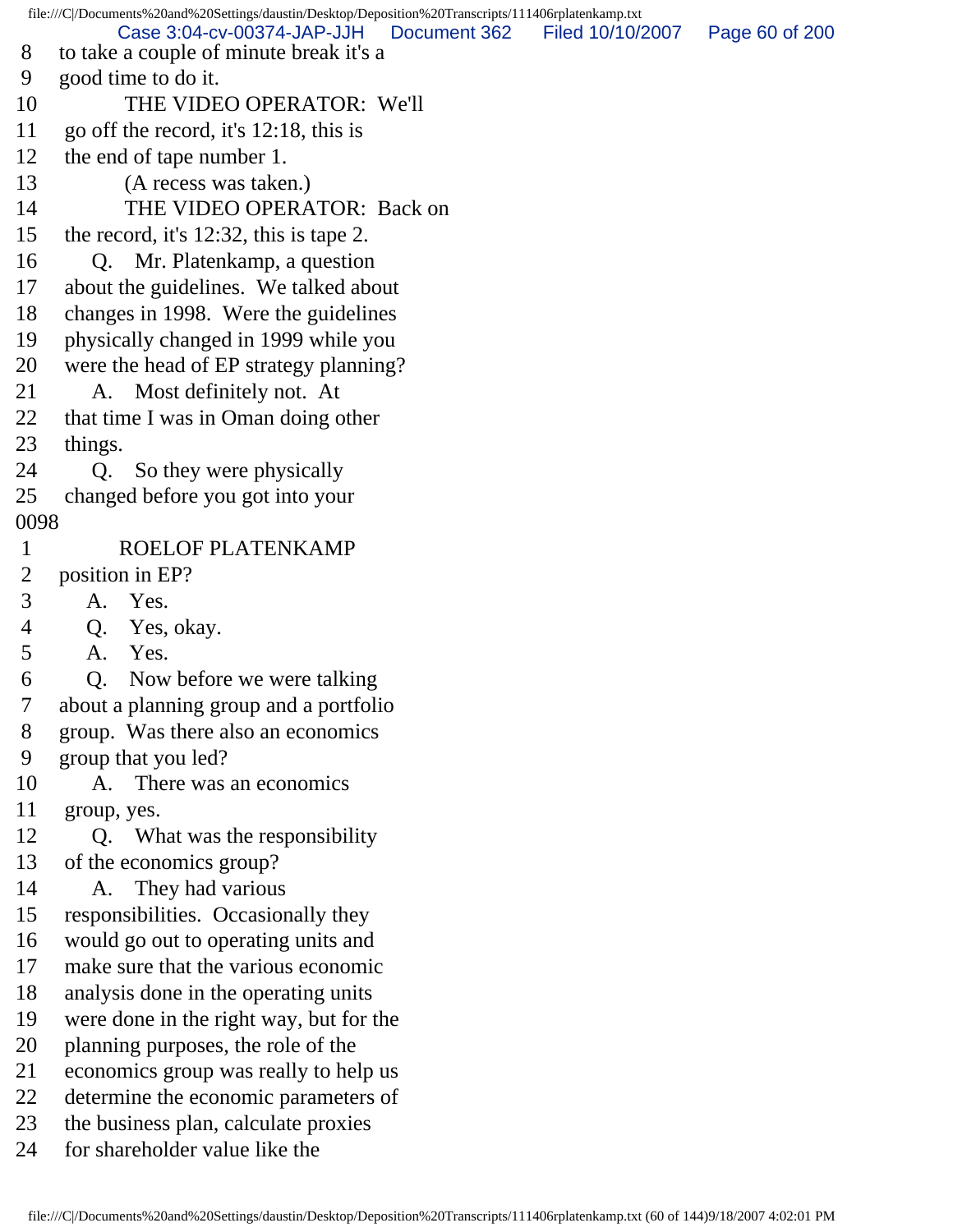8 to take a couple of minute break it's a
9 good time to do it.
10 THE VIDEO OPERATOR: We'll
11 go off the record, it's 12:18, this is
12 the end of tape number 1.
13 (A recess was taken.)
14 THE VIDEO OPERATOR: Back on
15 the record, it's 12:32, this is tape 2.
16 Q. Mr. Platenkamp, a question
17 about the guidelines. We talked about
18 changes in 1998. Were the guidelines
19 physically changed in 1999 while you
20 were the head of EP strategy planning?
21 A. Most definitely not. At
22 that time I was in Oman doing other
23 things.
24 Q. So they were physically
25 changed before you got into your

0098

1 ROELOF PLATENKAMP
2 position in EP?
3 A. Yes.
4 Q. Yes, okay.
5 A. Yes.
6 Q. Now before we were talking
7 about a planning group and a portfolio
8 group. Was there also an economics
9 group that you led?
10 A. There was an economics
11 group, yes.
12 Q. What was the responsibility
13 of the economics group?
14 A. They had various
15 responsibilities. Occasionally they
16 would go out to operating units and
17 make sure that the various economic
18 analysis done in the operating units
19 were done in the right way, but for the
20 planning purposes, the role of the
21 economics group was really to help us
22 determine the economic parameters of
23 the business plan, calculate proxies
24 for shareholder value like the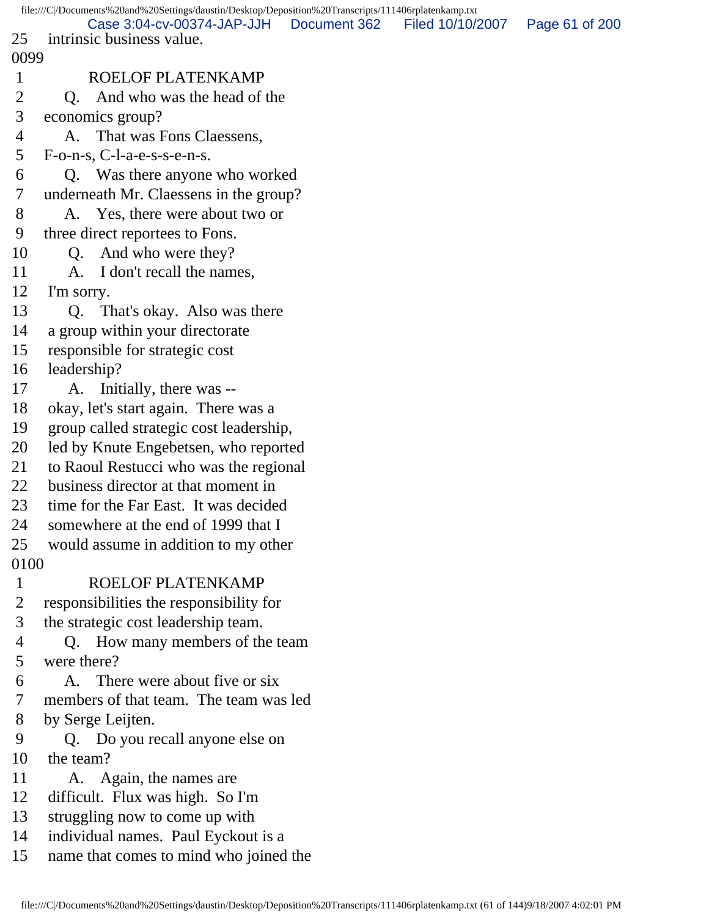25 intrinsic business value.

0099

1 ROELOF PLATENKAMP

2 Q. And who was the head of the

3 economics group?

4 A. That was Fons Claessens,

5 F-o-n-s, C-l-a-e-s-s-e-n-s.

6 Q. Was there anyone who worked

7 underneath Mr. Claessens in the group?

8 A. Yes, there were about two or

9 three direct reportees to Fons.

10 Q. And who were they?

11 A. I don't recall the names,

12 I'm sorry.

13 Q. That's okay. Also was there

14 a group within your directorate

15 responsible for strategic cost

16 leadership?

17 A. Initially, there was --

18 okay, let's start again. There was a

19 group called strategic cost leadership,

20 led by Knute Engebetsen, who reported

21 to Raoul Restucci who was the regional

22 business director at that moment in

23 time for the Far East. It was decided

24 somewhere at the end of 1999 that I

25 would assume in addition to my other

0100

1 ROELOF PLATENKAMP

2 responsibilities the responsibility for

3 the strategic cost leadership team.

4 Q. How many members of the team

5 were there?

6 A. There were about five or six

7 members of that team. The team was led

8 by Serge Leijten.

9 Q. Do you recall anyone else on

10 the team?

11 A. Again, the names are

12 difficult. Flux was high. So I'm

13 struggling now to come up with

14 individual names. Paul Eyckout is a

15 name that comes to mind who joined the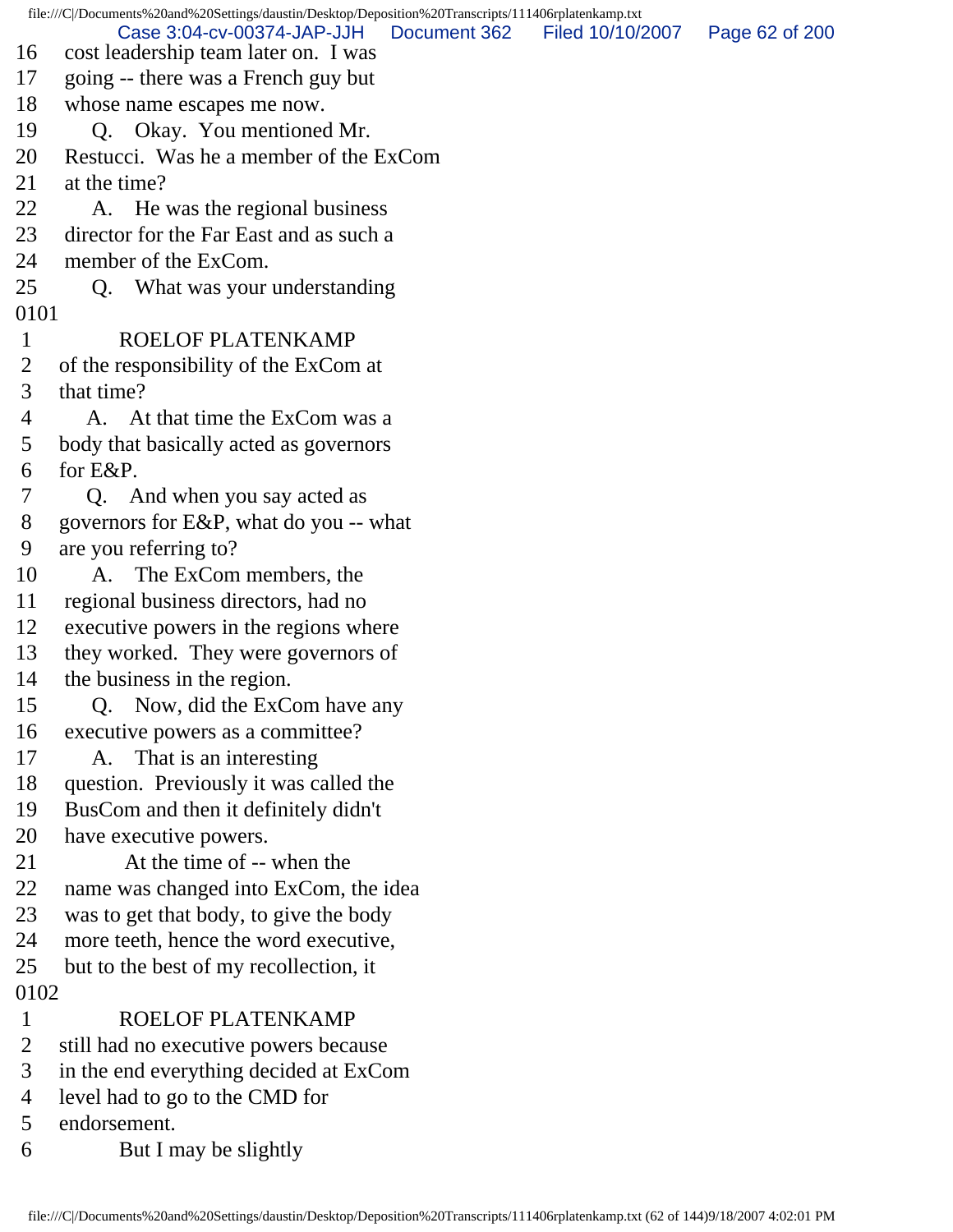16 cost leadership team later on. I was
17 going -- there was a French guy but
18 whose name escapes me now.
19 Q. Okay. You mentioned Mr.
20 Restucci. Was he a member of the ExCom
21 at the time?
22 A. He was the regional business
23 director for the Far East and as such a
24 member of the ExCom.
25 Q. What was your understanding
0101
1 ROELOF PLATENKAMP
2 of the responsibility of the ExCom at
3 that time?
4 A. At that time the ExCom was a
5 body that basically acted as governors
6 for E&P.
7 Q. And when you say acted as
8 governors for E&P, what do you -- what
9 are you referring to?
10 A. The ExCom members, the
11 regional business directors, had no
12 executive powers in the regions where
13 they worked. They were governors of
14 the business in the region.
15 Q. Now, did the ExCom have any
16 executive powers as a committee?
17 A. That is an interesting
18 question. Previously it was called the
19 BusCom and then it definitely didn't
20 have executive powers.
21 At the time of -- when the
22 name was changed into ExCom, the idea
23 was to get that body, to give the body
24 more teeth, hence the word executive,
25 but to the best of my recollection, it
0102
1 ROELOF PLATENKAMP
2 still had no executive powers because
3 in the end everything decided at ExCom
4 level had to go to the CMD for
5 endorsement.
6 But I may be slightly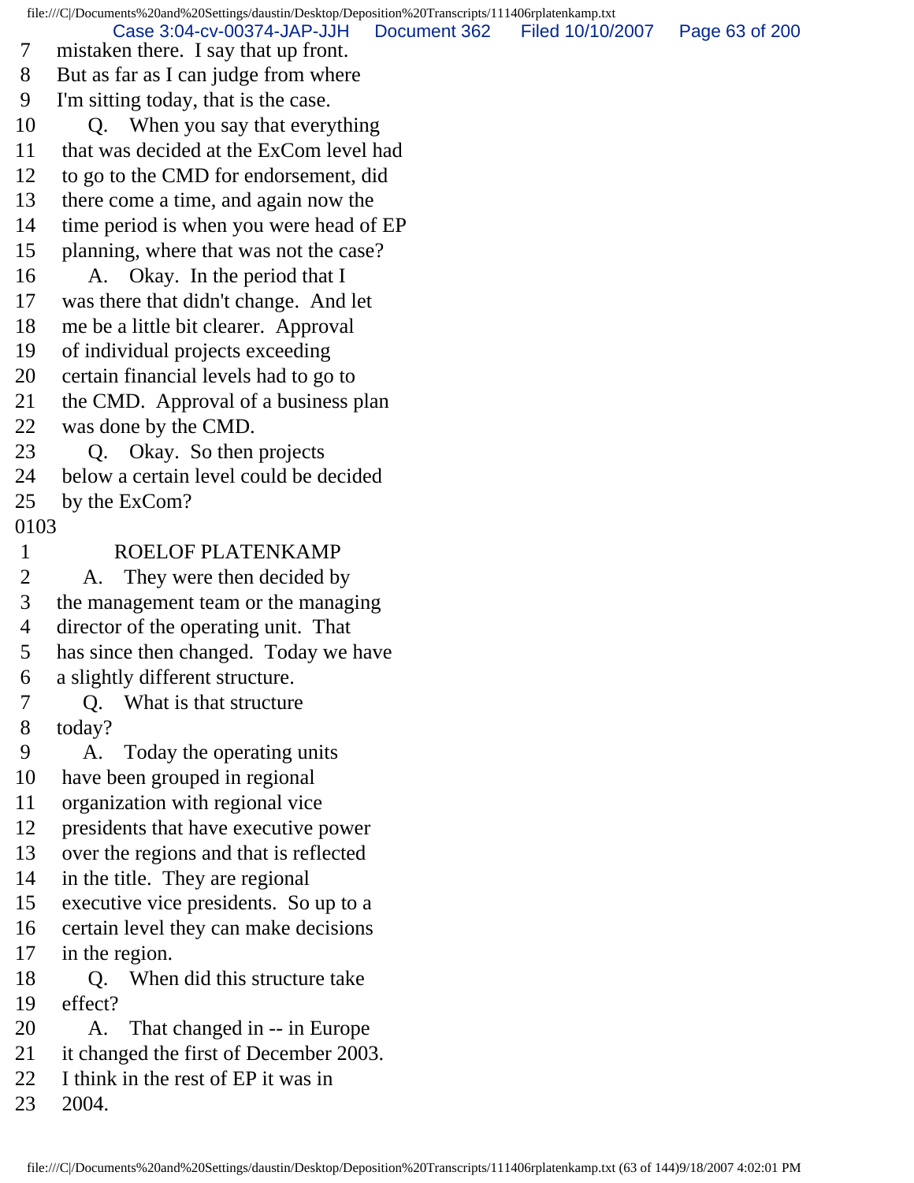7 mistaken there. I say that up front.
8 But as far as I can judge from where
9 I'm sitting today, that is the case.
10 Q. When you say that everything
11 that was decided at the ExCom level had
12 to go to the CMD for endorsement, did
13 there come a time, and again now the
14 time period is when you were head of EP
15 planning, where that was not the case?
16 A. Okay. In the period that I
17 was there that didn't change. And let
18 me be a little bit clearer. Approval
19 of individual projects exceeding
20 certain financial levels had to go to
21 the CMD. Approval of a business plan
22 was done by the CMD.
23 Q. Okay. So then projects
24 below a certain level could be decided
25 by the ExCom?
0103
1 ROELOF PLATENKAMP
2 A. They were then decided by
3 the management team or the managing
4 director of the operating unit. That
5 has since then changed. Today we have
6 a slightly different structure.
7 Q. What is that structure
8 today?
9 A. Today the operating units
10 have been grouped in regional
11 organization with regional vice
12 presidents that have executive power
13 over the regions and that is reflected
14 in the title. They are regional
15 executive vice presidents. So up to a
16 certain level they can make decisions
17 in the region.
18 Q. When did this structure take
19 effect?
20 A. That changed in -- in Europe
21 it changed the first of December 2003.
22 I think in the rest of EP it was in
23 2004.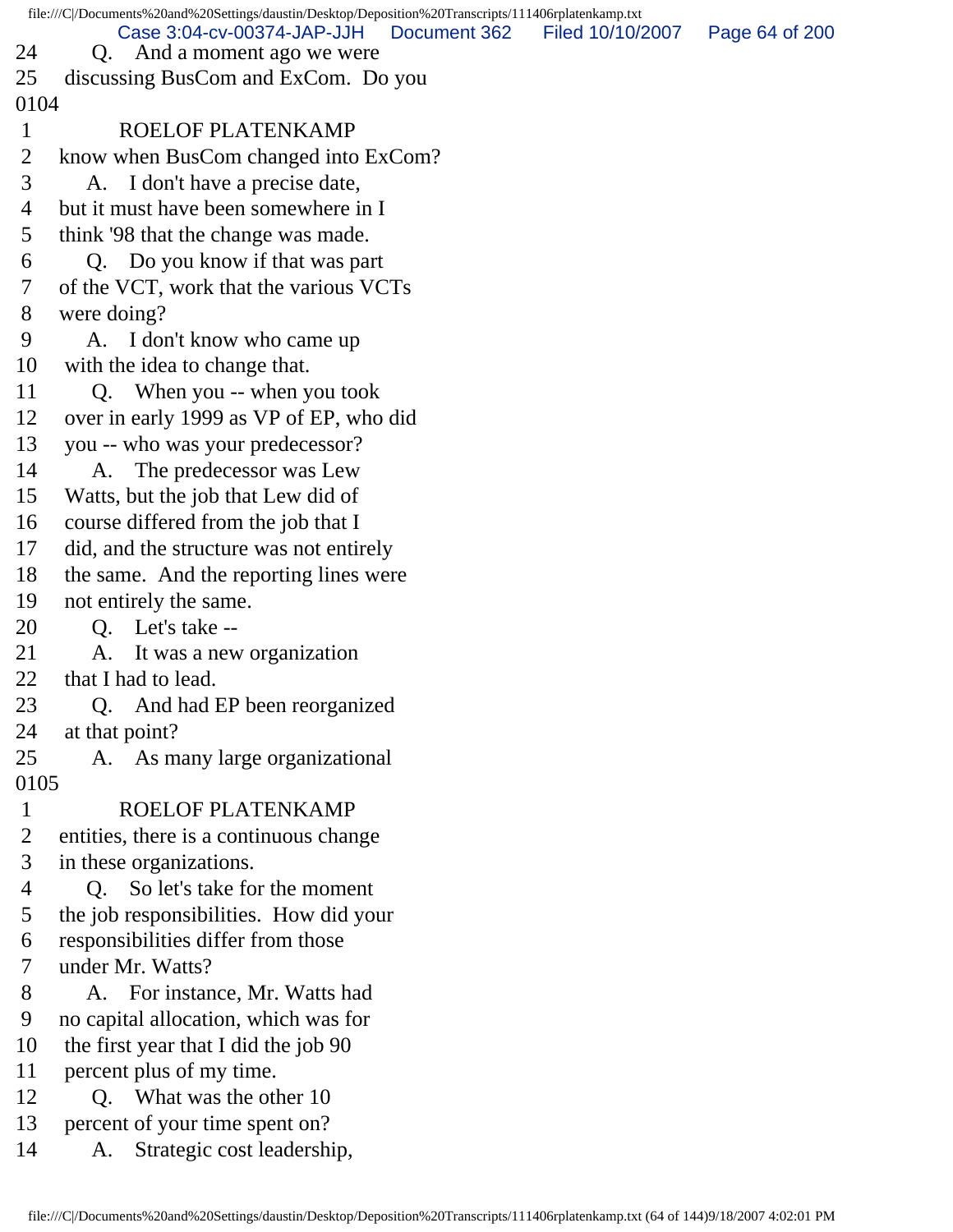24 Q. And a moment ago we were
25 discussing BusCom and ExCom. Do you

0104

1 ROELOF PLATENKAMP
2 know when BusCom changed into ExCom?
3 A. I don't have a precise date,
4 but it must have been somewhere in I
5 think '98 that the change was made.
6 Q. Do you know if that was part
7 of the VCT, work that the various VCTs
8 were doing?
9 A. I don't know who came up
10 with the idea to change that.
11 Q. When you -- when you took
12 over in early 1999 as VP of EP, who did
13 you -- who was your predecessor?
14 A. The predecessor was Lew
15 Watts, but the job that Lew did of
16 course differed from the job that I
17 did, and the structure was not entirely
18 the same. And the reporting lines were
19 not entirely the same.
20 Q. Let's take --
21 A. It was a new organization
22 that I had to lead.
23 Q. And had EP been reorganized
24 at that point?
25 A. As many large organizational

0105

1 ROELOF PLATENKAMP
2 entities, there is a continuous change
3 in these organizations.
4 Q. So let's take for the moment
5 the job responsibilities. How did your
6 responsibilities differ from those
7 under Mr. Watts?
8 A. For instance, Mr. Watts had
9 no capital allocation, which was for
10 the first year that I did the job 90
11 percent plus of my time.
12 Q. What was the other 10
13 percent of your time spent on?
14 A. Strategic cost leadership,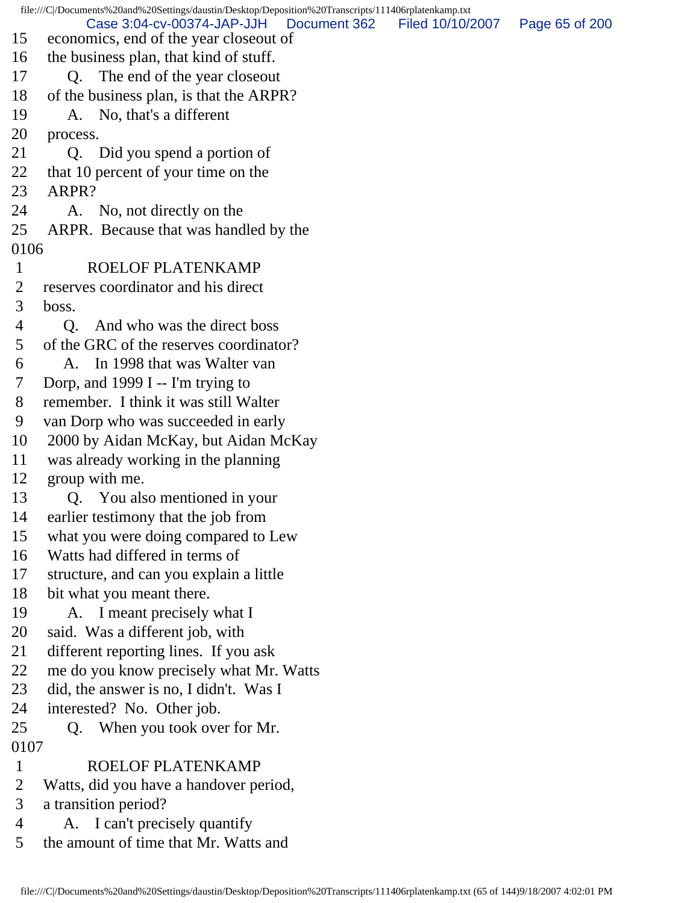15 economics, end of the year closeout of
16 the business plan, that kind of stuff.
17 Q. The end of the year closeout
18 of the business plan, is that the ARPR?
19 A. No, that's a different
20 process.
21 Q. Did you spend a portion of
22 that 10 percent of your time on the
23 ARPR?
24 A. No, not directly on the
25 ARPR. Because that was handled by the
0106
1 ROELOF PLATENKAMP
2 reserves coordinator and his direct
3 boss.
4 Q. And who was the direct boss
5 of the GRC of the reserves coordinator?
6 A. In 1998 that was Walter van
7 Dorp, and 1999 I -- I'm trying to
8 remember. I think it was still Walter
9 van Dorp who was succeeded in early
10 2000 by Aidan McKay, but Aidan McKay
11 was already working in the planning
12 group with me.
13 Q. You also mentioned in your
14 earlier testimony that the job from
15 what you were doing compared to Lew
16 Watts had differed in terms of
17 structure, and can you explain a little
18 bit what you meant there.
19 A. I meant precisely what I
20 said. Was a different job, with
21 different reporting lines. If you ask
22 me do you know precisely what Mr. Watts
23 did, the answer is no, I didn't. Was I
24 interested? No. Other job.
25 Q. When you took over for Mr.
0107
1 ROELOF PLATENKAMP
2 Watts, did you have a handover period,
3 a transition period?
4 A. I can't precisely quantify
5 the amount of time that Mr. Watts and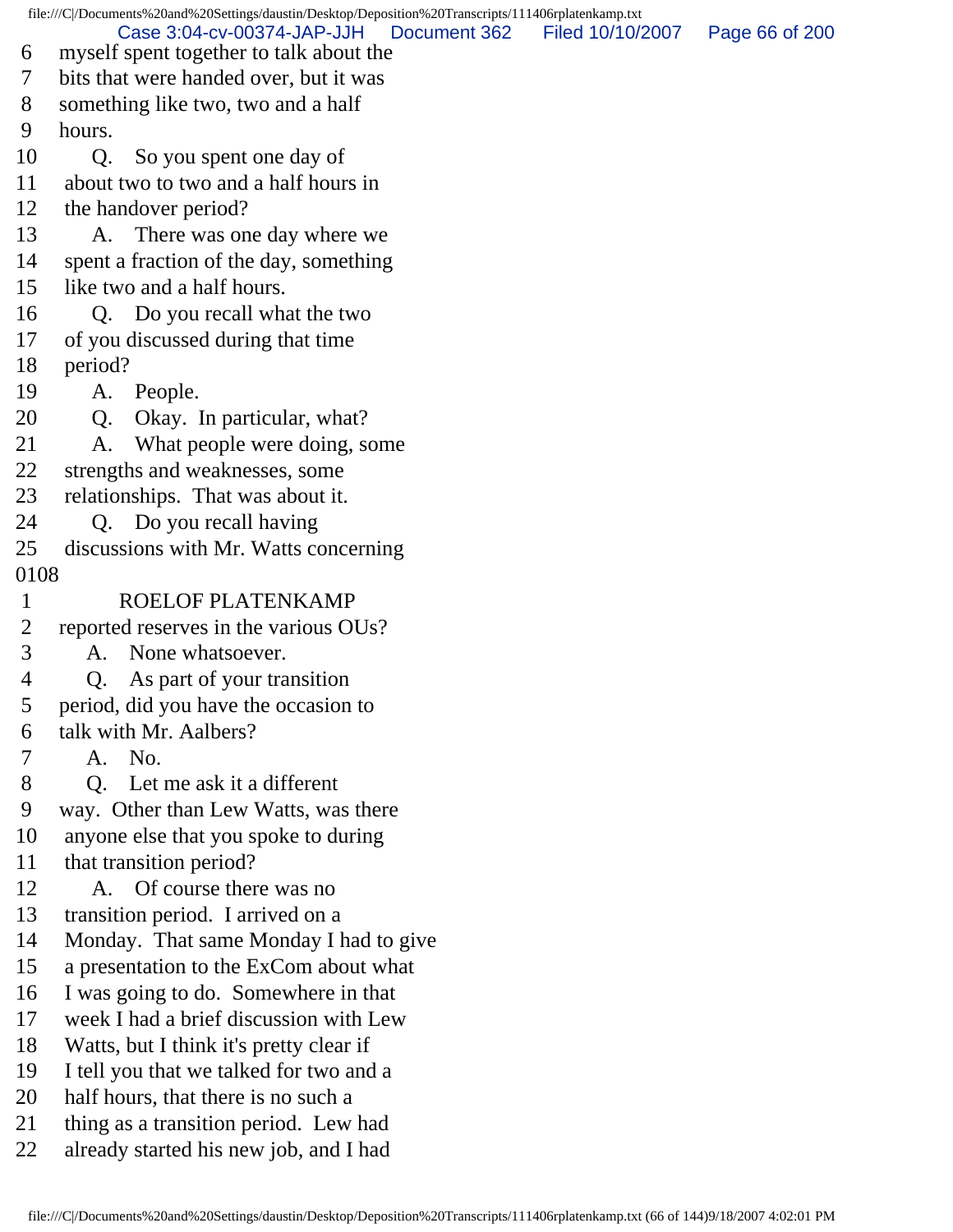6 myself spent together to talk about the
7 bits that were handed over, but it was
8 something like two, two and a half
9 hours.
10 Q. So you spent one day of
11 about two to two and a half hours in
12 the handover period?
13 A. There was one day where we
14 spent a fraction of the day, something
15 like two and a half hours.
16 Q. Do you recall what the two
17 of you discussed during that time
18 period?
19 A. People.
20 Q. Okay. In particular, what?
21 A. What people were doing, some
22 strengths and weaknesses, some
23 relationships. That was about it.
24 Q. Do you recall having
25 discussions with Mr. Watts concerning

0108

1 ROELOF PLATENKAMP
2 reported reserves in the various OUs?
3 A. None whatsoever.
4 Q. As part of your transition
5 period, did you have the occasion to
6 talk with Mr. Aalbers?
7 A. No.
8 Q. Let me ask it a different
9 way. Other than Lew Watts, was there
10 anyone else that you spoke to during
11 that transition period?
12 A. Of course there was no
13 transition period. I arrived on a
14 Monday. That same Monday I had to give
15 a presentation to the ExCom about what
16 I was going to do. Somewhere in that
17 week I had a brief discussion with Lew
18 Watts, but I think it's pretty clear if
19 I tell you that we talked for two and a
20 half hours, that there is no such a
21 thing as a transition period. Lew had
22 already started his new job, and I had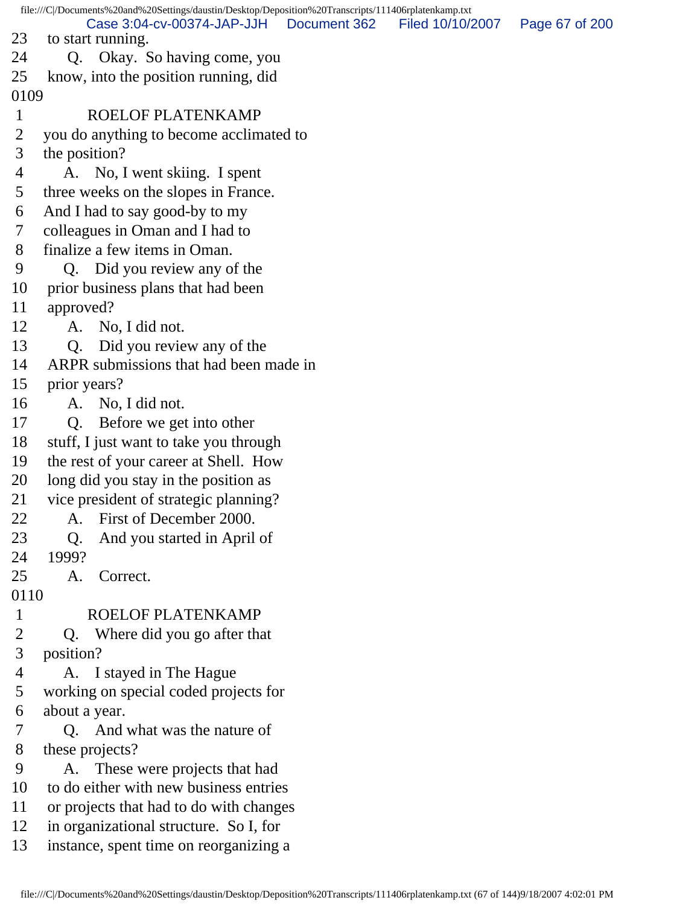23 to start running.
24 Q. Okay. So having come, you
25 know, into the position running, did

0109

1 ROELOF PLATENKAMP
2 you do anything to become acclimated to
3 the position?
4 A. No, I went skiing. I spent
5 three weeks on the slopes in France.
6 And I had to say good-by to my
7 colleagues in Oman and I had to
8 finalize a few items in Oman.
9 Q. Did you review any of the
10 prior business plans that had been
11 approved?
12 A. No, I did not.
13 Q. Did you review any of the
14 ARPR submissions that had been made in
15 prior years?
16 A. No, I did not.
17 Q. Before we get into other
18 stuff, I just want to take you through
19 the rest of your career at Shell. How
20 long did you stay in the position as
21 vice president of strategic planning?
22 A. First of December 2000.
23 Q. And you started in April of
24 1999?
25 A. Correct.

0110

1 ROELOF PLATENKAMP
2 Q. Where did you go after that
3 position?
4 A. I stayed in The Hague
5 working on special coded projects for
6 about a year.
7 Q. And what was the nature of
8 these projects?
9 A. These were projects that had
10 to do either with new business entries
11 or projects that had to do with changes
12 in organizational structure. So I, for
13 instance, spent time on reorganizing a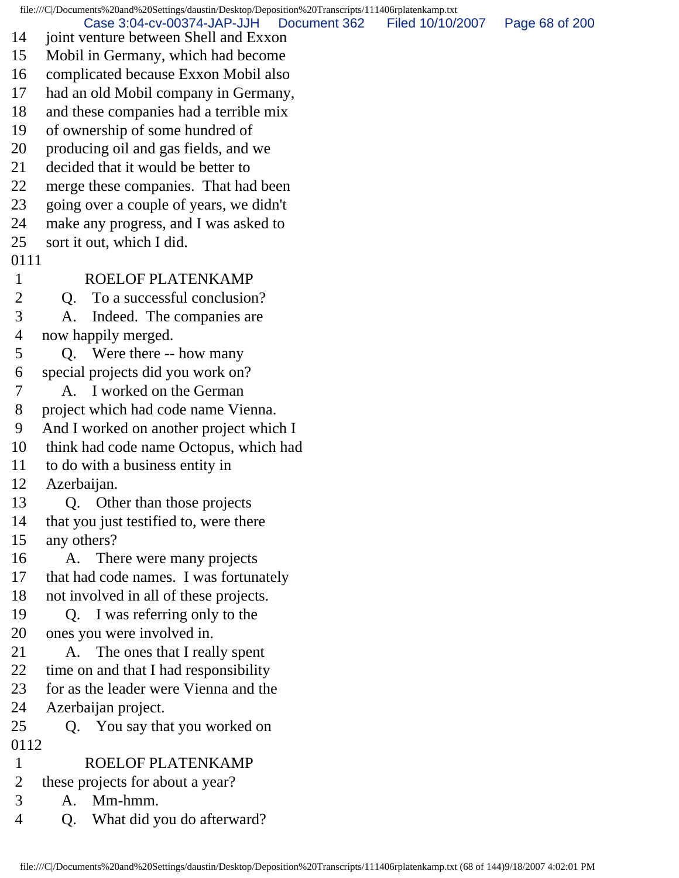14 joint venture between Shell and Exxon
15 Mobil in Germany, which had become
16 complicated because Exxon Mobil also
17 had an old Mobil company in Germany,
18 and these companies had a terrible mix
19 of ownership of some hundred of
20 producing oil and gas fields, and we
21 decided that it would be better to
22 merge these companies. That had been
23 going over a couple of years, we didn't
24 make any progress, and I was asked to
25 sort it out, which I did.

0111

1 ROELOF PLATENKAMP
2 Q. To a successful conclusion?
3 A. Indeed. The companies are
4 now happily merged.
5 Q. Were there -- how many
6 special projects did you work on?
7 A. I worked on the German
8 project which had code name Vienna.
9 And I worked on another project which I
10 think had code name Octopus, which had
11 to do with a business entity in
12 Azerbaijan.
13 Q. Other than those projects
14 that you just testified to, were there
15 any others?
16 A. There were many projects
17 that had code names. I was fortunately
18 not involved in all of these projects.
19 Q. I was referring only to the
20 ones you were involved in.
21 A. The ones that I really spent
22 time on and that I had responsibility
23 for as the leader were Vienna and the
24 Azerbaijan project.
25 Q. You say that you worked on

0112

1 ROELOF PLATENKAMP
2 these projects for about a year?
3 A. Mm-hmm.
4 Q. What did you do afterward?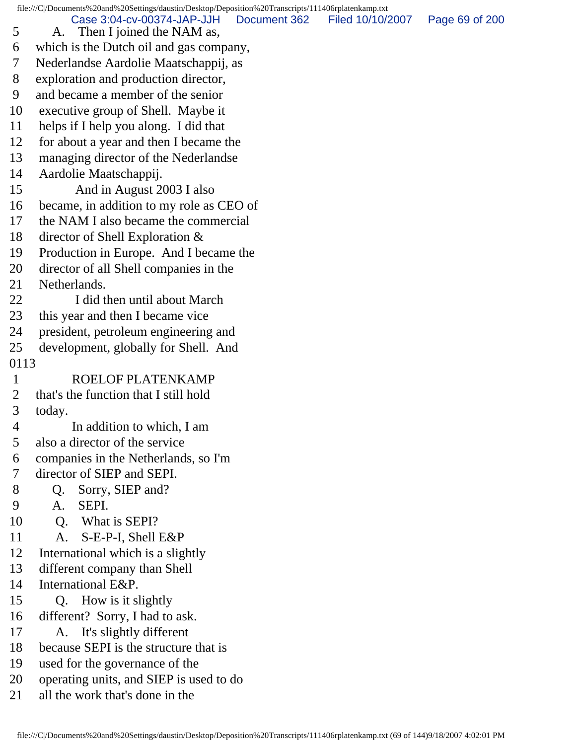5 A. Then I joined the NAM as,
6 which is the Dutch oil and gas company,
7 Nederlandse Aardolie Maatschappij, as
8 exploration and production director,
9 and became a member of the senior
10 executive group of Shell. Maybe it
11 helps if I help you along. I did that
12 for about a year and then I became the
13 managing director of the Nederlandse
14 Aardolie Maatschappij.
15 And in August 2003 I also
16 became, in addition to my role as CEO of
17 the NAM I also became the commercial
18 director of Shell Exploration &
19 Production in Europe. And I became the
20 director of all Shell companies in the
21 Netherlands.
22 I did then until about March
23 this year and then I became vice
24 president, petroleum engineering and
25 development, globally for Shell. And

0113

1 ROELOF PLATENKAMP
2 that's the function that I still hold
3 today.
4 In addition to which, I am
5 also a director of the service
6 companies in the Netherlands, so I'm
7 director of SIEP and SEPI.
8 Q. Sorry, SIEP and?
9 A. SEPI.
10 Q. What is SEPI?
11 A. S-E-P-I, Shell E&P
12 International which is a slightly
13 different company than Shell
14 International E&P.
15 Q. How is it slightly
16 different? Sorry, I had to ask.
17 A. It's slightly different
18 because SEPI is the structure that is
19 used for the governance of the
20 operating units, and SIEP is used to do
21 all the work that's done in the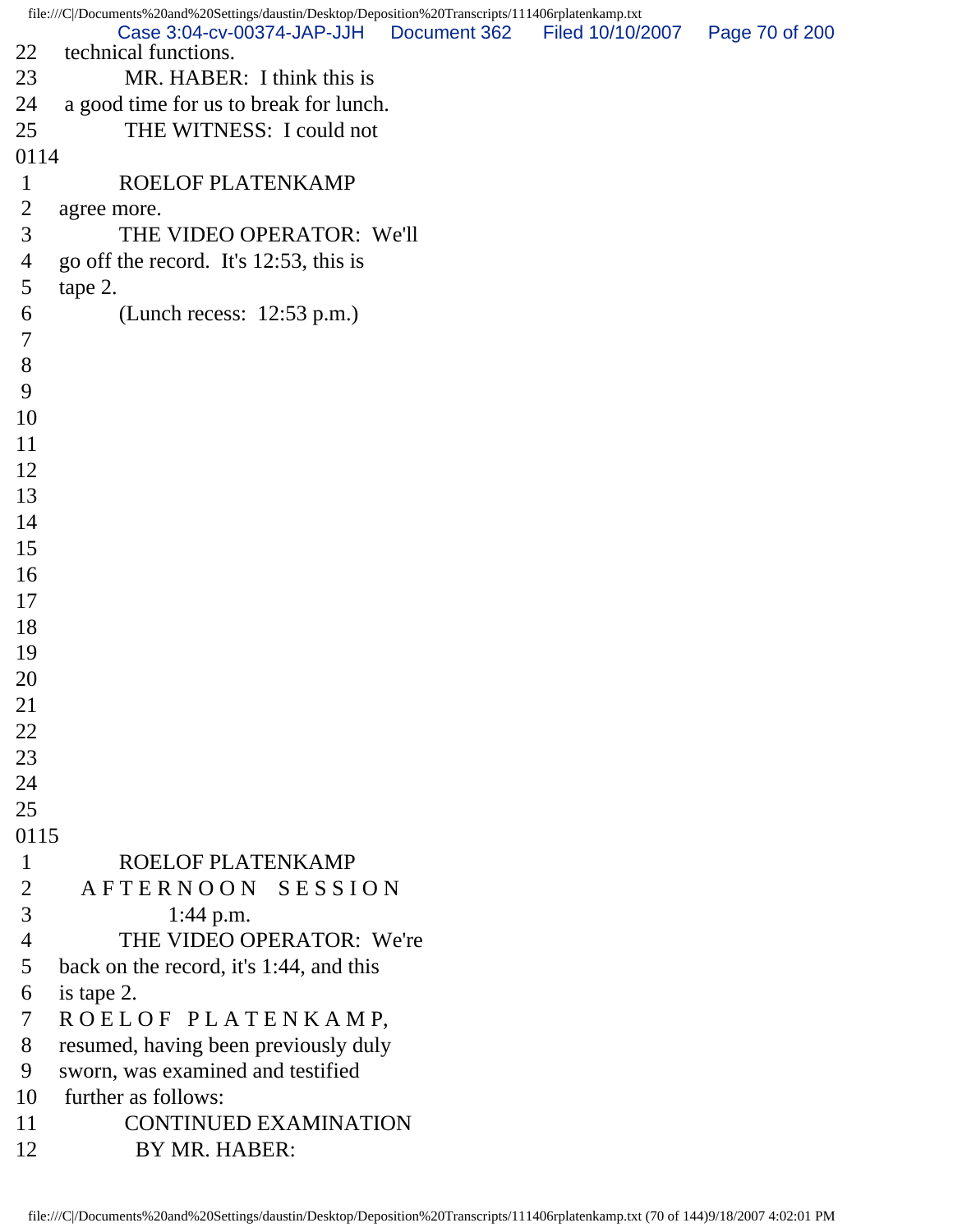22 technical functions.
23 MR. HABER: I think this is
24 a good time for us to break for lunch.
25 THE WITNESS: I could not
0114
1 ROELOF PLATENKAMP
2 agree more.
3 THE VIDEO OPERATOR: We'll
4 go off the record. It's 12:53, this is
5 tape 2.
6 (Lunch recess: 12:53 p.m.)
7
8
9
10
11
12
13
14
15
16
17
18
19
20
21
22
23
24
25
0115
1 ROELOF PLATENKAMP
2 A F T E R N O O N S E S S I O N
3 1:44 p.m.
4 THE VIDEO OPERATOR: We're
5 back on the record, it's 1:44, and this
6 is tape 2.
7 R O E L O F P L A T E N K A M P,
8 resumed, having been previously duly
9 sworn, was examined and testified
10 further as follows:
11 CONTINUED EXAMINATION
12 BY MR. HABER: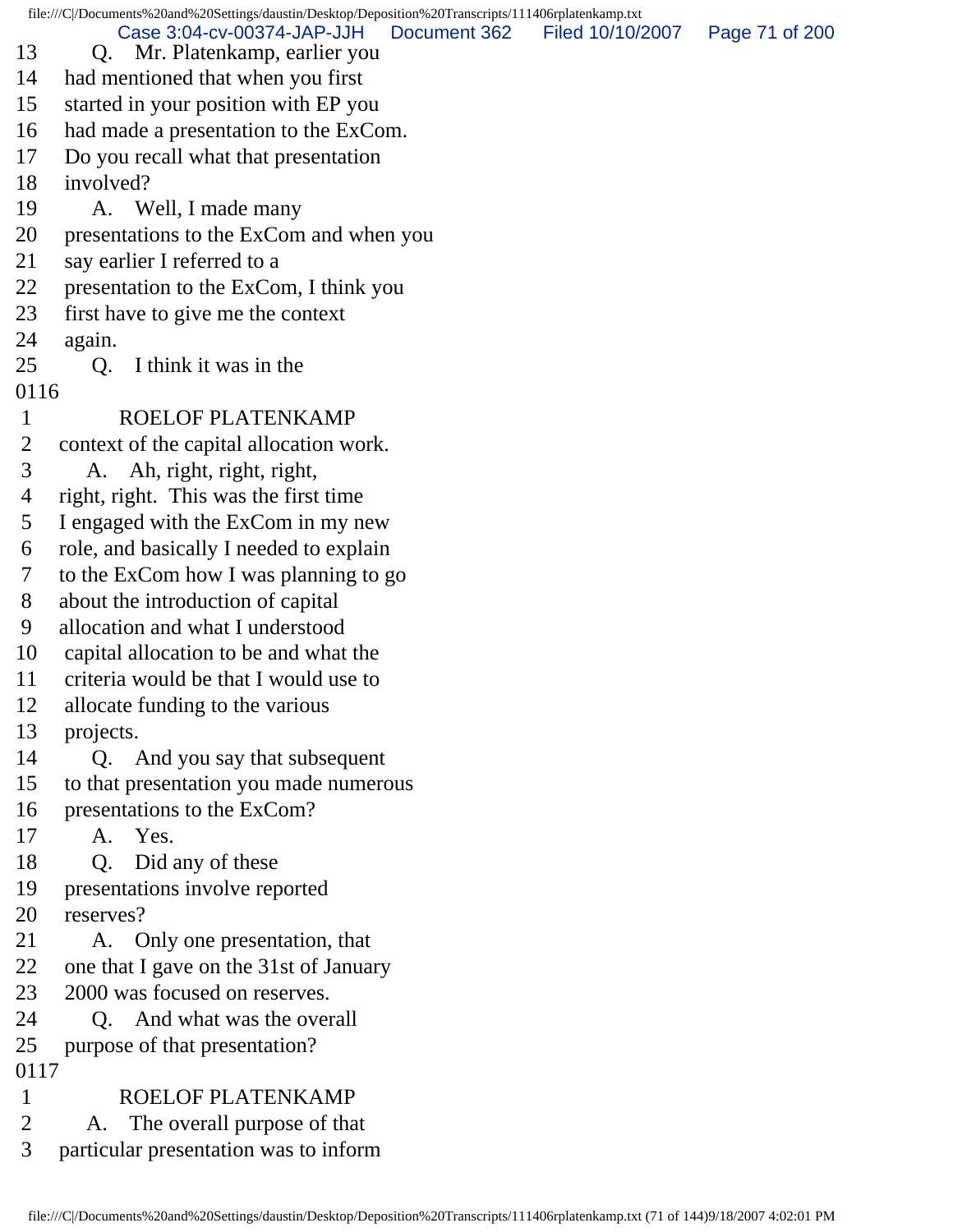13 Q. Mr. Platenkamp, earlier you
14 had mentioned that when you first
15 started in your position with EP you
16 had made a presentation to the ExCom.
17 Do you recall what that presentation
18 involved?
19 A. Well, I made many
20 presentations to the ExCom and when you
21 say earlier I referred to a
22 presentation to the ExCom, I think you
23 first have to give me the context
24 again.
25 Q. I think it was in the
0116
1 ROELOF PLATENKAMP
2 context of the capital allocation work.
3 A. Ah, right, right, right,
4 right, right. This was the first time
5 I engaged with the ExCom in my new
6 role, and basically I needed to explain
7 to the ExCom how I was planning to go
8 about the introduction of capital
9 allocation and what I understood
10 capital allocation to be and what the
11 criteria would be that I would use to
12 allocate funding to the various
13 projects.
14 Q. And you say that subsequent
15 to that presentation you made numerous
16 presentations to the ExCom?
17 A. Yes.
18 Q. Did any of these
19 presentations involve reported
20 reserves?
21 A. Only one presentation, that
22 one that I gave on the 31st of January
23 2000 was focused on reserves.
24 Q. And what was the overall
25 purpose of that presentation?
0117
1 ROELOF PLATENKAMP
2 A. The overall purpose of that
3 particular presentation was to inform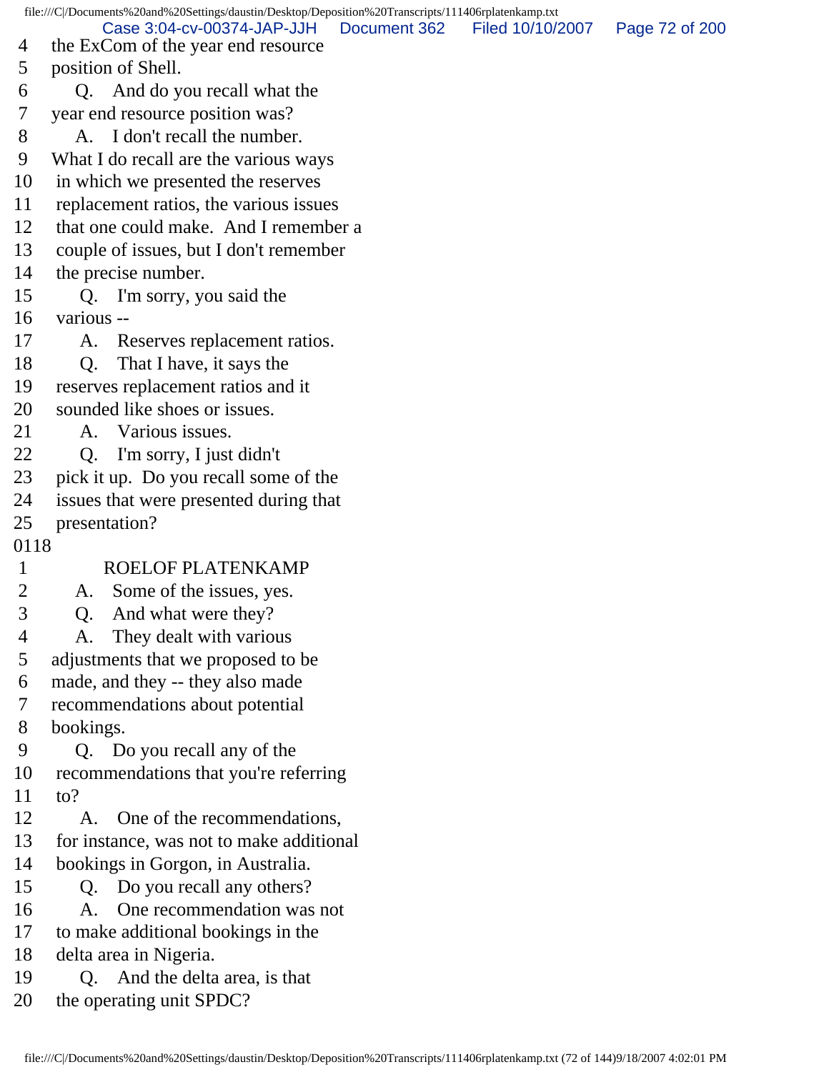4 the ExCom of the year end resource
5 position of Shell.
6 Q. And do you recall what the
7 year end resource position was?
8 A. I don't recall the number.
9 What I do recall are the various ways
10 in which we presented the reserves
11 replacement ratios, the various issues
12 that one could make. And I remember a
13 couple of issues, but I don't remember
14 the precise number.
15 Q. I'm sorry, you said the
16 various --
17 A. Reserves replacement ratios.
18 Q. That I have, it says the
19 reserves replacement ratios and it
20 sounded like shoes or issues.
21 A. Various issues.
22 Q. I'm sorry, I just didn't
23 pick it up. Do you recall some of the
24 issues that were presented during that
25 presentation?

0118

1 ROELOF PLATENKAMP
2 A. Some of the issues, yes.
3 Q. And what were they?
4 A. They dealt with various
5 adjustments that we proposed to be
6 made, and they -- they also made
7 recommendations about potential
8 bookings.
9 Q. Do you recall any of the
10 recommendations that you're referring
11 to?
12 A. One of the recommendations,
13 for instance, was not to make additional
14 bookings in Gorgon, in Australia.
15 Q. Do you recall any others?
16 A. One recommendation was not
17 to make additional bookings in the
18 delta area in Nigeria.
19 Q. And the delta area, is that
20 the operating unit SPDC?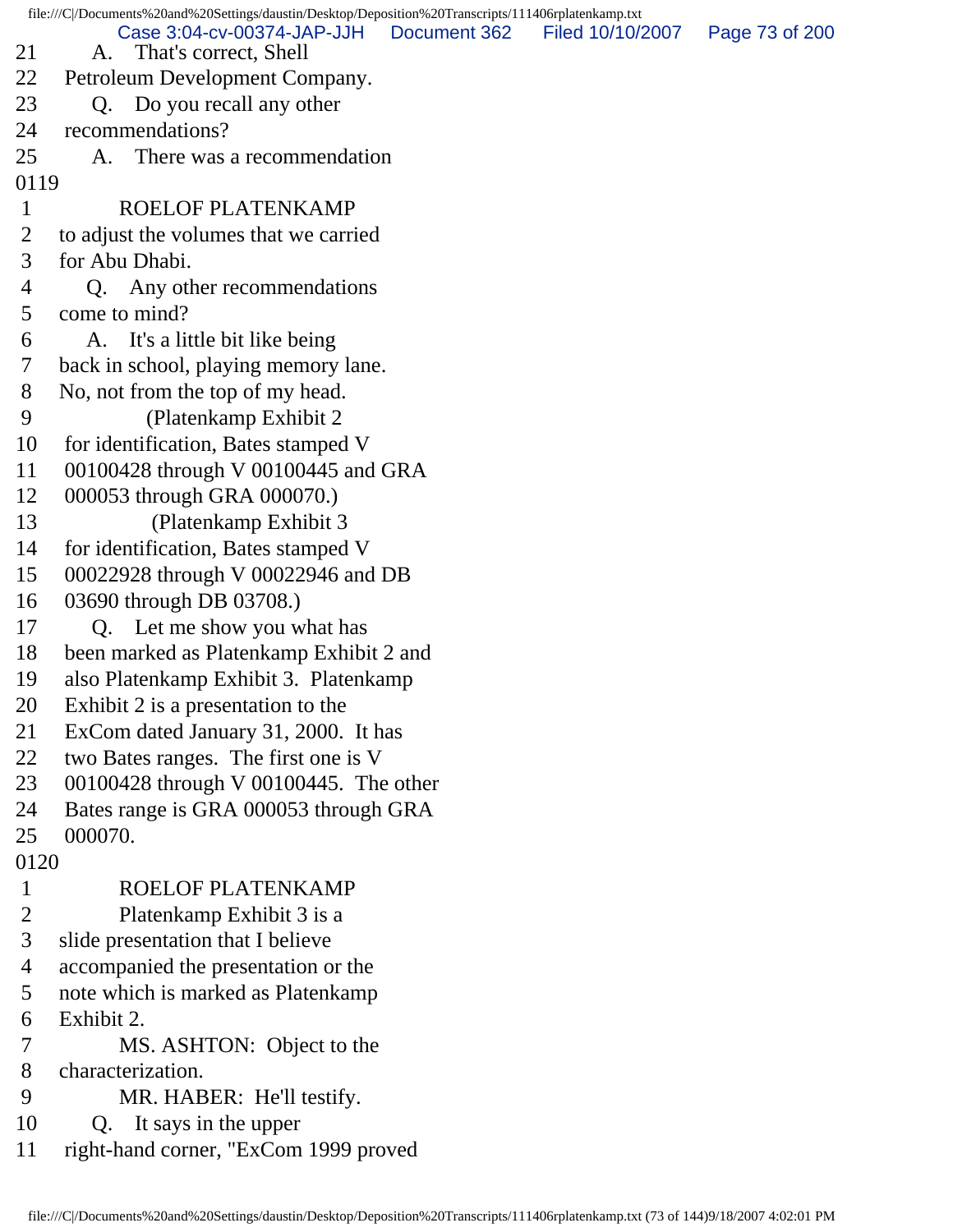21 A. That's correct, Shell
22 Petroleum Development Company.
23 Q. Do you recall any other
24 recommendations?
25 A. There was a recommendation

0119

1 ROELOF PLATENKAMP
2 to adjust the volumes that we carried
3 for Abu Dhabi.
4 Q. Any other recommendations
5 come to mind?
6 A. It's a little bit like being
7 back in school, playing memory lane.
8 No, not from the top of my head.
9 (Platenkamp Exhibit 2
10 for identification, Bates stamped V
11 00100428 through V 00100445 and GRA
12 000053 through GRA 000070.)
13 (Platenkamp Exhibit 3
14 for identification, Bates stamped V
15 00022928 through V 00022946 and DB
16 03690 through DB 03708.)
17 Q. Let me show you what has
18 been marked as Platenkamp Exhibit 2 and
19 also Platenkamp Exhibit 3. Platenkamp
20 Exhibit 2 is a presentation to the
21 ExCom dated January 31, 2000. It has
22 two Bates ranges. The first one is V
23 00100428 through V 00100445. The other
24 Bates range is GRA 000053 through GRA
25 000070.

0120

1 ROELOF PLATENKAMP
2 Platenkamp Exhibit 3 is a
3 slide presentation that I believe
4 accompanied the presentation or the
5 note which is marked as Platenkamp
6 Exhibit 2.
7 MS. ASHTON: Object to the
8 characterization.
9 MR. HABER: He'll testify.
10 Q. It says in the upper
11 right-hand corner, "ExCom 1999 proved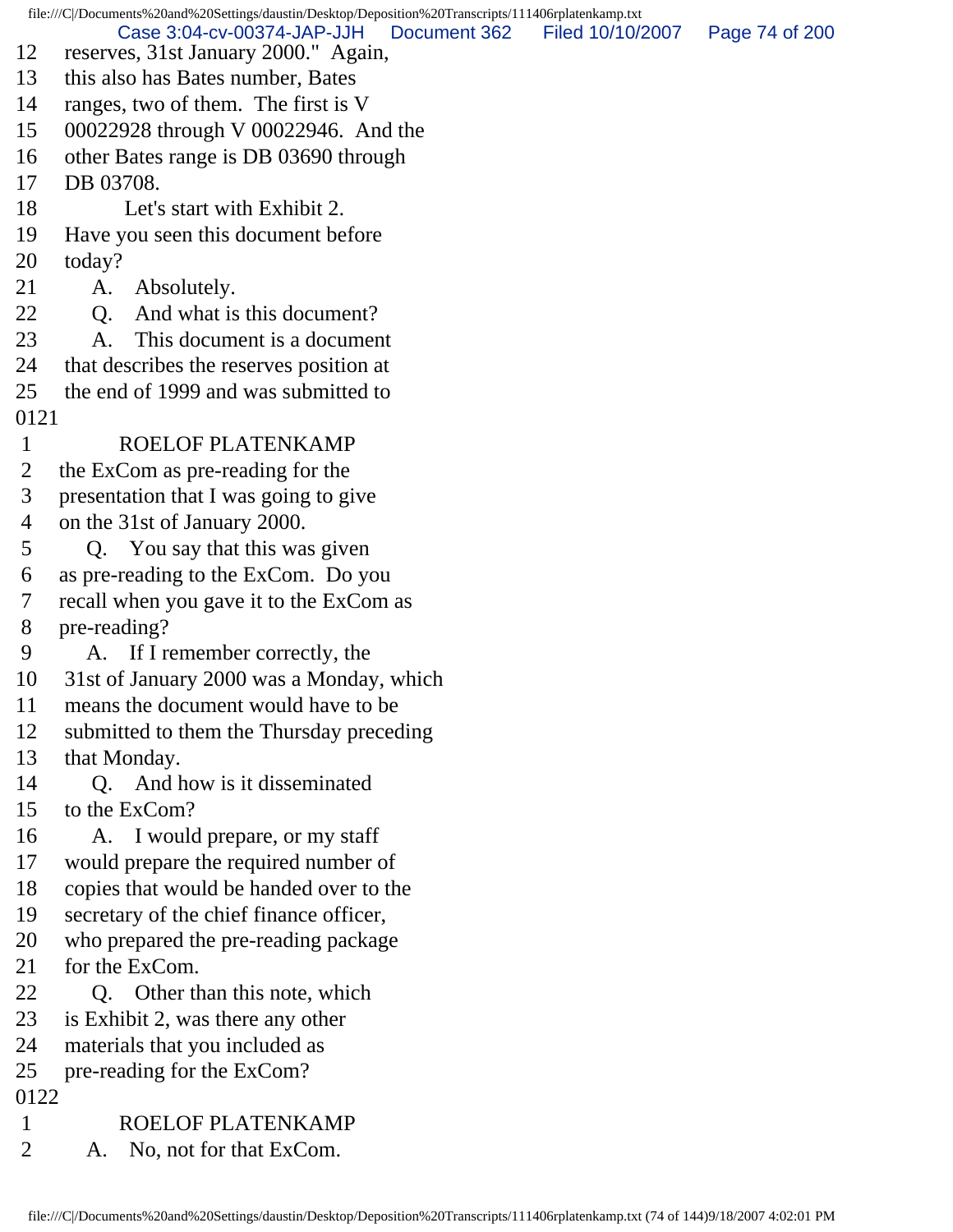12 reserves, 31st January 2000." Again,
13 this also has Bates number, Bates
14 ranges, two of them. The first is V
15 00022928 through V 00022946. And the
16 other Bates range is DB 03690 through
17 DB 03708.
18 Let's start with Exhibit 2.
19 Have you seen this document before
20 today?
21 A. Absolutely.
22 Q. And what is this document?
23 A. This document is a document
24 that describes the reserves position at
25 the end of 1999 and was submitted to
0121
1 ROELOF PLATENKAMP
2 the ExCom as pre-reading for the
3 presentation that I was going to give
4 on the 31st of January 2000.
5 Q. You say that this was given
6 as pre-reading to the ExCom. Do you
7 recall when you gave it to the ExCom as
8 pre-reading?
9 A. If I remember correctly, the
10 31st of January 2000 was a Monday, which
11 means the document would have to be
12 submitted to them the Thursday preceding
13 that Monday.
14 Q. And how is it disseminated
15 to the ExCom?
16 A. I would prepare, or my staff
17 would prepare the required number of
18 copies that would be handed over to the
19 secretary of the chief finance officer,
20 who prepared the pre-reading package
21 for the ExCom.
22 Q. Other than this note, which
23 is Exhibit 2, was there any other
24 materials that you included as
25 pre-reading for the ExCom?
0122
1 ROELOF PLATENKAMP
2 A. No, not for that ExCom.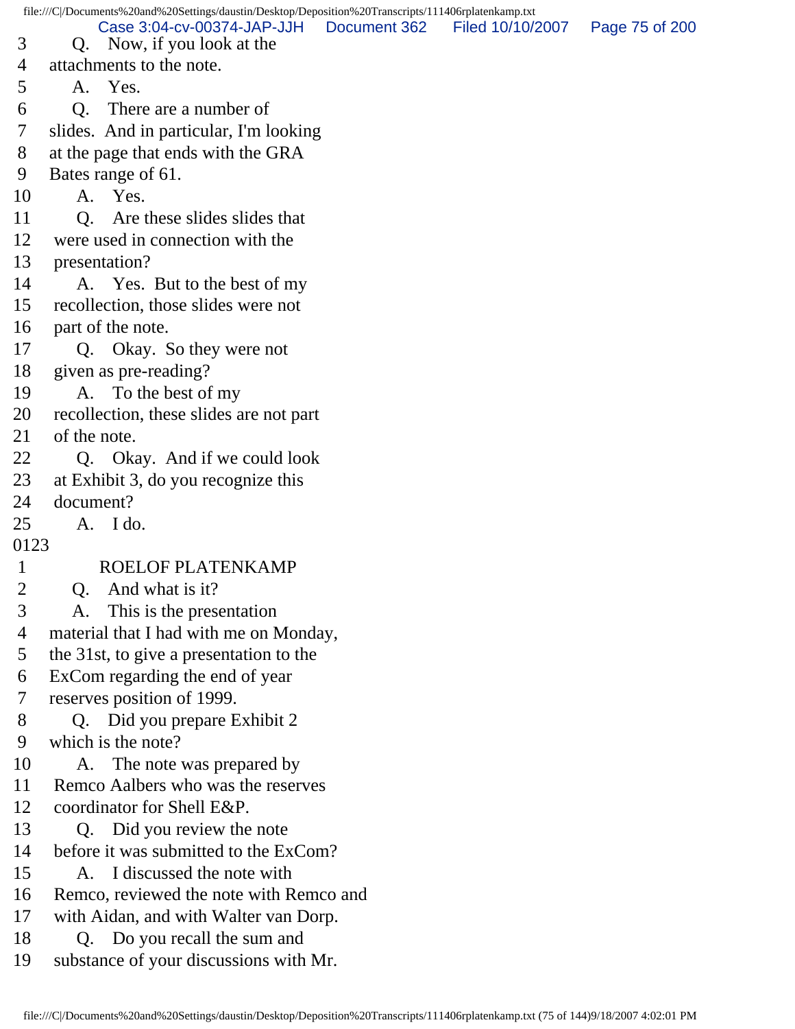3 Q. Now, if you look at the
4 attachments to the note.
5 A. Yes.
6 Q. There are a number of
7 slides. And in particular, I'm looking
8 at the page that ends with the GRA
9 Bates range of 61.
10 A. Yes.
11 Q. Are these slides slides that
12 were used in connection with the
13 presentation?
14 A. Yes. But to the best of my
15 recollection, those slides were not
16 part of the note.
17 Q. Okay. So they were not
18 given as pre-reading?
19 A. To the best of my
20 recollection, these slides are not part
21 of the note.
22 Q. Okay. And if we could look
23 at Exhibit 3, do you recognize this
24 document?
25 A. I do.

0123

1 ROELOF PLATENKAMP
2 Q. And what is it?
3 A. This is the presentation
4 material that I had with me on Monday,
5 the 31st, to give a presentation to the
6 ExCom regarding the end of year
7 reserves position of 1999.
8 Q. Did you prepare Exhibit 2
9 which is the note?
10 A. The note was prepared by
11 Remco Aalbers who was the reserves
12 coordinator for Shell E&P.
13 Q. Did you review the note
14 before it was submitted to the ExCom?
15 A. I discussed the note with
16 Remco, reviewed the note with Remco and
17 with Aidan, and with Walter van Dorp.
18 Q. Do you recall the sum and
19 substance of your discussions with Mr.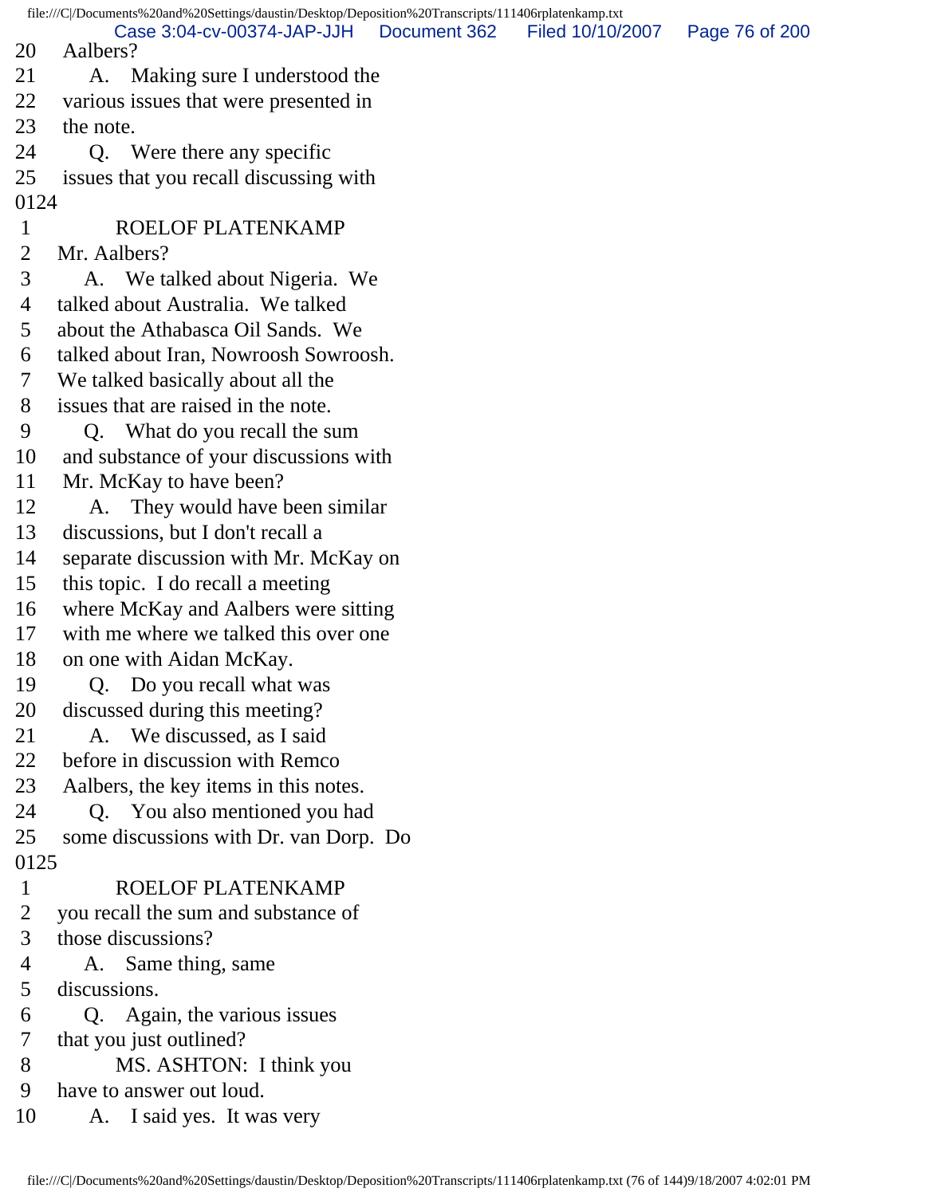20 Aalbers?
21 A. Making sure I understood the
22 various issues that were presented in
23 the note.
24 Q. Were there any specific
25 issues that you recall discussing with
0124
1 ROELOF PLATENKAMP
2 Mr. Aalbers?
3 A. We talked about Nigeria. We
4 talked about Australia. We talked
5 about the Athabasca Oil Sands. We
6 talked about Iran, Nowroosh Sowroosh.
7 We talked basically about all the
8 issues that are raised in the note.
9 Q. What do you recall the sum
10 and substance of your discussions with
11 Mr. McKay to have been?
12 A. They would have been similar
13 discussions, but I don't recall a
14 separate discussion with Mr. McKay on
15 this topic. I do recall a meeting
16 where McKay and Aalbers were sitting
17 with me where we talked this over one
18 on one with Aidan McKay.
19 Q. Do you recall what was
20 discussed during this meeting?
21 A. We discussed, as I said
22 before in discussion with Remco
23 Aalbers, the key items in this notes.
24 Q. You also mentioned you had
25 some discussions with Dr. van Dorp. Do
0125
1 ROELOF PLATENKAMP
2 you recall the sum and substance of
3 those discussions?
4 A. Same thing, same
5 discussions.
6 Q. Again, the various issues
7 that you just outlined?
8 MS. ASHTON: I think you
9 have to answer out loud.
10 A. I said yes. It was very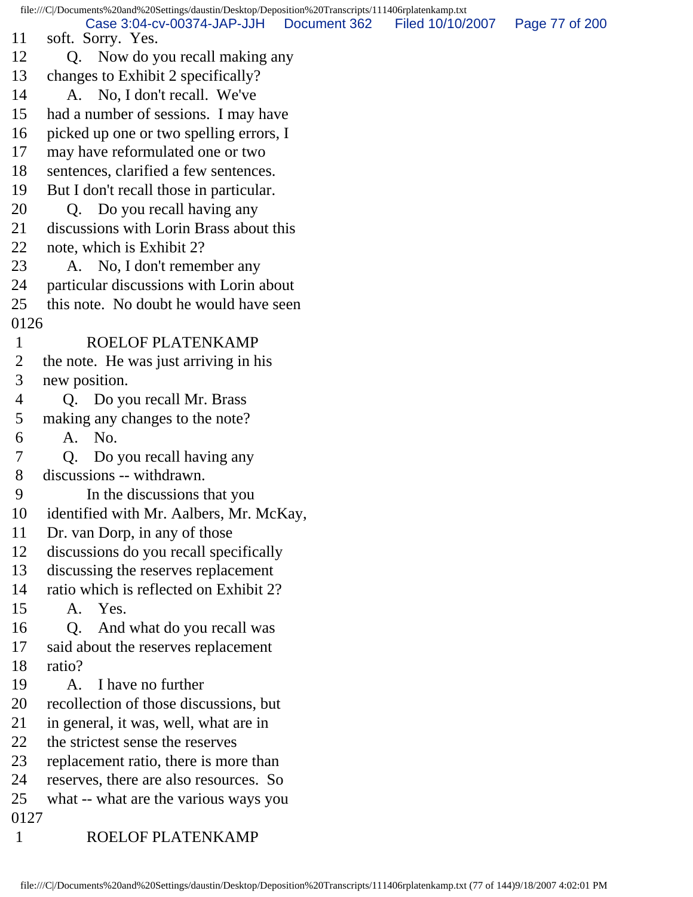11 soft. Sorry. Yes.
12 Q. Now do you recall making any
13 changes to Exhibit 2 specifically?
14 A. No, I don't recall. We've
15 had a number of sessions. I may have
16 picked up one or two spelling errors, I
17 may have reformulated one or two
18 sentences, clarified a few sentences.
19 But I don't recall those in particular.
20 Q. Do you recall having any
21 discussions with Lorin Brass about this
22 note, which is Exhibit 2?
23 A. No, I don't remember any
24 particular discussions with Lorin about
25 this note. No doubt he would have seen
0126
1 ROELOF PLATENKAMP
2 the note. He was just arriving in his
3 new position.
4 Q. Do you recall Mr. Brass
5 making any changes to the note?
6 A. No.
7 Q. Do you recall having any
8 discussions -- withdrawn.
9 In the discussions that you
10 identified with Mr. Aalbers, Mr. McKay,
11 Dr. van Dorp, in any of those
12 discussions do you recall specifically
13 discussing the reserves replacement
14 ratio which is reflected on Exhibit 2?
15 A. Yes.
16 Q. And what do you recall was
17 said about the reserves replacement
18 ratio?
19 A. I have no further
20 recollection of those discussions, but
21 in general, it was, well, what are in
22 the strictest sense the reserves
23 replacement ratio, there is more than
24 reserves, there are also resources. So
25 what -- what are the various ways you
0127
1 ROELOF PLATENKAMP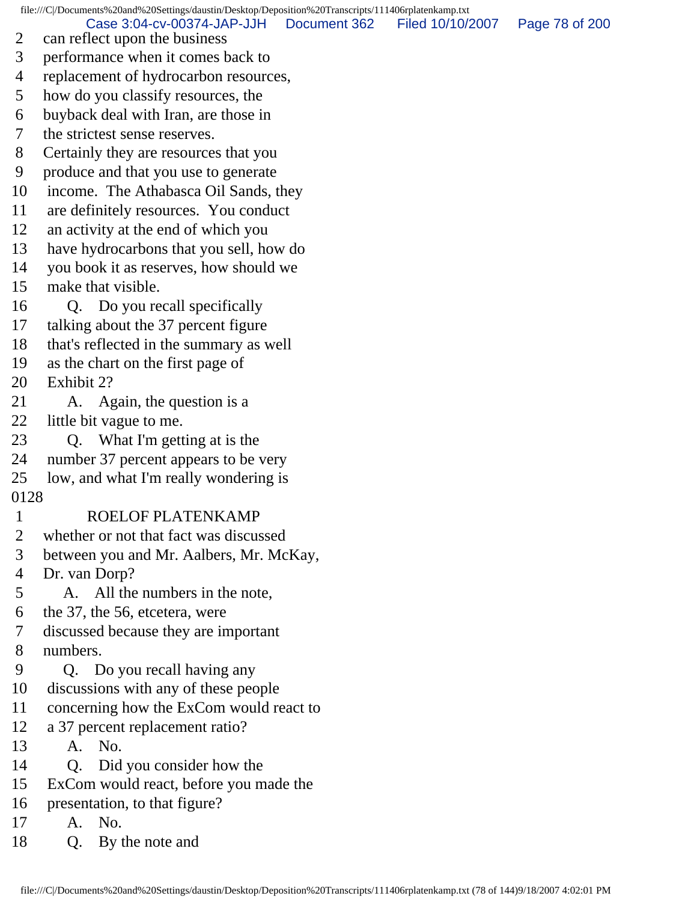2 can reflect upon the business
3 performance when it comes back to
4 replacement of hydrocarbon resources,
5 how do you classify resources, the
6 buyback deal with Iran, are those in
7 the strictest sense reserves.
8 Certainly they are resources that you
9 produce and that you use to generate
10 income. The Athabasca Oil Sands, they
11 are definitely resources. You conduct
12 an activity at the end of which you
13 have hydrocarbons that you sell, how do
14 you book it as reserves, how should we
15 make that visible.
16 Q. Do you recall specifically
17 talking about the 37 percent figure
18 that's reflected in the summary as well
19 as the chart on the first page of
20 Exhibit 2?
21 A. Again, the question is a
22 little bit vague to me.
23 Q. What I'm getting at is the
24 number 37 percent appears to be very
25 low, and what I'm really wondering is
0128
1 ROELOF PLATENKAMP
2 whether or not that fact was discussed
3 between you and Mr. Aalbers, Mr. McKay,
4 Dr. van Dorp?
5 A. All the numbers in the note,
6 the 37, the 56, etcetera, were
7 discussed because they are important
8 numbers.
9 Q. Do you recall having any
10 discussions with any of these people
11 concerning how the ExCom would react to
12 a 37 percent replacement ratio?
13 A. No.
14 Q. Did you consider how the
15 ExCom would react, before you made the
16 presentation, to that figure?
17 A. No.
18 Q. By the note and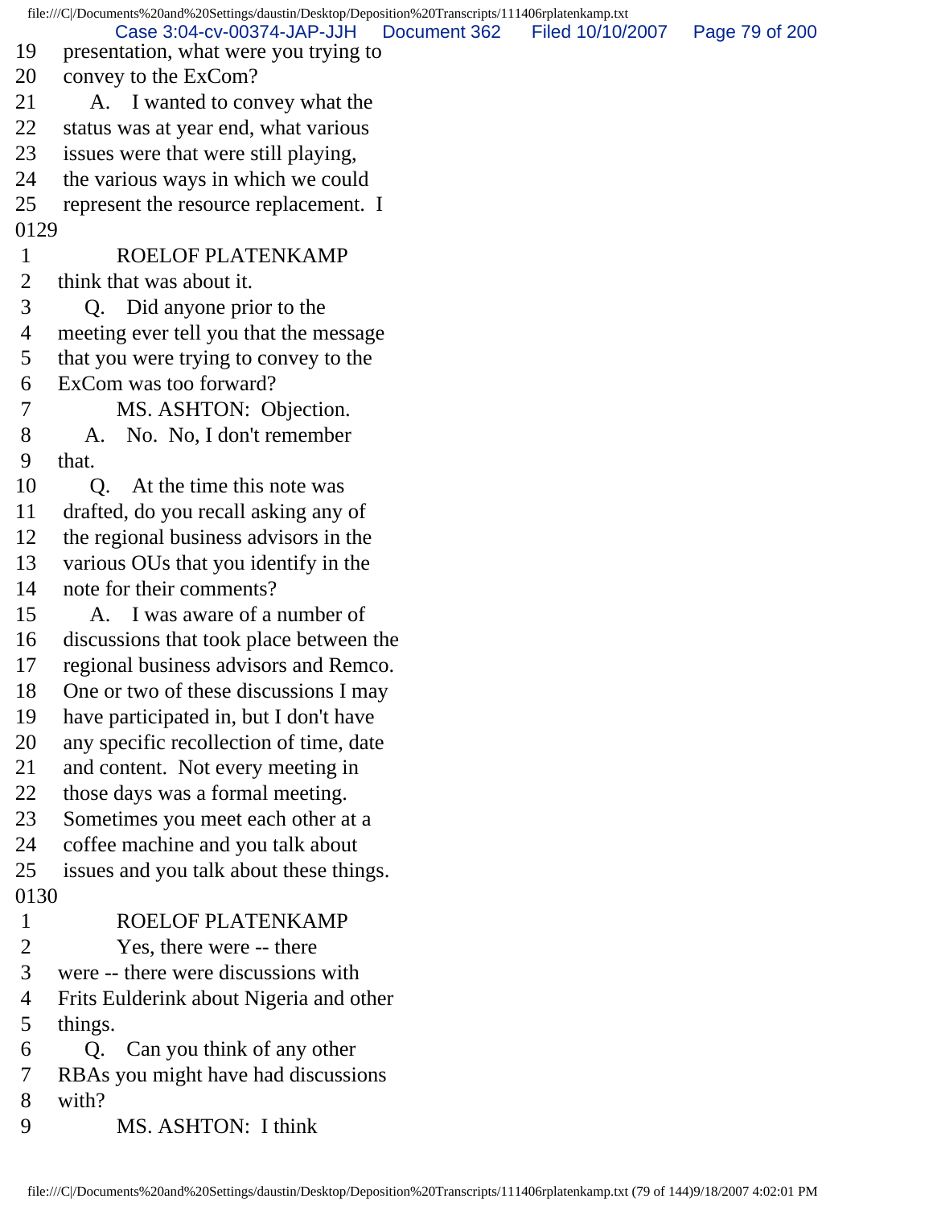19 presentation, what were you trying to
20 convey to the ExCom?
21 A. I wanted to convey what the
22 status was at year end, what various
23 issues were that were still playing,
24 the various ways in which we could
25 represent the resource replacement. I

0129

1 ROELOF PLATENKAMP
2 think that was about it.
3 Q. Did anyone prior to the
4 meeting ever tell you that the message
5 that you were trying to convey to the
6 ExCom was too forward?
7 MS. ASHTON: Objection.
8 A. No. No, I don't remember
9 that.
10 Q. At the time this note was
11 drafted, do you recall asking any of
12 the regional business advisors in the
13 various OUs that you identify in the
14 note for their comments?
15 A. I was aware of a number of
16 discussions that took place between the
17 regional business advisors and Remco.
18 One or two of these discussions I may
19 have participated in, but I don't have
20 any specific recollection of time, date
21 and content. Not every meeting in
22 those days was a formal meeting.
23 Sometimes you meet each other at a
24 coffee machine and you talk about
25 issues and you talk about these things.

0130

1 ROELOF PLATENKAMP
2 Yes, there were -- there
3 were -- there were discussions with
4 Frits Eulderink about Nigeria and other
5 things.
6 Q. Can you think of any other
7 RBAs you might have had discussions
8 with?
9 MS. ASHTON: I think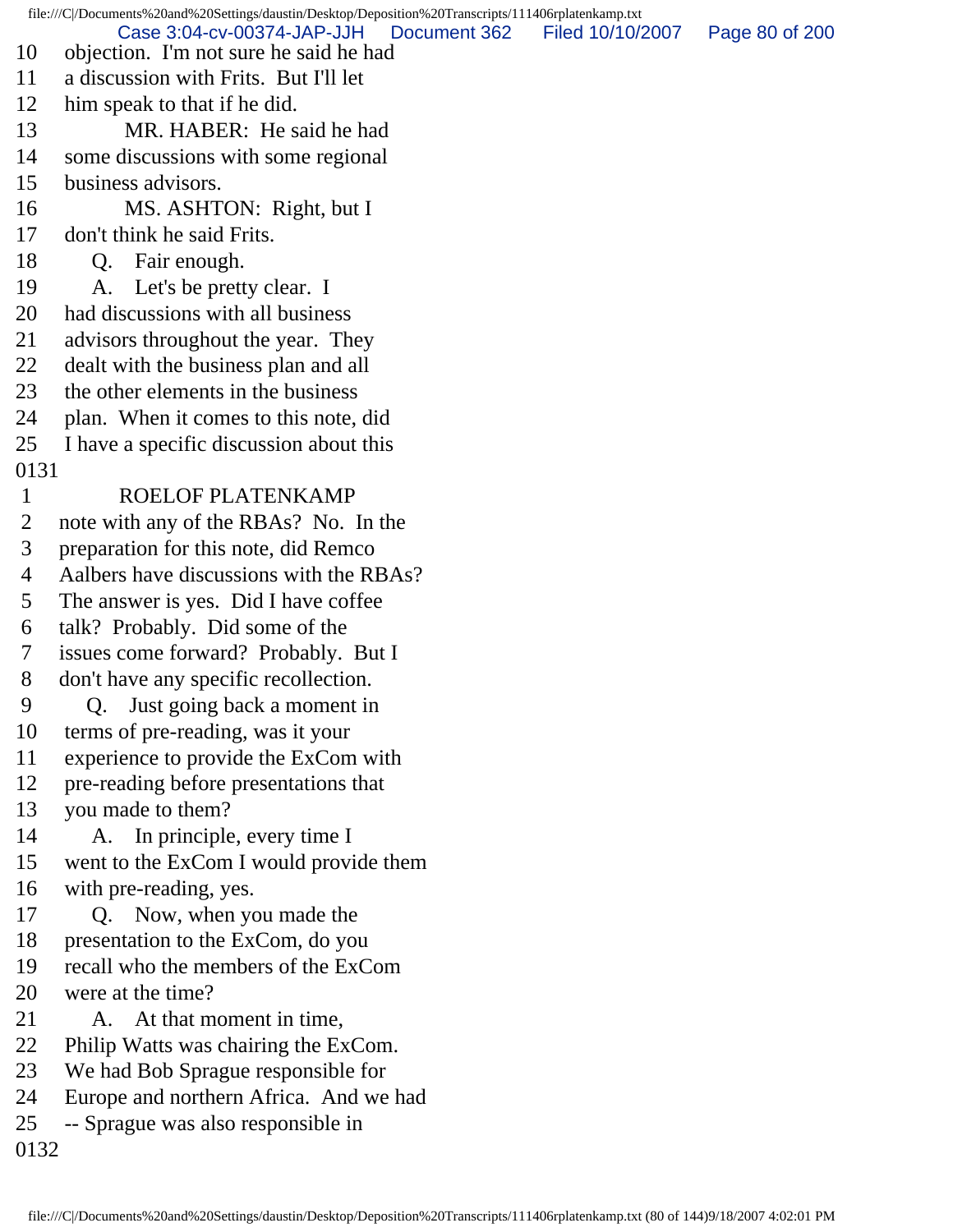10 objection. I'm not sure he said he had
11 a discussion with Frits. But I'll let
12 him speak to that if he did.
13 MR. HABER: He said he had
14 some discussions with some regional
15 business advisors.
16 MS. ASHTON: Right, but I
17 don't think he said Frits.
18 Q. Fair enough.
19 A. Let's be pretty clear. I
20 had discussions with all business
21 advisors throughout the year. They
22 dealt with the business plan and all
23 the other elements in the business
24 plan. When it comes to this note, did
25 I have a specific discussion about this

0131

1 ROELOF PLATENKAMP
2 note with any of the RBAs? No. In the
3 preparation for this note, did Remco
4 Aalbers have discussions with the RBAs?
5 The answer is yes. Did I have coffee
6 talk? Probably. Did some of the
7 issues come forward? Probably. But I
8 don't have any specific recollection.
9 Q. Just going back a moment in
10 terms of pre-reading, was it your
11 experience to provide the ExCom with
12 pre-reading before presentations that
13 you made to them?
14 A. In principle, every time I
15 went to the ExCom I would provide them
16 with pre-reading, yes.
17 Q. Now, when you made the
18 presentation to the ExCom, do you
19 recall who the members of the ExCom
20 were at the time?
21 A. At that moment in time,
22 Philip Watts was chairing the ExCom.
23 We had Bob Sprague responsible for
24 Europe and northern Africa. And we had
25 -- Sprague was also responsible in

0132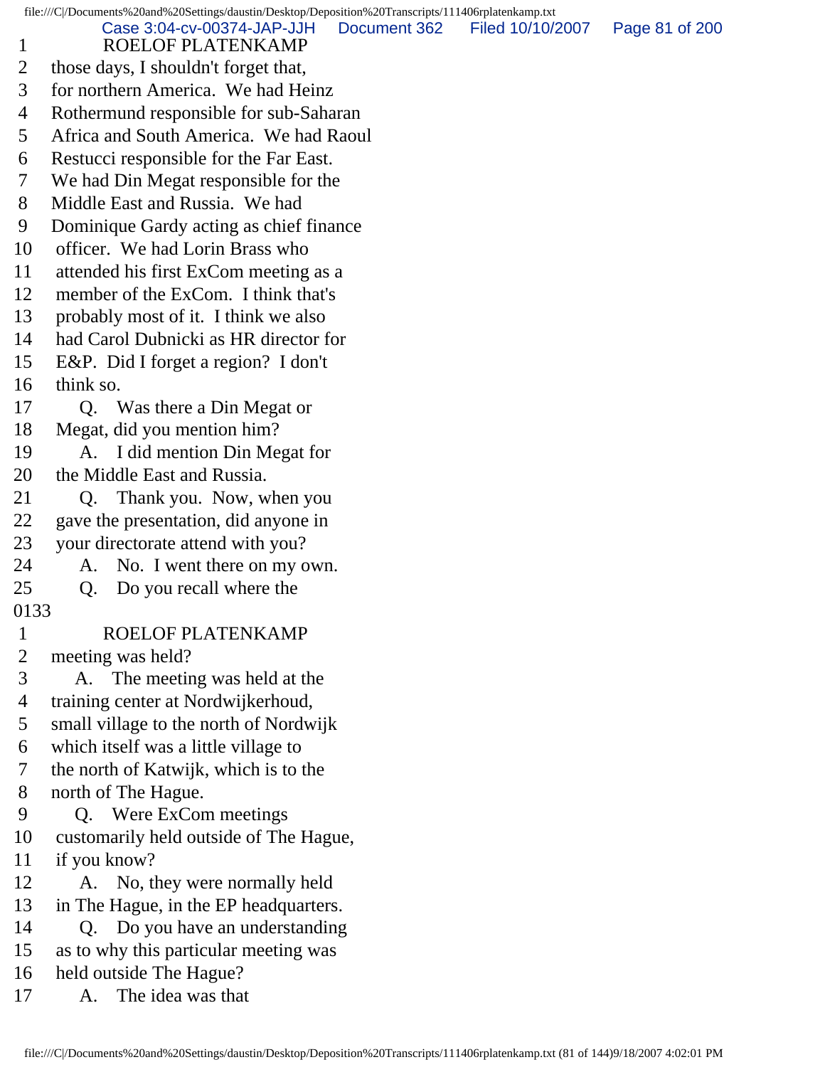1 ROELOF PLATENKAMP
2 those days, I shouldn't forget that,
3 for northern America. We had Heinz
4 Rothermund responsible for sub-Saharan
5 Africa and South America. We had Raoul
6 Restucci responsible for the Far East.
7 We had Din Megat responsible for the
8 Middle East and Russia. We had
9 Dominique Gardy acting as chief finance
10 officer. We had Lorin Brass who
11 attended his first ExCom meeting as a
12 member of the ExCom. I think that's
13 probably most of it. I think we also
14 had Carol Dubnicki as HR director for
15 E&P. Did I forget a region? I don't
16 think so.
17 Q. Was there a Din Megat or
18 Megat, did you mention him?
19 A. I did mention Din Megat for
20 the Middle East and Russia.
21 Q. Thank you. Now, when you
22 gave the presentation, did anyone in
23 your directorate attend with you?
24 A. No. I went there on my own.
25 Q. Do you recall where the
0133
1 ROELOF PLATENKAMP
2 meeting was held?
3 A. The meeting was held at the
4 training center at Nordwijkerhoud,
5 small village to the north of Nordwijk
6 which itself was a little village to
7 the north of Katwijk, which is to the
8 north of The Hague.
9 Q. Were ExCom meetings
10 customarily held outside of The Hague,
11 if you know?
12 A. No, they were normally held
13 in The Hague, in the EP headquarters.
14 Q. Do you have an understanding
15 as to why this particular meeting was
16 held outside The Hague?
17 A. The idea was that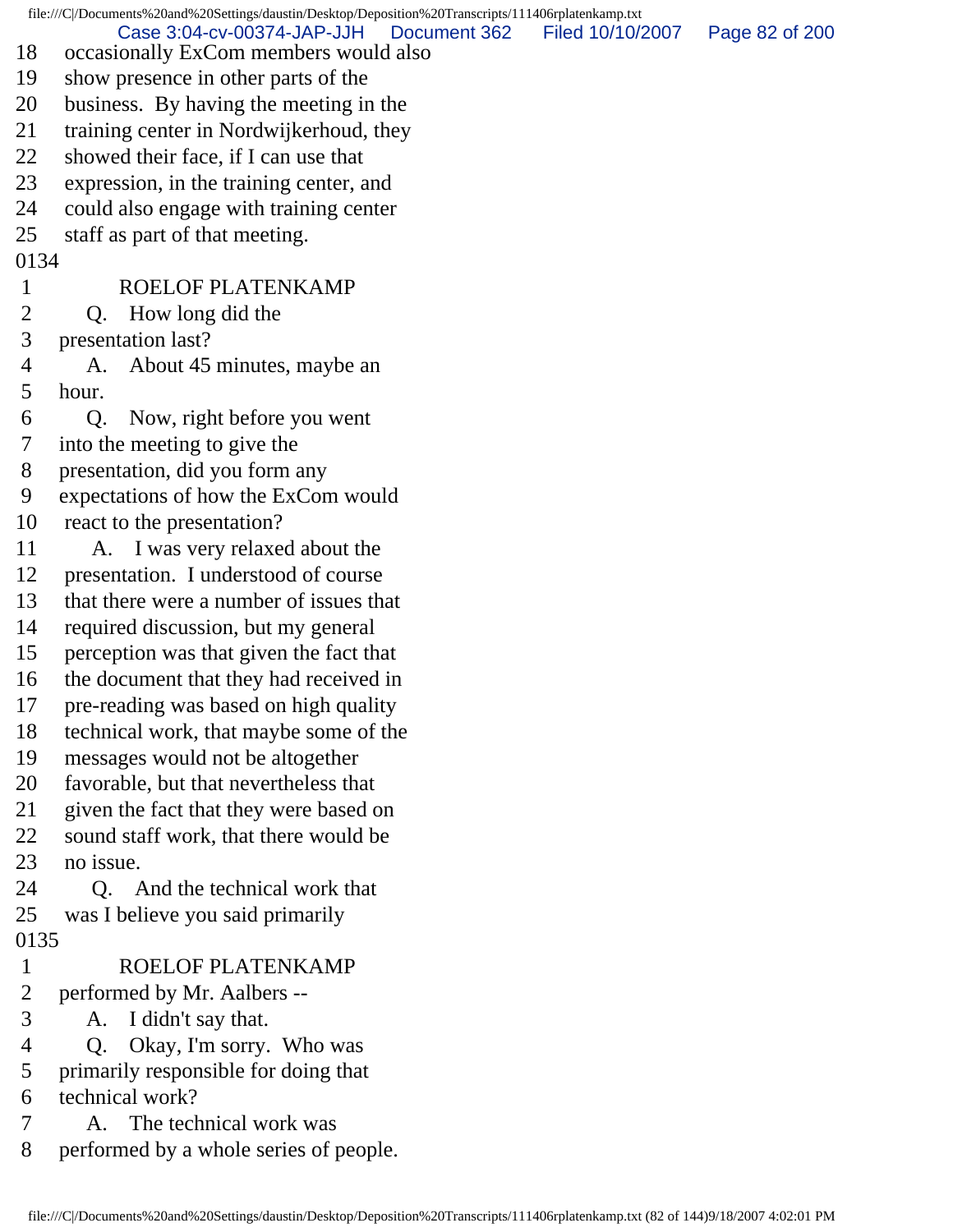18 occasionally ExCom members would also
19 show presence in other parts of the
20 business. By having the meeting in the
21 training center in Nordwijkerhoud, they
22 showed their face, if I can use that
23 expression, in the training center, and
24 could also engage with training center
25 staff as part of that meeting.

0134

1 ROELOF PLATENKAMP
2 Q. How long did the
3 presentation last?
4 A. About 45 minutes, maybe an
5 hour.
6 Q. Now, right before you went
7 into the meeting to give the
8 presentation, did you form any
9 expectations of how the ExCom would
10 react to the presentation?
11 A. I was very relaxed about the
12 presentation. I understood of course
13 that there were a number of issues that
14 required discussion, but my general
15 perception was that given the fact that
16 the document that they had received in
17 pre-reading was based on high quality
18 technical work, that maybe some of the
19 messages would not be altogether
20 favorable, but that nevertheless that
21 given the fact that they were based on
22 sound staff work, that there would be
23 no issue.
24 Q. And the technical work that
25 was I believe you said primarily

0135

1 ROELOF PLATENKAMP
2 performed by Mr. Aalbers --
3 A. I didn't say that.
4 Q. Okay, I'm sorry. Who was
5 primarily responsible for doing that
6 technical work?
7 A. The technical work was
8 performed by a whole series of people.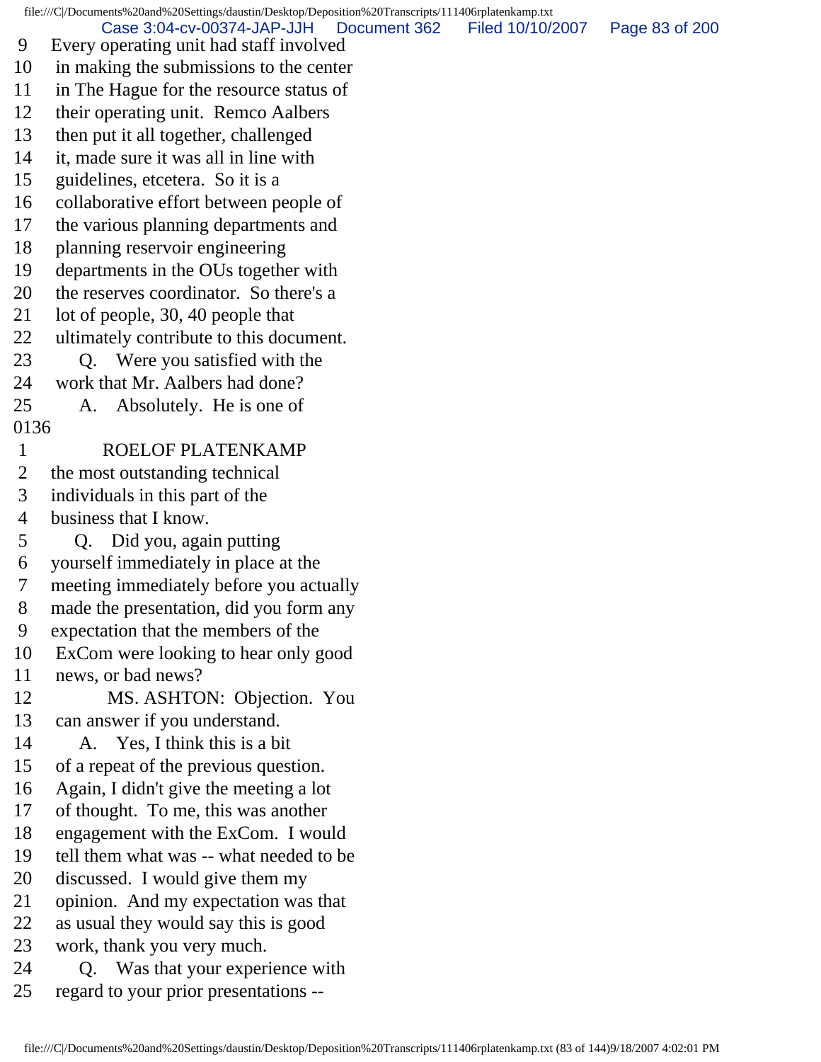9 Every operating unit had staff involved
10 in making the submissions to the center
11 in The Hague for the resource status of
12 their operating unit. Remco Aalbers
13 then put it all together, challenged
14 it, made sure it was all in line with
15 guidelines, etcetera. So it is a
16 collaborative effort between people of
17 the various planning departments and
18 planning reservoir engineering
19 departments in the OUs together with
20 the reserves coordinator. So there's a
21 lot of people, 30, 40 people that
22 ultimately contribute to this document.
23 Q. Were you satisfied with the
24 work that Mr. Aalbers had done?
25 A. Absolutely. He is one of

0136

1 ROELOF PLATENKAMP
2 the most outstanding technical
3 individuals in this part of the
4 business that I know.
5 Q. Did you, again putting
6 yourself immediately in place at the
7 meeting immediately before you actually
8 made the presentation, did you form any
9 expectation that the members of the
10 ExCom were looking to hear only good
11 news, or bad news?
12 MS. ASHTON: Objection. You
13 can answer if you understand.
14 A. Yes, I think this is a bit
15 of a repeat of the previous question.
16 Again, I didn't give the meeting a lot
17 of thought. To me, this was another
18 engagement with the ExCom. I would
19 tell them what was -- what needed to be
20 discussed. I would give them my
21 opinion. And my expectation was that
22 as usual they would say this is good
23 work, thank you very much.
24 Q. Was that your experience with
25 regard to your prior presentations --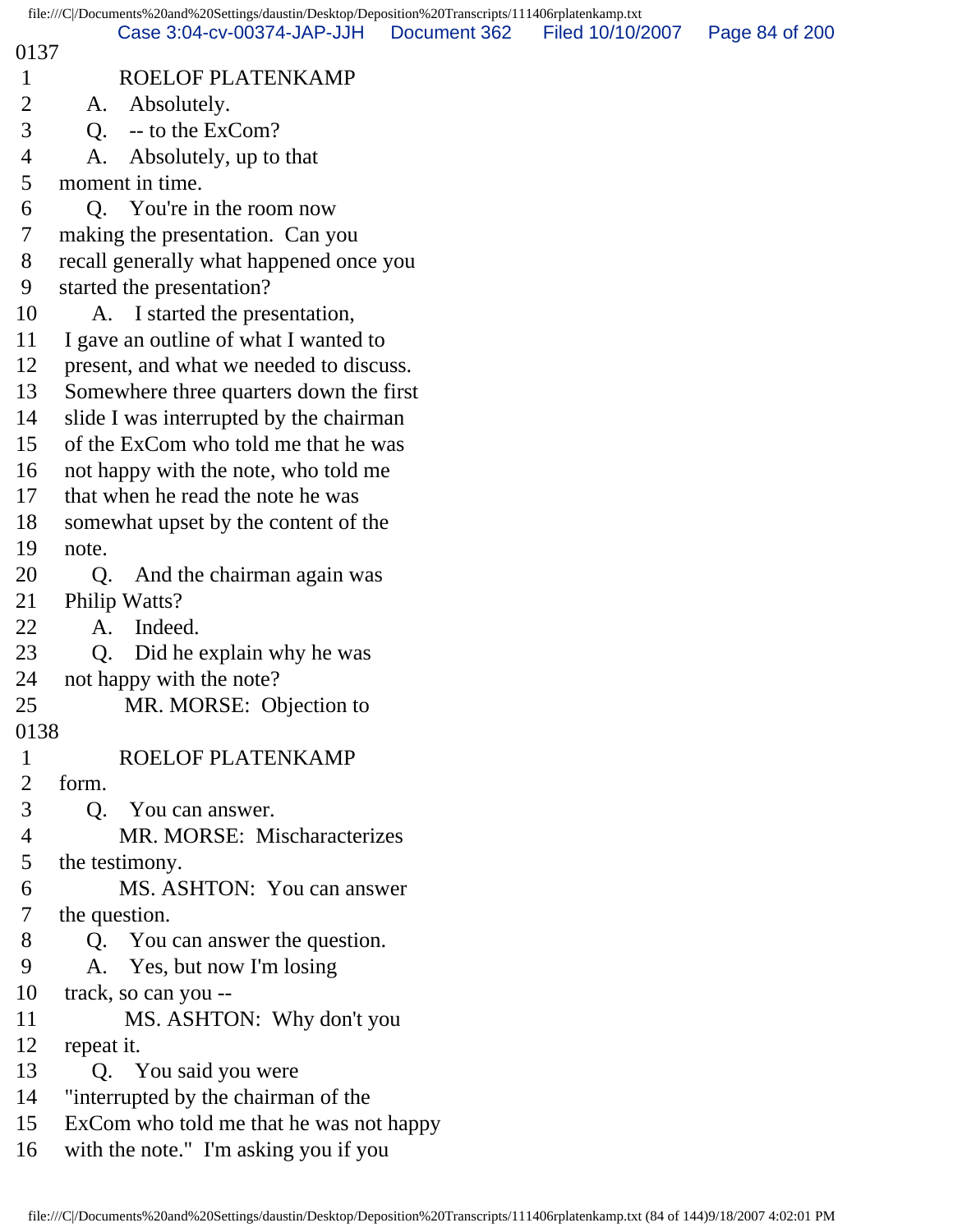0137

1 ROELOF PLATENKAMP
2 A. Absolutely.
3 Q. -- to the ExCom?
4 A. Absolutely, up to that
5 moment in time.
6 Q. You're in the room now
7 making the presentation. Can you
8 recall generally what happened once you
9 started the presentation?
10 A. I started the presentation,
11 I gave an outline of what I wanted to
12 present, and what we needed to discuss.
13 Somewhere three quarters down the first
14 slide I was interrupted by the chairman
15 of the ExCom who told me that he was
16 not happy with the note, who told me
17 that when he read the note he was
18 somewhat upset by the content of the
19 note.
20 Q. And the chairman again was
21 Philip Watts?
22 A. Indeed.
23 Q. Did he explain why he was
24 not happy with the note?
25 MR. MORSE: Objection to

0138

1 ROELOF PLATENKAMP
2 form.
3 Q. You can answer.
4 MR. MORSE: Mischaracterizes
5 the testimony.
6 MS. ASHTON: You can answer
7 the question.
8 Q. You can answer the question.
9 A. Yes, but now I'm losing
10 track, so can you --
11 MS. ASHTON: Why don't you
12 repeat it.
13 Q. You said you were
14 "interrupted by the chairman of the
15 ExCom who told me that he was not happy
16 with the note." I'm asking you if you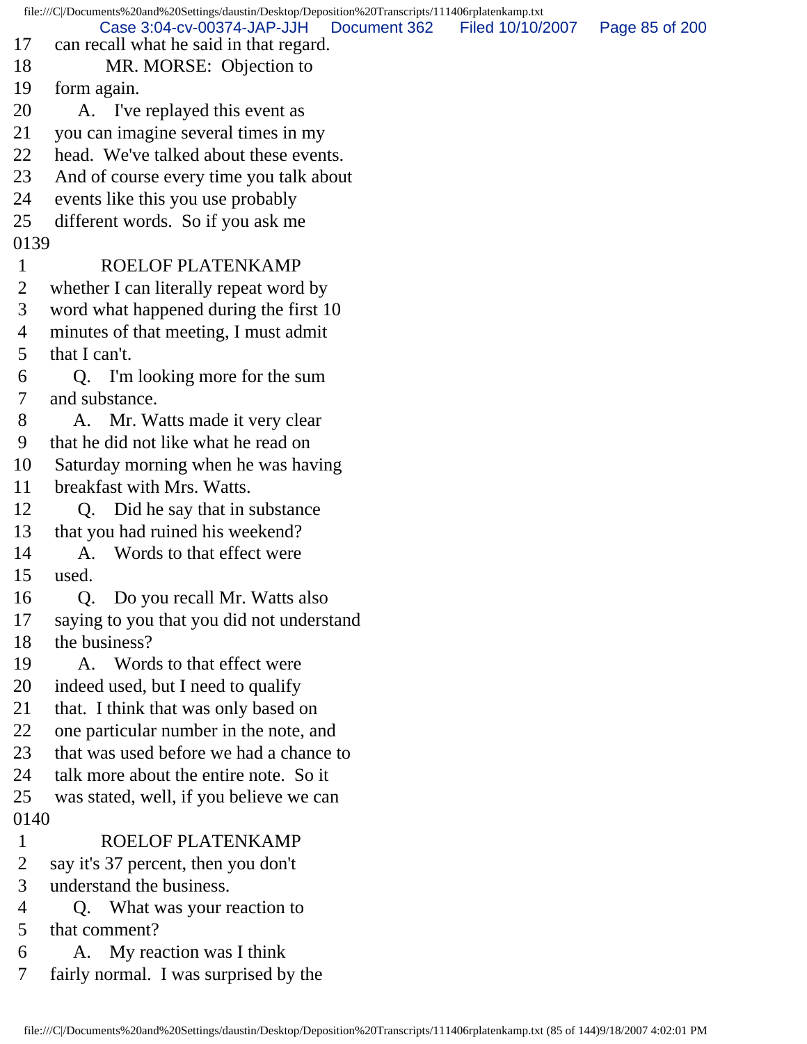17 can recall what he said in that regard.
18 MR. MORSE: Objection to
19 form again.
20 A. I've replayed this event as
21 you can imagine several times in my
22 head. We've talked about these events.
23 And of course every time you talk about
24 events like this you use probably
25 different words. So if you ask me

0139

1 ROELOF PLATENKAMP
2 whether I can literally repeat word by
3 word what happened during the first 10
4 minutes of that meeting, I must admit
5 that I can't.
6 Q. I'm looking more for the sum
7 and substance.
8 A. Mr. Watts made it very clear
9 that he did not like what he read on
10 Saturday morning when he was having
11 breakfast with Mrs. Watts.
12 Q. Did he say that in substance
13 that you had ruined his weekend?
14 A. Words to that effect were
15 used.
16 Q. Do you recall Mr. Watts also
17 saying to you that you did not understand
18 the business?
19 A. Words to that effect were
20 indeed used, but I need to qualify
21 that. I think that was only based on
22 one particular number in the note, and
23 that was used before we had a chance to
24 talk more about the entire note. So it
25 was stated, well, if you believe we can

0140

1 ROELOF PLATENKAMP
2 say it's 37 percent, then you don't
3 understand the business.
4 Q. What was your reaction to
5 that comment?
6 A. My reaction was I think
7 fairly normal. I was surprised by the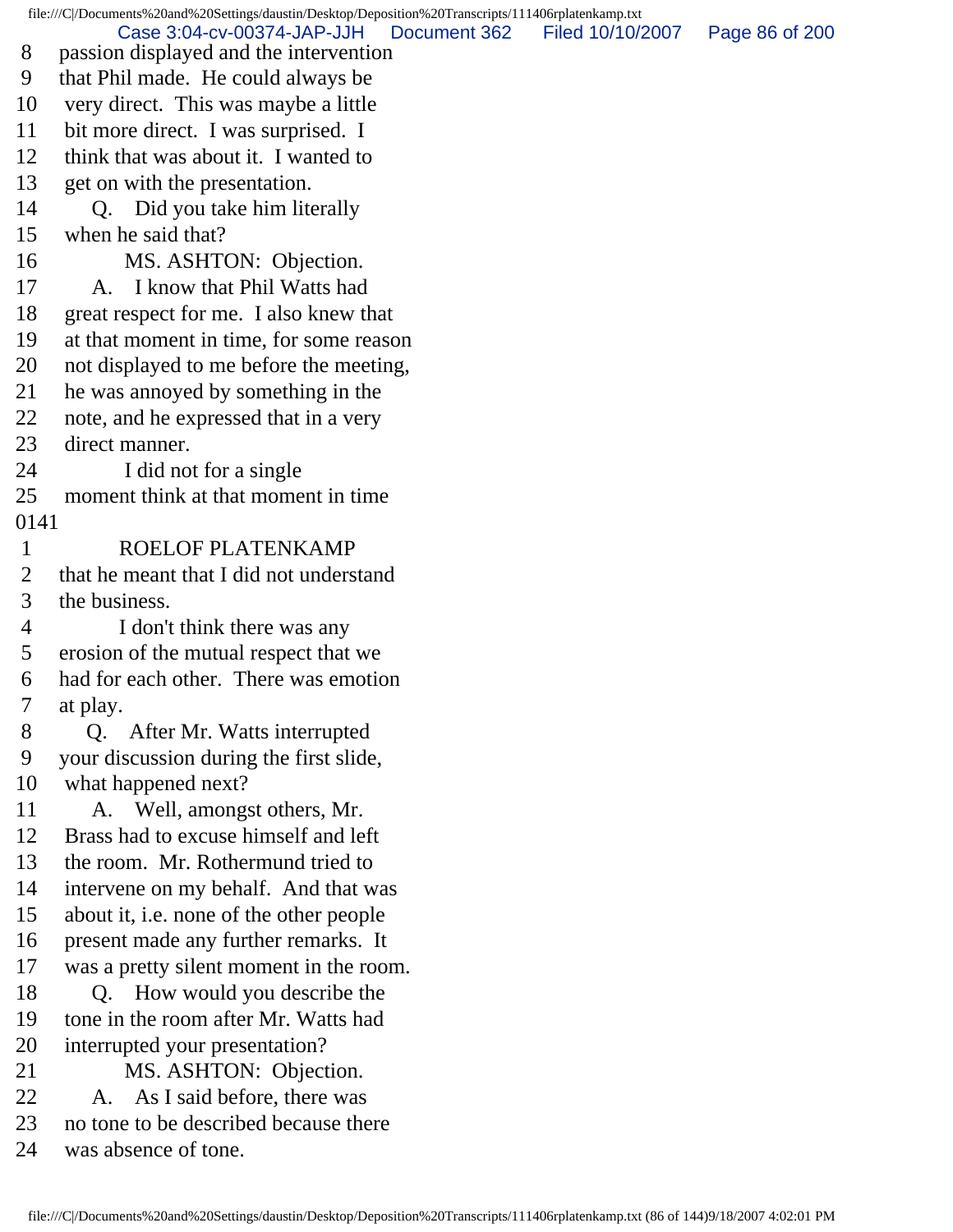8 passion displayed and the intervention
9 that Phil made. He could always be
10 very direct. This was maybe a little
11 bit more direct. I was surprised. I
12 think that was about it. I wanted to
13 get on with the presentation.
14 Q. Did you take him literally
15 when he said that?
16 MS. ASHTON: Objection.
17 A. I know that Phil Watts had
18 great respect for me. I also knew that
19 at that moment in time, for some reason
20 not displayed to me before the meeting,
21 he was annoyed by something in the
22 note, and he expressed that in a very
23 direct manner.
24 I did not for a single
25 moment think at that moment in time
0141
1 ROELOF PLATENKAMP
2 that he meant that I did not understand
3 the business.
4 I don't think there was any
5 erosion of the mutual respect that we
6 had for each other. There was emotion
7 at play.
8 Q. After Mr. Watts interrupted
9 your discussion during the first slide,
10 what happened next?
11 A. Well, amongst others, Mr.
12 Brass had to excuse himself and left
13 the room. Mr. Rothermund tried to
14 intervene on my behalf. And that was
15 about it, i.e. none of the other people
16 present made any further remarks. It
17 was a pretty silent moment in the room.
18 Q. How would you describe the
19 tone in the room after Mr. Watts had
20 interrupted your presentation?
21 MS. ASHTON: Objection.
22 A. As I said before, there was
23 no tone to be described because there
24 was absence of tone.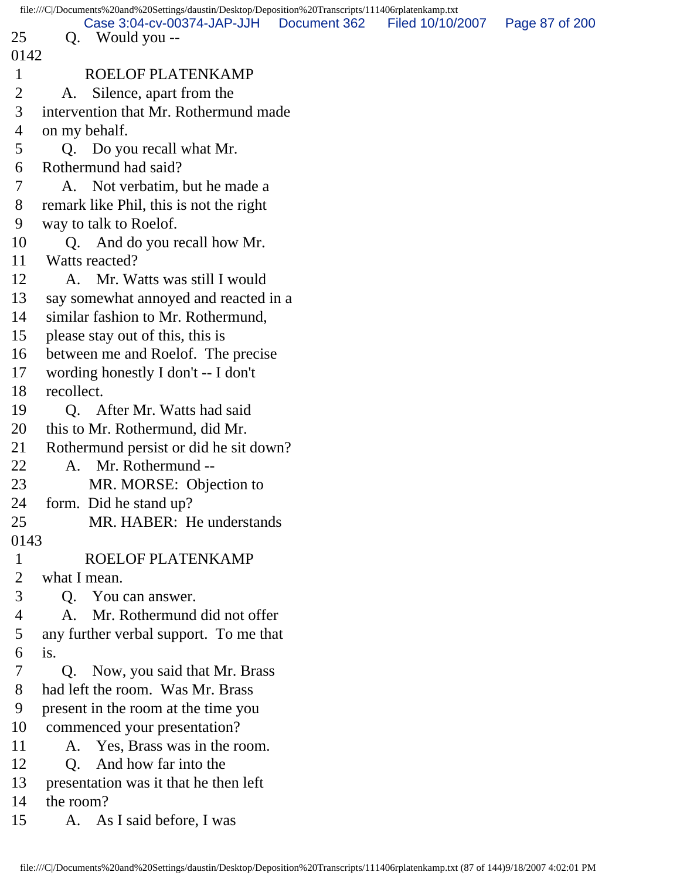25 Q. Would you --

0142

1 ROELOF PLATENKAMP

2 A. Silence, apart from the
3 intervention that Mr. Rothermund made
4 on my behalf.
5 Q. Do you recall what Mr.
6 Rothermund had said?
7 A. Not verbatim, but he made a
8 remark like Phil, this is not the right
9 way to talk to Roelof.
10 Q. And do you recall how Mr.
11 Watts reacted?
12 A. Mr. Watts was still I would
13 say somewhat annoyed and reacted in a
14 similar fashion to Mr. Rothermund,
15 please stay out of this, this is
16 between me and Roelof. The precise
17 wording honestly I don't -- I don't
18 recollect.
19 Q. After Mr. Watts had said
20 this to Mr. Rothermund, did Mr.
21 Rothermund persist or did he sit down?
22 A. Mr. Rothermund --
23 MR. MORSE: Objection to
24 form. Did he stand up?
25 MR. HABER: He understands

0143

1 ROELOF PLATENKAMP

2 what I mean.
3 Q. You can answer.
4 A. Mr. Rothermund did not offer
5 any further verbal support. To me that
6 is.
7 Q. Now, you said that Mr. Brass
8 had left the room. Was Mr. Brass
9 present in the room at the time you
10 commenced your presentation?
11 A. Yes, Brass was in the room.
12 Q. And how far into the
13 presentation was it that he then left
14 the room?
15 A. As I said before, I was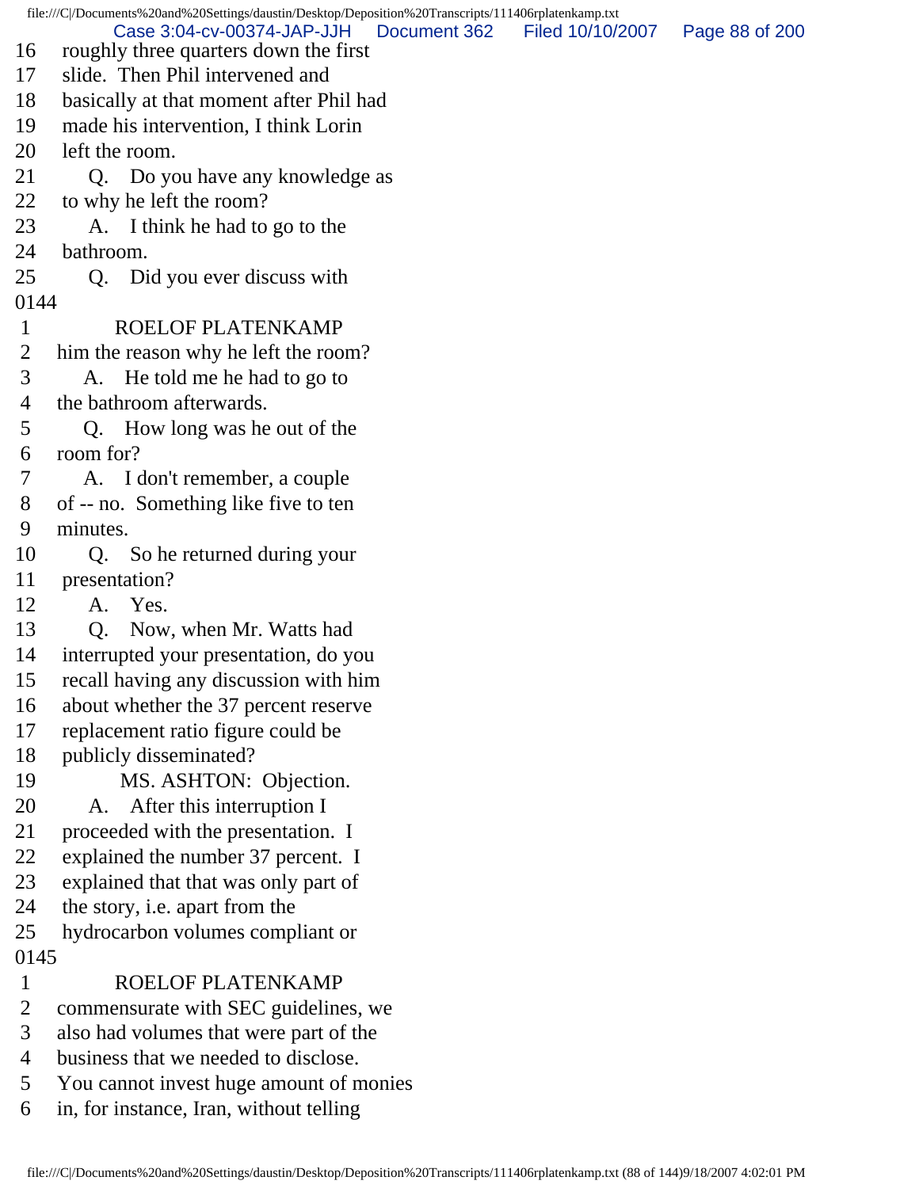16 roughly three quarters down the first
17 slide. Then Phil intervened and
18 basically at that moment after Phil had
19 made his intervention, I think Lorin
20 left the room.
21 Q. Do you have any knowledge as
22 to why he left the room?
23 A. I think he had to go to the
24 bathroom.
25 Q. Did you ever discuss with
0144
1 ROELOF PLATENKAMP
2 him the reason why he left the room?
3 A. He told me he had to go to
4 the bathroom afterwards.
5 Q. How long was he out of the
6 room for?
7 A. I don't remember, a couple
8 of -- no. Something like five to ten
9 minutes.
10 Q. So he returned during your
11 presentation?
12 A. Yes.
13 Q. Now, when Mr. Watts had
14 interrupted your presentation, do you
15 recall having any discussion with him
16 about whether the 37 percent reserve
17 replacement ratio figure could be
18 publicly disseminated?
19 MS. ASHTON: Objection.
20 A. After this interruption I
21 proceeded with the presentation. I
22 explained the number 37 percent. I
23 explained that that was only part of
24 the story, i.e. apart from the
25 hydrocarbon volumes compliant or
0145
1 ROELOF PLATENKAMP
2 commensurate with SEC guidelines, we
3 also had volumes that were part of the
4 business that we needed to disclose.
5 You cannot invest huge amount of monies
6 in, for instance, Iran, without telling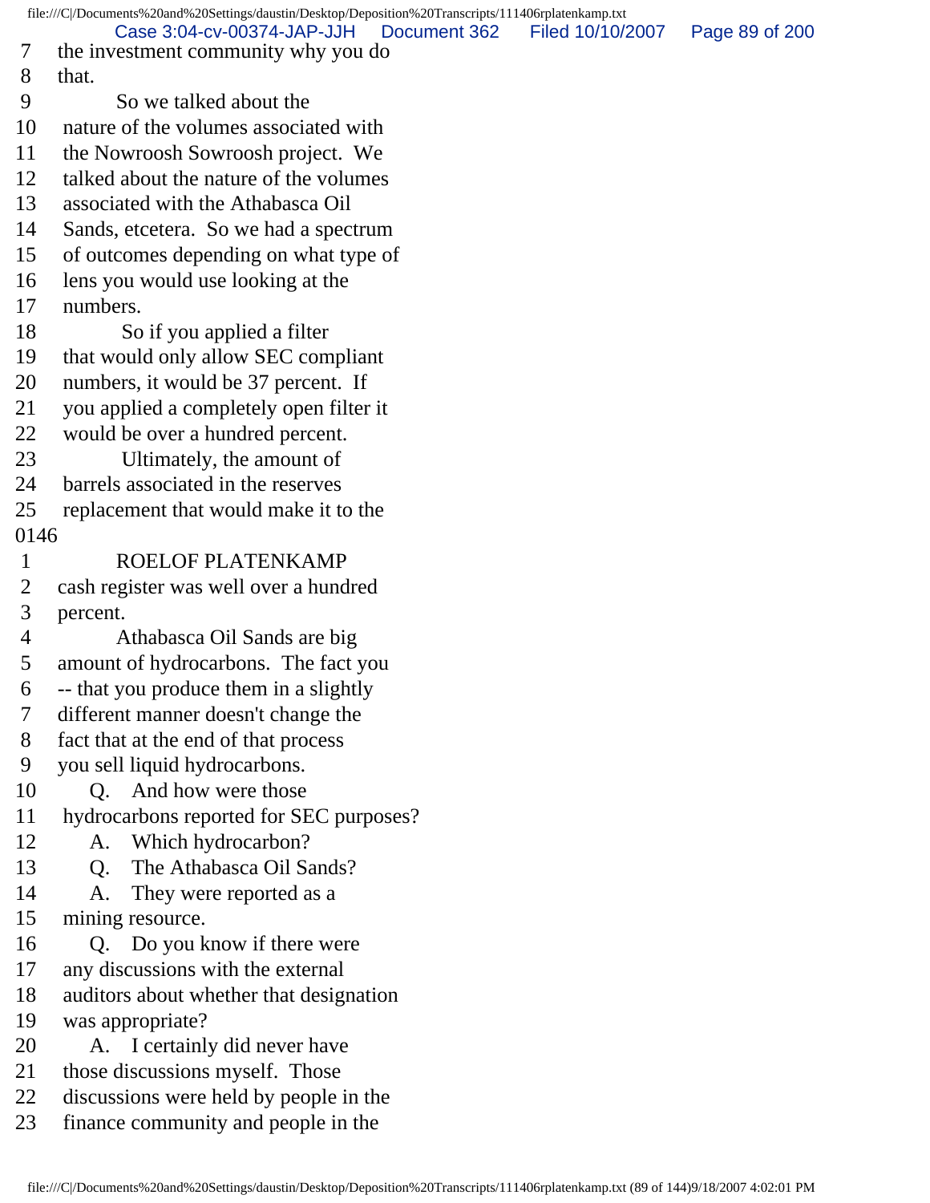7 the investment community why you do
8 that.
9 So we talked about the
10 nature of the volumes associated with
11 the Nowroosh Sowroosh project. We
12 talked about the nature of the volumes
13 associated with the Athabasca Oil
14 Sands, etcetera. So we had a spectrum
15 of outcomes depending on what type of
16 lens you would use looking at the
17 numbers.
18 So if you applied a filter
19 that would only allow SEC compliant
20 numbers, it would be 37 percent. If
21 you applied a completely open filter it
22 would be over a hundred percent.
23 Ultimately, the amount of
24 barrels associated in the reserves
25 replacement that would make it to the

0146

1 ROELOF PLATENKAMP
2 cash register was well over a hundred
3 percent.
4 Athabasca Oil Sands are big
5 amount of hydrocarbons. The fact you
6 -- that you produce them in a slightly
7 different manner doesn't change the
8 fact that at the end of that process
9 you sell liquid hydrocarbons.
10 Q. And how were those
11 hydrocarbons reported for SEC purposes?
12 A. Which hydrocarbon?
13 Q. The Athabasca Oil Sands?
14 A. They were reported as a
15 mining resource.
16 Q. Do you know if there were
17 any discussions with the external
18 auditors about whether that designation
19 was appropriate?
20 A. I certainly did never have
21 those discussions myself. Those
22 discussions were held by people in the
23 finance community and people in the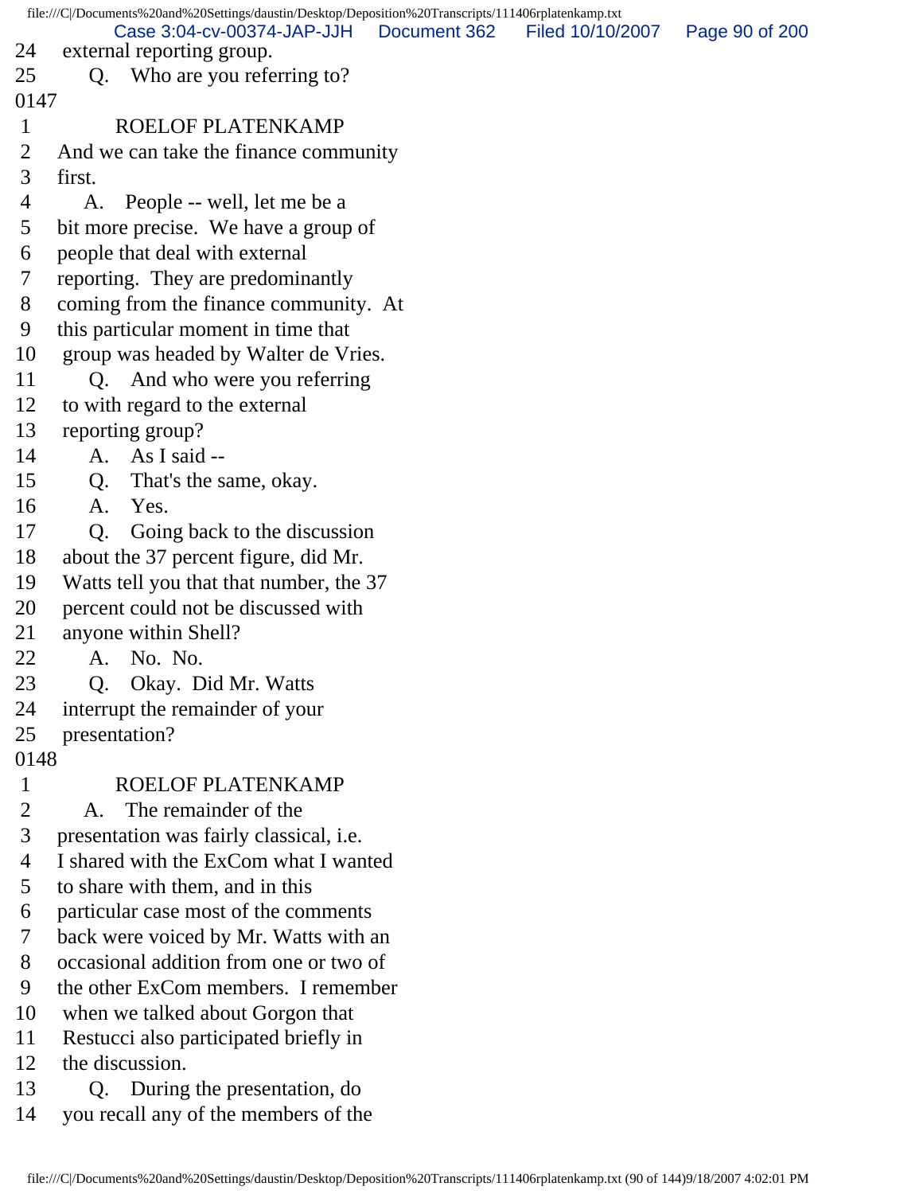24 external reporting group.
25 Q. Who are you referring to?
0147
1 ROELOF PLATENKAMP
2 And we can take the finance community
3 first.
4 A. People -- well, let me be a
5 bit more precise. We have a group of
6 people that deal with external
7 reporting. They are predominantly
8 coming from the finance community. At
9 this particular moment in time that
10 group was headed by Walter de Vries.
11 Q. And who were you referring
12 to with regard to the external
13 reporting group?
14 A. As I said --
15 Q. That's the same, okay.
16 A. Yes.
17 Q. Going back to the discussion
18 about the 37 percent figure, did Mr.
19 Watts tell you that that number, the 37
20 percent could not be discussed with
21 anyone within Shell?
22 A. No. No.
23 Q. Okay. Did Mr. Watts
24 interrupt the remainder of your
25 presentation?
0148
1 ROELOF PLATENKAMP
2 A. The remainder of the
3 presentation was fairly classical, i.e.
4 I shared with the ExCom what I wanted
5 to share with them, and in this
6 particular case most of the comments
7 back were voiced by Mr. Watts with an
8 occasional addition from one or two of
9 the other ExCom members. I remember
10 when we talked about Gorgon that
11 Restucci also participated briefly in
12 the discussion.
13 Q. During the presentation, do
14 you recall any of the members of the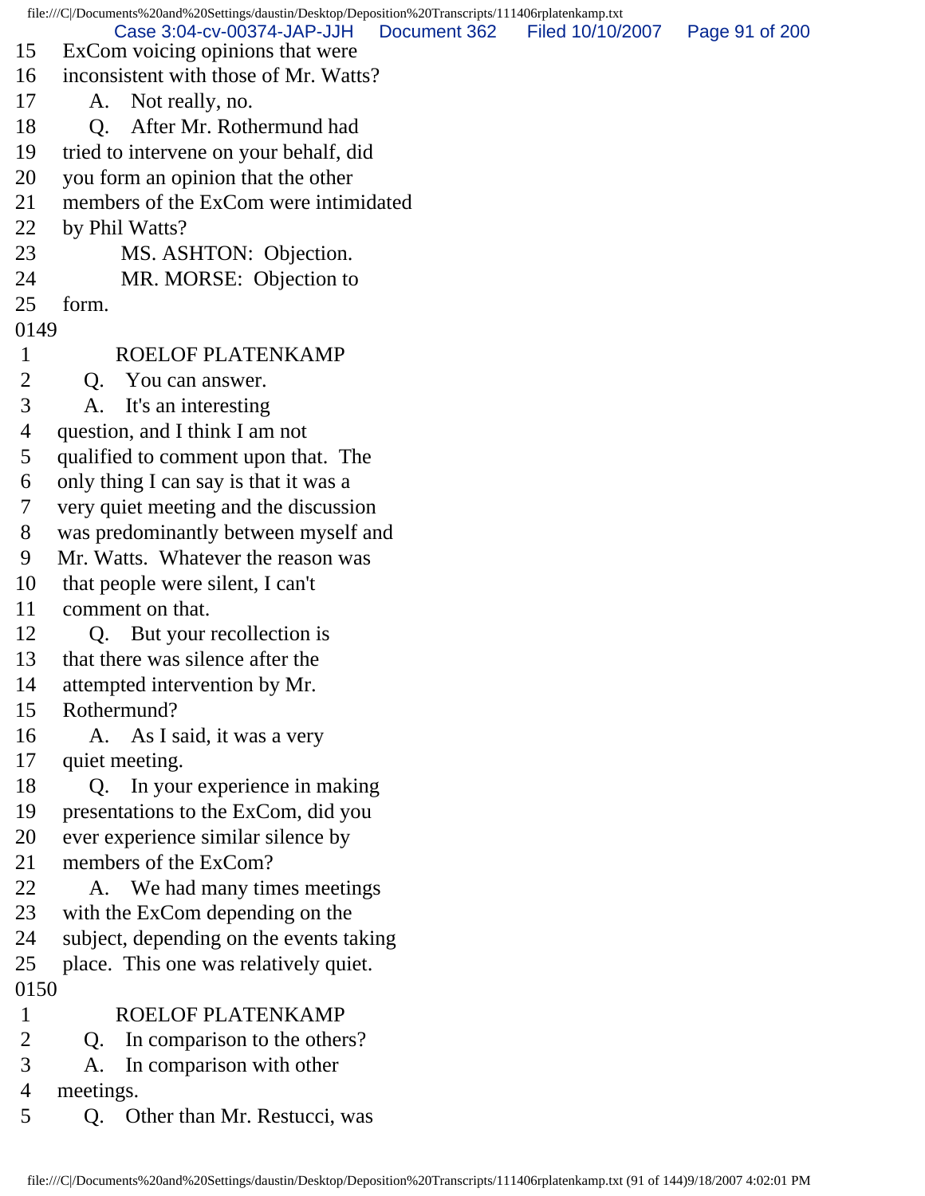15 ExCom voicing opinions that were
16 inconsistent with those of Mr. Watts?
17 A. Not really, no.
18 Q. After Mr. Rothermund had
19 tried to intervene on your behalf, did
20 you form an opinion that the other
21 members of the ExCom were intimidated
22 by Phil Watts?
23 MS. ASHTON: Objection.
24 MR. MORSE: Objection to
25 form.

0149

1 ROELOF PLATENKAMP
2 Q. You can answer.
3 A. It's an interesting
4 question, and I think I am not
5 qualified to comment upon that. The
6 only thing I can say is that it was a
7 very quiet meeting and the discussion
8 was predominantly between myself and
9 Mr. Watts. Whatever the reason was
10 that people were silent, I can't
11 comment on that.
12 Q. But your recollection is
13 that there was silence after the
14 attempted intervention by Mr.
15 Rothermund?
16 A. As I said, it was a very
17 quiet meeting.
18 Q. In your experience in making
19 presentations to the ExCom, did you
20 ever experience similar silence by
21 members of the ExCom?
22 A. We had many times meetings
23 with the ExCom depending on the
24 subject, depending on the events taking
25 place. This one was relatively quiet.

0150

1 ROELOF PLATENKAMP
2 Q. In comparison to the others?
3 A. In comparison with other
4 meetings.
5 Q. Other than Mr. Restucci, was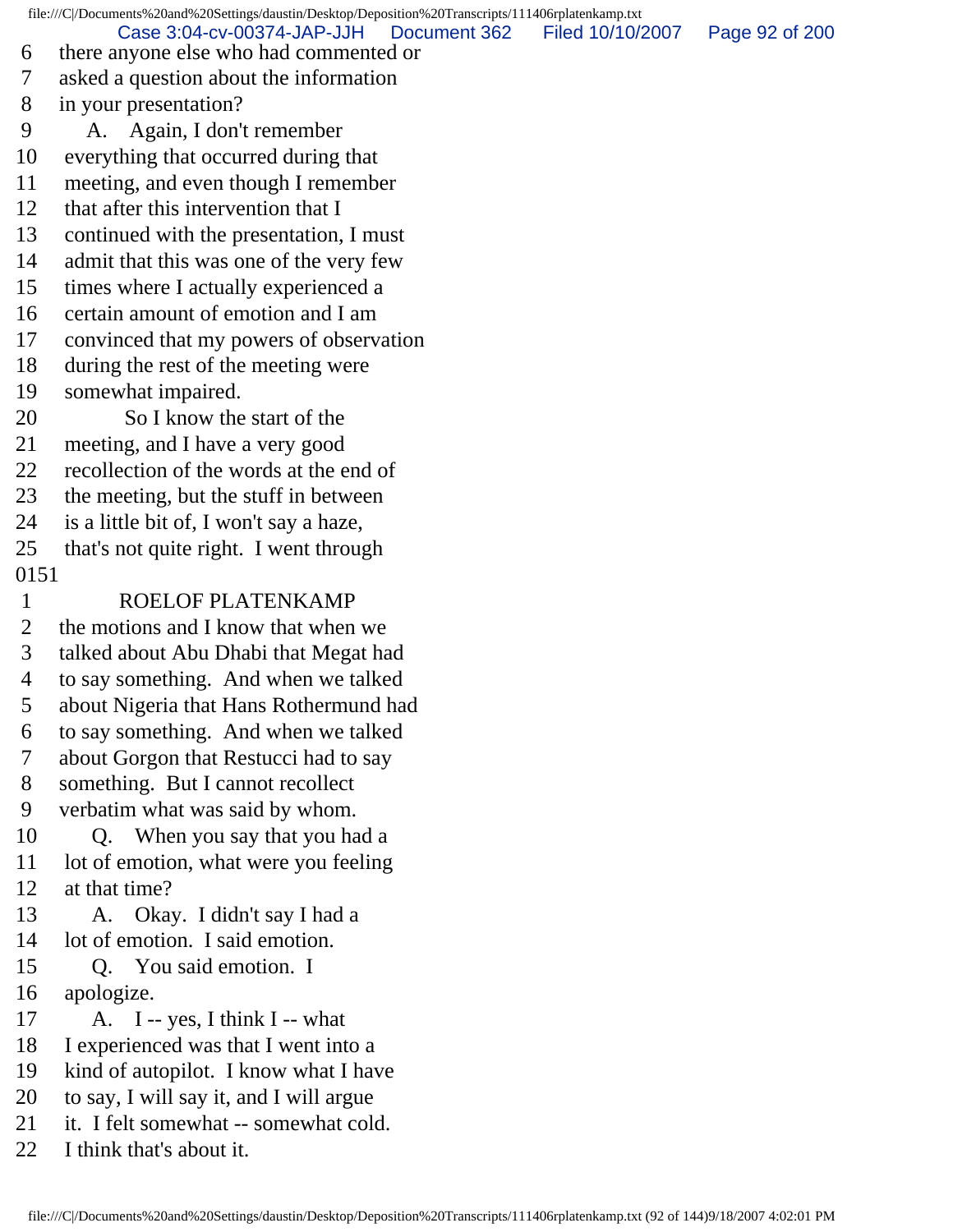6 there anyone else who had commented or
7 asked a question about the information
8 in your presentation?
9 A. Again, I don't remember
10 everything that occurred during that
11 meeting, and even though I remember
12 that after this intervention that I
13 continued with the presentation, I must
14 admit that this was one of the very few
15 times where I actually experienced a
16 certain amount of emotion and I am
17 convinced that my powers of observation
18 during the rest of the meeting were
19 somewhat impaired.
20 So I know the start of the
21 meeting, and I have a very good
22 recollection of the words at the end of
23 the meeting, but the stuff in between
24 is a little bit of, I won't say a haze,
25 that's not quite right. I went through

0151

1 ROELOF PLATENKAMP
2 the motions and I know that when we
3 talked about Abu Dhabi that Megat had
4 to say something. And when we talked
5 about Nigeria that Hans Rothermund had
6 to say something. And when we talked
7 about Gorgon that Restucci had to say
8 something. But I cannot recollect
9 verbatim what was said by whom.
10 Q. When you say that you had a
11 lot of emotion, what were you feeling
12 at that time?
13 A. Okay. I didn't say I had a
14 lot of emotion. I said emotion.
15 Q. You said emotion. I
16 apologize.
17 A. I -- yes, I think I -- what
18 I experienced was that I went into a
19 kind of autopilot. I know what I have
20 to say, I will say it, and I will argue
21 it. I felt somewhat -- somewhat cold.
22 I think that's about it.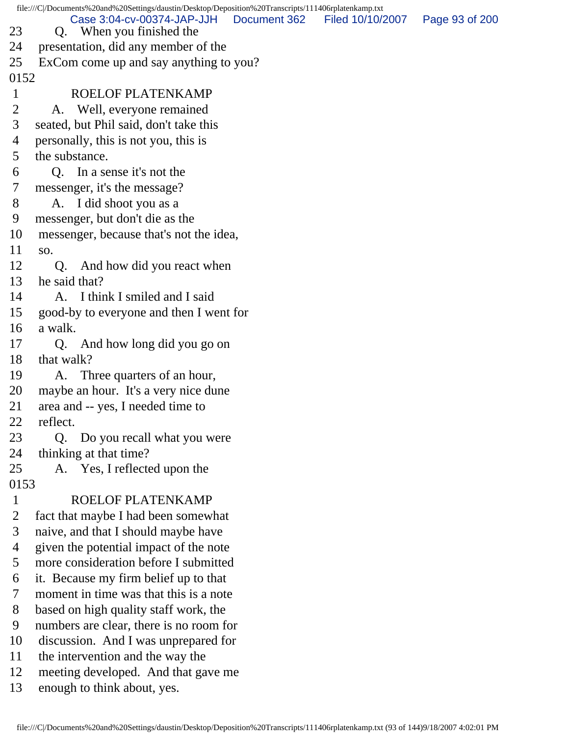23 Q. When you finished the
24 presentation, did any member of the
25 ExCom come up and say anything to you?
0152
1 ROELOF PLATENKAMP
2 A. Well, everyone remained
3 seated, but Phil said, don't take this
4 personally, this is not you, this is
5 the substance.
6 Q. In a sense it's not the
7 messenger, it's the message?
8 A. I did shoot you as a
9 messenger, but don't die as the
10 messenger, because that's not the idea,
11 so.
12 Q. And how did you react when
13 he said that?
14 A. I think I smiled and I said
15 good-by to everyone and then I went for
16 a walk.
17 Q. And how long did you go on
18 that walk?
19 A. Three quarters of an hour,
20 maybe an hour. It's a very nice dune
21 area and -- yes, I needed time to
22 reflect.
23 Q. Do you recall what you were
24 thinking at that time?
25 A. Yes, I reflected upon the
0153
1 ROELOF PLATENKAMP
2 fact that maybe I had been somewhat
3 naive, and that I should maybe have
4 given the potential impact of the note
5 more consideration before I submitted
6 it. Because my firm belief up to that
7 moment in time was that this is a note
8 based on high quality staff work, the
9 numbers are clear, there is no room for
10 discussion. And I was unprepared for
11 the intervention and the way the
12 meeting developed. And that gave me
13 enough to think about, yes.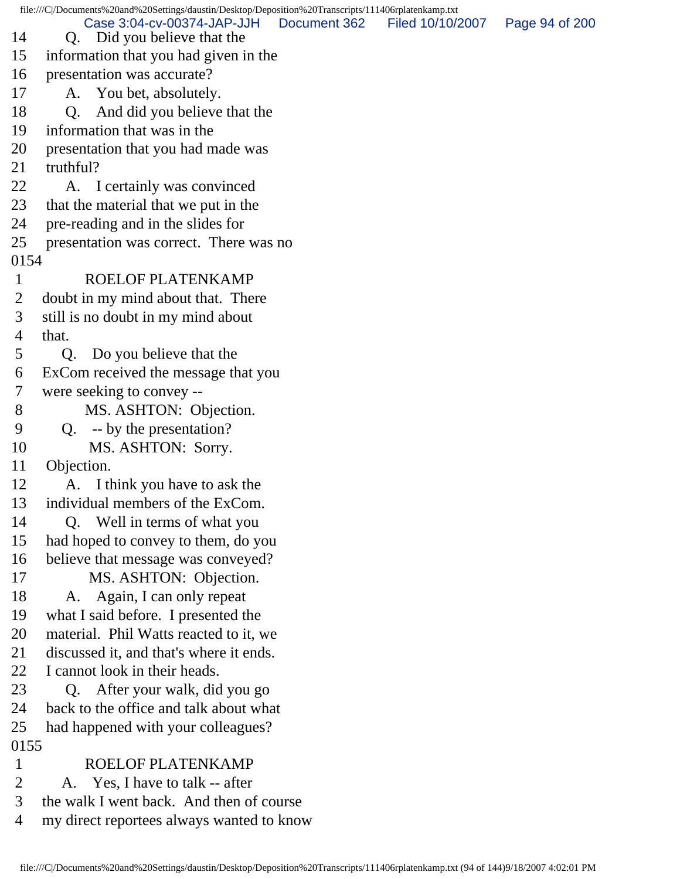14 Q. Did you believe that the
15 information that you had given in the
16 presentation was accurate?
17 A. You bet, absolutely.
18 Q. And did you believe that the
19 information that was in the
20 presentation that you had made was
21 truthful?
22 A. I certainly was convinced
23 that the material that we put in the
24 pre-reading and in the slides for
25 presentation was correct. There was no
0154
1 ROELOF PLATENKAMP
2 doubt in my mind about that. There
3 still is no doubt in my mind about
4 that.
5 Q. Do you believe that the
6 ExCom received the message that you
7 were seeking to convey --
8 MS. ASHTON: Objection.
9 Q. -- by the presentation?
10 MS. ASHTON: Sorry.
11 Objection.
12 A. I think you have to ask the
13 individual members of the ExCom.
14 Q. Well in terms of what you
15 had hoped to convey to them, do you
16 believe that message was conveyed?
17 MS. ASHTON: Objection.
18 A. Again, I can only repeat
19 what I said before. I presented the
20 material. Phil Watts reacted to it, we
21 discussed it, and that's where it ends.
22 I cannot look in their heads.
23 Q. After your walk, did you go
24 back to the office and talk about what
25 had happened with your colleagues?
0155
1 ROELOF PLATENKAMP
2 A. Yes, I have to talk -- after
3 the walk I went back. And then of course
4 my direct reportees always wanted to know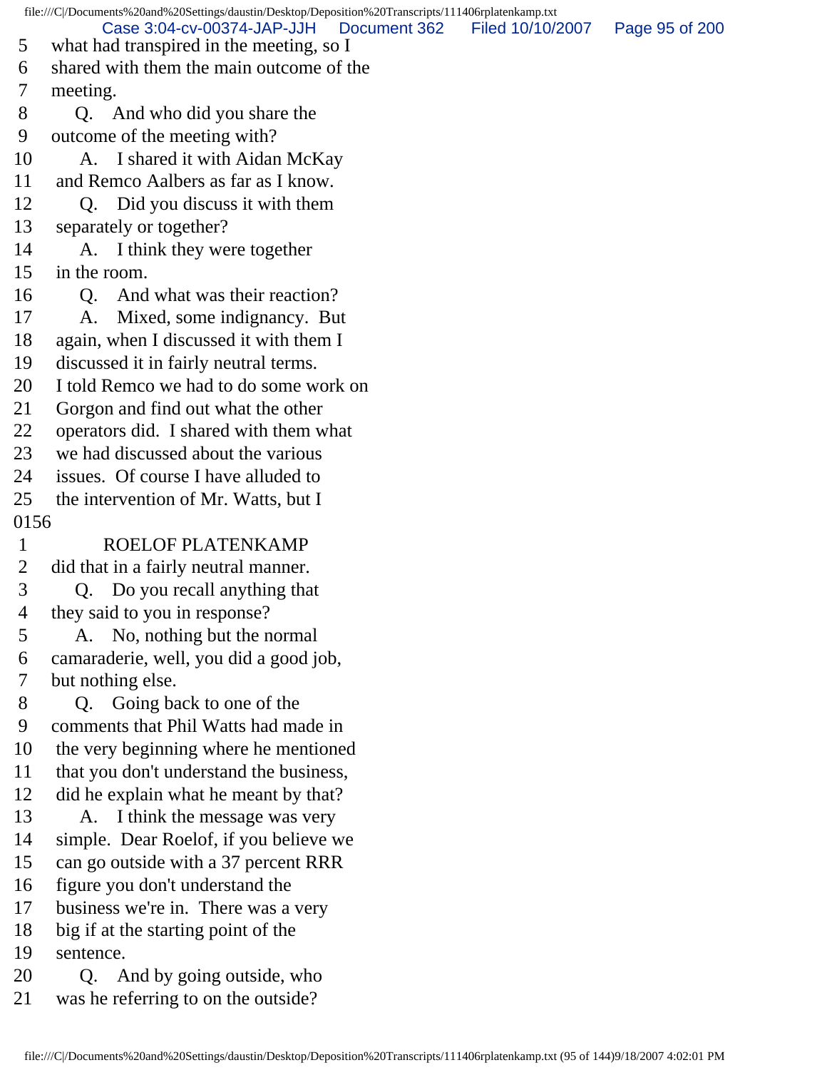5 what had transpired in the meeting, so I
6 shared with them the main outcome of the
7 meeting.
8 Q. And who did you share the
9 outcome of the meeting with?
10 A. I shared it with Aidan McKay
11 and Remco Aalbers as far as I know.
12 Q. Did you discuss it with them
13 separately or together?
14 A. I think they were together
15 in the room.
16 Q. And what was their reaction?
17 A. Mixed, some indignancy. But
18 again, when I discussed it with them I
19 discussed it in fairly neutral terms.
20 I told Remco we had to do some work on
21 Gorgon and find out what the other
22 operators did. I shared with them what
23 we had discussed about the various
24 issues. Of course I have alluded to
25 the intervention of Mr. Watts, but I
0156
1 ROELOF PLATENKAMP
2 did that in a fairly neutral manner.
3 Q. Do you recall anything that
4 they said to you in response?
5 A. No, nothing but the normal
6 camaraderie, well, you did a good job,
7 but nothing else.
8 Q. Going back to one of the
9 comments that Phil Watts had made in
10 the very beginning where he mentioned
11 that you don't understand the business,
12 did he explain what he meant by that?
13 A. I think the message was very
14 simple. Dear Roelof, if you believe we
15 can go outside with a 37 percent RRR
16 figure you don't understand the
17 business we're in. There was a very
18 big if at the starting point of the
19 sentence.
20 Q. And by going outside, who
21 was he referring to on the outside?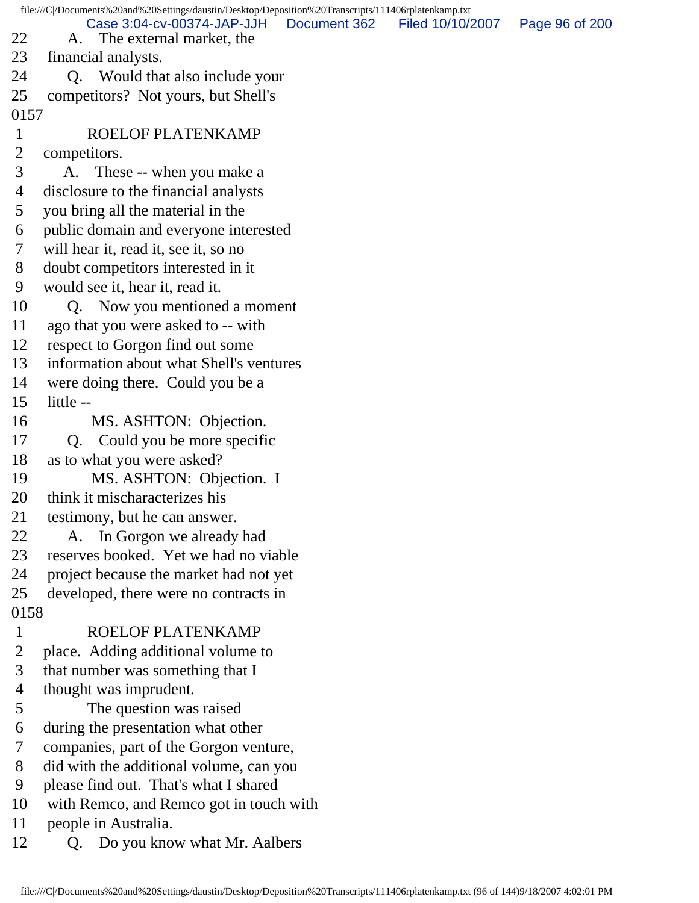22 A. The external market, the
23 financial analysts.
24 Q. Would that also include your
25 competitors? Not yours, but Shell's
0157
1 ROELOF PLATENKAMP
2 competitors.
3 A. These -- when you make a
4 disclosure to the financial analysts
5 you bring all the material in the
6 public domain and everyone interested
7 will hear it, read it, see it, so no
8 doubt competitors interested in it
9 would see it, hear it, read it.
10 Q. Now you mentioned a moment
11 ago that you were asked to -- with
12 respect to Gorgon find out some
13 information about what Shell's ventures
14 were doing there. Could you be a
15 little --
16 MS. ASHTON: Objection.
17 Q. Could you be more specific
18 as to what you were asked?
19 MS. ASHTON: Objection. I
20 think it mischaracterizes his
21 testimony, but he can answer.
22 A. In Gorgon we already had
23 reserves booked. Yet we had no viable
24 project because the market had not yet
25 developed, there were no contracts in
0158
1 ROELOF PLATENKAMP
2 place. Adding additional volume to
3 that number was something that I
4 thought was imprudent.
5 The question was raised
6 during the presentation what other
7 companies, part of the Gorgon venture,
8 did with the additional volume, can you
9 please find out. That's what I shared
10 with Remco, and Remco got in touch with
11 people in Australia.
12 Q. Do you know what Mr. Aalbers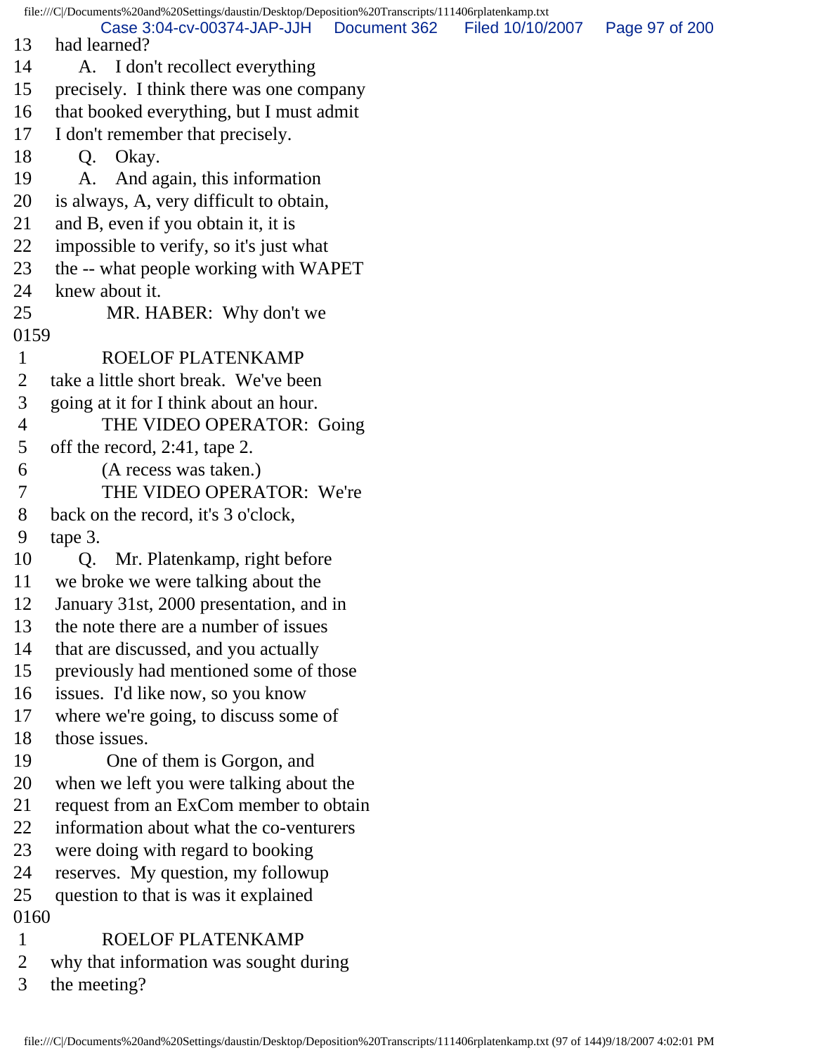13 had learned?

14 A. I don't recollect everything

15 precisely. I think there was one company

16 that booked everything, but I must admit

17 I don't remember that precisely.

18 Q. Okay.

19 A. And again, this information

20 is always, A, very difficult to obtain,

21 and B, even if you obtain it, it is

22 impossible to verify, so it's just what

23 the -- what people working with WAPET

24 knew about it.

25 MR. HABER: Why don't we

0159

1 ROELOF PLATENKAMP

2 take a little short break. We've been

3 going at it for I think about an hour.

4 THE VIDEO OPERATOR: Going

5 off the record, 2:41, tape 2.

6 (A recess was taken.)

7 THE VIDEO OPERATOR: We're

8 back on the record, it's 3 o'clock,

9 tape 3.

10 Q. Mr. Platenkamp, right before

11 we broke we were talking about the

12 January 31st, 2000 presentation, and in

13 the note there are a number of issues

14 that are discussed, and you actually

15 previously had mentioned some of those

16 issues. I'd like now, so you know

17 where we're going, to discuss some of

18 those issues.

19 One of them is Gorgon, and

20 when we left you were talking about the

21 request from an ExCom member to obtain

22 information about what the co-venturers

23 were doing with regard to booking

24 reserves. My question, my followup

25 question to that is was it explained

0160

1 ROELOF PLATENKAMP

2 why that information was sought during

3 the meeting?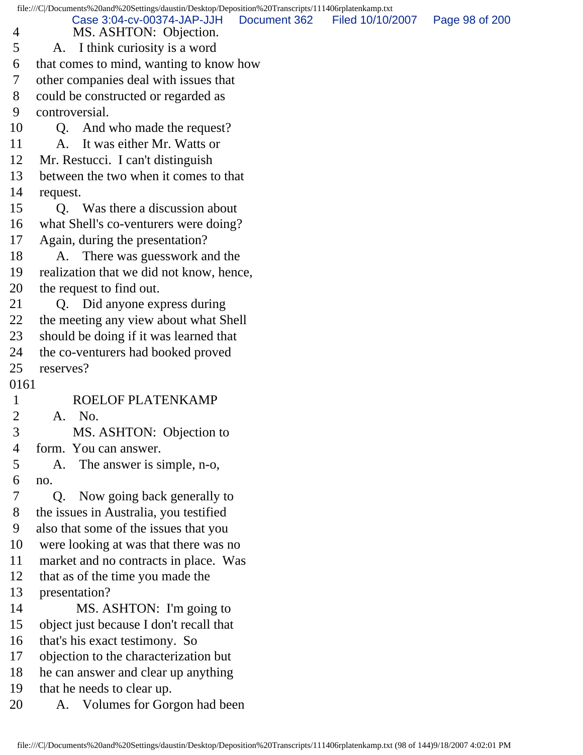4 MS. ASHTON: Objection.
5 A. I think curiosity is a word
6 that comes to mind, wanting to know how
7 other companies deal with issues that
8 could be constructed or regarded as
9 controversial.
10 Q. And who made the request?
11 A. It was either Mr. Watts or
12 Mr. Restucci. I can't distinguish
13 between the two when it comes to that
14 request.
15 Q. Was there a discussion about
16 what Shell's co-venturers were doing?
17 Again, during the presentation?
18 A. There was guesswork and the
19 realization that we did not know, hence,
20 the request to find out.
21 Q. Did anyone express during
22 the meeting any view about what Shell
23 should be doing if it was learned that
24 the co-venturers had booked proved
25 reserves?
0161
1 ROELOF PLATENKAMP
2 A. No.
3 MS. ASHTON: Objection to
4 form. You can answer.
5 A. The answer is simple, n-o,
6 no.
7 Q. Now going back generally to
8 the issues in Australia, you testified
9 also that some of the issues that you
10 were looking at was that there was no
11 market and no contracts in place. Was
12 that as of the time you made the
13 presentation?
14 MS. ASHTON: I'm going to
15 object just because I don't recall that
16 that's his exact testimony. So
17 objection to the characterization but
18 he can answer and clear up anything
19 that he needs to clear up.
20 A. Volumes for Gorgon had been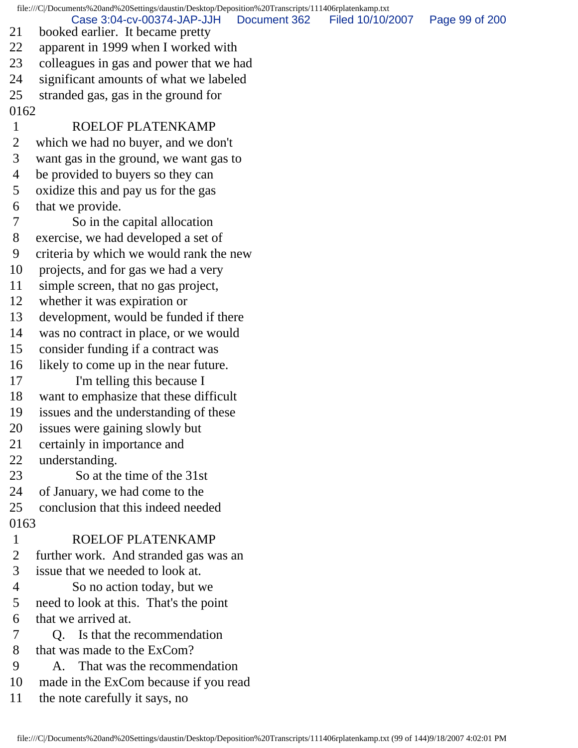21 booked earlier. It became pretty
22 apparent in 1999 when I worked with
23 colleagues in gas and power that we had
24 significant amounts of what we labeled
25 stranded gas, gas in the ground for

0162

1 ROELOF PLATENKAMP
2 which we had no buyer, and we don't
3 want gas in the ground, we want gas to
4 be provided to buyers so they can
5 oxidize this and pay us for the gas
6 that we provide.
7 So in the capital allocation
8 exercise, we had developed a set of
9 criteria by which we would rank the new
10 projects, and for gas we had a very
11 simple screen, that no gas project,
12 whether it was expiration or
13 development, would be funded if there
14 was no contract in place, or we would
15 consider funding if a contract was
16 likely to come up in the near future.
17 I'm telling this because I
18 want to emphasize that these difficult
19 issues and the understanding of these
20 issues were gaining slowly but
21 certainly in importance and
22 understanding.
23 So at the time of the 31st
24 of January, we had come to the
25 conclusion that this indeed needed

0163

1 ROELOF PLATENKAMP
2 further work. And stranded gas was an
3 issue that we needed to look at.
4 So no action today, but we
5 need to look at this. That's the point
6 that we arrived at.
7 Q. Is that the recommendation
8 that was made to the ExCom?
9 A. That was the recommendation
10 made in the ExCom because if you read
11 the note carefully it says, no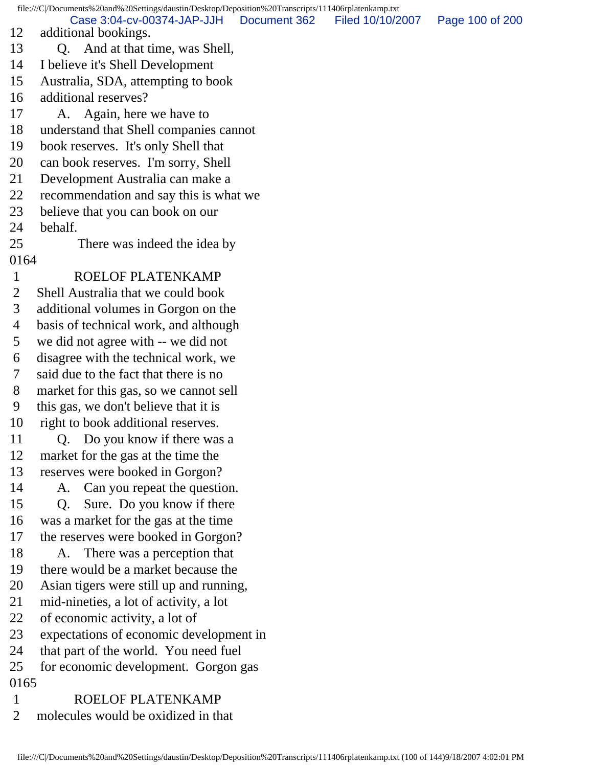12 additional bookings.
13 Q. And at that time, was Shell,
14 I believe it's Shell Development
15 Australia, SDA, attempting to book
16 additional reserves?
17 A. Again, here we have to
18 understand that Shell companies cannot
19 book reserves. It's only Shell that
20 can book reserves. I'm sorry, Shell
21 Development Australia can make a
22 recommendation and say this is what we
23 believe that you can book on our
24 behalf.
25 There was indeed the idea by
0164
1 ROELOF PLATENKAMP
2 Shell Australia that we could book
3 additional volumes in Gorgon on the
4 basis of technical work, and although
5 we did not agree with -- we did not
6 disagree with the technical work, we
7 said due to the fact that there is no
8 market for this gas, so we cannot sell
9 this gas, we don't believe that it is
10 right to book additional reserves.
11 Q. Do you know if there was a
12 market for the gas at the time the
13 reserves were booked in Gorgon?
14 A. Can you repeat the question.
15 Q. Sure. Do you know if there
16 was a market for the gas at the time
17 the reserves were booked in Gorgon?
18 A. There was a perception that
19 there would be a market because the
20 Asian tigers were still up and running,
21 mid-nineties, a lot of activity, a lot
22 of economic activity, a lot of
23 expectations of economic development in
24 that part of the world. You need fuel
25 for economic development. Gorgon gas
0165
1 ROELOF PLATENKAMP
2 molecules would be oxidized in that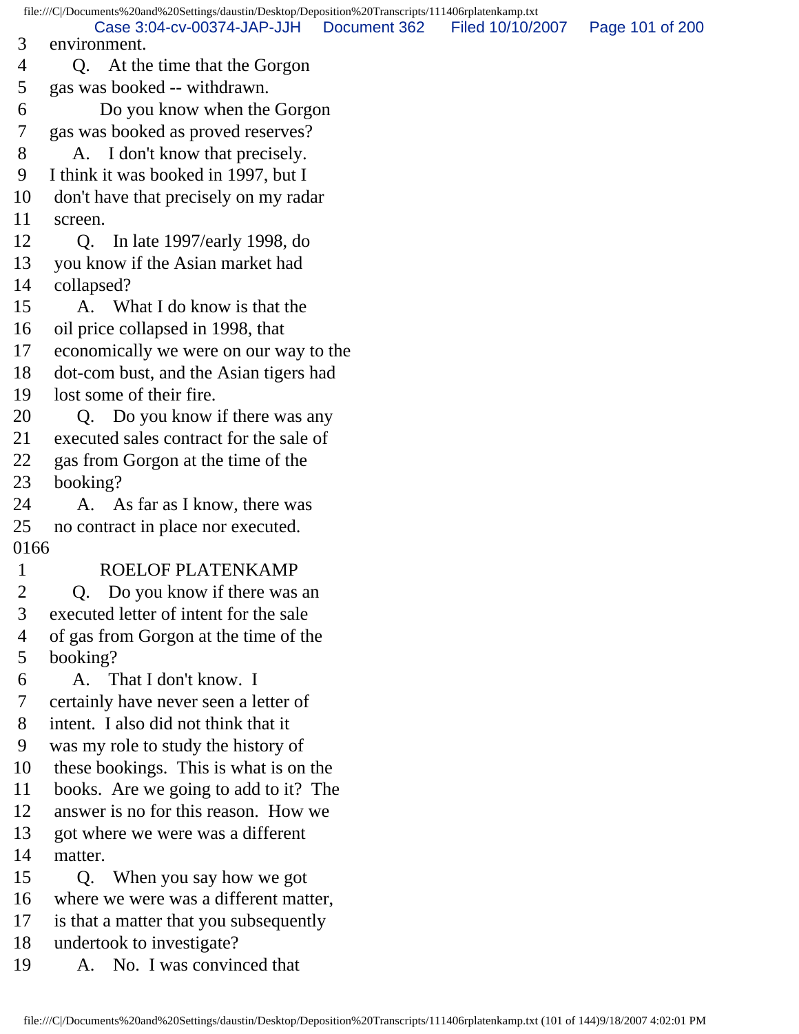3 environment.
4 Q. At the time that the Gorgon
5 gas was booked -- withdrawn.
6 Do you know when the Gorgon
7 gas was booked as proved reserves?
8 A. I don't know that precisely.
9 I think it was booked in 1997, but I
10 don't have that precisely on my radar
11 screen.
12 Q. In late 1997/early 1998, do
13 you know if the Asian market had
14 collapsed?
15 A. What I do know is that the
16 oil price collapsed in 1998, that
17 economically we were on our way to the
18 dot-com bust, and the Asian tigers had
19 lost some of their fire.
20 Q. Do you know if there was any
21 executed sales contract for the sale of
22 gas from Gorgon at the time of the
23 booking?
24 A. As far as I know, there was
25 no contract in place nor executed.
0166
1 ROELOF PLATENKAMP
2 Q. Do you know if there was an
3 executed letter of intent for the sale
4 of gas from Gorgon at the time of the
5 booking?
6 A. That I don't know. I
7 certainly have never seen a letter of
8 intent. I also did not think that it
9 was my role to study the history of
10 these bookings. This is what is on the
11 books. Are we going to add to it? The
12 answer is no for this reason. How we
13 got where we were was a different
14 matter.
15 Q. When you say how we got
16 where we were was a different matter,
17 is that a matter that you subsequently
18 undertook to investigate?
19 A. No. I was convinced that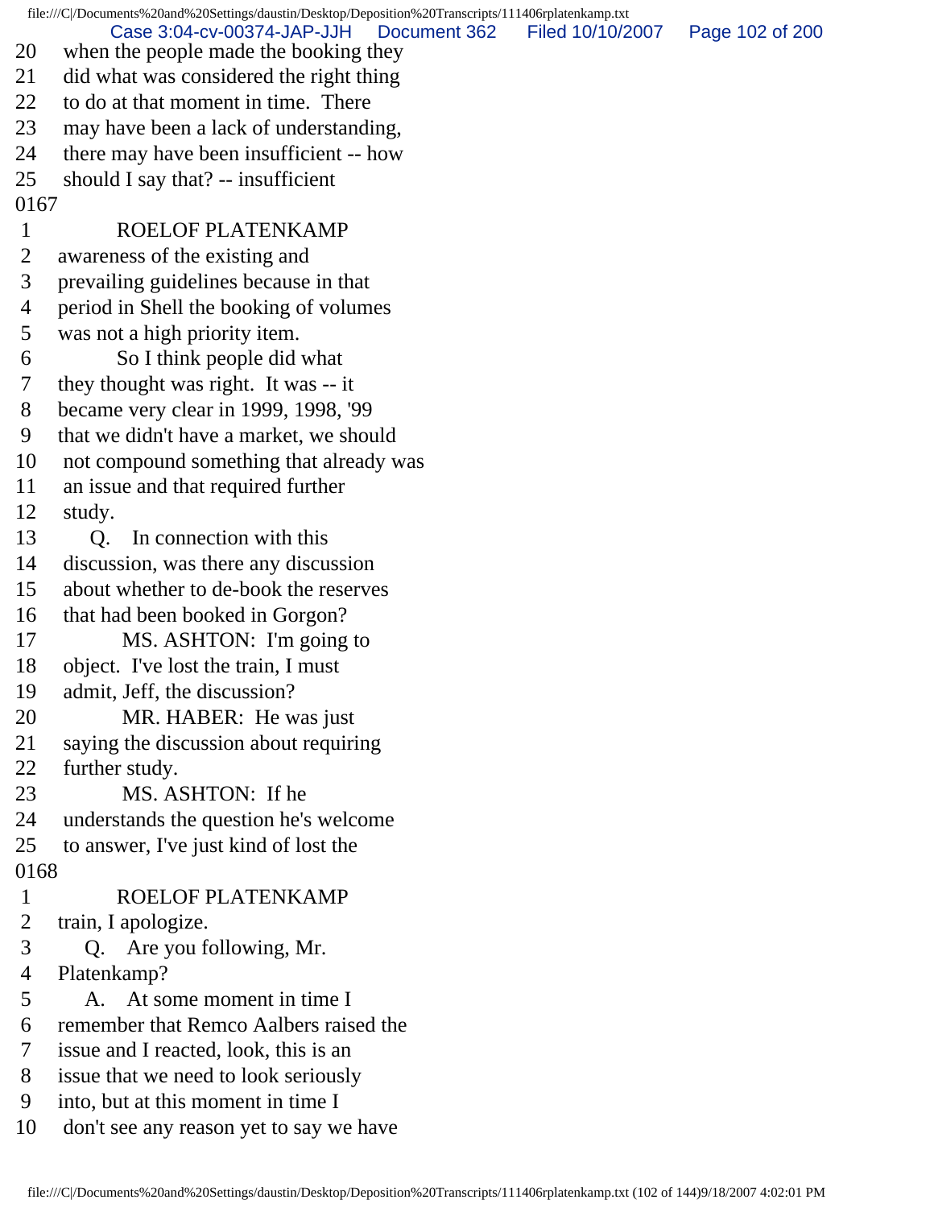20 when the people made the booking they
21 did what was considered the right thing
22 to do at that moment in time. There
23 may have been a lack of understanding,
24 there may have been insufficient -- how
25 should I say that? -- insufficient

0167

1 ROELOF PLATENKAMP
2 awareness of the existing and
3 prevailing guidelines because in that
4 period in Shell the booking of volumes
5 was not a high priority item.
6 So I think people did what
7 they thought was right. It was -- it
8 became very clear in 1999, 1998, '99
9 that we didn't have a market, we should
10 not compound something that already was
11 an issue and that required further
12 study.
13 Q. In connection with this
14 discussion, was there any discussion
15 about whether to de-book the reserves
16 that had been booked in Gorgon?
17 MS. ASHTON: I'm going to
18 object. I've lost the train, I must
19 admit, Jeff, the discussion?
20 MR. HABER: He was just
21 saying the discussion about requiring
22 further study.
23 MS. ASHTON: If he
24 understands the question he's welcome
25 to answer, I've just kind of lost the

0168

1 ROELOF PLATENKAMP
2 train, I apologize.
3 Q. Are you following, Mr.
4 Platenkamp?
5 A. At some moment in time I
6 remember that Remco Aalbers raised the
7 issue and I reacted, look, this is an
8 issue that we need to look seriously
9 into, but at this moment in time I
10 don't see any reason yet to say we have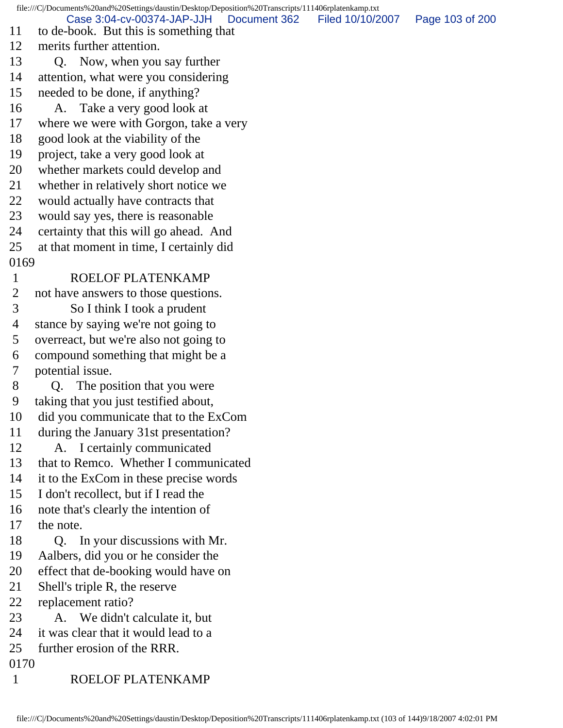11 to de-book. But this is something that
12 merits further attention.
13 Q. Now, when you say further
14 attention, what were you considering
15 needed to be done, if anything?
16 A. Take a very good look at
17 where we were with Gorgon, take a very
18 good look at the viability of the
19 project, take a very good look at
20 whether markets could develop and
21 whether in relatively short notice we
22 would actually have contracts that
23 would say yes, there is reasonable
24 certainty that this will go ahead. And
25 at that moment in time, I certainly did

0169

1 ROELOF PLATENKAMP
2 not have answers to those questions.
3 So I think I took a prudent
4 stance by saying we're not going to
5 overreact, but we're also not going to
6 compound something that might be a
7 potential issue.
8 Q. The position that you were
9 taking that you just testified about,
10 did you communicate that to the ExCom
11 during the January 31st presentation?
12 A. I certainly communicated
13 that to Remco. Whether I communicated
14 it to the ExCom in these precise words
15 I don't recollect, but if I read the
16 note that's clearly the intention of
17 the note.
18 Q. In your discussions with Mr.
19 Aalbers, did you or he consider the
20 effect that de-booking would have on
21 Shell's triple R, the reserve
22 replacement ratio?
23 A. We didn't calculate it, but
24 it was clear that it would lead to a
25 further erosion of the RRR.

0170

1 ROELOF PLATENKAMP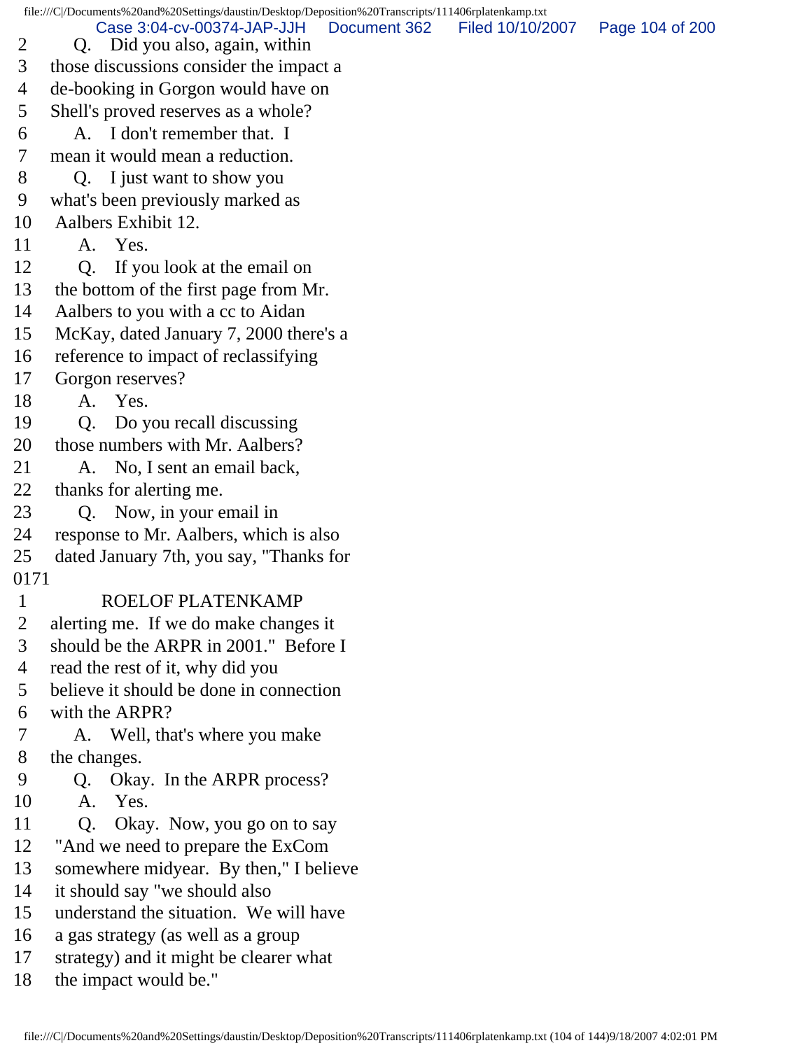2 Q. Did you also, again, within
3 those discussions consider the impact a
4 de-booking in Gorgon would have on
5 Shell's proved reserves as a whole?
6 A. I don't remember that. I
7 mean it would mean a reduction.
8 Q. I just want to show you
9 what's been previously marked as
10 Aalbers Exhibit 12.
11 A. Yes.
12 Q. If you look at the email on
13 the bottom of the first page from Mr.
14 Aalbers to you with a cc to Aidan
15 McKay, dated January 7, 2000 there's a
16 reference to impact of reclassifying
17 Gorgon reserves?
18 A. Yes.
19 Q. Do you recall discussing
20 those numbers with Mr. Aalbers?
21 A. No, I sent an email back,
22 thanks for alerting me.
23 Q. Now, in your email in
24 response to Mr. Aalbers, which is also
25 dated January 7th, you say, "Thanks for
0171
1 ROELOF PLATENKAMP
2 alerting me. If we do make changes it
3 should be the ARPR in 2001." Before I
4 read the rest of it, why did you
5 believe it should be done in connection
6 with the ARPR?
7 A. Well, that's where you make
8 the changes.
9 Q. Okay. In the ARPR process?
10 A. Yes.
11 Q. Okay. Now, you go on to say
12 "And we need to prepare the ExCom
13 somewhere midyear. By then," I believe
14 it should say "we should also
15 understand the situation. We will have
16 a gas strategy (as well as a group
17 strategy) and it might be clearer what
18 the impact would be."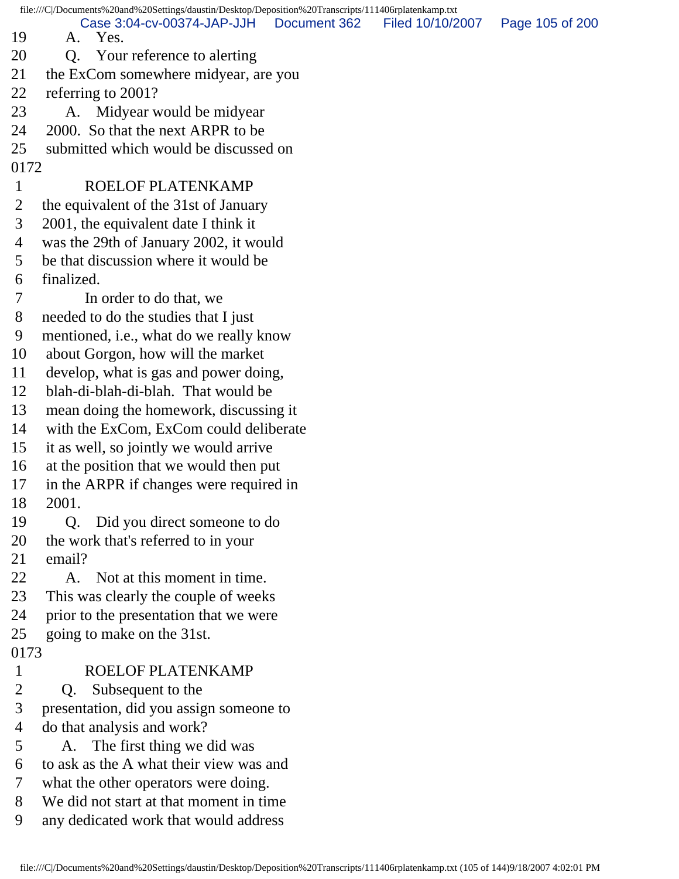19 A. Yes.
20 Q. Your reference to alerting
21 the ExCom somewhere midyear, are you
22 referring to 2001?
23 A. Midyear would be midyear
24 2000. So that the next ARPR to be
25 submitted which would be discussed on

0172

1 ROELOF PLATENKAMP
2 the equivalent of the 31st of January
3 2001, the equivalent date I think it
4 was the 29th of January 2002, it would
5 be that discussion where it would be
6 finalized.
7 In order to do that, we
8 needed to do the studies that I just
9 mentioned, i.e., what do we really know
10 about Gorgon, how will the market
11 develop, what is gas and power doing,
12 blah-di-blah-di-blah. That would be
13 mean doing the homework, discussing it
14 with the ExCom, ExCom could deliberate
15 it as well, so jointly we would arrive
16 at the position that we would then put
17 in the ARPR if changes were required in
18 2001.
19 Q. Did you direct someone to do
20 the work that's referred to in your
21 email?
22 A. Not at this moment in time.
23 This was clearly the couple of weeks
24 prior to the presentation that we were
25 going to make on the 31st.

0173

1 ROELOF PLATENKAMP
2 Q. Subsequent to the
3 presentation, did you assign someone to
4 do that analysis and work?
5 A. The first thing we did was
6 to ask as the A what their view was and
7 what the other operators were doing.
8 We did not start at that moment in time
9 any dedicated work that would address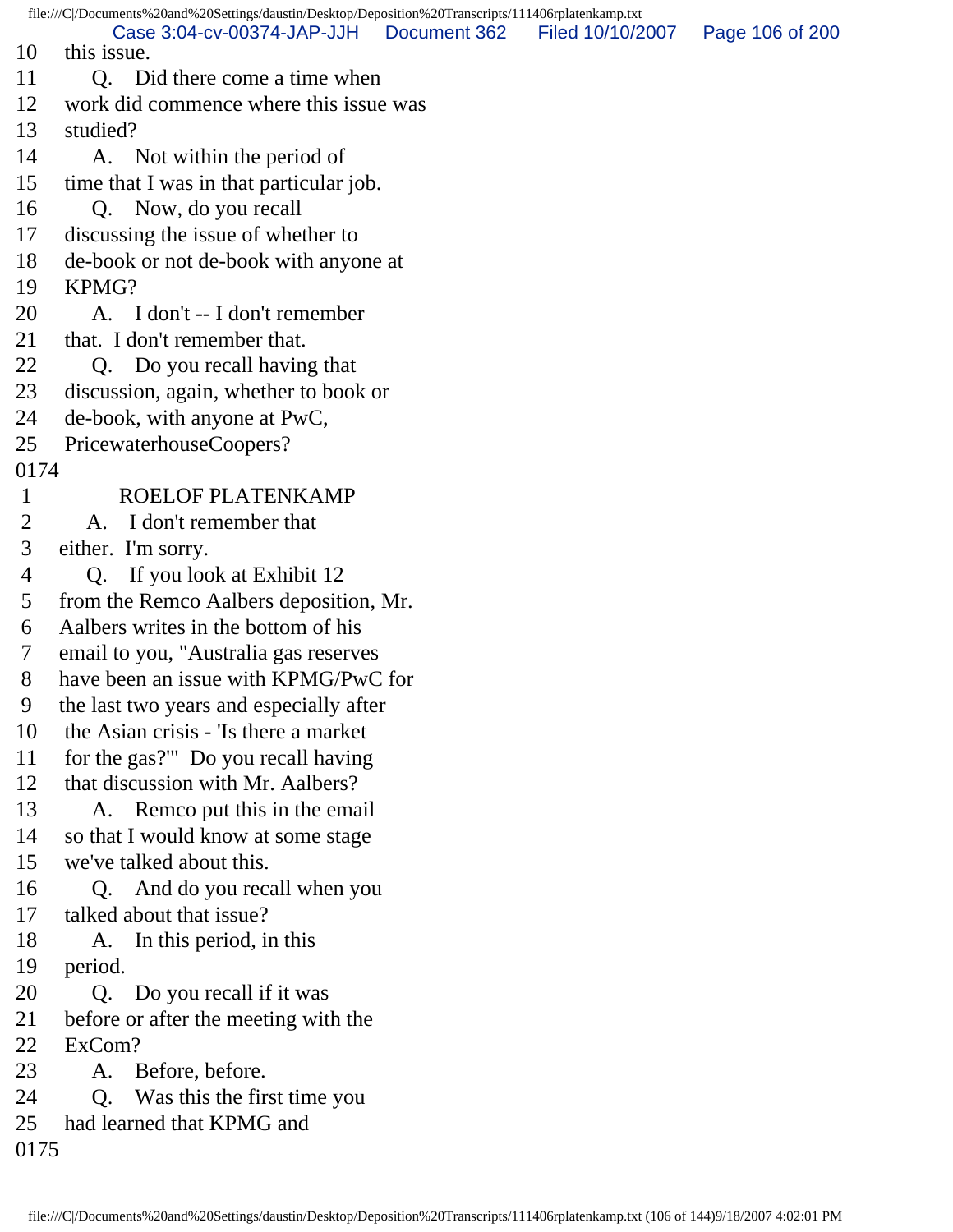10 this issue.
11 Q. Did there come a time when
12 work did commence where this issue was
13 studied?
14 A. Not within the period of
15 time that I was in that particular job.
16 Q. Now, do you recall
17 discussing the issue of whether to
18 de-book or not de-book with anyone at
19 KPMG?
20 A. I don't -- I don't remember
21 that. I don't remember that.
22 Q. Do you recall having that
23 discussion, again, whether to book or
24 de-book, with anyone at PwC,
25 PricewaterhouseCoopers?
0174
1 ROELOF PLATENKAMP
2 A. I don't remember that
3 either. I'm sorry.
4 Q. If you look at Exhibit 12
5 from the Remco Aalbers deposition, Mr.
6 Aalbers writes in the bottom of his
7 email to you, "Australia gas reserves
8 have been an issue with KPMG/PwC for
9 the last two years and especially after
10 the Asian crisis - 'Is there a market
11 for the gas?'" Do you recall having
12 that discussion with Mr. Aalbers?
13 A. Remco put this in the email
14 so that I would know at some stage
15 we've talked about this.
16 Q. And do you recall when you
17 talked about that issue?
18 A. In this period, in this
19 period.
20 Q. Do you recall if it was
21 before or after the meeting with the
22 ExCom?
23 A. Before, before.
24 Q. Was this the first time you
25 had learned that KPMG and
0175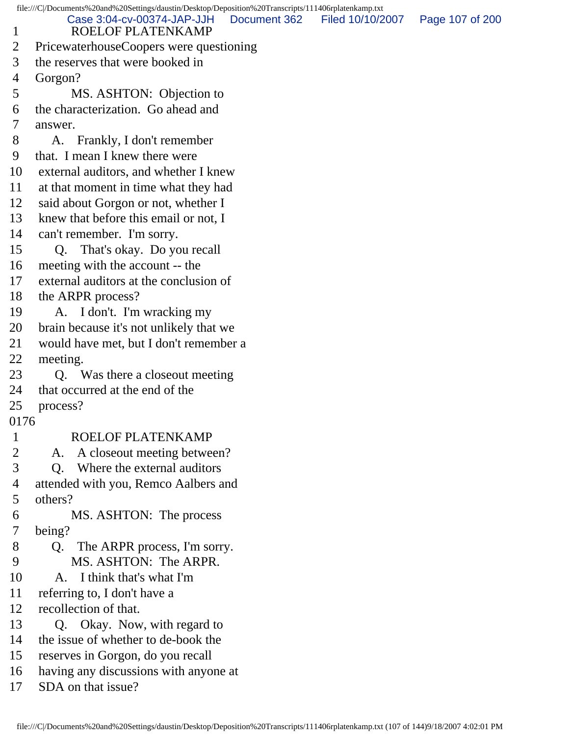1 ROELOF PLATENKAMP
2 PricewaterhouseCoopers were questioning
3 the reserves that were booked in
4 Gorgon?
5 MS. ASHTON: Objection to
6 the characterization. Go ahead and
7 answer.
8 A. Frankly, I don't remember
9 that. I mean I knew there were
10 external auditors, and whether I knew
11 at that moment in time what they had
12 said about Gorgon or not, whether I
13 knew that before this email or not, I
14 can't remember. I'm sorry.
15 Q. That's okay. Do you recall
16 meeting with the account -- the
17 external auditors at the conclusion of
18 the ARPR process?
19 A. I don't. I'm wracking my
20 brain because it's not unlikely that we
21 would have met, but I don't remember a
22 meeting.
23 Q. Was there a closeout meeting
24 that occurred at the end of the
25 process?
0176
1 ROELOF PLATENKAMP
2 A. A closeout meeting between?
3 Q. Where the external auditors
4 attended with you, Remco Aalbers and
5 others?
6 MS. ASHTON: The process
7 being?
8 Q. The ARPR process, I'm sorry.
9 MS. ASHTON: The ARPR.
10 A. I think that's what I'm
11 referring to, I don't have a
12 recollection of that.
13 Q. Okay. Now, with regard to
14 the issue of whether to de-book the
15 reserves in Gorgon, do you recall
16 having any discussions with anyone at
17 SDA on that issue?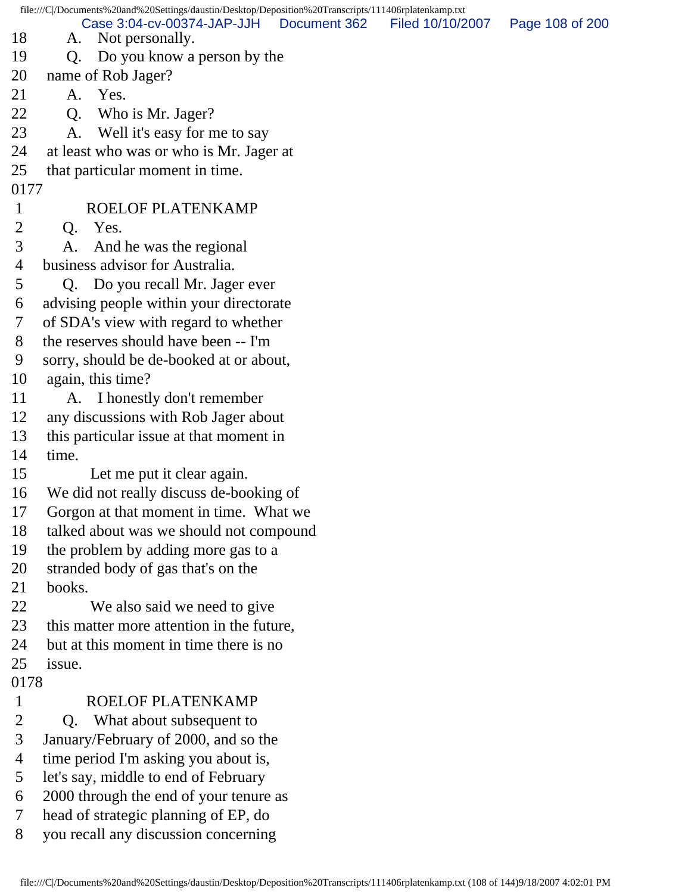18 A. Not personally.
19 Q. Do you know a person by the
20 name of Rob Jager?
21 A. Yes.
22 Q. Who is Mr. Jager?
23 A. Well it's easy for me to say
24 at least who was or who is Mr. Jager at
25 that particular moment in time.
0177
1 ROELOF PLATENKAMP
2 Q. Yes.
3 A. And he was the regional
4 business advisor for Australia.
5 Q. Do you recall Mr. Jager ever
6 advising people within your directorate
7 of SDA's view with regard to whether
8 the reserves should have been -- I'm
9 sorry, should be de-booked at or about,
10 again, this time?
11 A. I honestly don't remember
12 any discussions with Rob Jager about
13 this particular issue at that moment in
14 time.
15 Let me put it clear again.
16 We did not really discuss de-booking of
17 Gorgon at that moment in time. What we
18 talked about was we should not compound
19 the problem by adding more gas to a
20 stranded body of gas that's on the
21 books.
22 We also said we need to give
23 this matter more attention in the future,
24 but at this moment in time there is no
25 issue.
0178
1 ROELOF PLATENKAMP
2 Q. What about subsequent to
3 January/February of 2000, and so the
4 time period I'm asking you about is,
5 let's say, middle to end of February
6 2000 through the end of your tenure as
7 head of strategic planning of EP, do
8 you recall any discussion concerning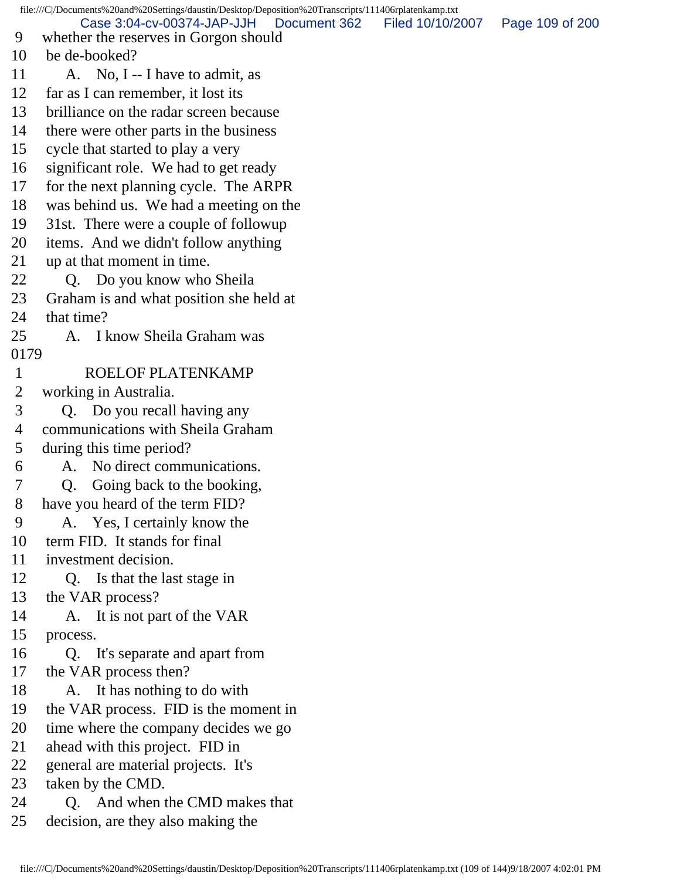9 whether the reserves in Gorgon should
10 be de-booked?
11 A. No, I -- I have to admit, as
12 far as I can remember, it lost its
13 brilliance on the radar screen because
14 there were other parts in the business
15 cycle that started to play a very
16 significant role. We had to get ready
17 for the next planning cycle. The ARPR
18 was behind us. We had a meeting on the
19 31st. There were a couple of followup
20 items. And we didn't follow anything
21 up at that moment in time.
22 Q. Do you know who Sheila
23 Graham is and what position she held at
24 that time?
25 A. I know Sheila Graham was

0179

1 ROELOF PLATENKAMP
2 working in Australia.
3 Q. Do you recall having any
4 communications with Sheila Graham
5 during this time period?
6 A. No direct communications.
7 Q. Going back to the booking,
8 have you heard of the term FID?
9 A. Yes, I certainly know the
10 term FID. It stands for final
11 investment decision.
12 Q. Is that the last stage in
13 the VAR process?
14 A. It is not part of the VAR
15 process.
16 Q. It's separate and apart from
17 the VAR process then?
18 A. It has nothing to do with
19 the VAR process. FID is the moment in
20 time where the company decides we go
21 ahead with this project. FID in
22 general are material projects. It's
23 taken by the CMD.
24 Q. And when the CMD makes that
25 decision, are they also making the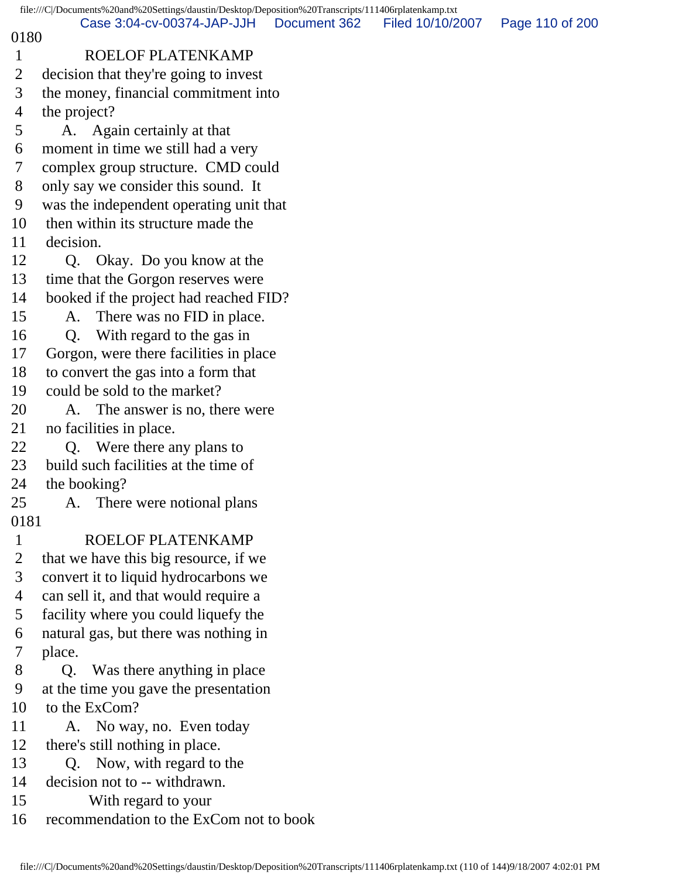0180

1 ROELOF PLATENKAMP
2 decision that they're going to invest
3 the money, financial commitment into
4 the project?
5 A. Again certainly at that
6 moment in time we still had a very
7 complex group structure. CMD could
8 only say we consider this sound. It
9 was the independent operating unit that
10 then within its structure made the
11 decision.
12 Q. Okay. Do you know at the
13 time that the Gorgon reserves were
14 booked if the project had reached FID?
15 A. There was no FID in place.
16 Q. With regard to the gas in
17 Gorgon, were there facilities in place
18 to convert the gas into a form that
19 could be sold to the market?
20 A. The answer is no, there were
21 no facilities in place.
22 Q. Were there any plans to
23 build such facilities at the time of
24 the booking?
25 A. There were notional plans

0181

1 ROELOF PLATENKAMP
2 that we have this big resource, if we
3 convert it to liquid hydrocarbons we
4 can sell it, and that would require a
5 facility where you could liquefy the
6 natural gas, but there was nothing in
7 place.
8 Q. Was there anything in place
9 at the time you gave the presentation
10 to the ExCom?
11 A. No way, no. Even today
12 there's still nothing in place.
13 Q. Now, with regard to the
14 decision not to -- withdrawn.
15 With regard to your
16 recommendation to the ExCom not to book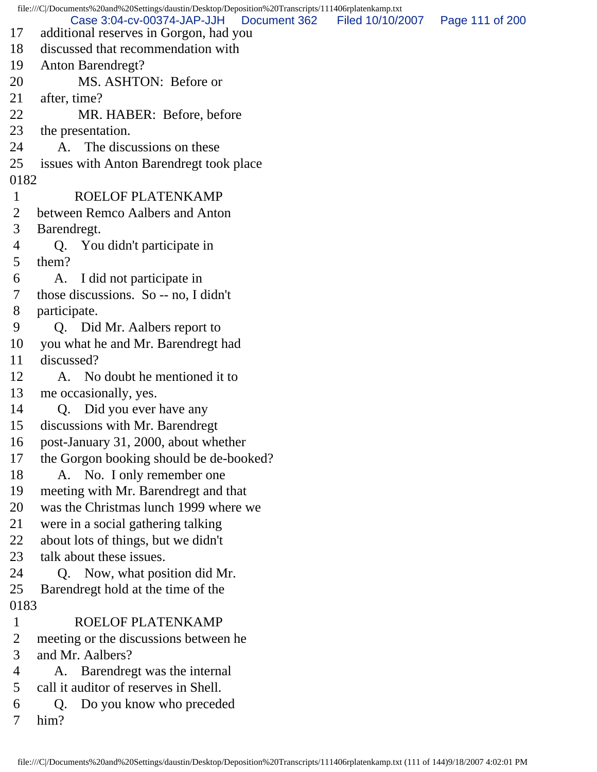17 additional reserves in Gorgon, had you
18 discussed that recommendation with
19 Anton Barendregt?
20 MS. ASHTON: Before or
21 after, time?
22 MR. HABER: Before, before
23 the presentation.
24 A. The discussions on these
25 issues with Anton Barendregt took place
0182
1 ROELOF PLATENKAMP
2 between Remco Aalbers and Anton
3 Barendregt.
4 Q. You didn't participate in
5 them?
6 A. I did not participate in
7 those discussions. So -- no, I didn't
8 participate.
9 Q. Did Mr. Aalbers report to
10 you what he and Mr. Barendregt had
11 discussed?
12 A. No doubt he mentioned it to
13 me occasionally, yes.
14 Q. Did you ever have any
15 discussions with Mr. Barendregt
16 post-January 31, 2000, about whether
17 the Gorgon booking should be de-booked?
18 A. No. I only remember one
19 meeting with Mr. Barendregt and that
20 was the Christmas lunch 1999 where we
21 were in a social gathering talking
22 about lots of things, but we didn't
23 talk about these issues.
24 Q. Now, what position did Mr.
25 Barendregt hold at the time of the
0183
1 ROELOF PLATENKAMP
2 meeting or the discussions between he
3 and Mr. Aalbers?
4 A. Barendregt was the internal
5 call it auditor of reserves in Shell.
6 Q. Do you know who preceded
7 him?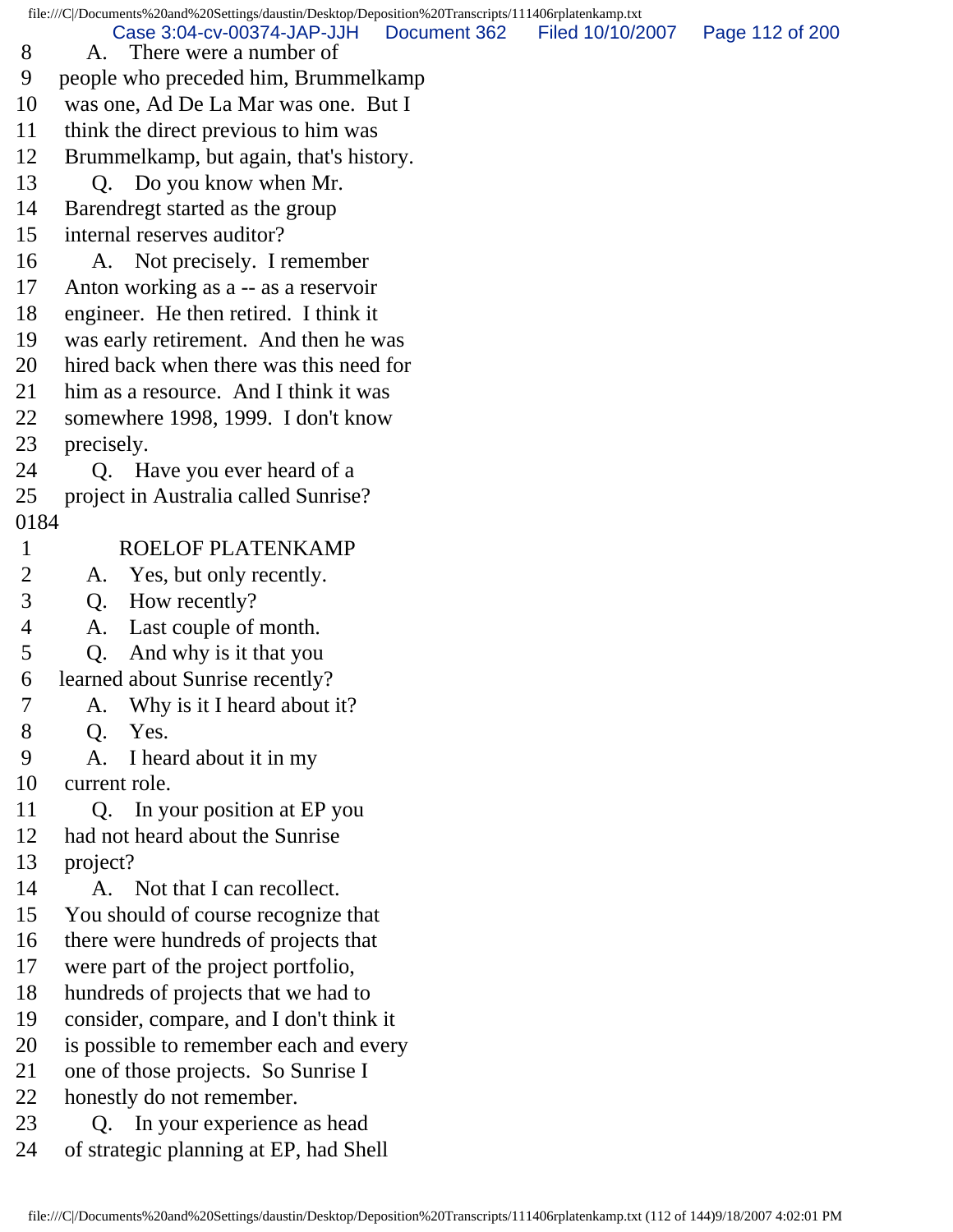8 A. There were a number of
9 people who preceded him, Brummelkamp
10 was one, Ad De La Mar was one. But I
11 think the direct previous to him was
12 Brummelkamp, but again, that's history.
13 Q. Do you know when Mr.
14 Barendregt started as the group
15 internal reserves auditor?
16 A. Not precisely. I remember
17 Anton working as a -- as a reservoir
18 engineer. He then retired. I think it
19 was early retirement. And then he was
20 hired back when there was this need for
21 him as a resource. And I think it was
22 somewhere 1998, 1999. I don't know
23 precisely.
24 Q. Have you ever heard of a
25 project in Australia called Sunrise?

0184

1 ROELOF PLATENKAMP
2 A. Yes, but only recently.
3 Q. How recently?
4 A. Last couple of month.
5 Q. And why is it that you
6 learned about Sunrise recently?
7 A. Why is it I heard about it?
8 Q. Yes.
9 A. I heard about it in my
10 current role.
11 Q. In your position at EP you
12 had not heard about the Sunrise
13 project?
14 A. Not that I can recollect.
15 You should of course recognize that
16 there were hundreds of projects that
17 were part of the project portfolio,
18 hundreds of projects that we had to
19 consider, compare, and I don't think it
20 is possible to remember each and every
21 one of those projects. So Sunrise I
22 honestly do not remember.
23 Q. In your experience as head
24 of strategic planning at EP, had Shell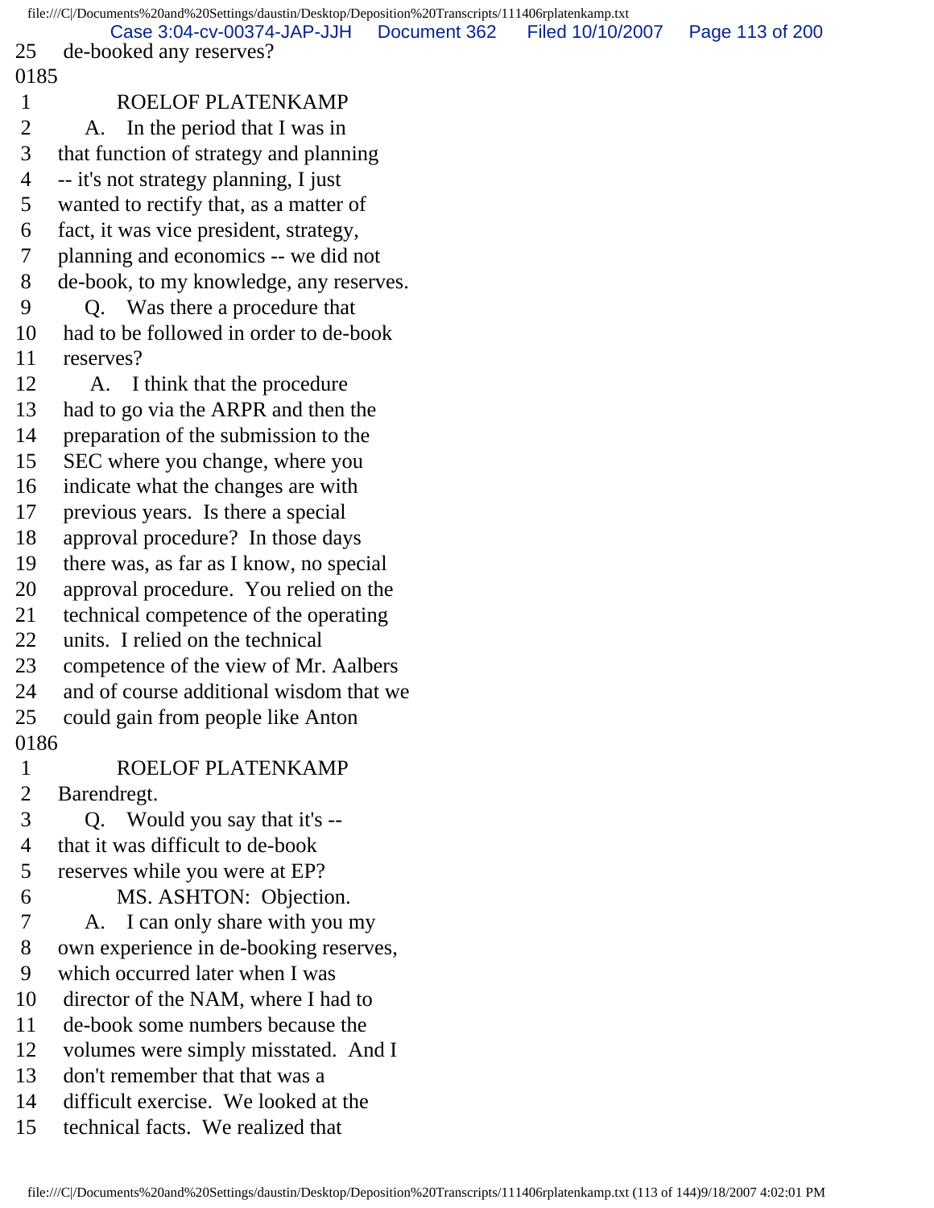25 de-booked any reserves?

0185

1 ROELOF PLATENKAMP

2 A. In the period that I was in

3 that function of strategy and planning

4 -- it's not strategy planning, I just

5 wanted to rectify that, as a matter of

6 fact, it was vice president, strategy,

7 planning and economics -- we did not

8 de-book, to my knowledge, any reserves.

9 Q. Was there a procedure that

10 had to be followed in order to de-book

11 reserves?

12 A. I think that the procedure

13 had to go via the ARPR and then the

14 preparation of the submission to the

15 SEC where you change, where you

16 indicate what the changes are with

17 previous years. Is there a special

18 approval procedure? In those days

19 there was, as far as I know, no special

20 approval procedure. You relied on the

21 technical competence of the operating

22 units. I relied on the technical

23 competence of the view of Mr. Aalbers

24 and of course additional wisdom that we

25 could gain from people like Anton

0186

1 ROELOF PLATENKAMP

2 Barendregt.

3 Q. Would you say that it's --

4 that it was difficult to de-book

5 reserves while you were at EP?

6 MS. ASHTON: Objection.

7 A. I can only share with you my

8 own experience in de-booking reserves,

9 which occurred later when I was

10 director of the NAM, where I had to

11 de-book some numbers because the

12 volumes were simply misstated. And I

13 don't remember that that was a

14 difficult exercise. We looked at the

15 technical facts. We realized that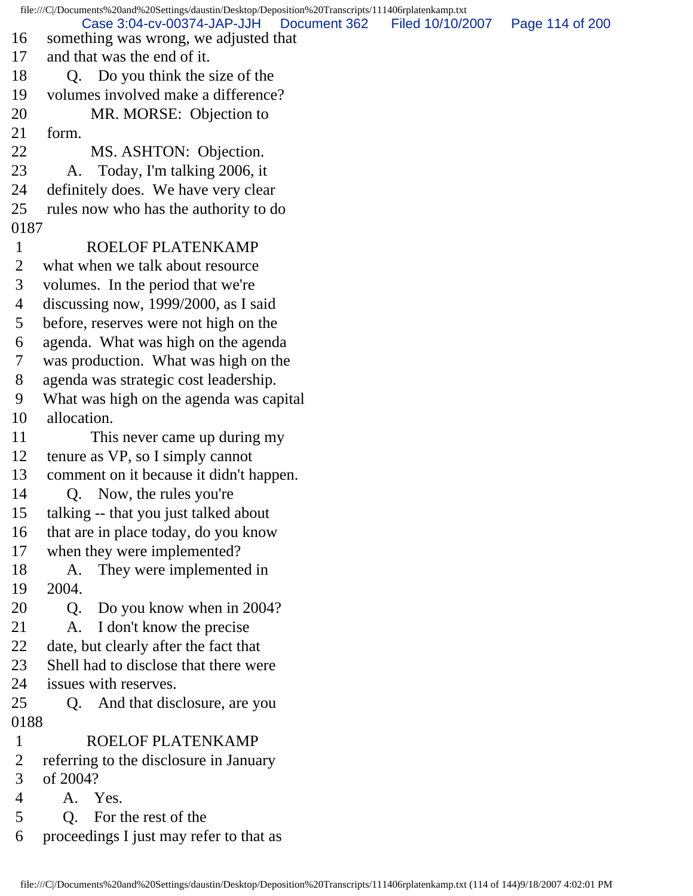16 something was wrong, we adjusted that
17 and that was the end of it.
18 Q. Do you think the size of the
19 volumes involved make a difference?
20 MR. MORSE: Objection to
21 form.
22 MS. ASHTON: Objection.
23 A. Today, I'm talking 2006, it
24 definitely does. We have very clear
25 rules now who has the authority to do
0187
1 ROELOF PLATENKAMP
2 what when we talk about resource
3 volumes. In the period that we're
4 discussing now, 1999/2000, as I said
5 before, reserves were not high on the
6 agenda. What was high on the agenda
7 was production. What was high on the
8 agenda was strategic cost leadership.
9 What was high on the agenda was capital
10 allocation.
11 This never came up during my
12 tenure as VP, so I simply cannot
13 comment on it because it didn't happen.
14 Q. Now, the rules you're
15 talking -- that you just talked about
16 that are in place today, do you know
17 when they were implemented?
18 A. They were implemented in
19 2004.
20 Q. Do you know when in 2004?
21 A. I don't know the precise
22 date, but clearly after the fact that
23 Shell had to disclose that there were
24 issues with reserves.
25 Q. And that disclosure, are you
0188
1 ROELOF PLATENKAMP
2 referring to the disclosure in January
3 of 2004?
4 A. Yes.
5 Q. For the rest of the
6 proceedings I just may refer to that as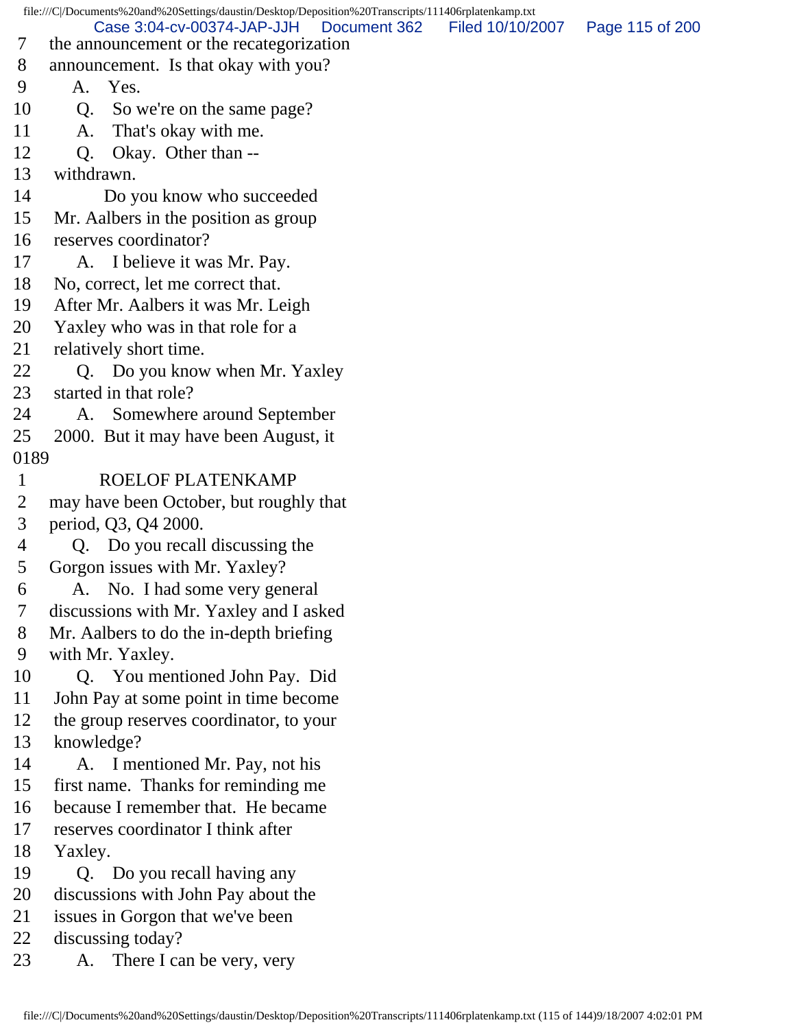7 the announcement or the recategorization
8 announcement. Is that okay with you?
9 A. Yes.
10 Q. So we're on the same page?
11 A. That's okay with me.
12 Q. Okay. Other than --
13 withdrawn.
14 Do you know who succeeded
15 Mr. Aalbers in the position as group
16 reserves coordinator?
17 A. I believe it was Mr. Pay.
18 No, correct, let me correct that.
19 After Mr. Aalbers it was Mr. Leigh
20 Yaxley who was in that role for a
21 relatively short time.
22 Q. Do you know when Mr. Yaxley
23 started in that role?
24 A. Somewhere around September
25 2000. But it may have been August, it
0189
1 ROELOF PLATENKAMP
2 may have been October, but roughly that
3 period, Q3, Q4 2000.
4 Q. Do you recall discussing the
5 Gorgon issues with Mr. Yaxley?
6 A. No. I had some very general
7 discussions with Mr. Yaxley and I asked
8 Mr. Aalbers to do the in-depth briefing
9 with Mr. Yaxley.
10 Q. You mentioned John Pay. Did
11 John Pay at some point in time become
12 the group reserves coordinator, to your
13 knowledge?
14 A. I mentioned Mr. Pay, not his
15 first name. Thanks for reminding me
16 because I remember that. He became
17 reserves coordinator I think after
18 Yaxley.
19 Q. Do you recall having any
20 discussions with John Pay about the
21 issues in Gorgon that we've been
22 discussing today?
23 A. There I can be very, very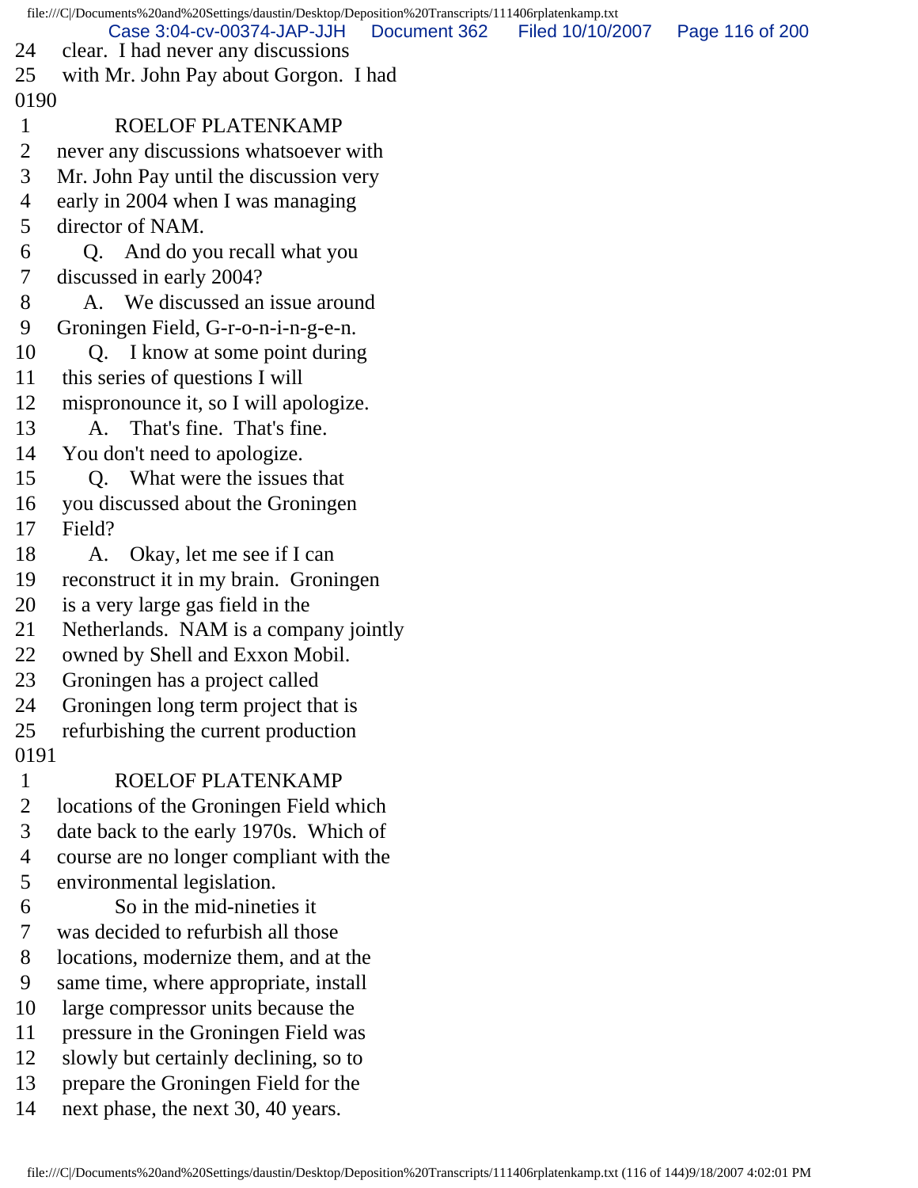24 clear. I had never any discussions
25 with Mr. John Pay about Gorgon. I had

0190

1 ROELOF PLATENKAMP
2 never any discussions whatsoever with
3 Mr. John Pay until the discussion very
4 early in 2004 when I was managing
5 director of NAM.
6 Q. And do you recall what you
7 discussed in early 2004?
8 A. We discussed an issue around
9 Groningen Field, G-r-o-n-i-n-g-e-n.
10 Q. I know at some point during
11 this series of questions I will
12 mispronounce it, so I will apologize.
13 A. That's fine. That's fine.
14 You don't need to apologize.
15 Q. What were the issues that
16 you discussed about the Groningen
17 Field?
18 A. Okay, let me see if I can
19 reconstruct it in my brain. Groningen
20 is a very large gas field in the
21 Netherlands. NAM is a company jointly
22 owned by Shell and Exxon Mobil.
23 Groningen has a project called
24 Groningen long term project that is
25 refurbishing the current production

0191

1 ROELOF PLATENKAMP
2 locations of the Groningen Field which
3 date back to the early 1970s. Which of
4 course are no longer compliant with the
5 environmental legislation.
6 So in the mid-nineties it
7 was decided to refurbish all those
8 locations, modernize them, and at the
9 same time, where appropriate, install
10 large compressor units because the
11 pressure in the Groningen Field was
12 slowly but certainly declining, so to
13 prepare the Groningen Field for the
14 next phase, the next 30, 40 years.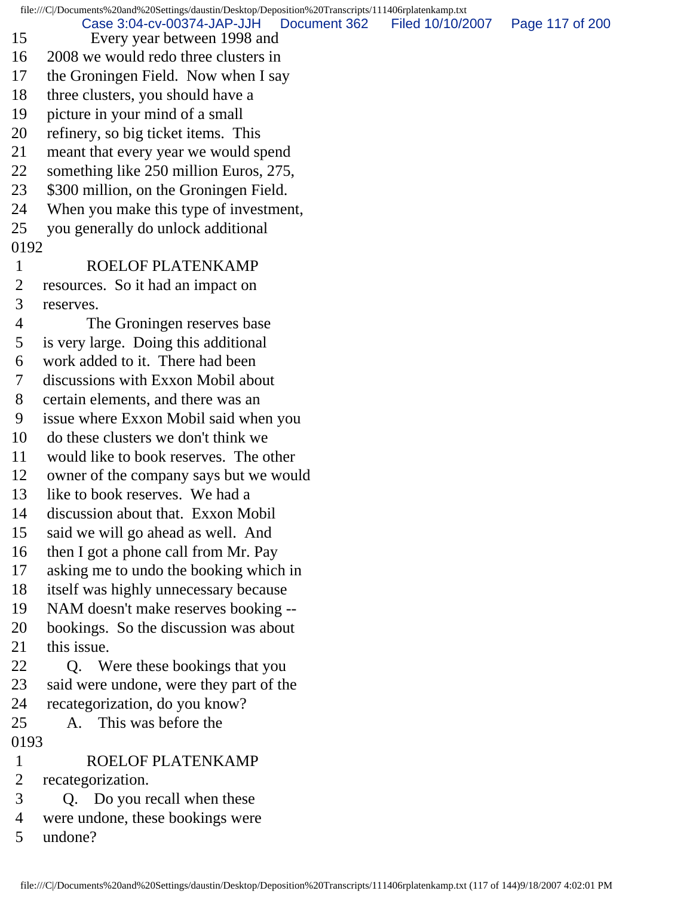15 Every year between 1998 and
16 2008 we would redo three clusters in
17 the Groningen Field. Now when I say
18 three clusters, you should have a
19 picture in your mind of a small
20 refinery, so big ticket items. This
21 meant that every year we would spend
22 something like 250 million Euros, 275,
23 $300 million, on the Groningen Field.
24 When you make this type of investment,
25 you generally do unlock additional

0192

1 ROELOF PLATENKAMP
2 resources. So it had an impact on
3 reserves.
4 The Groningen reserves base
5 is very large. Doing this additional
6 work added to it. There had been
7 discussions with Exxon Mobil about
8 certain elements, and there was an
9 issue where Exxon Mobil said when you
10 do these clusters we don't think we
11 would like to book reserves. The other
12 owner of the company says but we would
13 like to book reserves. We had a
14 discussion about that. Exxon Mobil
15 said we will go ahead as well. And
16 then I got a phone call from Mr. Pay
17 asking me to undo the booking which in
18 itself was highly unnecessary because
19 NAM doesn't make reserves booking --
20 bookings. So the discussion was about
21 this issue.
22 Q. Were these bookings that you
23 said were undone, were they part of the
24 recategorization, do you know?
25 A. This was before the

0193

1 ROELOF PLATENKAMP
2 recategorization.
3 Q. Do you recall when these
4 were undone, these bookings were
5 undone?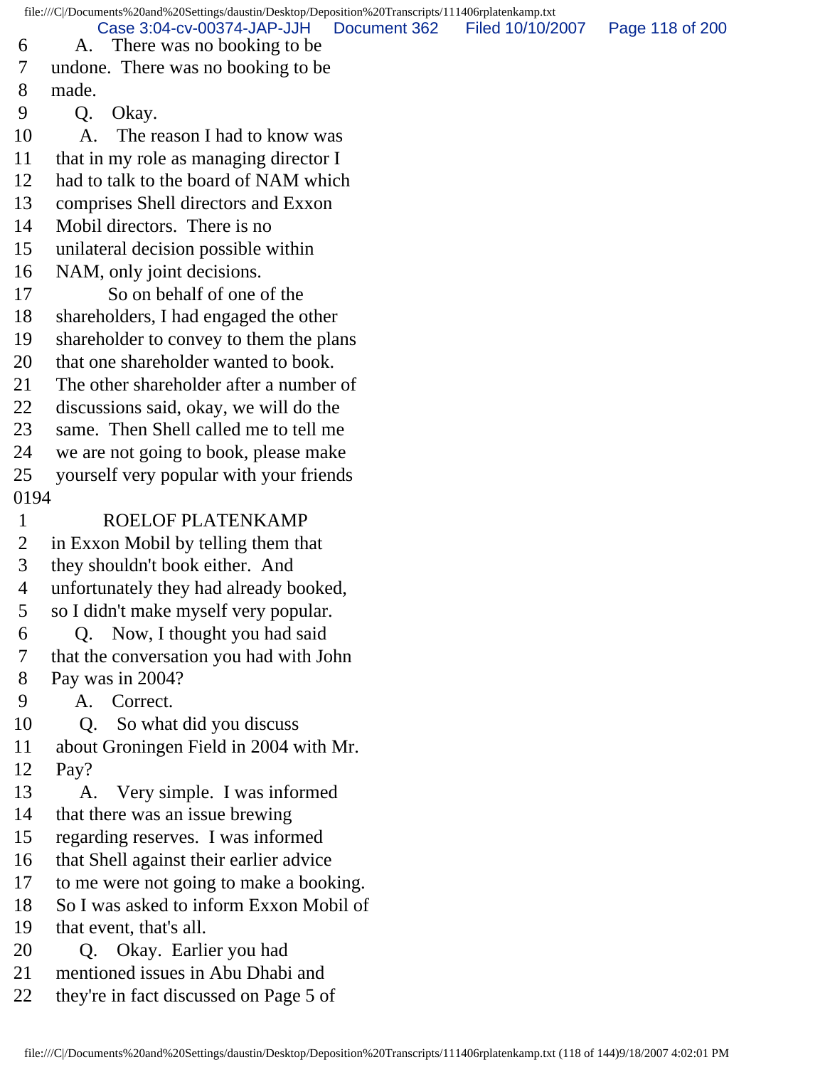6 A. There was no booking to be
7 undone. There was no booking to be
8 made.
9 Q. Okay.
10 A. The reason I had to know was
11 that in my role as managing director I
12 had to talk to the board of NAM which
13 comprises Shell directors and Exxon
14 Mobil directors. There is no
15 unilateral decision possible within
16 NAM, only joint decisions.
17 So on behalf of one of the
18 shareholders, I had engaged the other
19 shareholder to convey to them the plans
20 that one shareholder wanted to book.
21 The other shareholder after a number of
22 discussions said, okay, we will do the
23 same. Then Shell called me to tell me
24 we are not going to book, please make
25 yourself very popular with your friends

0194

1 ROELOF PLATENKAMP
2 in Exxon Mobil by telling them that
3 they shouldn't book either. And
4 unfortunately they had already booked,
5 so I didn't make myself very popular.
6 Q. Now, I thought you had said
7 that the conversation you had with John
8 Pay was in 2004?
9 A. Correct.
10 Q. So what did you discuss
11 about Groningen Field in 2004 with Mr.
12 Pay?
13 A. Very simple. I was informed
14 that there was an issue brewing
15 regarding reserves. I was informed
16 that Shell against their earlier advice
17 to me were not going to make a booking.
18 So I was asked to inform Exxon Mobil of
19 that event, that's all.
20 Q. Okay. Earlier you had
21 mentioned issues in Abu Dhabi and
22 they're in fact discussed on Page 5 of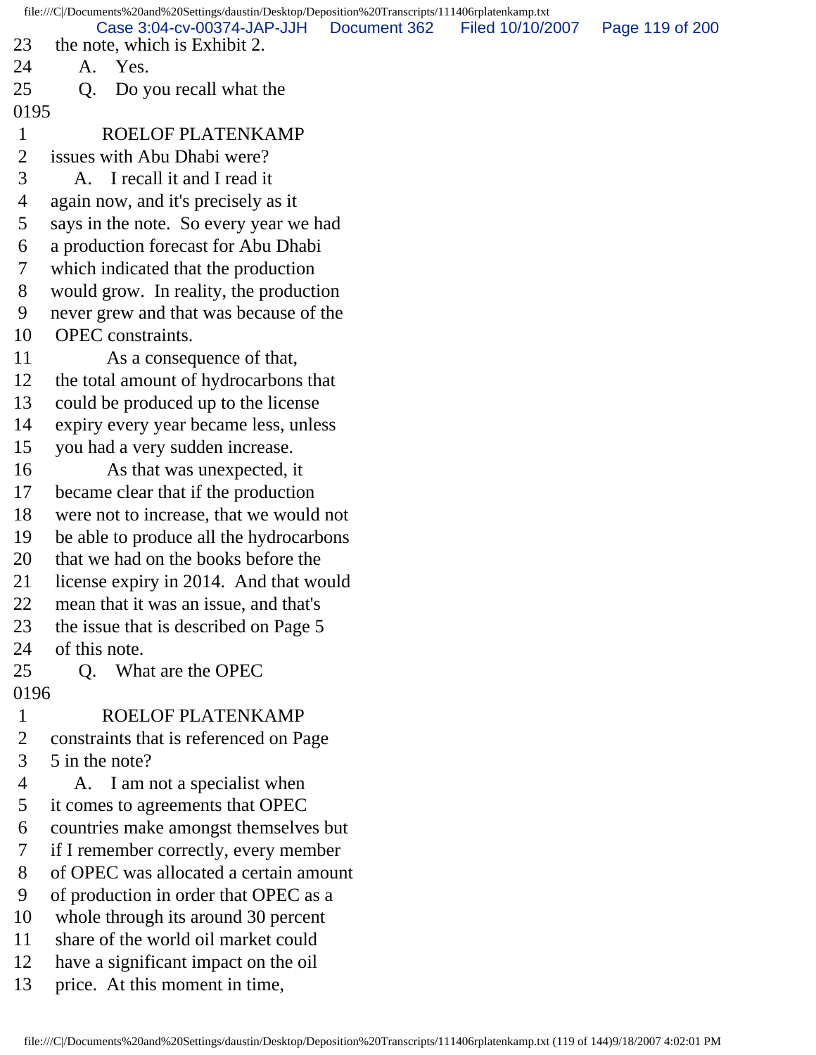23 the note, which is Exhibit 2.
24 A. Yes.
25 Q. Do you recall what the

0195

1 ROELOF PLATENKAMP
2 issues with Abu Dhabi were?
3 A. I recall it and I read it
4 again now, and it's precisely as it
5 says in the note. So every year we had
6 a production forecast for Abu Dhabi
7 which indicated that the production
8 would grow. In reality, the production
9 never grew and that was because of the
10 OPEC constraints.
11 As a consequence of that,
12 the total amount of hydrocarbons that
13 could be produced up to the license
14 expiry every year became less, unless
15 you had a very sudden increase.
16 As that was unexpected, it
17 became clear that if the production
18 were not to increase, that we would not
19 be able to produce all the hydrocarbons
20 that we had on the books before the
21 license expiry in 2014. And that would
22 mean that it was an issue, and that's
23 the issue that is described on Page 5
24 of this note.
25 Q. What are the OPEC

0196

1 ROELOF PLATENKAMP
2 constraints that is referenced on Page
3 5 in the note?
4 A. I am not a specialist when
5 it comes to agreements that OPEC
6 countries make amongst themselves but
7 if I remember correctly, every member
8 of OPEC was allocated a certain amount
9 of production in order that OPEC as a
10 whole through its around 30 percent
11 share of the world oil market could
12 have a significant impact on the oil
13 price. At this moment in time,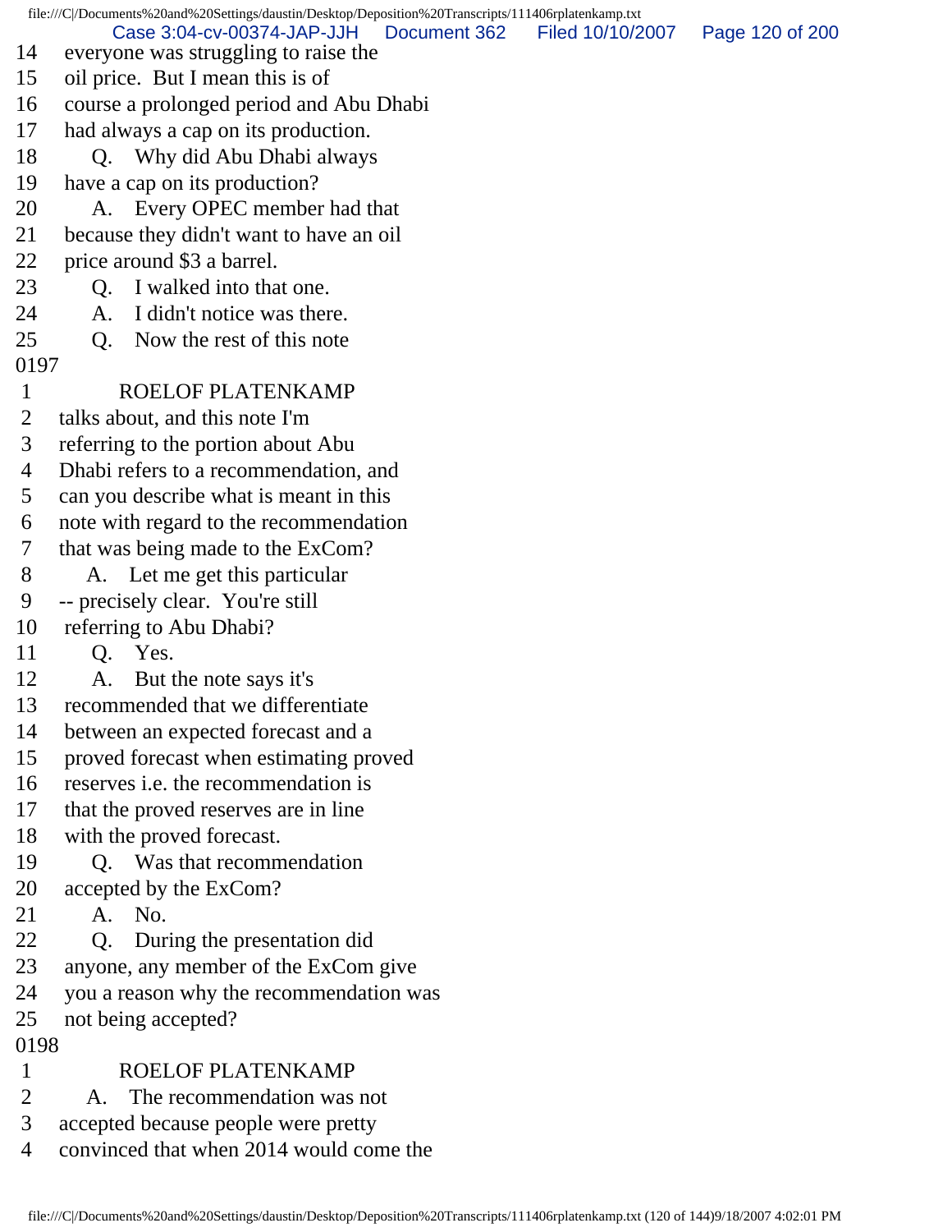14 everyone was struggling to raise the
15 oil price. But I mean this is of
16 course a prolonged period and Abu Dhabi
17 had always a cap on its production.
18 Q. Why did Abu Dhabi always
19 have a cap on its production?
20 A. Every OPEC member had that
21 because they didn't want to have an oil
22 price around $3 a barrel.
23 Q. I walked into that one.
24 A. I didn't notice was there.
25 Q. Now the rest of this note

0197

1 ROELOF PLATENKAMP
2 talks about, and this note I'm
3 referring to the portion about Abu
4 Dhabi refers to a recommendation, and
5 can you describe what is meant in this
6 note with regard to the recommendation
7 that was being made to the ExCom?
8 A. Let me get this particular
9 -- precisely clear. You're still
10 referring to Abu Dhabi?
11 Q. Yes.
12 A. But the note says it's
13 recommended that we differentiate
14 between an expected forecast and a
15 proved forecast when estimating proved
16 reserves i.e. the recommendation is
17 that the proved reserves are in line
18 with the proved forecast.
19 Q. Was that recommendation
20 accepted by the ExCom?
21 A. No.
22 Q. During the presentation did
23 anyone, any member of the ExCom give
24 you a reason why the recommendation was
25 not being accepted?

0198

1 ROELOF PLATENKAMP
2 A. The recommendation was not
3 accepted because people were pretty
4 convinced that when 2014 would come the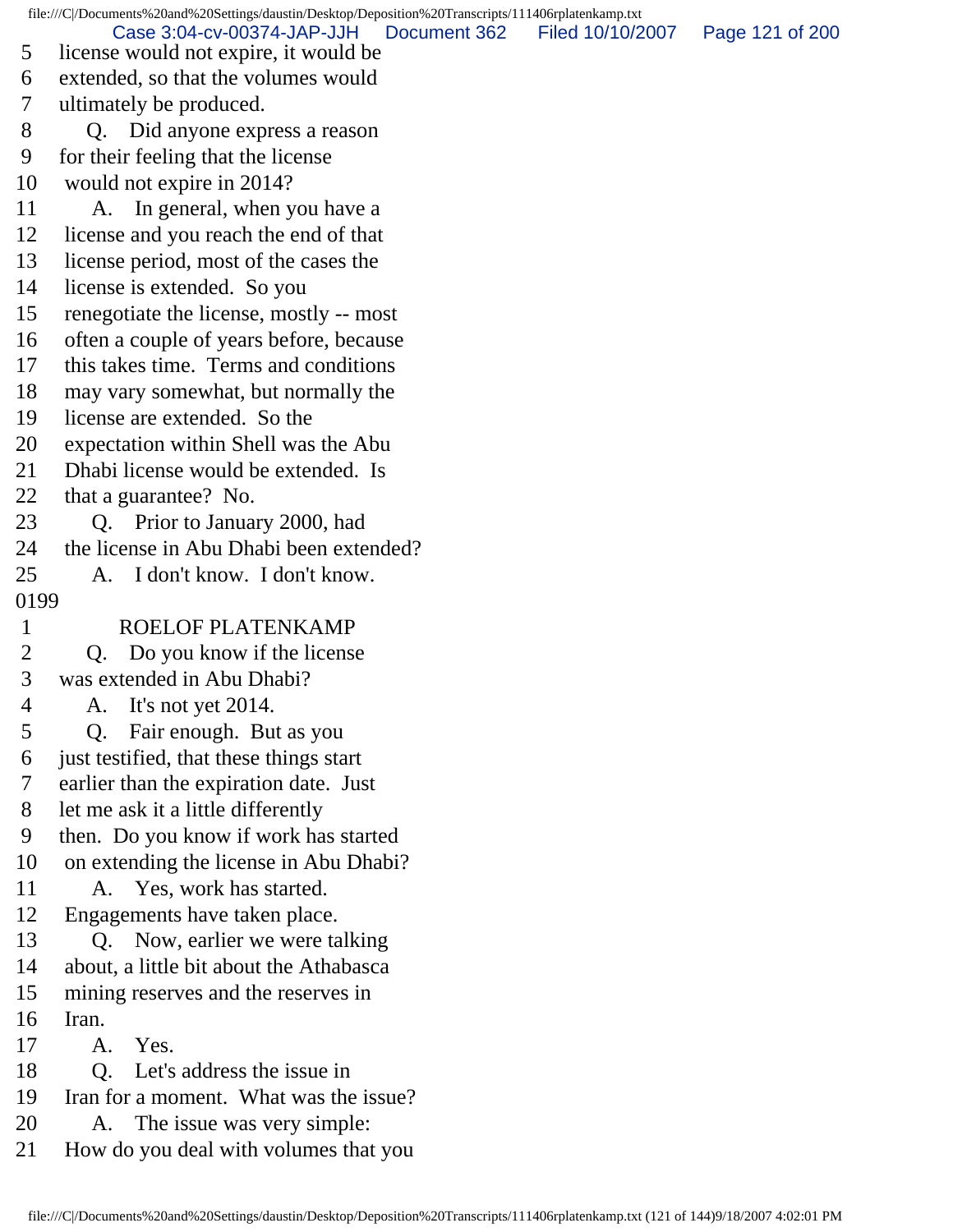5 license would not expire, it would be
6 extended, so that the volumes would
7 ultimately be produced.
8 Q. Did anyone express a reason
9 for their feeling that the license
10 would not expire in 2014?
11 A. In general, when you have a
12 license and you reach the end of that
13 license period, most of the cases the
14 license is extended. So you
15 renegotiate the license, mostly -- most
16 often a couple of years before, because
17 this takes time. Terms and conditions
18 may vary somewhat, but normally the
19 license are extended. So the
20 expectation within Shell was the Abu
21 Dhabi license would be extended. Is
22 that a guarantee? No.
23 Q. Prior to January 2000, had
24 the license in Abu Dhabi been extended?
25 A. I don't know. I don't know.

0199

1 ROELOF PLATENKAMP
2 Q. Do you know if the license
3 was extended in Abu Dhabi?
4 A. It's not yet 2014.
5 Q. Fair enough. But as you
6 just testified, that these things start
7 earlier than the expiration date. Just
8 let me ask it a little differently
9 then. Do you know if work has started
10 on extending the license in Abu Dhabi?
11 A. Yes, work has started.
12 Engagements have taken place.
13 Q. Now, earlier we were talking
14 about, a little bit about the Athabasca
15 mining reserves and the reserves in
16 Iran.
17 A. Yes.
18 Q. Let's address the issue in
19 Iran for a moment. What was the issue?
20 A. The issue was very simple:
21 How do you deal with volumes that you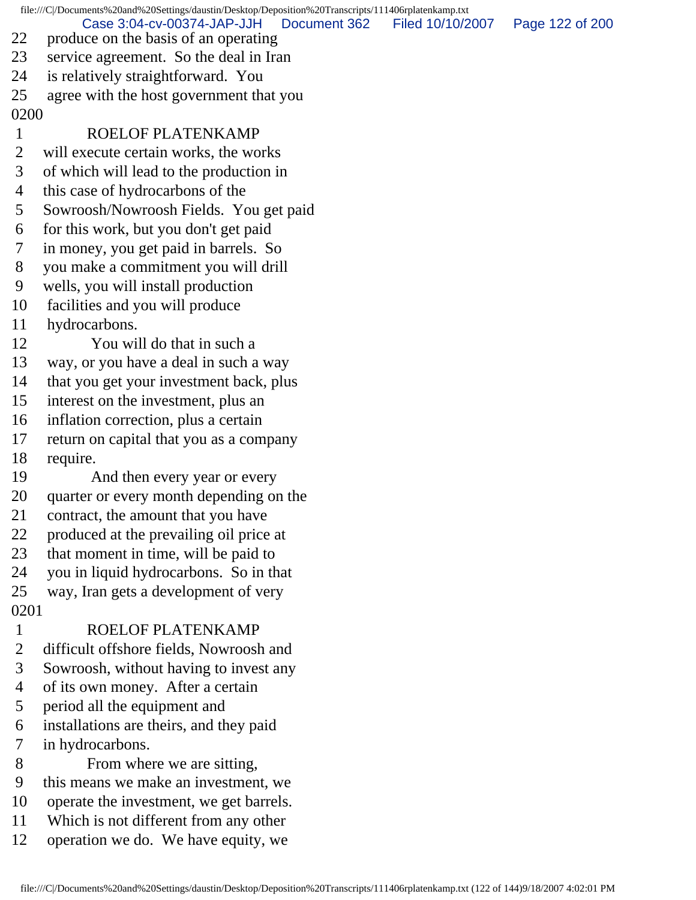22 produce on the basis of an operating
23 service agreement. So the deal in Iran
24 is relatively straightforward. You
25 agree with the host government that you

0200

1 ROELOF PLATENKAMP
2 will execute certain works, the works
3 of which will lead to the production in
4 this case of hydrocarbons of the
5 Sowroosh/Nowroosh Fields. You get paid
6 for this work, but you don't get paid
7 in money, you get paid in barrels. So
8 you make a commitment you will drill
9 wells, you will install production
10 facilities and you will produce
11 hydrocarbons.
12 You will do that in such a
13 way, or you have a deal in such a way
14 that you get your investment back, plus
15 interest on the investment, plus an
16 inflation correction, plus a certain
17 return on capital that you as a company
18 require.
19 And then every year or every
20 quarter or every month depending on the
21 contract, the amount that you have
22 produced at the prevailing oil price at
23 that moment in time, will be paid to
24 you in liquid hydrocarbons. So in that
25 way, Iran gets a development of very

0201

1 ROELOF PLATENKAMP
2 difficult offshore fields, Nowroosh and
3 Sowroosh, without having to invest any
4 of its own money. After a certain
5 period all the equipment and
6 installations are theirs, and they paid
7 in hydrocarbons.
8 From where we are sitting,
9 this means we make an investment, we
10 operate the investment, we get barrels.
11 Which is not different from any other
12 operation we do. We have equity, we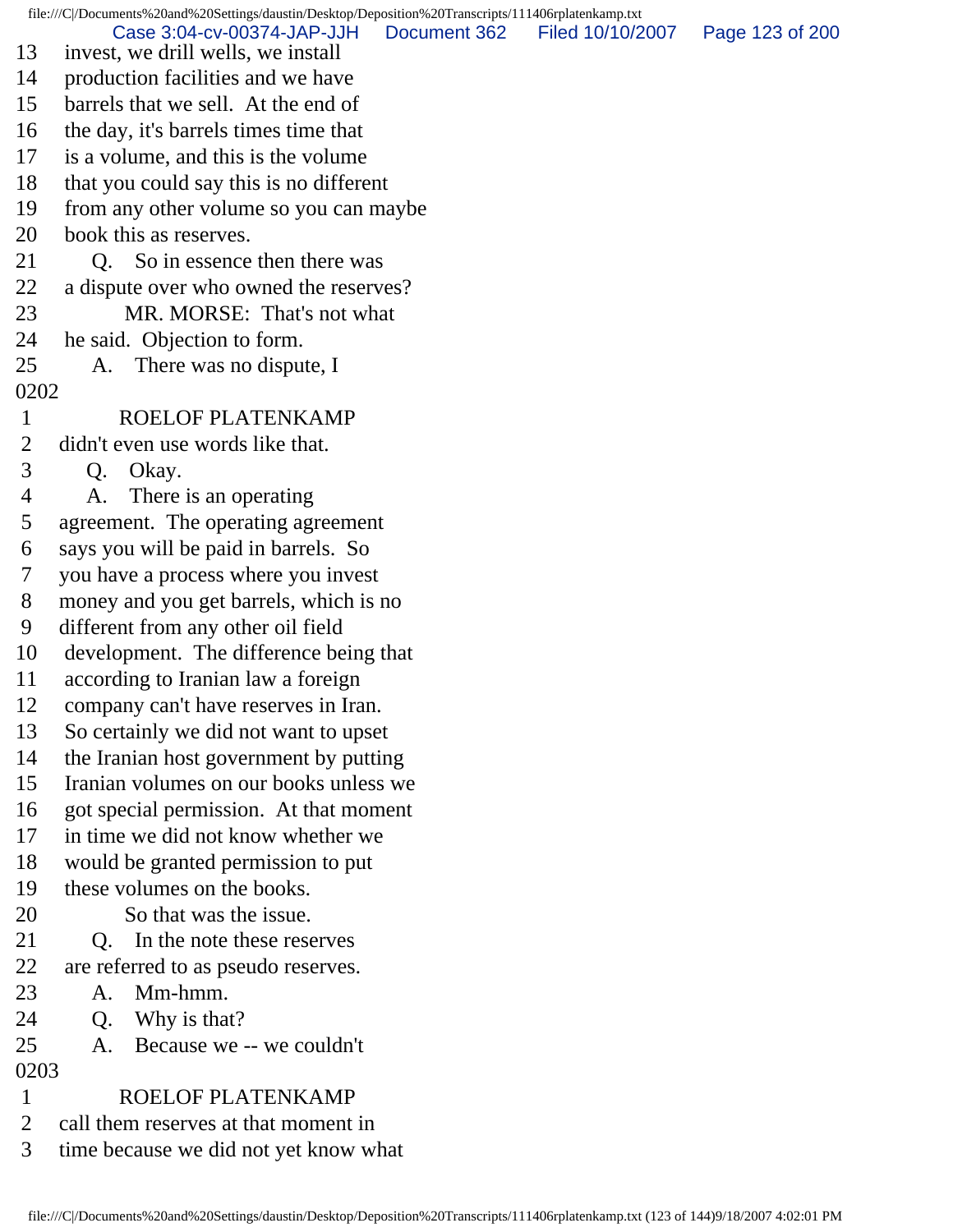13 invest, we drill wells, we install
14 production facilities and we have
15 barrels that we sell. At the end of
16 the day, it's barrels times time that
17 is a volume, and this is the volume
18 that you could say this is no different
19 from any other volume so you can maybe
20 book this as reserves.
21 Q. So in essence then there was
22 a dispute over who owned the reserves?
23 MR. MORSE: That's not what
24 he said. Objection to form.
25 A. There was no dispute, I
0202
1 ROELOF PLATENKAMP
2 didn't even use words like that.
3 Q. Okay.
4 A. There is an operating
5 agreement. The operating agreement
6 says you will be paid in barrels. So
7 you have a process where you invest
8 money and you get barrels, which is no
9 different from any other oil field
10 development. The difference being that
11 according to Iranian law a foreign
12 company can't have reserves in Iran.
13 So certainly we did not want to upset
14 the Iranian host government by putting
15 Iranian volumes on our books unless we
16 got special permission. At that moment
17 in time we did not know whether we
18 would be granted permission to put
19 these volumes on the books.
20 So that was the issue.
21 Q. In the note these reserves
22 are referred to as pseudo reserves.
23 A. Mm-hmm.
24 Q. Why is that?
25 A. Because we -- we couldn't
0203
1 ROELOF PLATENKAMP
2 call them reserves at that moment in
3 time because we did not yet know what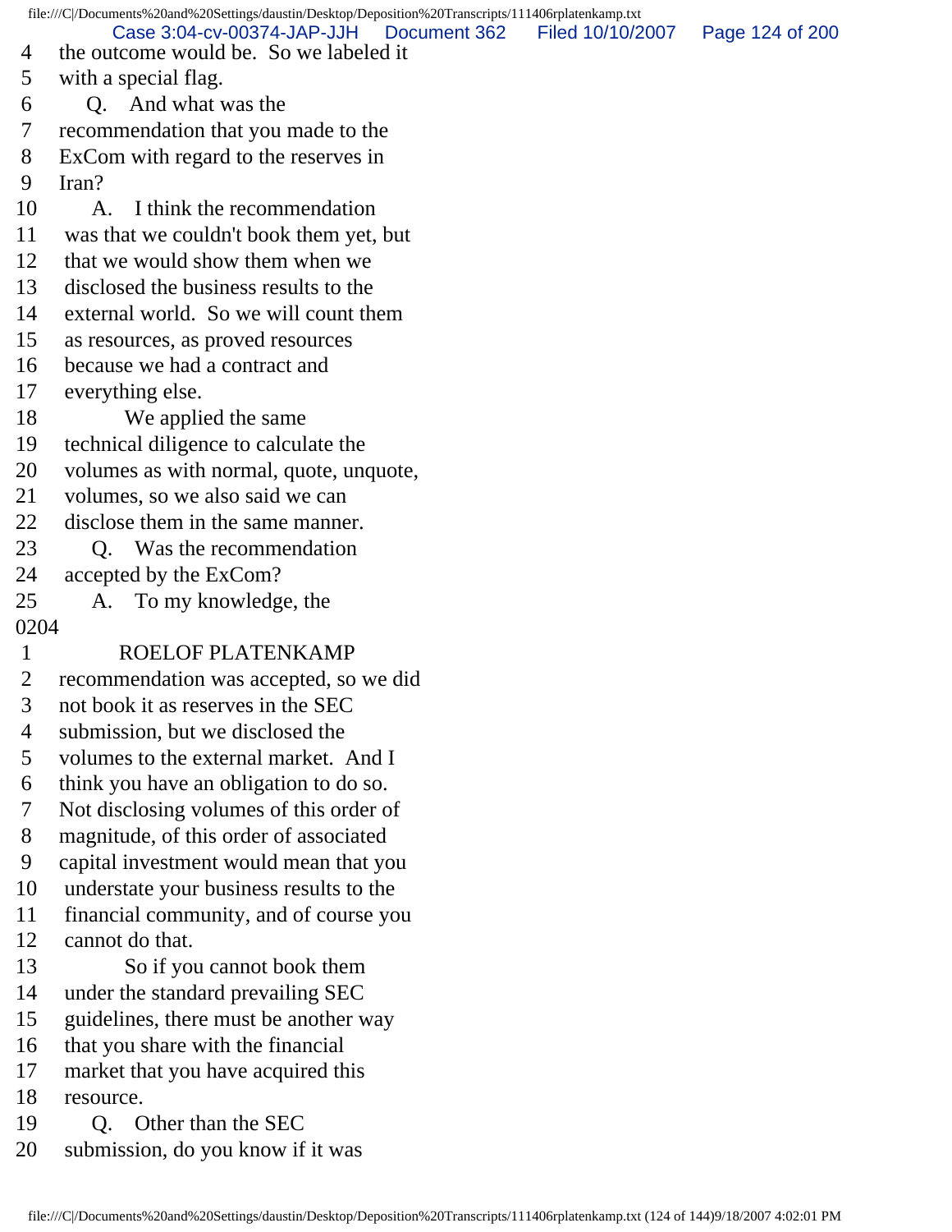4 the outcome would be. So we labeled it
5 with a special flag.
6 Q. And what was the
7 recommendation that you made to the
8 ExCom with regard to the reserves in
9 Iran?
10 A. I think the recommendation
11 was that we couldn't book them yet, but
12 that we would show them when we
13 disclosed the business results to the
14 external world. So we will count them
15 as resources, as proved resources
16 because we had a contract and
17 everything else.
18 We applied the same
19 technical diligence to calculate the
20 volumes as with normal, quote, unquote,
21 volumes, so we also said we can
22 disclose them in the same manner.
23 Q. Was the recommendation
24 accepted by the ExCom?
25 A. To my knowledge, the

0204

1 ROELOF PLATENKAMP
2 recommendation was accepted, so we did
3 not book it as reserves in the SEC
4 submission, but we disclosed the
5 volumes to the external market. And I
6 think you have an obligation to do so.
7 Not disclosing volumes of this order of
8 magnitude, of this order of associated
9 capital investment would mean that you
10 understate your business results to the
11 financial community, and of course you
12 cannot do that.
13 So if you cannot book them
14 under the standard prevailing SEC
15 guidelines, there must be another way
16 that you share with the financial
17 market that you have acquired this
18 resource.
19 Q. Other than the SEC
20 submission, do you know if it was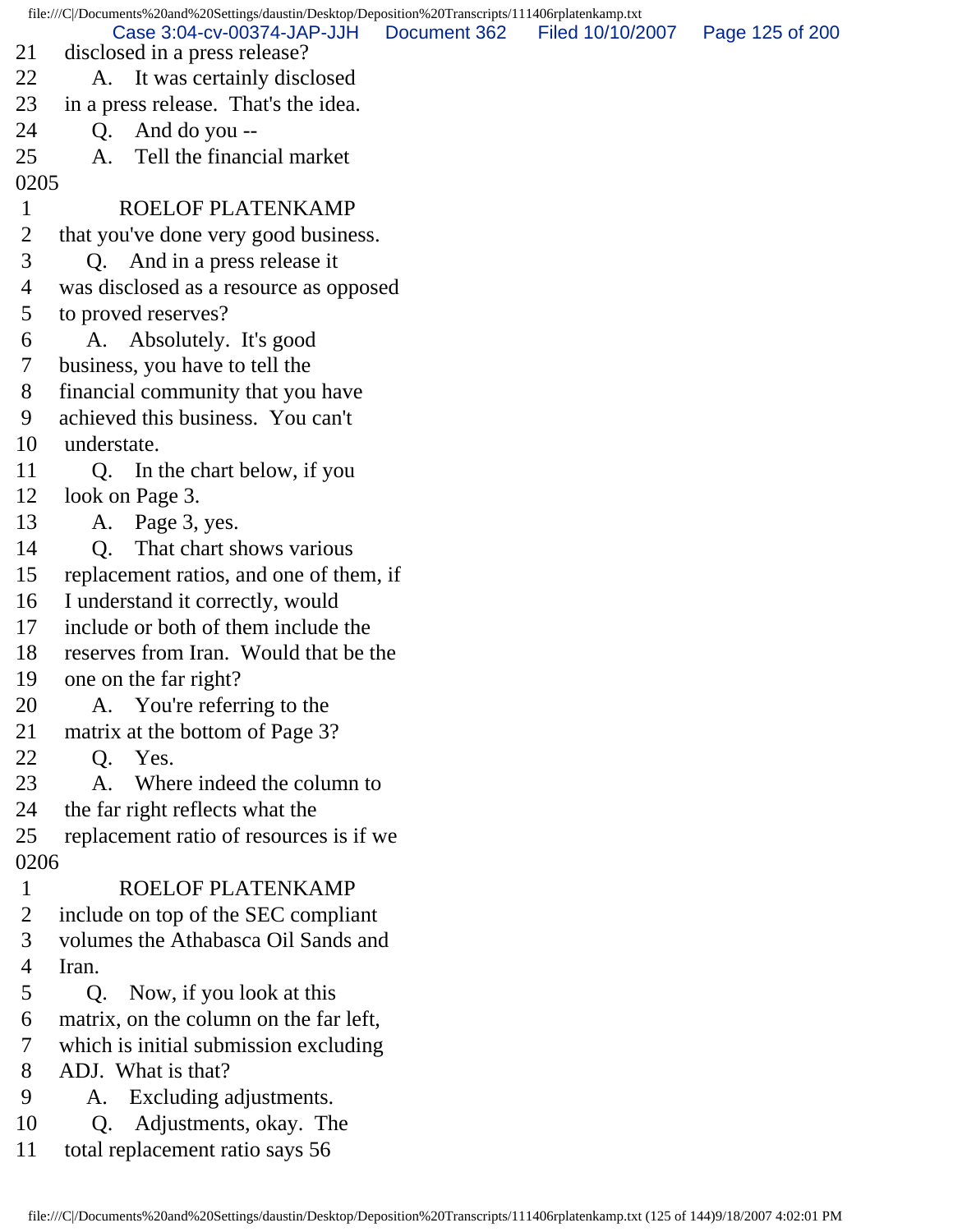21 disclosed in a press release?
22 A. It was certainly disclosed
23 in a press release. That's the idea.
24 Q. And do you --
25 A. Tell the financial market

0205

1 ROELOF PLATENKAMP
2 that you've done very good business.
3 Q. And in a press release it
4 was disclosed as a resource as opposed
5 to proved reserves?
6 A. Absolutely. It's good
7 business, you have to tell the
8 financial community that you have
9 achieved this business. You can't
10 understate.
11 Q. In the chart below, if you
12 look on Page 3.
13 A. Page 3, yes.
14 Q. That chart shows various
15 replacement ratios, and one of them, if
16 I understand it correctly, would
17 include or both of them include the
18 reserves from Iran. Would that be the
19 one on the far right?
20 A. You're referring to the
21 matrix at the bottom of Page 3?
22 Q. Yes.
23 A. Where indeed the column to
24 the far right reflects what the
25 replacement ratio of resources is if we

0206

1 ROELOF PLATENKAMP
2 include on top of the SEC compliant
3 volumes the Athabasca Oil Sands and
4 Iran.
5 Q. Now, if you look at this
6 matrix, on the column on the far left,
7 which is initial submission excluding
8 ADJ. What is that?
9 A. Excluding adjustments.
10 Q. Adjustments, okay. The
11 total replacement ratio says 56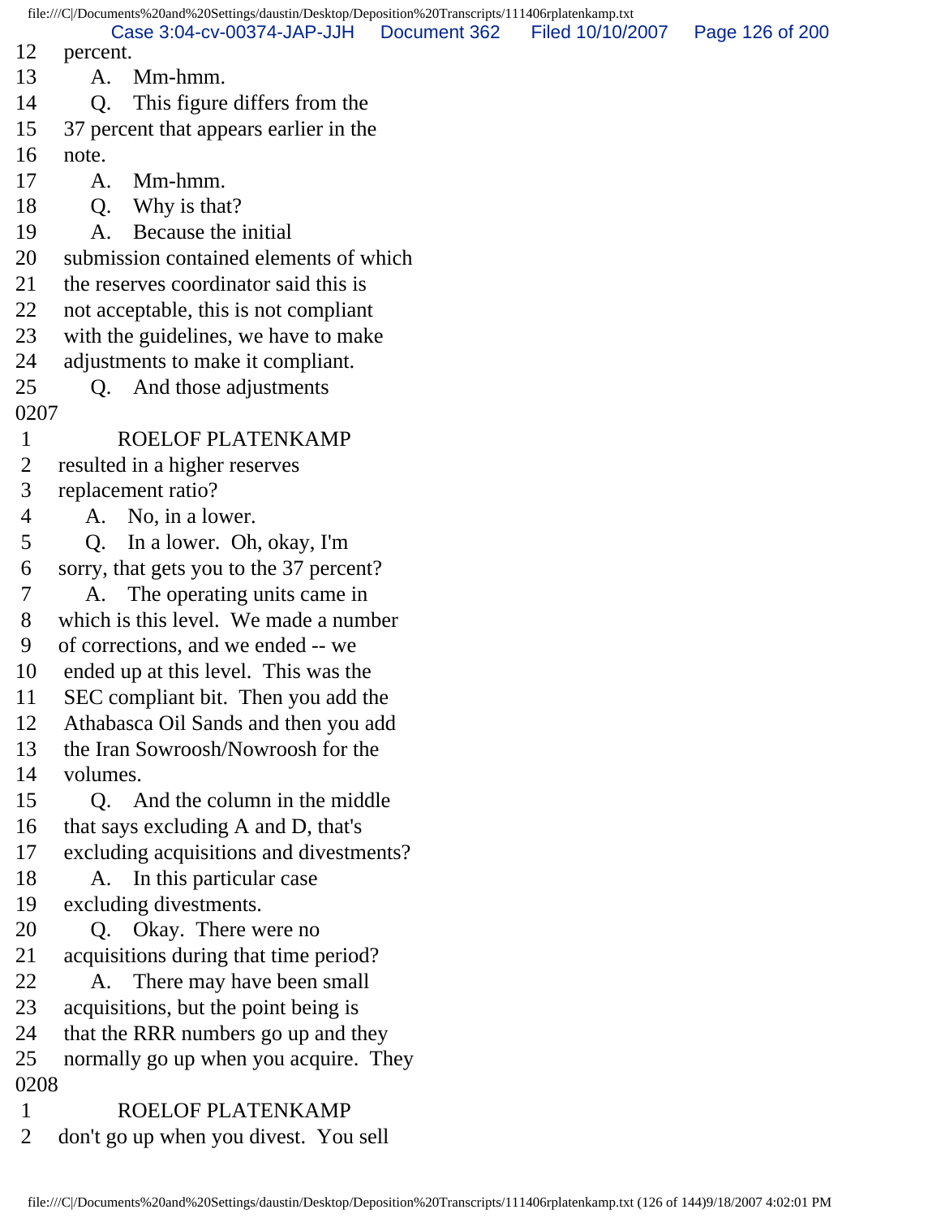12 percent.
13 A. Mm-hmm.
14 Q. This figure differs from the
15 37 percent that appears earlier in the
16 note.
17 A. Mm-hmm.
18 Q. Why is that?
19 A. Because the initial
20 submission contained elements of which
21 the reserves coordinator said this is
22 not acceptable, this is not compliant
23 with the guidelines, we have to make
24 adjustments to make it compliant.
25 Q. And those adjustments
0207
1 ROELOF PLATENKAMP
2 resulted in a higher reserves
3 replacement ratio?
4 A. No, in a lower.
5 Q. In a lower. Oh, okay, I'm
6 sorry, that gets you to the 37 percent?
7 A. The operating units came in
8 which is this level. We made a number
9 of corrections, and we ended -- we
10 ended up at this level. This was the
11 SEC compliant bit. Then you add the
12 Athabasca Oil Sands and then you add
13 the Iran Sowroosh/Nowroosh for the
14 volumes.
15 Q. And the column in the middle
16 that says excluding A and D, that's
17 excluding acquisitions and divestments?
18 A. In this particular case
19 excluding divestments.
20 Q. Okay. There were no
21 acquisitions during that time period?
22 A. There may have been small
23 acquisitions, but the point being is
24 that the RRR numbers go up and they
25 normally go up when you acquire. They
0208
1 ROELOF PLATENKAMP
2 don't go up when you divest. You sell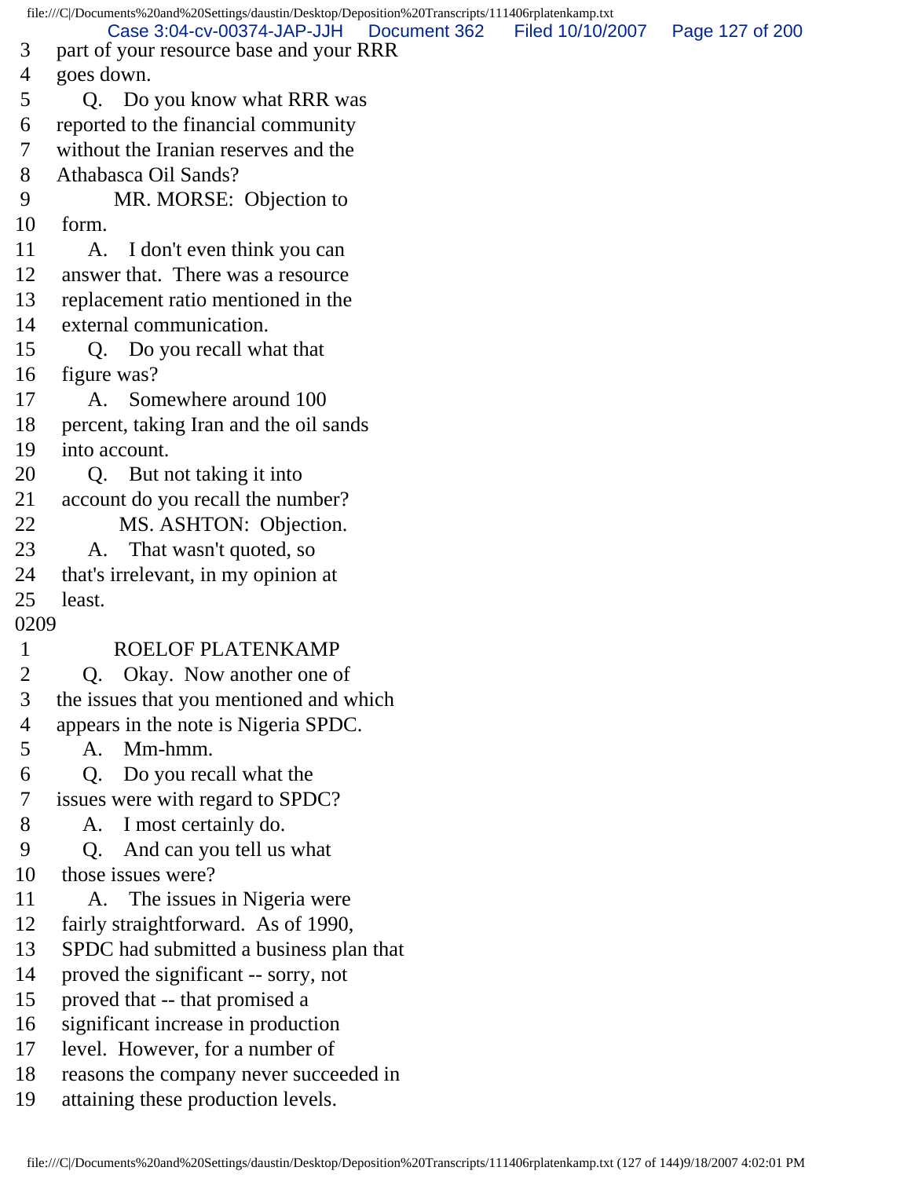3 part of your resource base and your RRR
4 goes down.
5 Q. Do you know what RRR was
6 reported to the financial community
7 without the Iranian reserves and the
8 Athabasca Oil Sands?
9 MR. MORSE: Objection to
10 form.
11 A. I don't even think you can
12 answer that. There was a resource
13 replacement ratio mentioned in the
14 external communication.
15 Q. Do you recall what that
16 figure was?
17 A. Somewhere around 100
18 percent, taking Iran and the oil sands
19 into account.
20 Q. But not taking it into
21 account do you recall the number?
22 MS. ASHTON: Objection.
23 A. That wasn't quoted, so
24 that's irrelevant, in my opinion at
25 least.
0209
1 ROELOF PLATENKAMP
2 Q. Okay. Now another one of
3 the issues that you mentioned and which
4 appears in the note is Nigeria SPDC.
5 A. Mm-hmm.
6 Q. Do you recall what the
7 issues were with regard to SPDC?
8 A. I most certainly do.
9 Q. And can you tell us what
10 those issues were?
11 A. The issues in Nigeria were
12 fairly straightforward. As of 1990,
13 SPDC had submitted a business plan that
14 proved the significant -- sorry, not
15 proved that -- that promised a
16 significant increase in production
17 level. However, for a number of
18 reasons the company never succeeded in
19 attaining these production levels.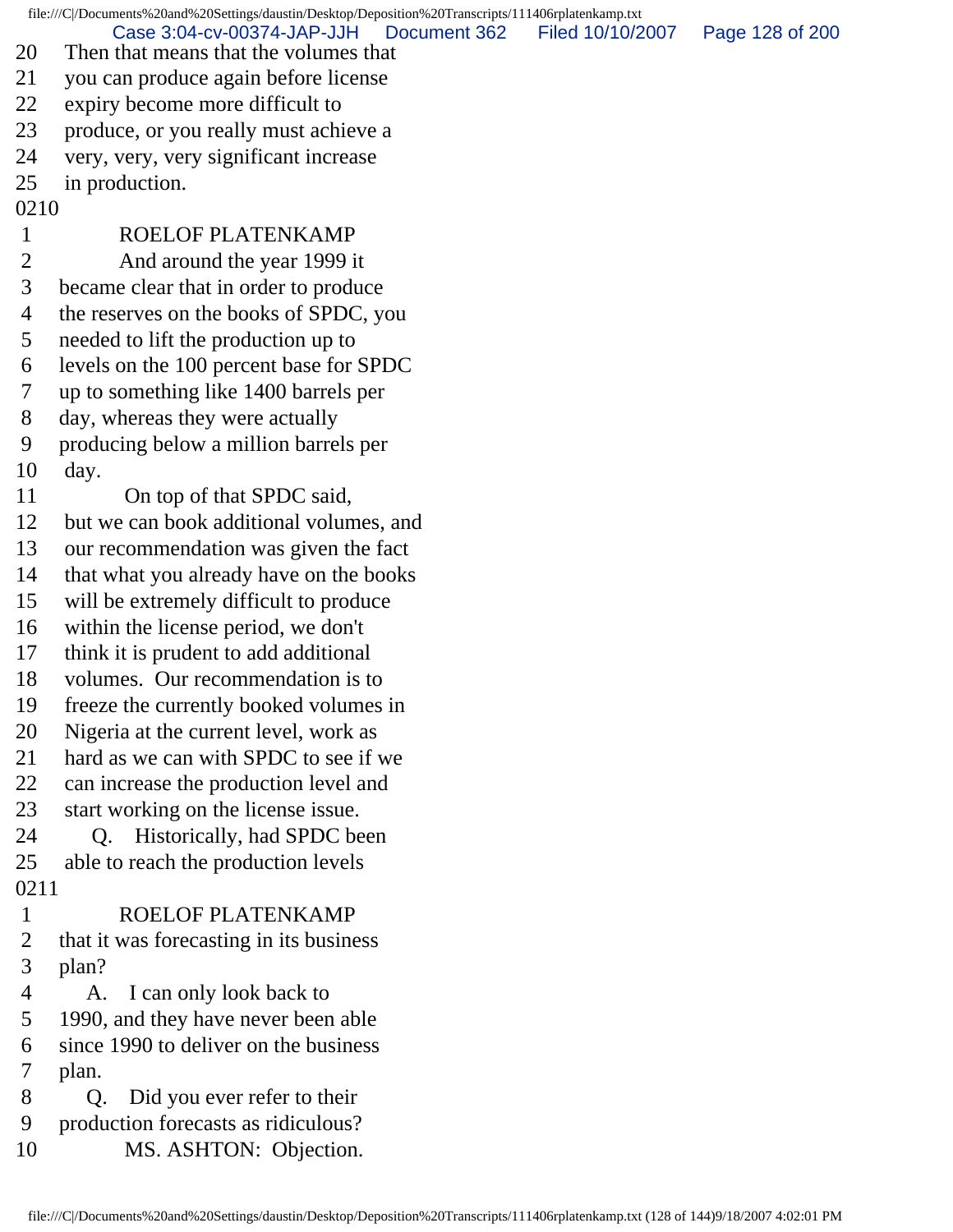20 Then that means that the volumes that
21 you can produce again before license
22 expiry become more difficult to
23 produce, or you really must achieve a
24 very, very, very significant increase
25 in production.

0210

1 ROELOF PLATENKAMP
2 And around the year 1999 it
3 became clear that in order to produce
4 the reserves on the books of SPDC, you
5 needed to lift the production up to
6 levels on the 100 percent base for SPDC
7 up to something like 1400 barrels per
8 day, whereas they were actually
9 producing below a million barrels per
10 day.
11 On top of that SPDC said,
12 but we can book additional volumes, and
13 our recommendation was given the fact
14 that what you already have on the books
15 will be extremely difficult to produce
16 within the license period, we don't
17 think it is prudent to add additional
18 volumes. Our recommendation is to
19 freeze the currently booked volumes in
20 Nigeria at the current level, work as
21 hard as we can with SPDC to see if we
22 can increase the production level and
23 start working on the license issue.
24 Q. Historically, had SPDC been
25 able to reach the production levels

0211

1 ROELOF PLATENKAMP
2 that it was forecasting in its business
3 plan?
4 A. I can only look back to
5 1990, and they have never been able
6 since 1990 to deliver on the business
7 plan.
8 Q. Did you ever refer to their
9 production forecasts as ridiculous?
10 MS. ASHTON: Objection.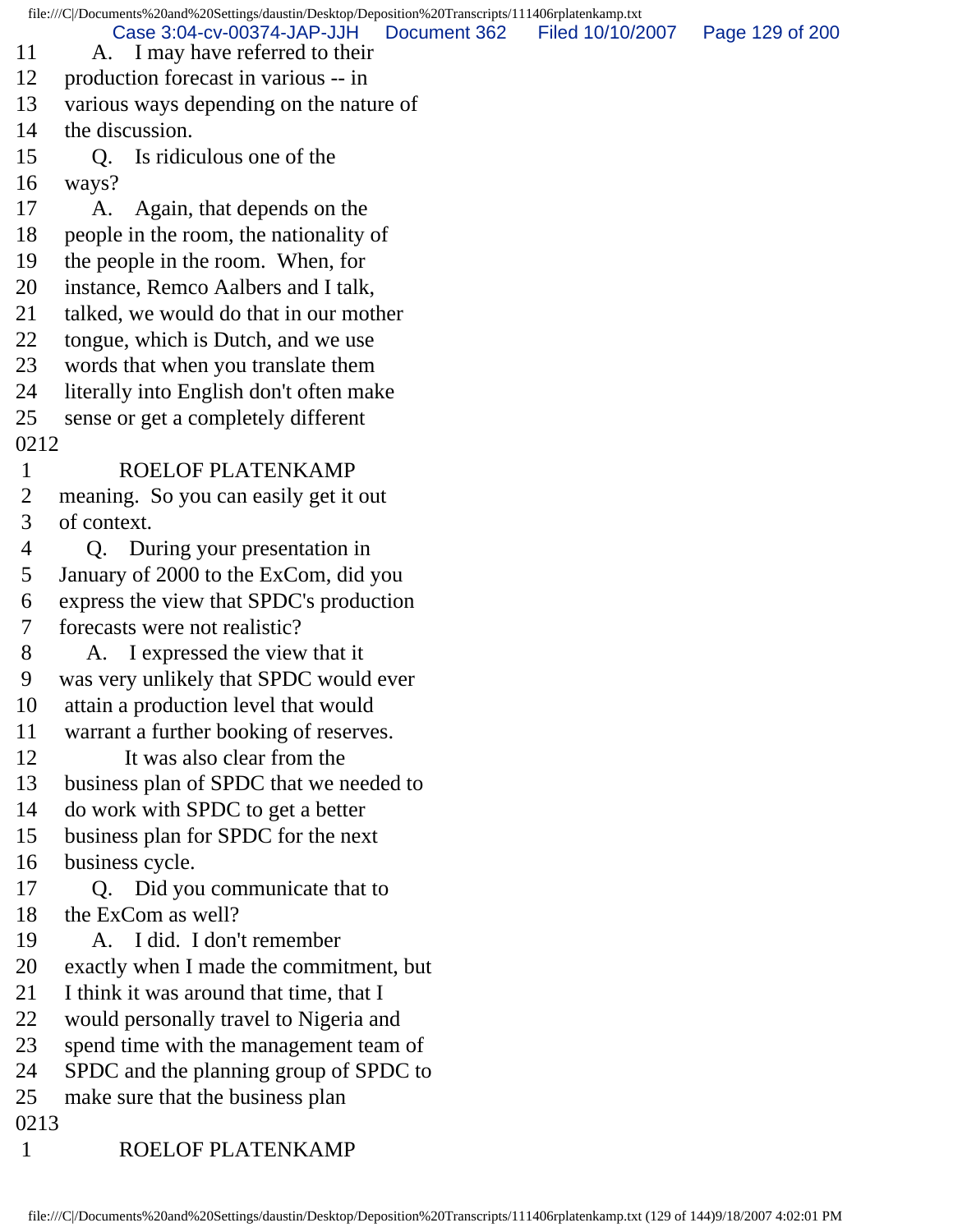11 A. I may have referred to their
12 production forecast in various -- in
13 various ways depending on the nature of
14 the discussion.
15 Q. Is ridiculous one of the
16 ways?
17 A. Again, that depends on the
18 people in the room, the nationality of
19 the people in the room. When, for
20 instance, Remco Aalbers and I talk,
21 talked, we would do that in our mother
22 tongue, which is Dutch, and we use
23 words that when you translate them
24 literally into English don't often make
25 sense or get a completely different

0212

1 ROELOF PLATENKAMP
2 meaning. So you can easily get it out
3 of context.
4 Q. During your presentation in
5 January of 2000 to the ExCom, did you
6 express the view that SPDC's production
7 forecasts were not realistic?
8 A. I expressed the view that it
9 was very unlikely that SPDC would ever
10 attain a production level that would
11 warrant a further booking of reserves.
12 It was also clear from the
13 business plan of SPDC that we needed to
14 do work with SPDC to get a better
15 business plan for SPDC for the next
16 business cycle.
17 Q. Did you communicate that to
18 the ExCom as well?
19 A. I did. I don't remember
20 exactly when I made the commitment, but
21 I think it was around that time, that I
22 would personally travel to Nigeria and
23 spend time with the management team of
24 SPDC and the planning group of SPDC to
25 make sure that the business plan

0213

1 ROELOF PLATENKAMP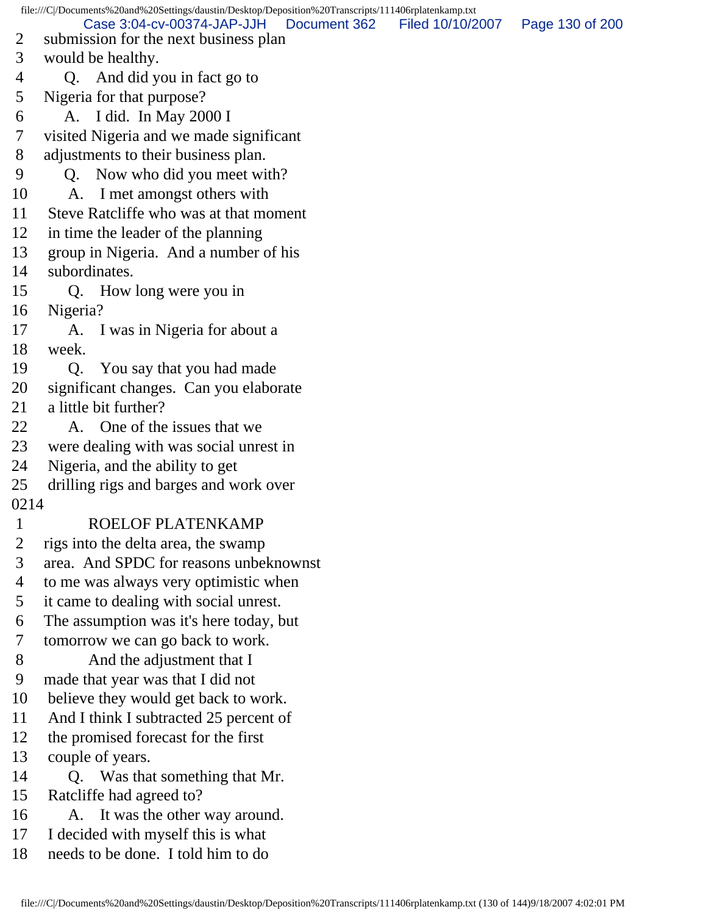2 submission for the next business plan
3 would be healthy.
4 Q. And did you in fact go to
5 Nigeria for that purpose?
6 A. I did. In May 2000 I
7 visited Nigeria and we made significant
8 adjustments to their business plan.
9 Q. Now who did you meet with?
10 A. I met amongst others with
11 Steve Ratcliffe who was at that moment
12 in time the leader of the planning
13 group in Nigeria. And a number of his
14 subordinates.
15 Q. How long were you in
16 Nigeria?
17 A. I was in Nigeria for about a
18 week.
19 Q. You say that you had made
20 significant changes. Can you elaborate
21 a little bit further?
22 A. One of the issues that we
23 were dealing with was social unrest in
24 Nigeria, and the ability to get
25 drilling rigs and barges and work over
0214
1 ROELOF PLATENKAMP
2 rigs into the delta area, the swamp
3 area. And SPDC for reasons unbeknownst
4 to me was always very optimistic when
5 it came to dealing with social unrest.
6 The assumption was it's here today, but
7 tomorrow we can go back to work.
8 And the adjustment that I
9 made that year was that I did not
10 believe they would get back to work.
11 And I think I subtracted 25 percent of
12 the promised forecast for the first
13 couple of years.
14 Q. Was that something that Mr.
15 Ratcliffe had agreed to?
16 A. It was the other way around.
17 I decided with myself this is what
18 needs to be done. I told him to do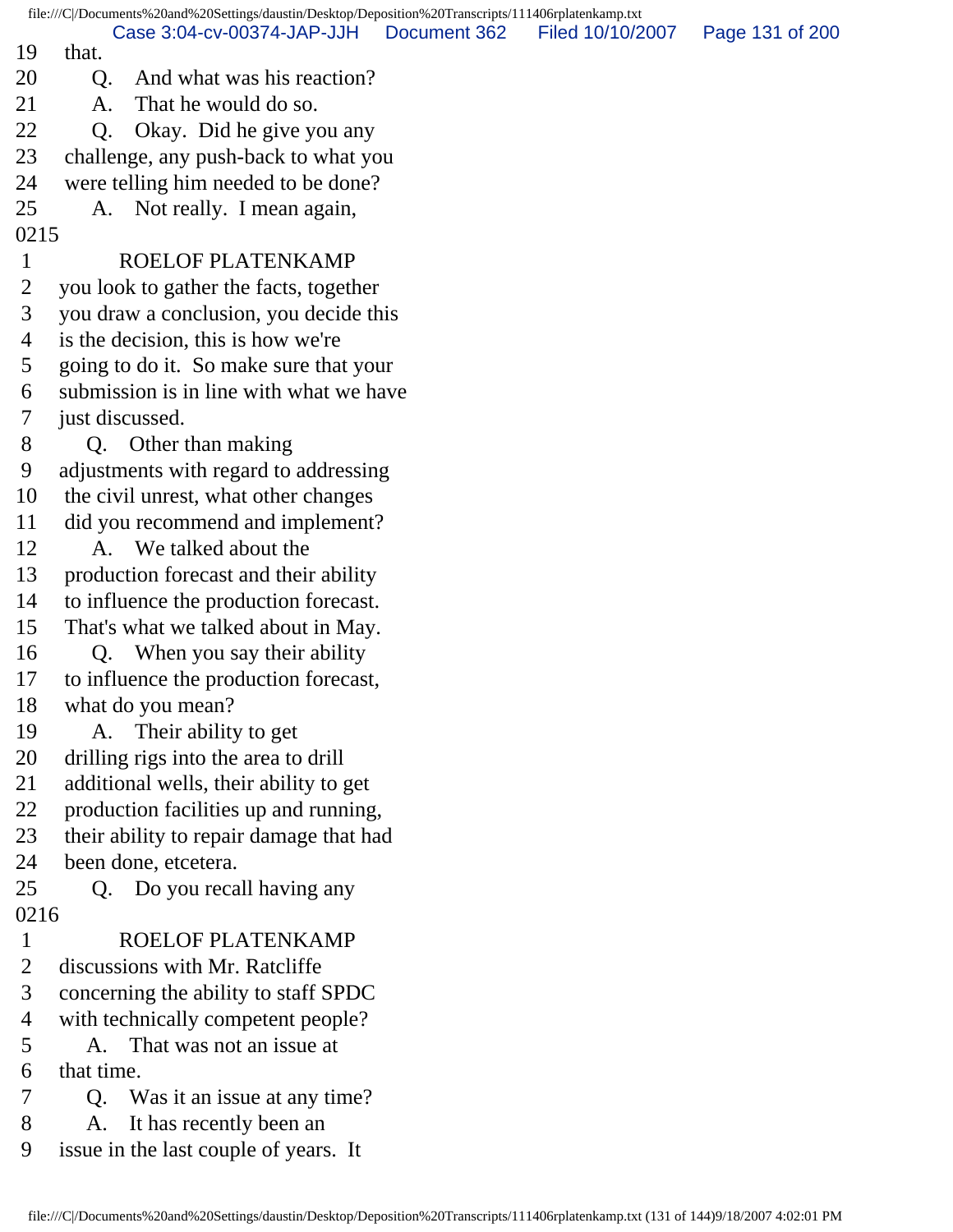19 that.

20 Q. And what was his reaction?

21 A. That he would do so.

22 Q. Okay. Did he give you any

23 challenge, any push-back to what you

24 were telling him needed to be done?

25 A. Not really. I mean again,

0215

1 ROELOF PLATENKAMP

2 you look to gather the facts, together

3 you draw a conclusion, you decide this

4 is the decision, this is how we're

5 going to do it. So make sure that your

6 submission is in line with what we have

7 just discussed.

8 Q. Other than making

9 adjustments with regard to addressing

10 the civil unrest, what other changes

11 did you recommend and implement?

12 A. We talked about the

13 production forecast and their ability

14 to influence the production forecast.

15 That's what we talked about in May.

16 Q. When you say their ability

17 to influence the production forecast,

18 what do you mean?

19 A. Their ability to get

20 drilling rigs into the area to drill

21 additional wells, their ability to get

22 production facilities up and running,

23 their ability to repair damage that had

24 been done, etcetera.

25 Q. Do you recall having any

0216

1 ROELOF PLATENKAMP

2 discussions with Mr. Ratcliffe

3 concerning the ability to staff SPDC

4 with technically competent people?

5 A. That was not an issue at

6 that time.

7 Q. Was it an issue at any time?

8 A. It has recently been an

9 issue in the last couple of years. It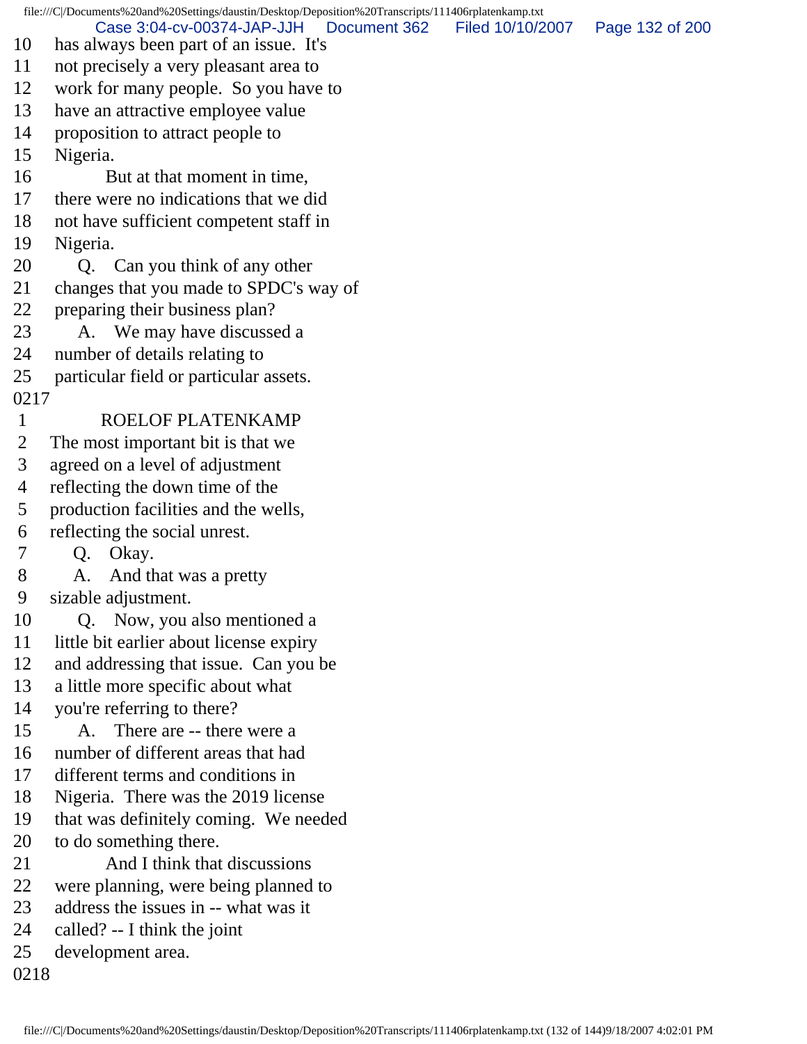10 has always been part of an issue. It's
11 not precisely a very pleasant area to
12 work for many people. So you have to
13 have an attractive employee value
14 proposition to attract people to
15 Nigeria.
16 But at that moment in time,
17 there were no indications that we did
18 not have sufficient competent staff in
19 Nigeria.
20 Q. Can you think of any other
21 changes that you made to SPDC's way of
22 preparing their business plan?
23 A. We may have discussed a
24 number of details relating to
25 particular field or particular assets.
0217
1 ROELOF PLATENKAMP
2 The most important bit is that we
3 agreed on a level of adjustment
4 reflecting the down time of the
5 production facilities and the wells,
6 reflecting the social unrest.
7 Q. Okay.
8 A. And that was a pretty
9 sizable adjustment.
10 Q. Now, you also mentioned a
11 little bit earlier about license expiry
12 and addressing that issue. Can you be
13 a little more specific about what
14 you're referring to there?
15 A. There are -- there were a
16 number of different areas that had
17 different terms and conditions in
18 Nigeria. There was the 2019 license
19 that was definitely coming. We needed
20 to do something there.
21 And I think that discussions
22 were planning, were being planned to
23 address the issues in -- what was it
24 called? -- I think the joint
25 development area.
0218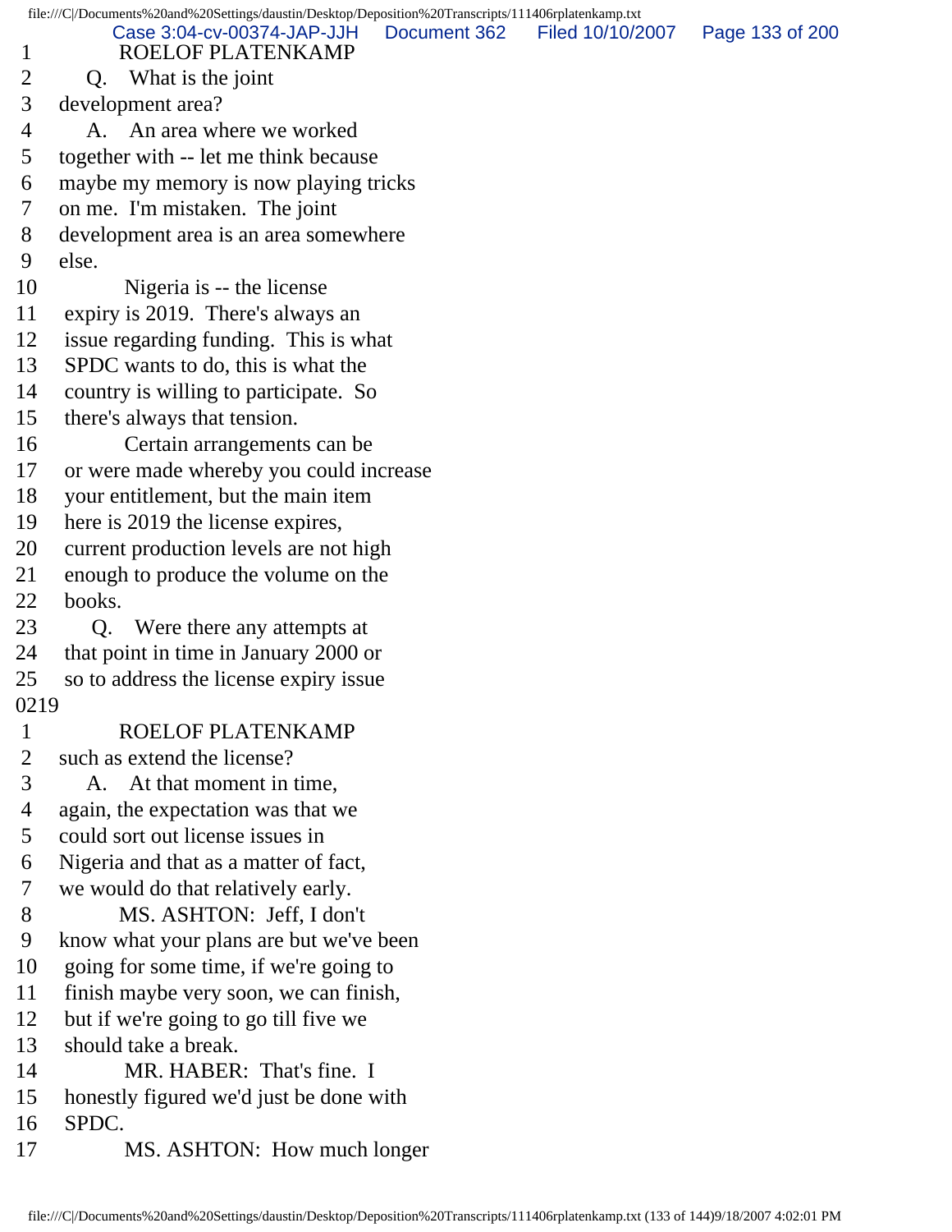1 ROELOF PLATENKAMP
2 Q. What is the joint
3 development area?
4 A. An area where we worked
5 together with -- let me think because
6 maybe my memory is now playing tricks
7 on me. I'm mistaken. The joint
8 development area is an area somewhere
9 else.
10 Nigeria is -- the license
11 expiry is 2019. There's always an
12 issue regarding funding. This is what
13 SPDC wants to do, this is what the
14 country is willing to participate. So
15 there's always that tension.
16 Certain arrangements can be
17 or were made whereby you could increase
18 your entitlement, but the main item
19 here is 2019 the license expires,
20 current production levels are not high
21 enough to produce the volume on the
22 books.
23 Q. Were there any attempts at
24 that point in time in January 2000 or
25 so to address the license expiry issue

0219

1 ROELOF PLATENKAMP
2 such as extend the license?
3 A. At that moment in time,
4 again, the expectation was that we
5 could sort out license issues in
6 Nigeria and that as a matter of fact,
7 we would do that relatively early.
8 MS. ASHTON: Jeff, I don't
9 know what your plans are but we've been
10 going for some time, if we're going to
11 finish maybe very soon, we can finish,
12 but if we're going to go till five we
13 should take a break.
14 MR. HABER: That's fine. I
15 honestly figured we'd just be done with
16 SPDC.
17 MS. ASHTON: How much longer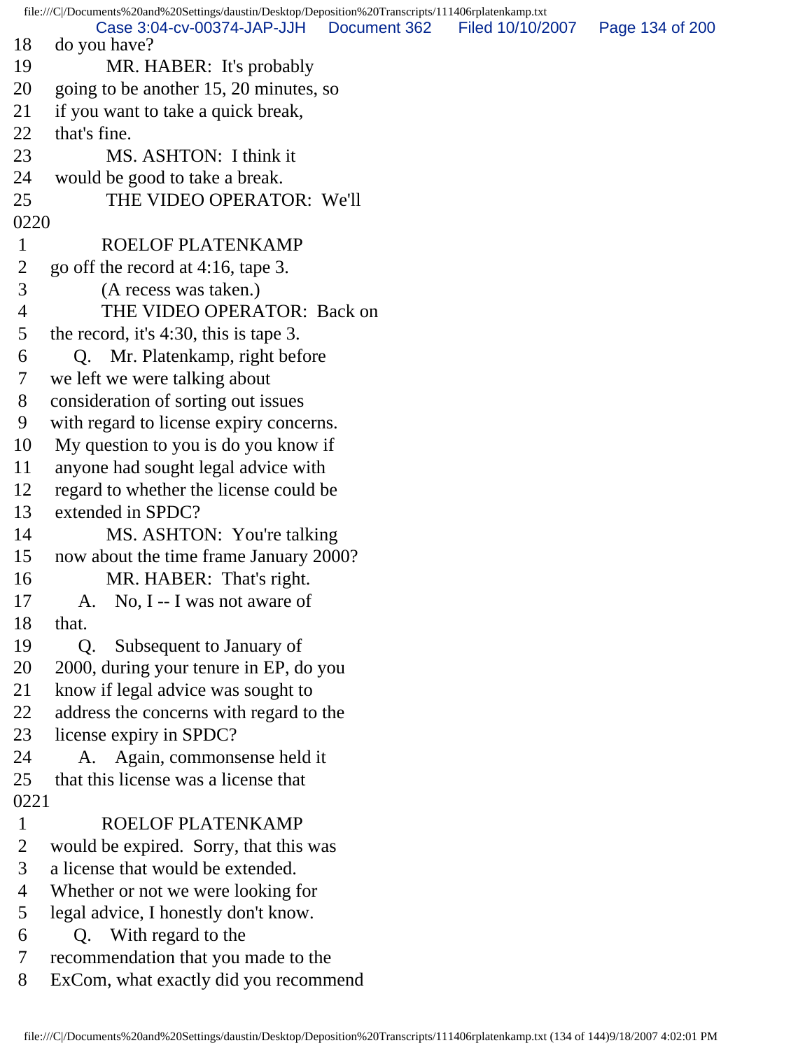18 do you have?
19 MR. HABER: It's probably
20 going to be another 15, 20 minutes, so
21 if you want to take a quick break,
22 that's fine.
23 MS. ASHTON: I think it
24 would be good to take a break.
25 THE VIDEO OPERATOR: We'll

0220

1 ROELOF PLATENKAMP
2 go off the record at 4:16, tape 3.
3 (A recess was taken.)
4 THE VIDEO OPERATOR: Back on
5 the record, it's 4:30, this is tape 3.
6 Q. Mr. Platenkamp, right before
7 we left we were talking about
8 consideration of sorting out issues
9 with regard to license expiry concerns.
10 My question to you is do you know if
11 anyone had sought legal advice with
12 regard to whether the license could be
13 extended in SPDC?
14 MS. ASHTON: You're talking
15 now about the time frame January 2000?
16 MR. HABER: That's right.
17 A. No, I -- I was not aware of
18 that.
19 Q. Subsequent to January of
20 2000, during your tenure in EP, do you
21 know if legal advice was sought to
22 address the concerns with regard to the
23 license expiry in SPDC?
24 A. Again, commonsense held it
25 that this license was a license that

0221

1 ROELOF PLATENKAMP
2 would be expired. Sorry, that this was
3 a license that would be extended.
4 Whether or not we were looking for
5 legal advice, I honestly don't know.
6 Q. With regard to the
7 recommendation that you made to the
8 ExCom, what exactly did you recommend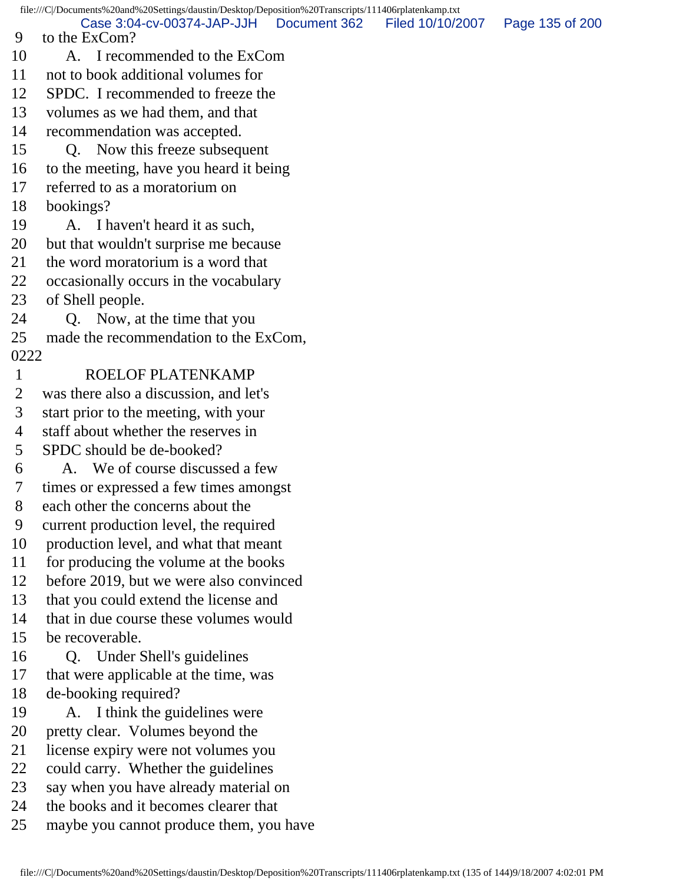9 to the ExCom?
10 A. I recommended to the ExCom
11 not to book additional volumes for
12 SPDC. I recommended to freeze the
13 volumes as we had them, and that
14 recommendation was accepted.
15 Q. Now this freeze subsequent
16 to the meeting, have you heard it being
17 referred to as a moratorium on
18 bookings?
19 A. I haven't heard it as such,
20 but that wouldn't surprise me because
21 the word moratorium is a word that
22 occasionally occurs in the vocabulary
23 of Shell people.
24 Q. Now, at the time that you
25 made the recommendation to the ExCom,
0222
1 ROELOF PLATENKAMP
2 was there also a discussion, and let's
3 start prior to the meeting, with your
4 staff about whether the reserves in
5 SPDC should be de-booked?
6 A. We of course discussed a few
7 times or expressed a few times amongst
8 each other the concerns about the
9 current production level, the required
10 production level, and what that meant
11 for producing the volume at the books
12 before 2019, but we were also convinced
13 that you could extend the license and
14 that in due course these volumes would
15 be recoverable.
16 Q. Under Shell's guidelines
17 that were applicable at the time, was
18 de-booking required?
19 A. I think the guidelines were
20 pretty clear. Volumes beyond the
21 license expiry were not volumes you
22 could carry. Whether the guidelines
23 say when you have already material on
24 the books and it becomes clearer that
25 maybe you cannot produce them, you have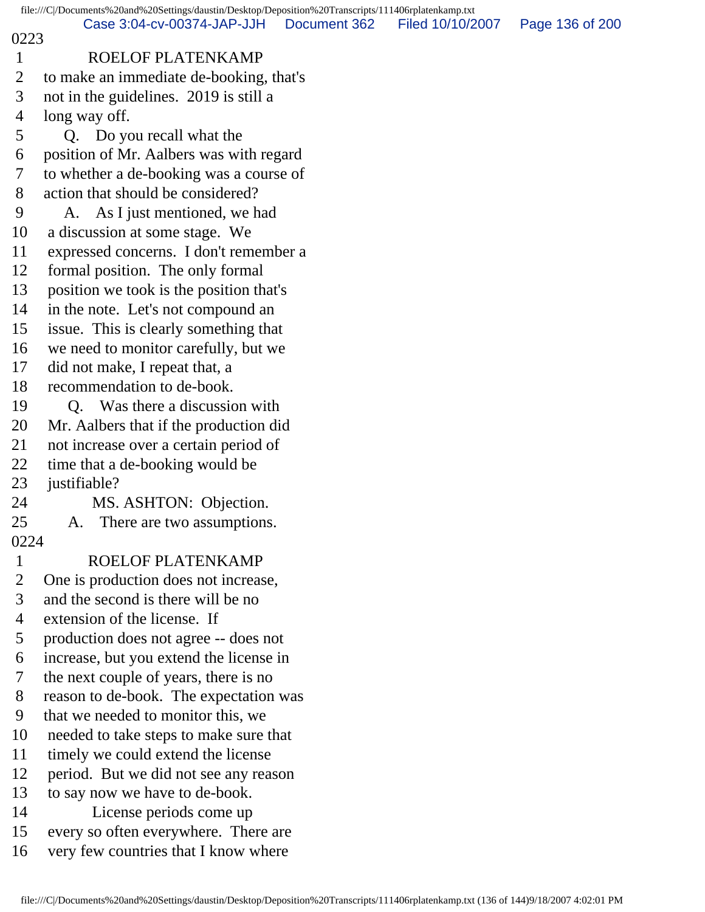0223

1 ROELOF PLATENKAMP
2 to make an immediate de-booking, that's
3 not in the guidelines. 2019 is still a
4 long way off.
5 Q. Do you recall what the
6 position of Mr. Aalbers was with regard
7 to whether a de-booking was a course of
8 action that should be considered?
9 A. As I just mentioned, we had
10 a discussion at some stage. We
11 expressed concerns. I don't remember a
12 formal position. The only formal
13 position we took is the position that's
14 in the note. Let's not compound an
15 issue. This is clearly something that
16 we need to monitor carefully, but we
17 did not make, I repeat that, a
18 recommendation to de-book.
19 Q. Was there a discussion with
20 Mr. Aalbers that if the production did
21 not increase over a certain period of
22 time that a de-booking would be
23 justifiable?
24 MS. ASHTON: Objection.
25 A. There are two assumptions.

0224

1 ROELOF PLATENKAMP
2 One is production does not increase,
3 and the second is there will be no
4 extension of the license. If
5 production does not agree -- does not
6 increase, but you extend the license in
7 the next couple of years, there is no
8 reason to de-book. The expectation was
9 that we needed to monitor this, we
10 needed to take steps to make sure that
11 timely we could extend the license
12 period. But we did not see any reason
13 to say now we have to de-book.
14 License periods come up
15 every so often everywhere. There are
16 very few countries that I know where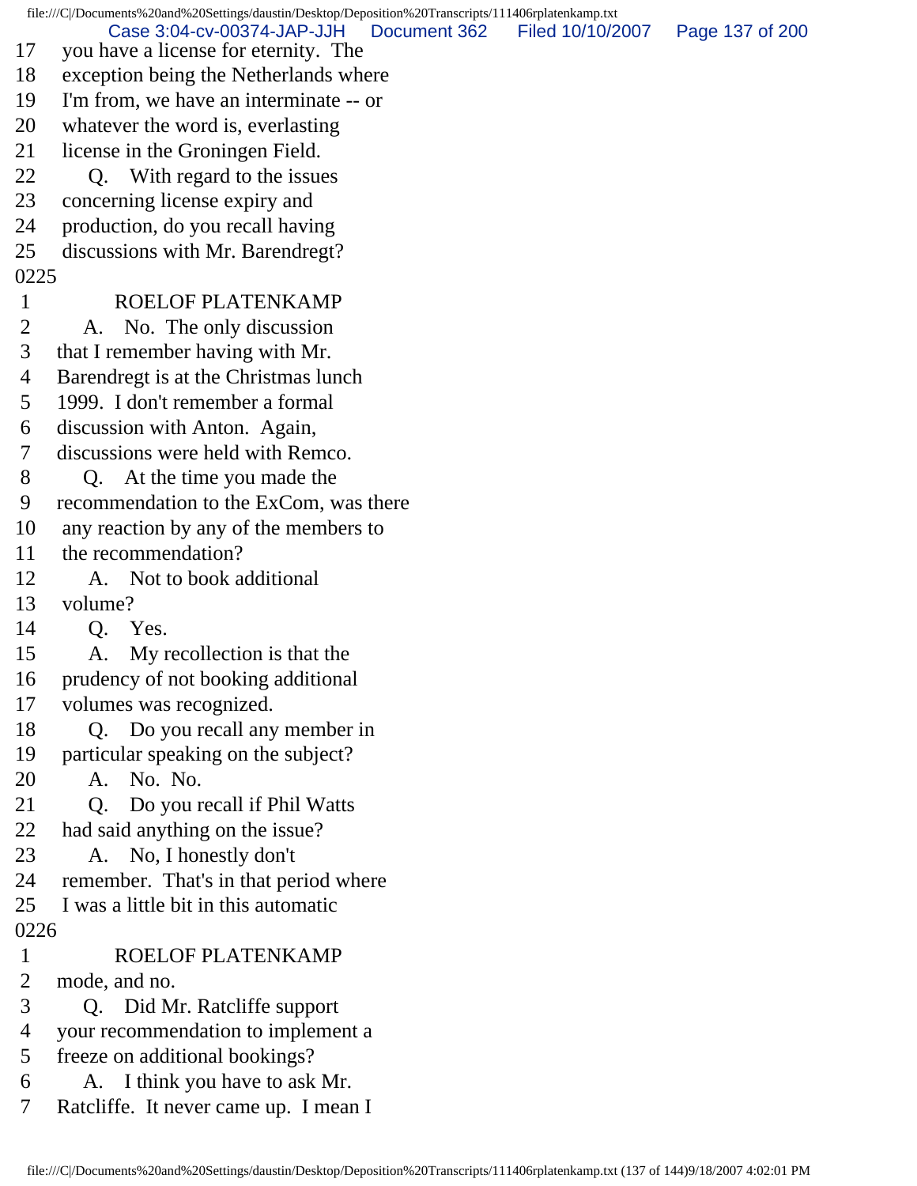17 you have a license for eternity. The
18 exception being the Netherlands where
19 I'm from, we have an interminate -- or
20 whatever the word is, everlasting
21 license in the Groningen Field.
22 Q. With regard to the issues
23 concerning license expiry and
24 production, do you recall having
25 discussions with Mr. Barendregt?
0225
1 ROELOF PLATENKAMP
2 A. No. The only discussion
3 that I remember having with Mr.
4 Barendregt is at the Christmas lunch
5 1999. I don't remember a formal
6 discussion with Anton. Again,
7 discussions were held with Remco.
8 Q. At the time you made the
9 recommendation to the ExCom, was there
10 any reaction by any of the members to
11 the recommendation?
12 A. Not to book additional
13 volume?
14 Q. Yes.
15 A. My recollection is that the
16 prudency of not booking additional
17 volumes was recognized.
18 Q. Do you recall any member in
19 particular speaking on the subject?
20 A. No. No.
21 Q. Do you recall if Phil Watts
22 had said anything on the issue?
23 A. No, I honestly don't
24 remember. That's in that period where
25 I was a little bit in this automatic
0226
1 ROELOF PLATENKAMP
2 mode, and no.
3 Q. Did Mr. Ratcliffe support
4 your recommendation to implement a
5 freeze on additional bookings?
6 A. I think you have to ask Mr.
7 Ratcliffe. It never came up. I mean I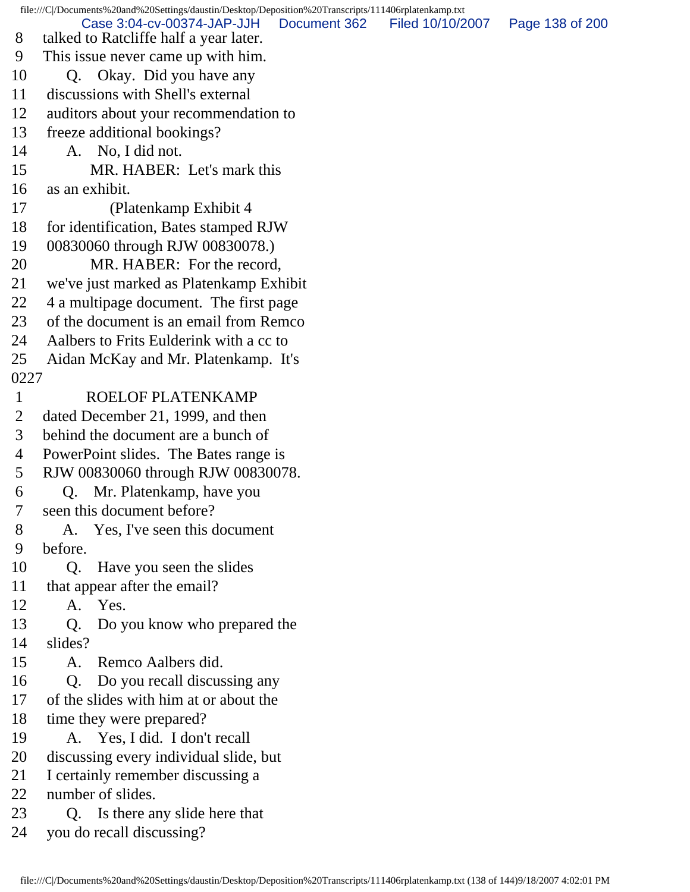8 talked to Ratcliffe half a year later.
9 This issue never came up with him.
10 Q. Okay. Did you have any
11 discussions with Shell's external
12 auditors about your recommendation to
13 freeze additional bookings?
14 A. No, I did not.
15 MR. HABER: Let's mark this
16 as an exhibit.
17 (Platenkamp Exhibit 4
18 for identification, Bates stamped RJW
19 00830060 through RJW 00830078.)
20 MR. HABER: For the record,
21 we've just marked as Platenkamp Exhibit
22 4 a multipage document. The first page
23 of the document is an email from Remco
24 Aalbers to Frits Eulderink with a cc to
25 Aidan McKay and Mr. Platenkamp. It's
0227
1 ROELOF PLATENKAMP
2 dated December 21, 1999, and then
3 behind the document are a bunch of
4 PowerPoint slides. The Bates range is
5 RJW 00830060 through RJW 00830078.
6 Q. Mr. Platenkamp, have you
7 seen this document before?
8 A. Yes, I've seen this document
9 before.
10 Q. Have you seen the slides
11 that appear after the email?
12 A. Yes.
13 Q. Do you know who prepared the
14 slides?
15 A. Remco Aalbers did.
16 Q. Do you recall discussing any
17 of the slides with him at or about the
18 time they were prepared?
19 A. Yes, I did. I don't recall
20 discussing every individual slide, but
21 I certainly remember discussing a
22 number of slides.
23 Q. Is there any slide here that
24 you do recall discussing?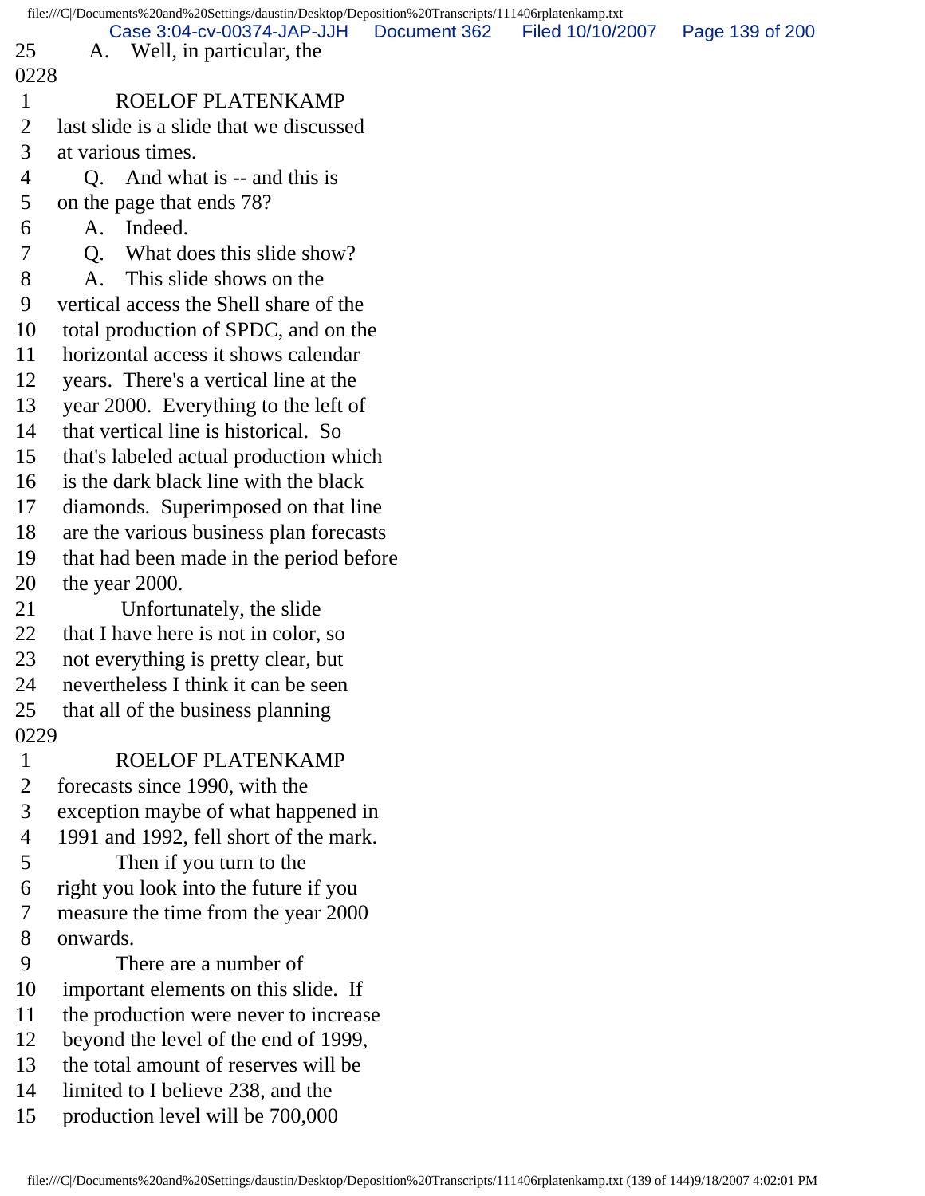25 A. Well, in particular, the

0228

1 ROELOF PLATENKAMP

2 last slide is a slide that we discussed

3 at various times.

4 Q. And what is -- and this is

5 on the page that ends 78?

6 A. Indeed.

7 Q. What does this slide show?

8 A. This slide shows on the

9 vertical access the Shell share of the

10 total production of SPDC, and on the

11 horizontal access it shows calendar

12 years. There's a vertical line at the

13 year 2000. Everything to the left of

14 that vertical line is historical. So

15 that's labeled actual production which

16 is the dark black line with the black

17 diamonds. Superimposed on that line

18 are the various business plan forecasts

19 that had been made in the period before

20 the year 2000.

21 Unfortunately, the slide

22 that I have here is not in color, so

23 not everything is pretty clear, but

24 nevertheless I think it can be seen

25 that all of the business planning

0229

1 ROELOF PLATENKAMP

2 forecasts since 1990, with the

3 exception maybe of what happened in

4 1991 and 1992, fell short of the mark.

5 Then if you turn to the

6 right you look into the future if you

7 measure the time from the year 2000

8 onwards.

9 There are a number of

10 important elements on this slide. If

11 the production were never to increase

12 beyond the level of the end of 1999,

13 the total amount of reserves will be

14 limited to I believe 238, and the

15 production level will be 700,000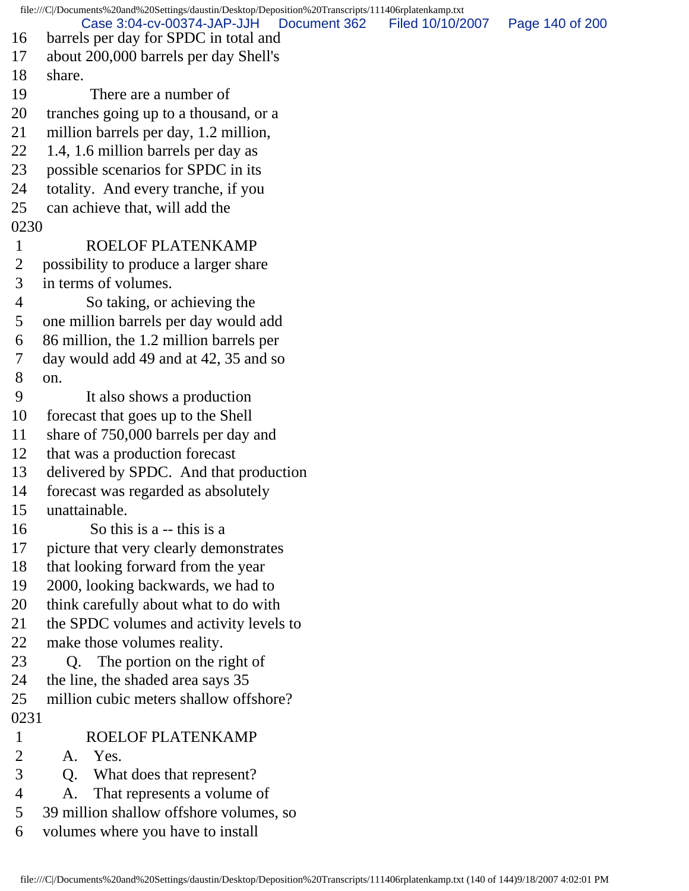16 barrels per day for SPDC in total and
17 about 200,000 barrels per day Shell's
18 share.
19 There are a number of
20 tranches going up to a thousand, or a
21 million barrels per day, 1.2 million,
22 1.4, 1.6 million barrels per day as
23 possible scenarios for SPDC in its
24 totality. And every tranche, if you
25 can achieve that, will add the

0230

1 ROELOF PLATENKAMP
2 possibility to produce a larger share
3 in terms of volumes.
4 So taking, or achieving the
5 one million barrels per day would add
6 86 million, the 1.2 million barrels per
7 day would add 49 and at 42, 35 and so
8 on.
9 It also shows a production
10 forecast that goes up to the Shell
11 share of 750,000 barrels per day and
12 that was a production forecast
13 delivered by SPDC. And that production
14 forecast was regarded as absolutely
15 unattainable.
16 So this is a -- this is a
17 picture that very clearly demonstrates
18 that looking forward from the year
19 2000, looking backwards, we had to
20 think carefully about what to do with
21 the SPDC volumes and activity levels to
22 make those volumes reality.
23 Q. The portion on the right of
24 the line, the shaded area says 35
25 million cubic meters shallow offshore?

0231

1 ROELOF PLATENKAMP
2 A. Yes.
3 Q. What does that represent?
4 A. That represents a volume of
5 39 million shallow offshore volumes, so
6 volumes where you have to install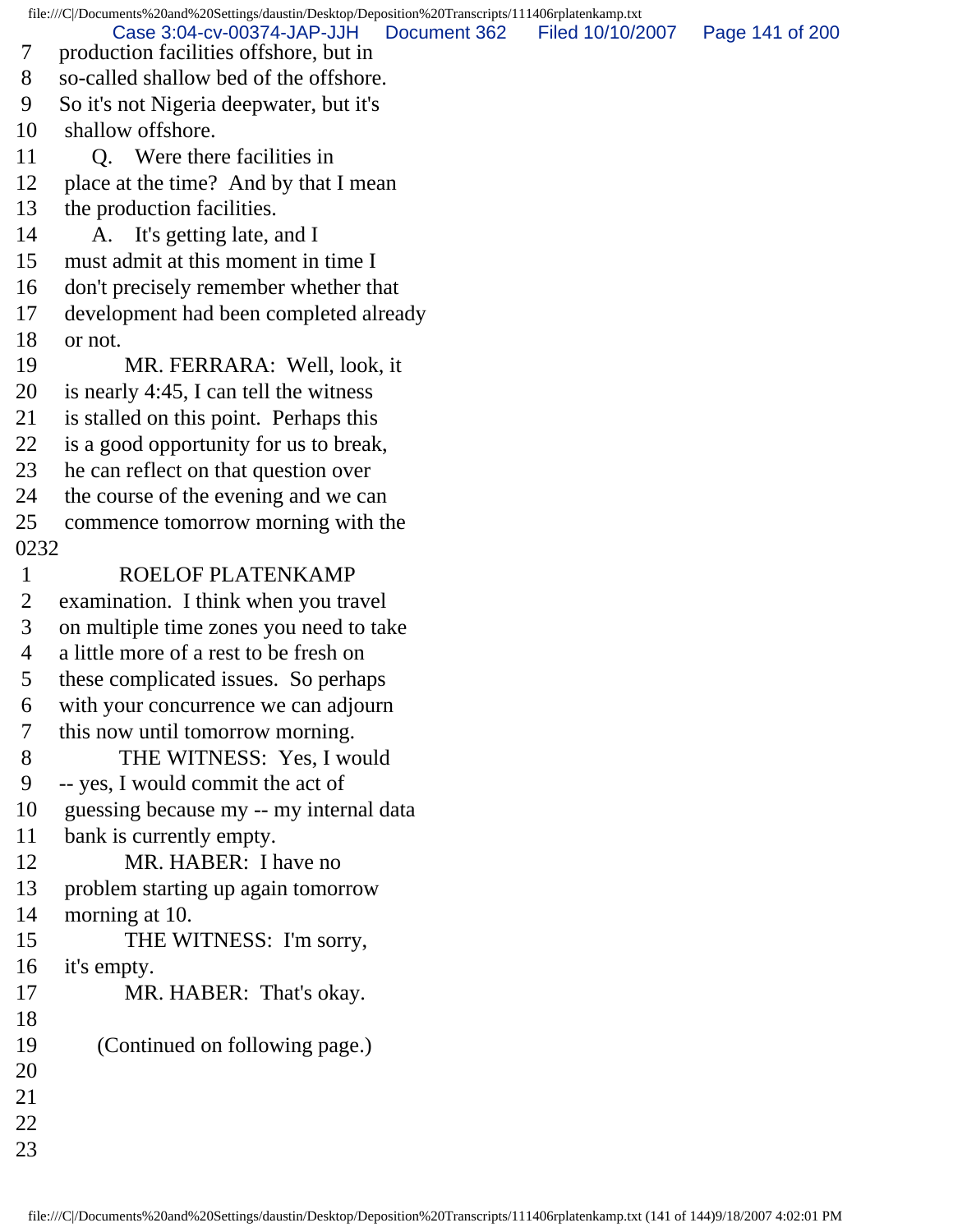7 production facilities offshore, but in
8 so-called shallow bed of the offshore.
9 So it's not Nigeria deepwater, but it's
10 shallow offshore.
11 Q. Were there facilities in
12 place at the time? And by that I mean
13 the production facilities.
14 A. It's getting late, and I
15 must admit at this moment in time I
16 don't precisely remember whether that
17 development had been completed already
18 or not.
19 MR. FERRARA: Well, look, it
20 is nearly 4:45, I can tell the witness
21 is stalled on this point. Perhaps this
22 is a good opportunity for us to break,
23 he can reflect on that question over
24 the course of the evening and we can
25 commence tomorrow morning with the

0232

1 ROELOF PLATENKAMP
2 examination. I think when you travel
3 on multiple time zones you need to take
4 a little more of a rest to be fresh on
5 these complicated issues. So perhaps
6 with your concurrence we can adjourn
7 this now until tomorrow morning.
8 THE WITNESS: Yes, I would
9 -- yes, I would commit the act of
10 guessing because my -- my internal data
11 bank is currently empty.
12 MR. HABER: I have no
13 problem starting up again tomorrow
14 morning at 10.
15 THE WITNESS: I'm sorry,
16 it's empty.
17 MR. HABER: That's okay.
18
19 (Continued on following page.)
20
21
22
23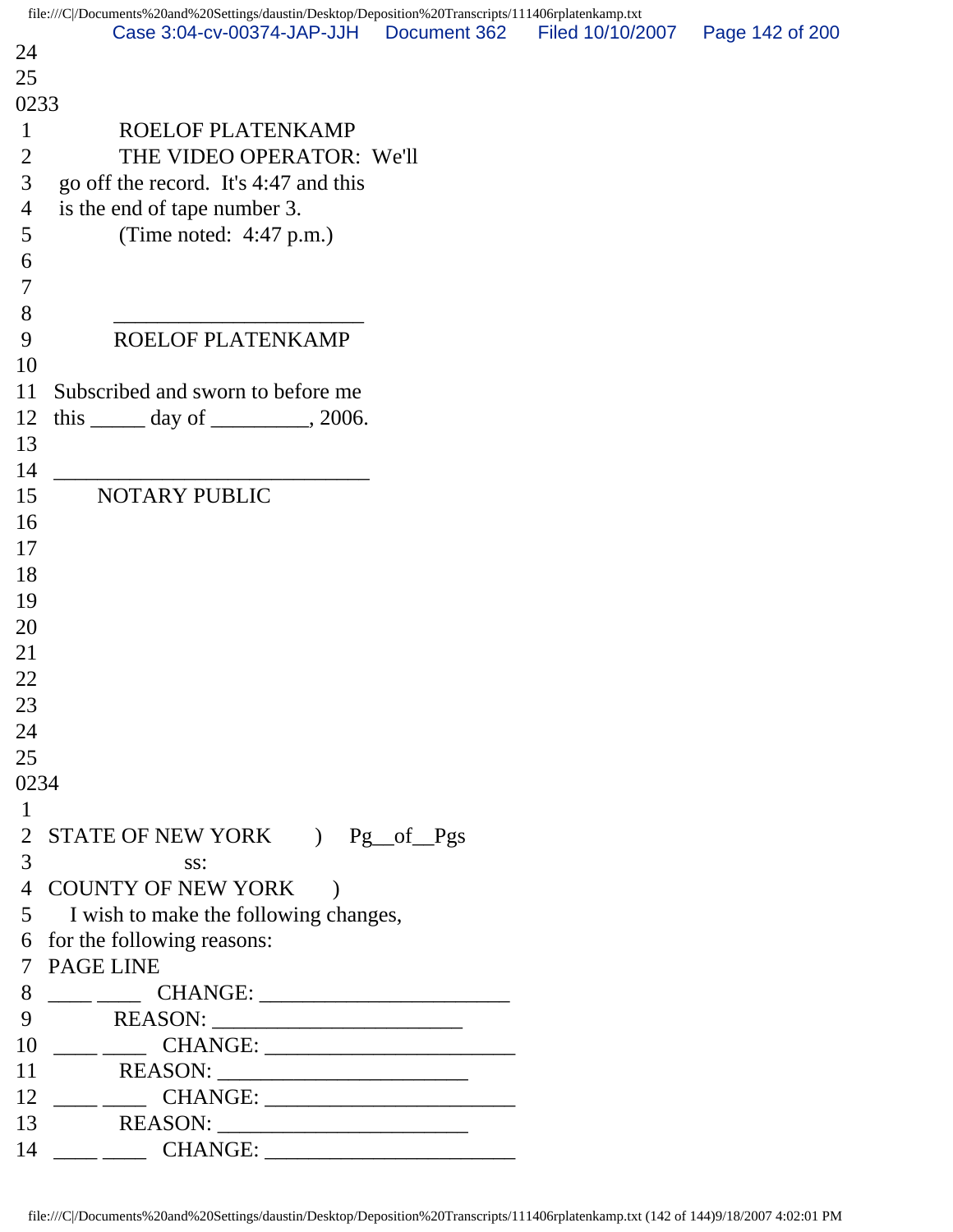24
25
0233
1 ROELOF PLATENKAMP
2 THE VIDEO OPERATOR: We'll
3 go off the record. It's 4:47 and this
4 is the end of tape number 3.
5 (Time noted: 4:47 p.m.)
6
7
8 ______________________
9 ROELOF PLATENKAMP
10
11 Subscribed and sworn to before me
12 this _____ day of _________, 2006.
13
14 _____________________________
15 NOTARY PUBLIC
16
17
18
19
20
21
22
23
24
25
0234
1
2 STATE OF NEW YORK ) Pg__of__Pgs
3 ss:
4 COUNTY OF NEW YORK )
5 I wish to make the following changes,
6 for the following reasons:
7 PAGE LINE
8 ____ ____ CHANGE: _______________________
9 REASON: _______________________
10 ____ ____ CHANGE: _______________________
11 REASON: _______________________
12 ____ ____ CHANGE: _______________________
13 REASON: _______________________
14 ____ ____ CHANGE: _______________________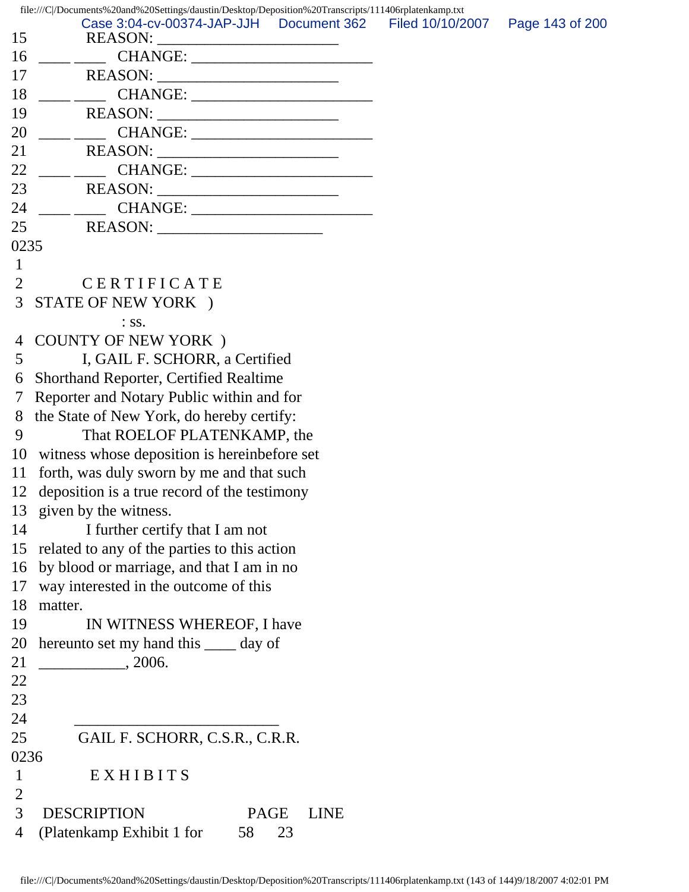15 REASON: ______________________
16 ____ ____ CHANGE: ______________________
17 REASON: ______________________
18 ____ ____ CHANGE: ______________________
19 REASON: ______________________
20 ____ ____ CHANGE: ______________________
21 REASON: ______________________
22 ____ ____ CHANGE: ______________________
23 REASON: ______________________
24 ____ ____ CHANGE: ______________________
25 REASON: ____________________

0235

1

2 C E R T I F I C A T E

3 STATE OF NEW YORK )
: ss.
4 COUNTY OF NEW YORK )

5 I, GAIL F. SCHORR, a Certified
6 Shorthand Reporter, Certified Realtime
7 Reporter and Notary Public within and for
8 the State of New York, do hereby certify:
9 That ROELOF PLATENKAMP, the
10 witness whose deposition is hereinbefore set
11 forth, was duly sworn by me and that such
12 deposition is a true record of the testimony
13 given by the witness.
14 I further certify that I am not
15 related to any of the parties to this action
16 by blood or marriage, and that I am in no
17 way interested in the outcome of this
18 matter.
19 IN WITNESS WHEREOF, I have
20 hereunto set my hand this ____ day of
21 ___________, 2006.
22
23
24 _________________________
25 GAIL F. SCHORR, C.S.R., C.R.R.

0236

1 E X H I B I T S
2
3 DESCRIPTION PAGE LINE
4 (Platenkamp Exhibit 1 for 58 23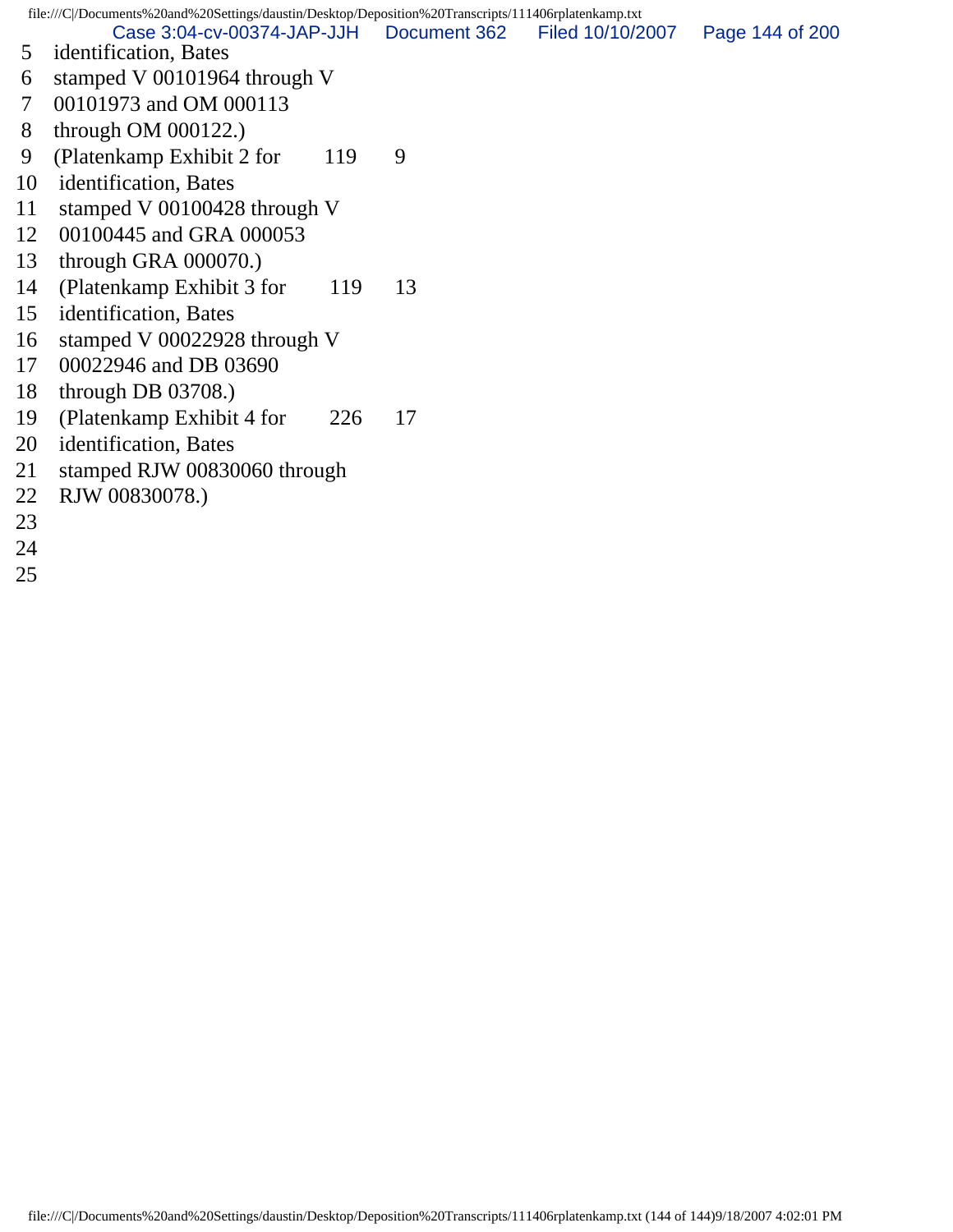5 identification, Bates
6 stamped V 00101964 through V
7 00101973 and OM 000113
8 through OM 000122.)
9 (Platenkamp Exhibit 2 for 119 9
10 identification, Bates
11 stamped V 00100428 through V
12 00100445 and GRA 000053
13 through GRA 000070.)
14 (Platenkamp Exhibit 3 for 119 13
15 identification, Bates
16 stamped V 00022928 through V
17 00022946 and DB 03690
18 through DB 03708.)
19 (Platenkamp Exhibit 4 for 226 17
20 identification, Bates
21 stamped RJW 00830060 through
22 RJW 00830078.)
23
24
25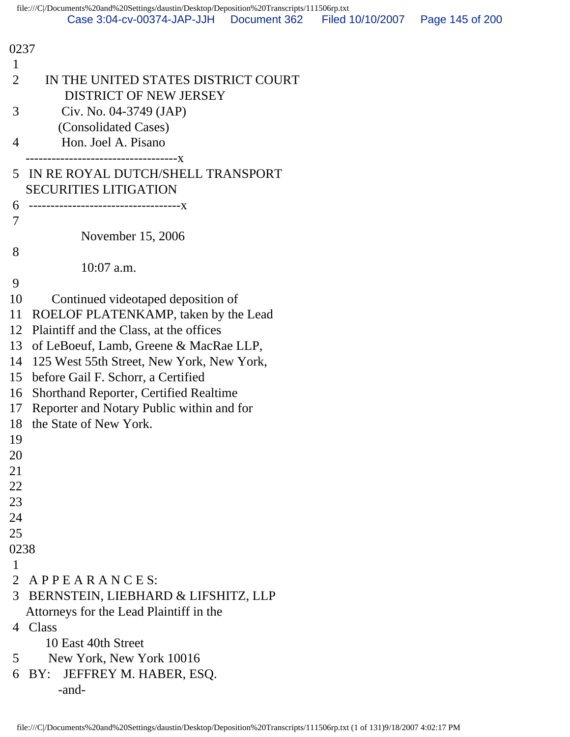0237

1

2 IN THE UNITED STATES DISTRICT COURT
DISTRICT OF NEW JERSEY

3 Civ. No. 04-3749 (JAP)
(Consolidated Cases)

4 Hon. Joel A. Pisano

-----------------------------------x

5 IN RE ROYAL DUTCH/SHELL TRANSPORT
SECURITIES LITIGATION

6 -----------------------------------x

7

November 15, 2006

8

10:07 a.m.

9

10 Continued videotaped deposition of

11 ROELOF PLATENKAMP, taken by the Lead

12 Plaintiff and the Class, at the offices

13 of LeBoeuf, Lamb, Greene & MacRae LLP,

14 125 West 55th Street, New York, New York,

15 before Gail F. Schorr, a Certified

16 Shorthand Reporter, Certified Realtime

17 Reporter and Notary Public within and for

18 the State of New York.

19

20

21

22

23

24

25

0238

1

2 A P P E A R A N C E S:

3 BERNSTEIN, LIEBHARD & LIFSHITZ, LLP
Attorneys for the Lead Plaintiff in the

4 Class
10 East 40th Street

5 New York, New York 10016

6 BY: JEFFREY M. HABER, ESQ.
-and-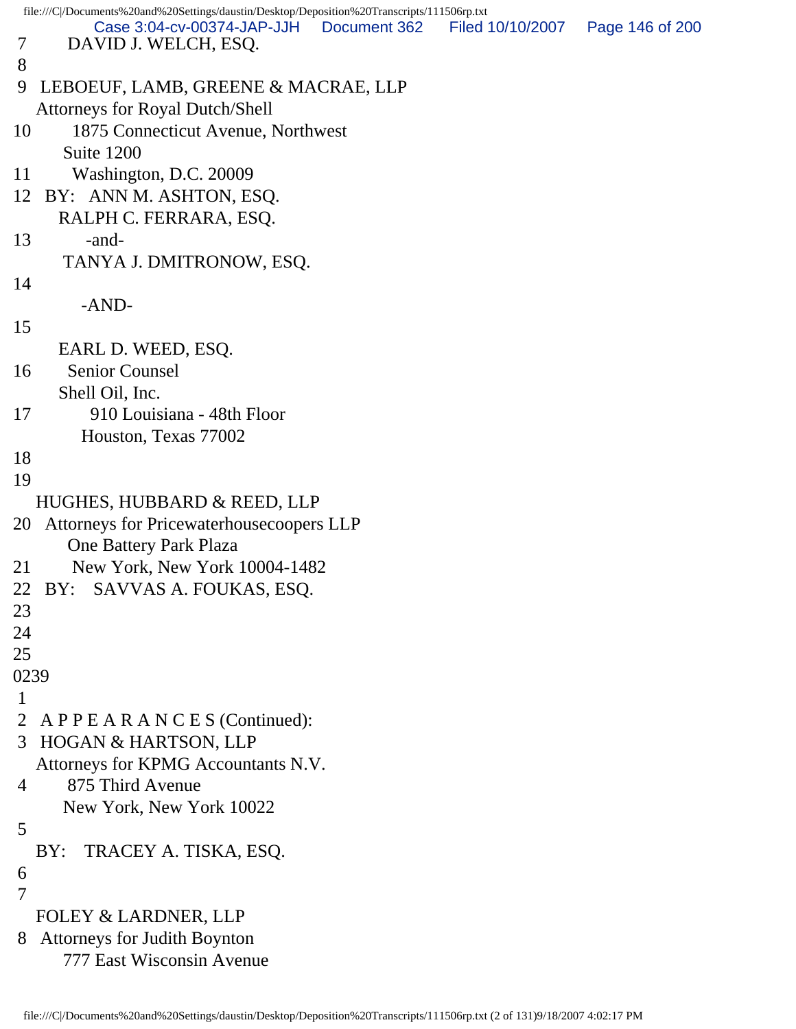7 DAVID J. WELCH, ESQ.
8
9 LEBOEUF, LAMB, GREENE & MACRAE, LLP
Attorneys for Royal Dutch/Shell
10 1875 Connecticut Avenue, Northwest
Suite 1200
11 Washington, D.C. 20009
12 BY: ANN M. ASHTON, ESQ.
RALPH C. FERRARA, ESQ.
13 -and-
TANYA J. DMITRONOW, ESQ.
14
-AND-
15
EARL D. WEED, ESQ.
16 Senior Counsel
Shell Oil, Inc.
17 910 Louisiana - 48th Floor
Houston, Texas 77002
18
19
HUGHES, HUBBARD & REED, LLP
20 Attorneys for Pricewaterhousecoopers LLP
One Battery Park Plaza
21 New York, New York 10004-1482
22 BY: SAVVAS A. FOUKAS, ESQ.
23
24
25
0239
1
2 A P P E A R A N C E S (Continued):
3 HOGAN & HARTSON, LLP
Attorneys for KPMG Accountants N.V.
4 875 Third Avenue
New York, New York 10022
5
BY: TRACEY A. TISKA, ESQ.
6
7
FOLEY & LARDNER, LLP
8 Attorneys for Judith Boynton
777 East Wisconsin Avenue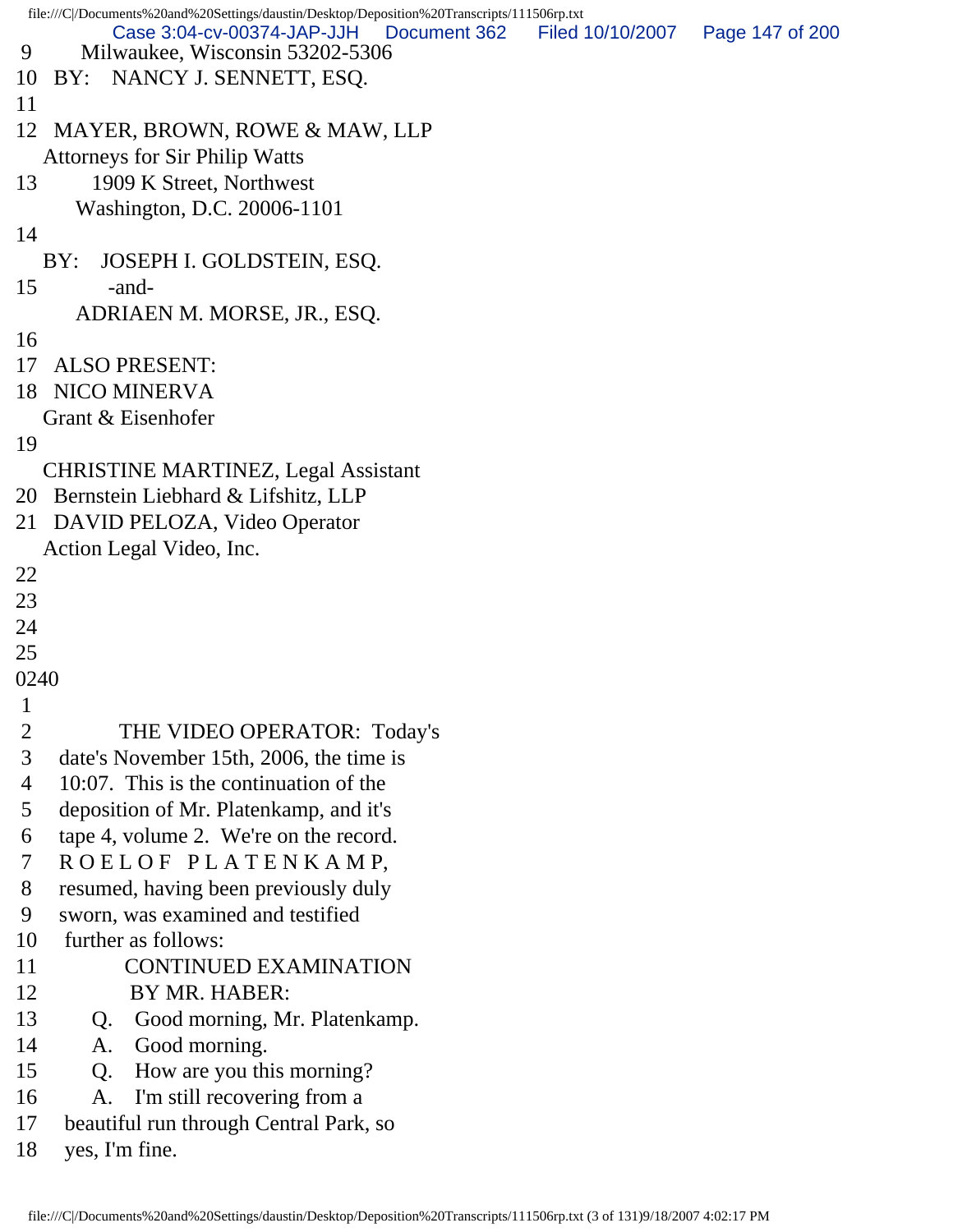9 Milwaukee, Wisconsin 53202-5306
10 BY: NANCY J. SENNETT, ESQ.
11
12 MAYER, BROWN, ROWE & MAW, LLP
Attorneys for Sir Philip Watts
13 1909 K Street, Northwest
Washington, D.C. 20006-1101
14
BY: JOSEPH I. GOLDSTEIN, ESQ.
15 -and-
ADRIAEN M. MORSE, JR., ESQ.
16
17 ALSO PRESENT:
18 NICO MINERVA
Grant & Eisenhofer
19
CHRISTINE MARTINEZ, Legal Assistant
20 Bernstein Liebhard & Lifshitz, LLP
21 DAVID PELOZA, Video Operator
Action Legal Video, Inc.
22
23
24
25
0240
1
2 THE VIDEO OPERATOR: Today's
3 date's November 15th, 2006, the time is
4 10:07. This is the continuation of the
5 deposition of Mr. Platenkamp, and it's
6 tape 4, volume 2. We're on the record.
7 R O E L O F P L A T E N K A M P,
8 resumed, having been previously duly
9 sworn, was examined and testified
10 further as follows:
11 CONTINUED EXAMINATION
12 BY MR. HABER:
13 Q. Good morning, Mr. Platenkamp.
14 A. Good morning.
15 Q. How are you this morning?
16 A. I'm still recovering from a
17 beautiful run through Central Park, so
18 yes, I'm fine.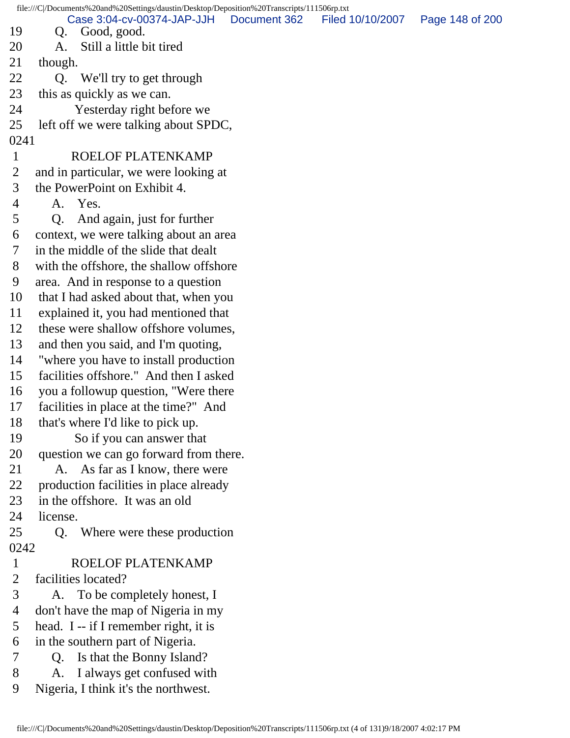19 Q. Good, good.
20 A. Still a little bit tired
21 though.
22 Q. We'll try to get through
23 this as quickly as we can.
24 Yesterday right before we
25 left off we were talking about SPDC,
0241
1 ROELOF PLATENKAMP
2 and in particular, we were looking at
3 the PowerPoint on Exhibit 4.
4 A. Yes.
5 Q. And again, just for further
6 context, we were talking about an area
7 in the middle of the slide that dealt
8 with the offshore, the shallow offshore
9 area. And in response to a question
10 that I had asked about that, when you
11 explained it, you had mentioned that
12 these were shallow offshore volumes,
13 and then you said, and I'm quoting,
14 "where you have to install production
15 facilities offshore." And then I asked
16 you a followup question, "Were there
17 facilities in place at the time?" And
18 that's where I'd like to pick up.
19 So if you can answer that
20 question we can go forward from there.
21 A. As far as I know, there were
22 production facilities in place already
23 in the offshore. It was an old
24 license.
25 Q. Where were these production
0242
1 ROELOF PLATENKAMP
2 facilities located?
3 A. To be completely honest, I
4 don't have the map of Nigeria in my
5 head. I -- if I remember right, it is
6 in the southern part of Nigeria.
7 Q. Is that the Bonny Island?
8 A. I always get confused with
9 Nigeria, I think it's the northwest.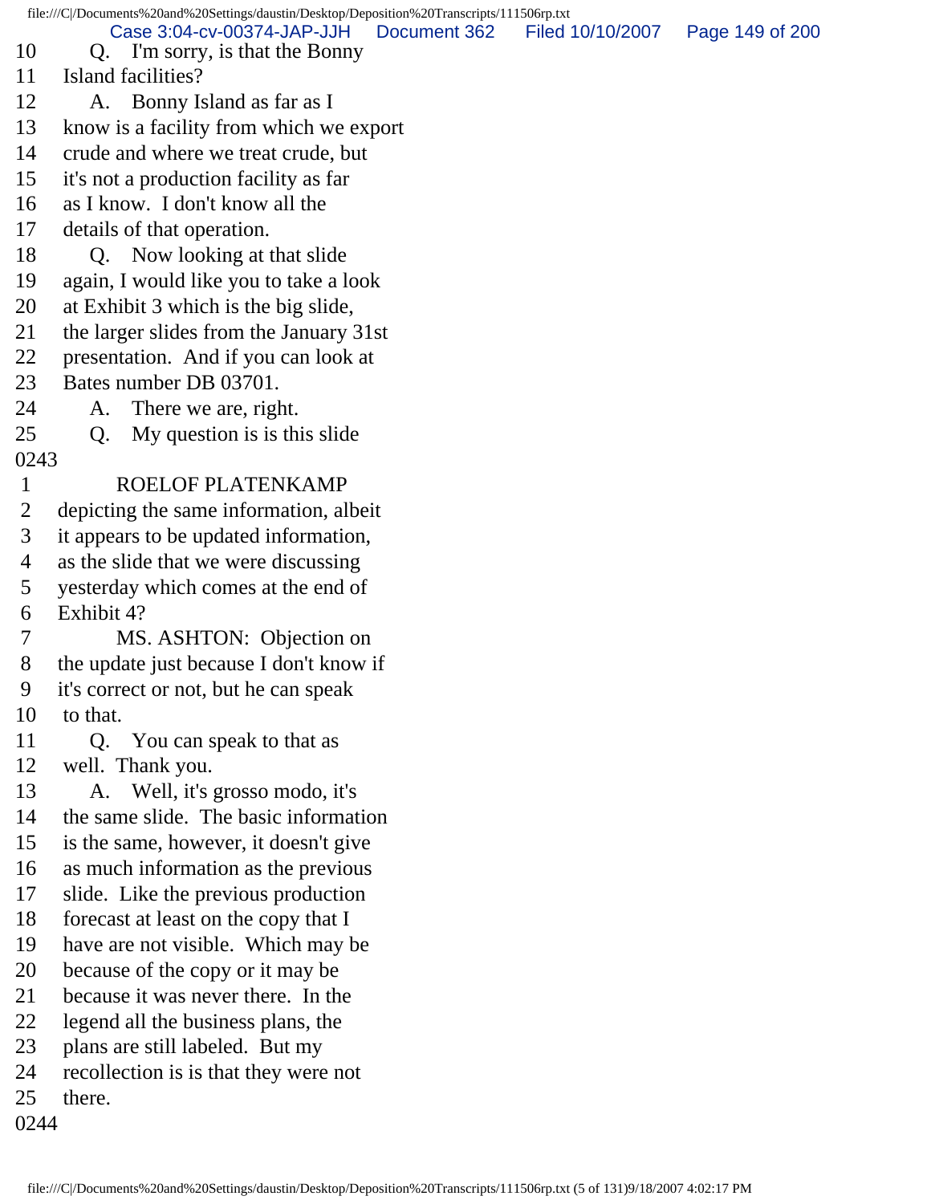10 Q. I'm sorry, is that the Bonny
11 Island facilities?
12 A. Bonny Island as far as I
13 know is a facility from which we export
14 crude and where we treat crude, but
15 it's not a production facility as far
16 as I know. I don't know all the
17 details of that operation.
18 Q. Now looking at that slide
19 again, I would like you to take a look
20 at Exhibit 3 which is the big slide,
21 the larger slides from the January 31st
22 presentation. And if you can look at
23 Bates number DB 03701.
24 A. There we are, right.
25 Q. My question is is this slide

0243

1 ROELOF PLATENKAMP
2 depicting the same information, albeit
3 it appears to be updated information,
4 as the slide that we were discussing
5 yesterday which comes at the end of
6 Exhibit 4?
7 MS. ASHTON: Objection on
8 the update just because I don't know if
9 it's correct or not, but he can speak
10 to that.
11 Q. You can speak to that as
12 well. Thank you.
13 A. Well, it's grosso modo, it's
14 the same slide. The basic information
15 is the same, however, it doesn't give
16 as much information as the previous
17 slide. Like the previous production
18 forecast at least on the copy that I
19 have are not visible. Which may be
20 because of the copy or it may be
21 because it was never there. In the
22 legend all the business plans, the
23 plans are still labeled. But my
24 recollection is is that they were not
25 there.

0244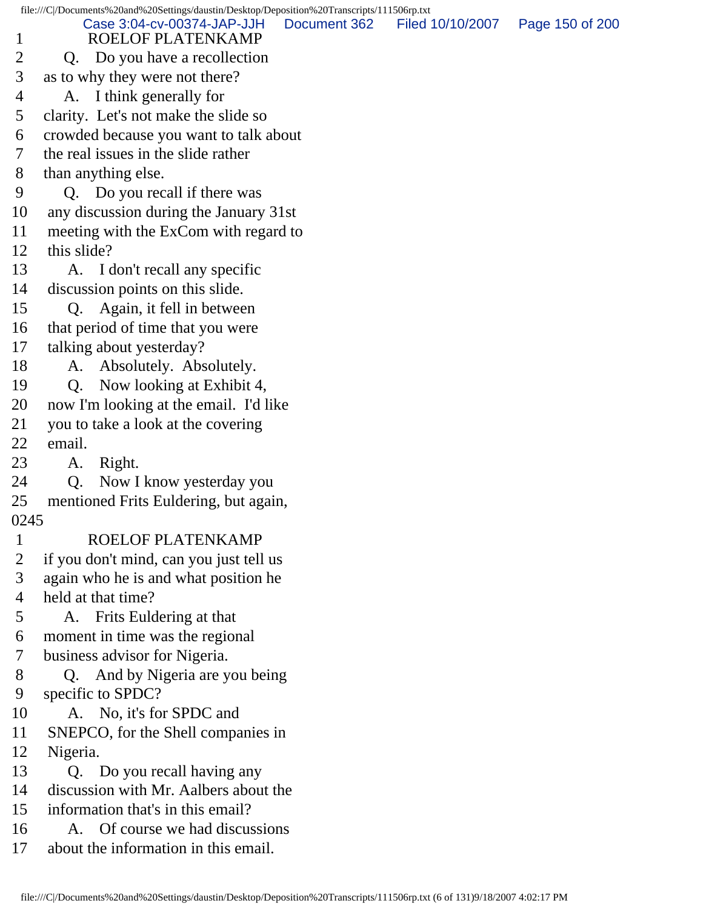1 ROELOF PLATENKAMP
2 Q. Do you have a recollection
3 as to why they were not there?
4 A. I think generally for
5 clarity. Let's not make the slide so
6 crowded because you want to talk about
7 the real issues in the slide rather
8 than anything else.
9 Q. Do you recall if there was
10 any discussion during the January 31st
11 meeting with the ExCom with regard to
12 this slide?
13 A. I don't recall any specific
14 discussion points on this slide.
15 Q. Again, it fell in between
16 that period of time that you were
17 talking about yesterday?
18 A. Absolutely. Absolutely.
19 Q. Now looking at Exhibit 4,
20 now I'm looking at the email. I'd like
21 you to take a look at the covering
22 email.
23 A. Right.
24 Q. Now I know yesterday you
25 mentioned Frits Euldering, but again,
0245
1 ROELOF PLATENKAMP
2 if you don't mind, can you just tell us
3 again who he is and what position he
4 held at that time?
5 A. Frits Euldering at that
6 moment in time was the regional
7 business advisor for Nigeria.
8 Q. And by Nigeria are you being
9 specific to SPDC?
10 A. No, it's for SPDC and
11 SNEPCO, for the Shell companies in
12 Nigeria.
13 Q. Do you recall having any
14 discussion with Mr. Aalbers about the
15 information that's in this email?
16 A. Of course we had discussions
17 about the information in this email.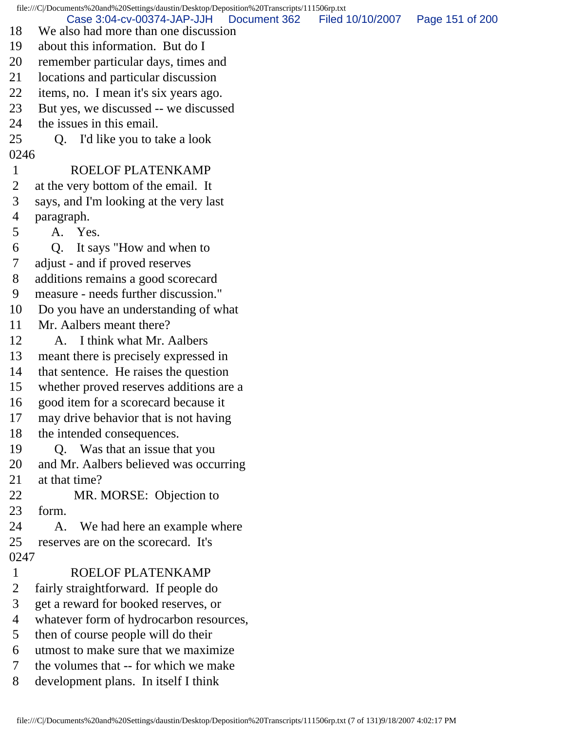18 We also had more than one discussion
19 about this information. But do I
20 remember particular days, times and
21 locations and particular discussion
22 items, no. I mean it's six years ago.
23 But yes, we discussed -- we discussed
24 the issues in this email.
25 Q. I'd like you to take a look
0246
1 ROELOF PLATENKAMP
2 at the very bottom of the email. It
3 says, and I'm looking at the very last
4 paragraph.
5 A. Yes.
6 Q. It says "How and when to
7 adjust - and if proved reserves
8 additions remains a good scorecard
9 measure - needs further discussion."
10 Do you have an understanding of what
11 Mr. Aalbers meant there?
12 A. I think what Mr. Aalbers
13 meant there is precisely expressed in
14 that sentence. He raises the question
15 whether proved reserves additions are a
16 good item for a scorecard because it
17 may drive behavior that is not having
18 the intended consequences.
19 Q. Was that an issue that you
20 and Mr. Aalbers believed was occurring
21 at that time?
22 MR. MORSE: Objection to
23 form.
24 A. We had here an example where
25 reserves are on the scorecard. It's
0247
1 ROELOF PLATENKAMP
2 fairly straightforward. If people do
3 get a reward for booked reserves, or
4 whatever form of hydrocarbon resources,
5 then of course people will do their
6 utmost to make sure that we maximize
7 the volumes that -- for which we make
8 development plans. In itself I think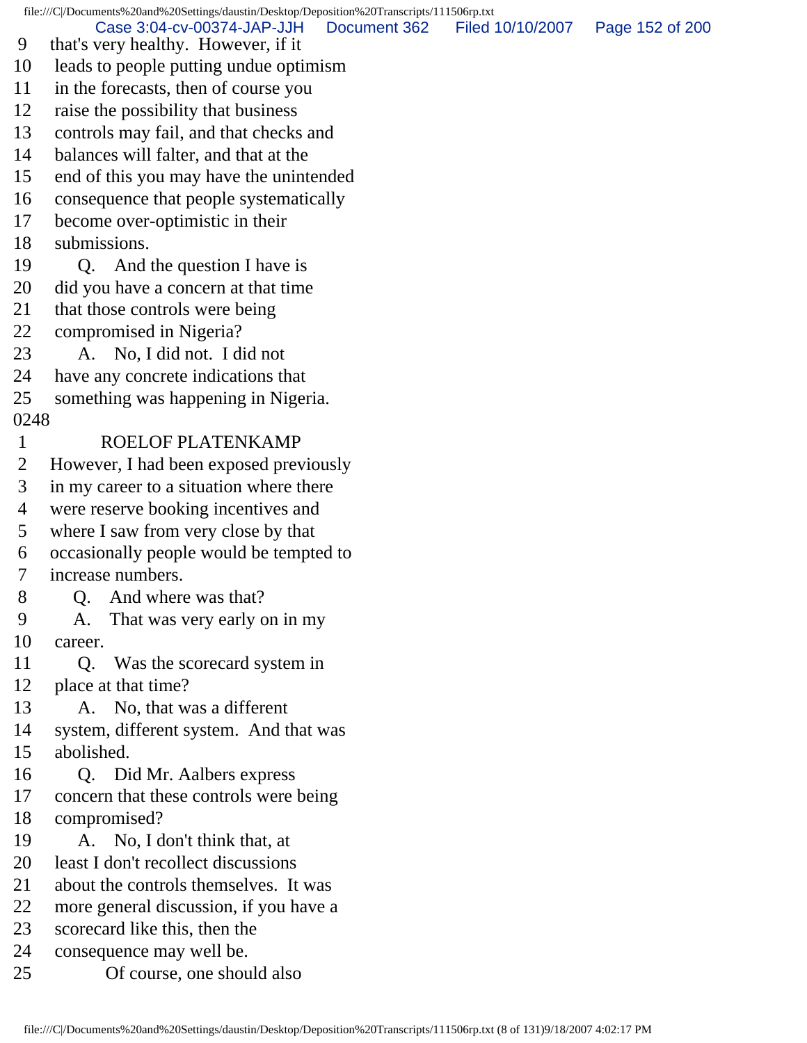9 that's very healthy. However, if it
10 leads to people putting undue optimism
11 in the forecasts, then of course you
12 raise the possibility that business
13 controls may fail, and that checks and
14 balances will falter, and that at the
15 end of this you may have the unintended
16 consequence that people systematically
17 become over-optimistic in their
18 submissions.
19 Q. And the question I have is
20 did you have a concern at that time
21 that those controls were being
22 compromised in Nigeria?
23 A. No, I did not. I did not
24 have any concrete indications that
25 something was happening in Nigeria.

0248

1 ROELOF PLATENKAMP
2 However, I had been exposed previously
3 in my career to a situation where there
4 were reserve booking incentives and
5 where I saw from very close by that
6 occasionally people would be tempted to
7 increase numbers.
8 Q. And where was that?
9 A. That was very early on in my
10 career.
11 Q. Was the scorecard system in
12 place at that time?
13 A. No, that was a different
14 system, different system. And that was
15 abolished.
16 Q. Did Mr. Aalbers express
17 concern that these controls were being
18 compromised?
19 A. No, I don't think that, at
20 least I don't recollect discussions
21 about the controls themselves. It was
22 more general discussion, if you have a
23 scorecard like this, then the
24 consequence may well be.
25 Of course, one should also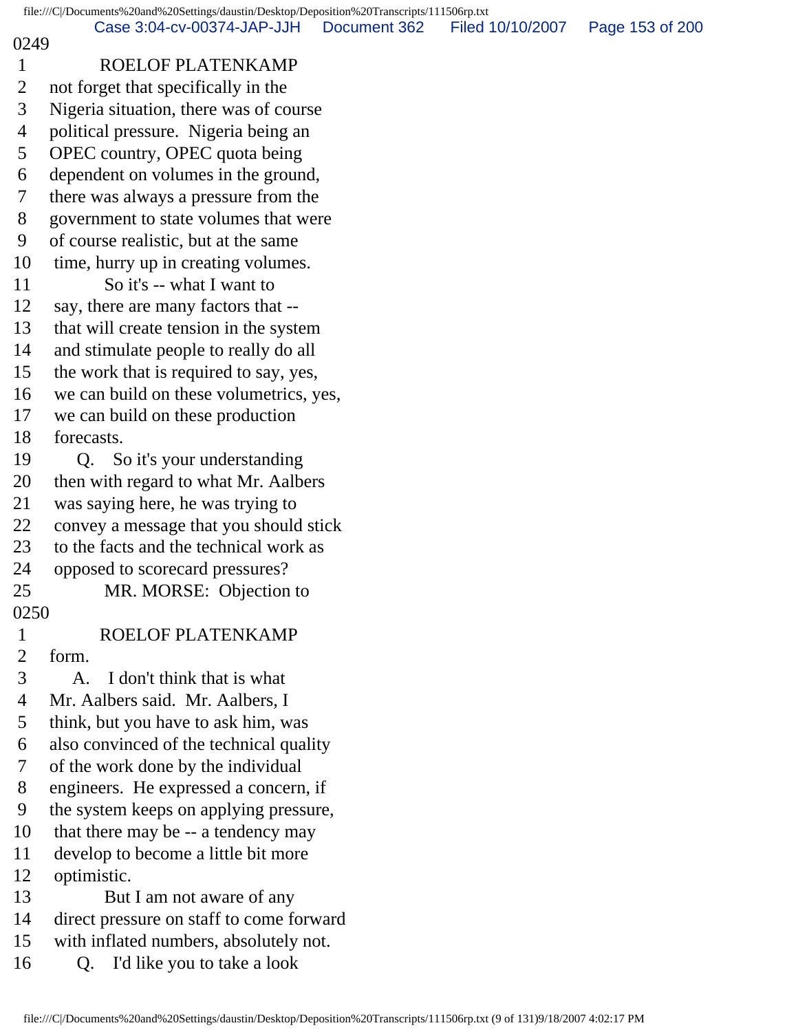0249

1 ROELOF PLATENKAMP
2 not forget that specifically in the
3 Nigeria situation, there was of course
4 political pressure. Nigeria being an
5 OPEC country, OPEC quota being
6 dependent on volumes in the ground,
7 there was always a pressure from the
8 government to state volumes that were
9 of course realistic, but at the same
10 time, hurry up in creating volumes.
11 So it's -- what I want to
12 say, there are many factors that --
13 that will create tension in the system
14 and stimulate people to really do all
15 the work that is required to say, yes,
16 we can build on these volumetrics, yes,
17 we can build on these production
18 forecasts.
19 Q. So it's your understanding
20 then with regard to what Mr. Aalbers
21 was saying here, he was trying to
22 convey a message that you should stick
23 to the facts and the technical work as
24 opposed to scorecard pressures?
25 MR. MORSE: Objection to

0250

1 ROELOF PLATENKAMP
2 form.
3 A. I don't think that is what
4 Mr. Aalbers said. Mr. Aalbers, I
5 think, but you have to ask him, was
6 also convinced of the technical quality
7 of the work done by the individual
8 engineers. He expressed a concern, if
9 the system keeps on applying pressure,
10 that there may be -- a tendency may
11 develop to become a little bit more
12 optimistic.
13 But I am not aware of any
14 direct pressure on staff to come forward
15 with inflated numbers, absolutely not.
16 Q. I'd like you to take a look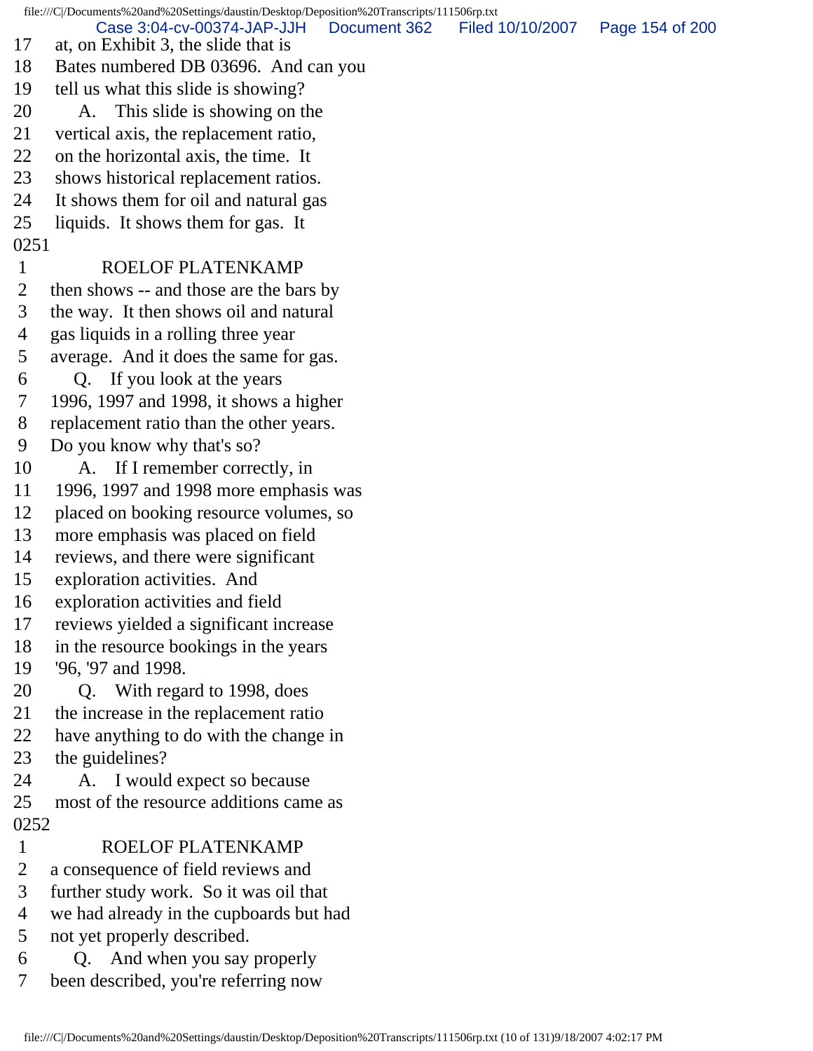17 at, on Exhibit 3, the slide that is
18 Bates numbered DB 03696. And can you
19 tell us what this slide is showing?
20 A. This slide is showing on the
21 vertical axis, the replacement ratio,
22 on the horizontal axis, the time. It
23 shows historical replacement ratios.
24 It shows them for oil and natural gas
25 liquids. It shows them for gas. It

0251

1 ROELOF PLATENKAMP
2 then shows -- and those are the bars by
3 the way. It then shows oil and natural
4 gas liquids in a rolling three year
5 average. And it does the same for gas.
6 Q. If you look at the years
7 1996, 1997 and 1998, it shows a higher
8 replacement ratio than the other years.
9 Do you know why that's so?
10 A. If I remember correctly, in
11 1996, 1997 and 1998 more emphasis was
12 placed on booking resource volumes, so
13 more emphasis was placed on field
14 reviews, and there were significant
15 exploration activities. And
16 exploration activities and field
17 reviews yielded a significant increase
18 in the resource bookings in the years
19 '96, '97 and 1998.
20 Q. With regard to 1998, does
21 the increase in the replacement ratio
22 have anything to do with the change in
23 the guidelines?
24 A. I would expect so because
25 most of the resource additions came as

0252

1 ROELOF PLATENKAMP
2 a consequence of field reviews and
3 further study work. So it was oil that
4 we had already in the cupboards but had
5 not yet properly described.
6 Q. And when you say properly
7 been described, you're referring now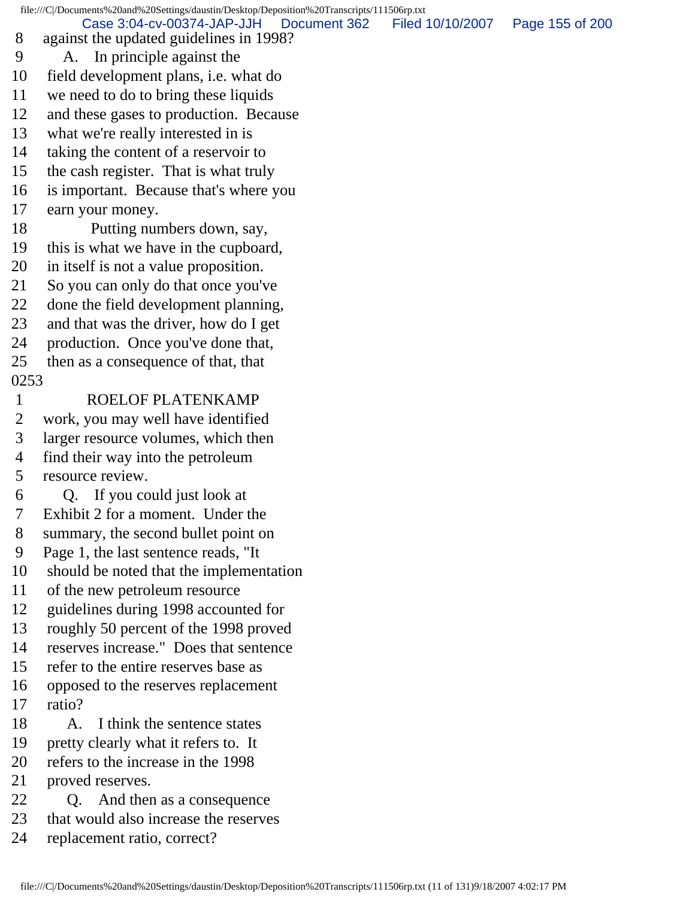8 against the updated guidelines in 1998?
9 A. In principle against the
10 field development plans, i.e. what do
11 we need to do to bring these liquids
12 and these gases to production. Because
13 what we're really interested in is
14 taking the content of a reservoir to
15 the cash register. That is what truly
16 is important. Because that's where you
17 earn your money.
18 Putting numbers down, say,
19 this is what we have in the cupboard,
20 in itself is not a value proposition.
21 So you can only do that once you've
22 done the field development planning,
23 and that was the driver, how do I get
24 production. Once you've done that,
25 then as a consequence of that, that

0253

1 ROELOF PLATENKAMP
2 work, you may well have identified
3 larger resource volumes, which then
4 find their way into the petroleum
5 resource review.
6 Q. If you could just look at
7 Exhibit 2 for a moment. Under the
8 summary, the second bullet point on
9 Page 1, the last sentence reads, "It
10 should be noted that the implementation
11 of the new petroleum resource
12 guidelines during 1998 accounted for
13 roughly 50 percent of the 1998 proved
14 reserves increase." Does that sentence
15 refer to the entire reserves base as
16 opposed to the reserves replacement
17 ratio?
18 A. I think the sentence states
19 pretty clearly what it refers to. It
20 refers to the increase in the 1998
21 proved reserves.
22 Q. And then as a consequence
23 that would also increase the reserves
24 replacement ratio, correct?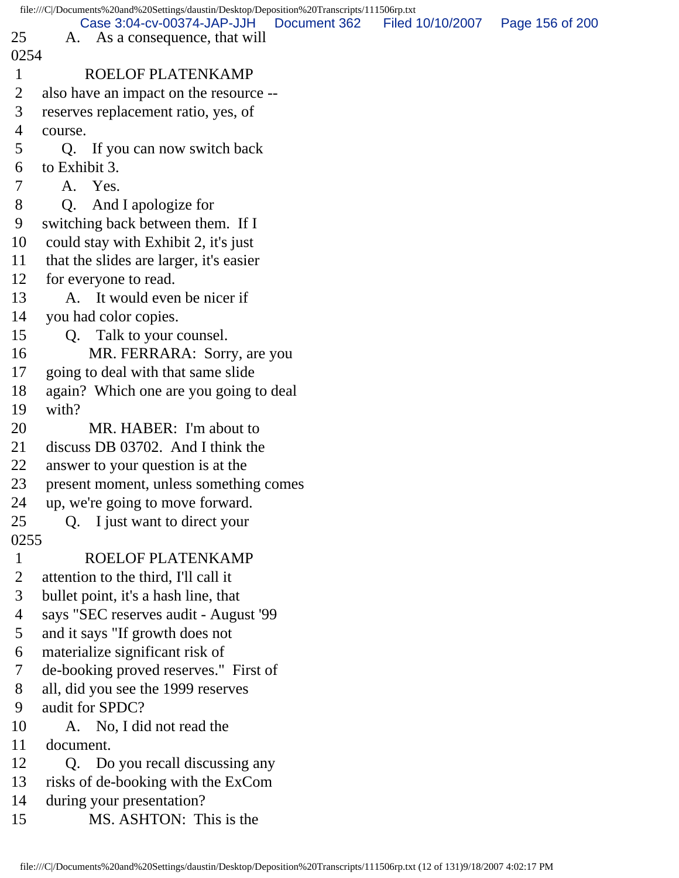25 A. As a consequence, that will

0254

1 ROELOF PLATENKAMP

2 also have an impact on the resource --

3 reserves replacement ratio, yes, of

4 course.

5 Q. If you can now switch back

6 to Exhibit 3.

7 A. Yes.

8 Q. And I apologize for

9 switching back between them. If I

10 could stay with Exhibit 2, it's just

11 that the slides are larger, it's easier

12 for everyone to read.

13 A. It would even be nicer if

14 you had color copies.

15 Q. Talk to your counsel.

16 MR. FERRARA: Sorry, are you

17 going to deal with that same slide

18 again? Which one are you going to deal

19 with?

20 MR. HABER: I'm about to

21 discuss DB 03702. And I think the

22 answer to your question is at the

23 present moment, unless something comes

24 up, we're going to move forward.

25 Q. I just want to direct your

0255

1 ROELOF PLATENKAMP

2 attention to the third, I'll call it

3 bullet point, it's a hash line, that

4 says "SEC reserves audit - August '99

5 and it says "If growth does not

6 materialize significant risk of

7 de-booking proved reserves." First of

8 all, did you see the 1999 reserves

9 audit for SPDC?

10 A. No, I did not read the

11 document.

12 Q. Do you recall discussing any

13 risks of de-booking with the ExCom

14 during your presentation?

15 MS. ASHTON: This is the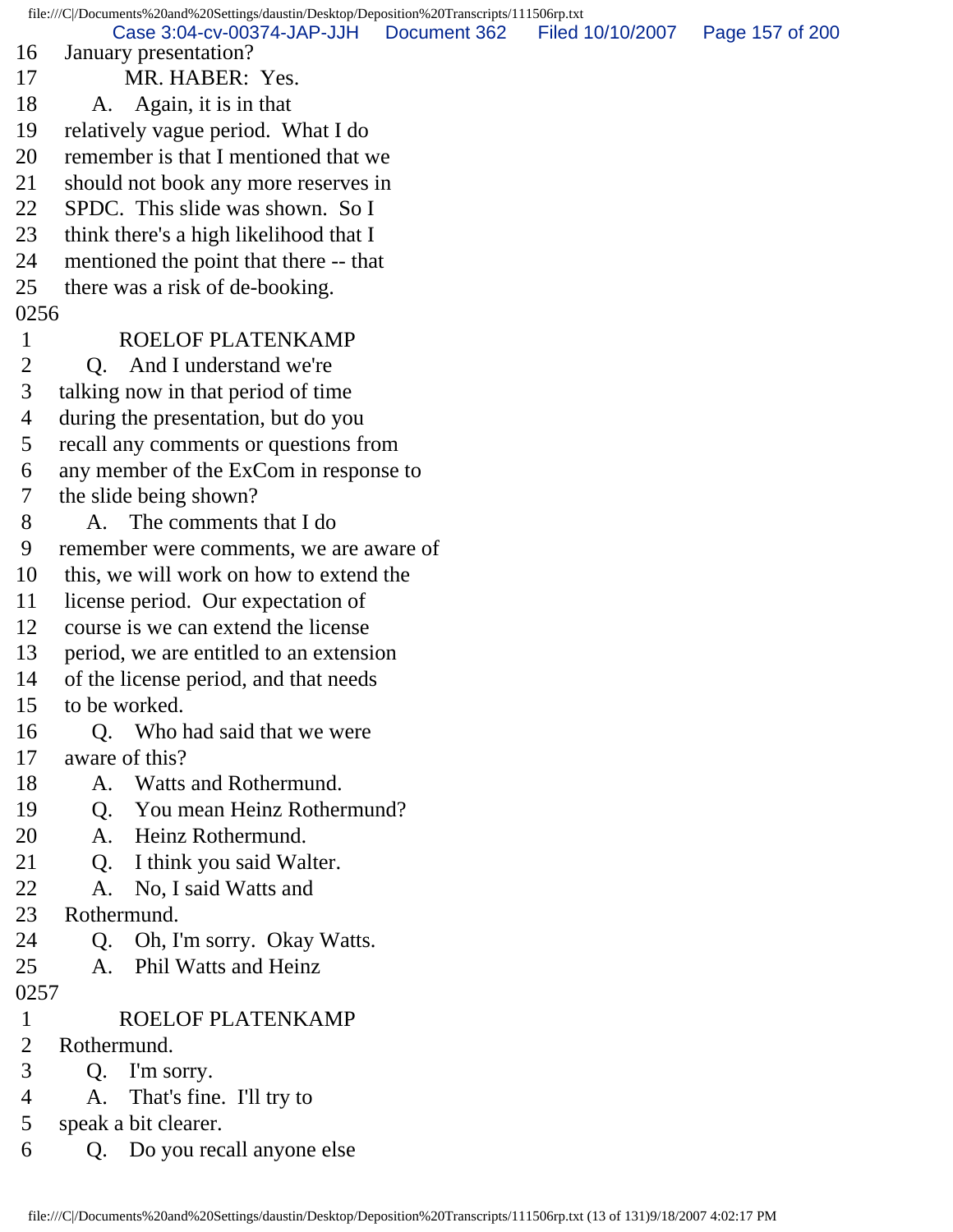16 January presentation?
17 MR. HABER: Yes.
18 A. Again, it is in that
19 relatively vague period. What I do
20 remember is that I mentioned that we
21 should not book any more reserves in
22 SPDC. This slide was shown. So I
23 think there's a high likelihood that I
24 mentioned the point that there -- that
25 there was a risk of de-booking.

0256

1 ROELOF PLATENKAMP
2 Q. And I understand we're
3 talking now in that period of time
4 during the presentation, but do you
5 recall any comments or questions from
6 any member of the ExCom in response to
7 the slide being shown?
8 A. The comments that I do
9 remember were comments, we are aware of
10 this, we will work on how to extend the
11 license period. Our expectation of
12 course is we can extend the license
13 period, we are entitled to an extension
14 of the license period, and that needs
15 to be worked.
16 Q. Who had said that we were
17 aware of this?
18 A. Watts and Rothermund.
19 Q. You mean Heinz Rothermund?
20 A. Heinz Rothermund.
21 Q. I think you said Walter.
22 A. No, I said Watts and
23 Rothermund.
24 Q. Oh, I'm sorry. Okay Watts.
25 A. Phil Watts and Heinz

0257

1 ROELOF PLATENKAMP
2 Rothermund.
3 Q. I'm sorry.
4 A. That's fine. I'll try to
5 speak a bit clearer.
6 Q. Do you recall anyone else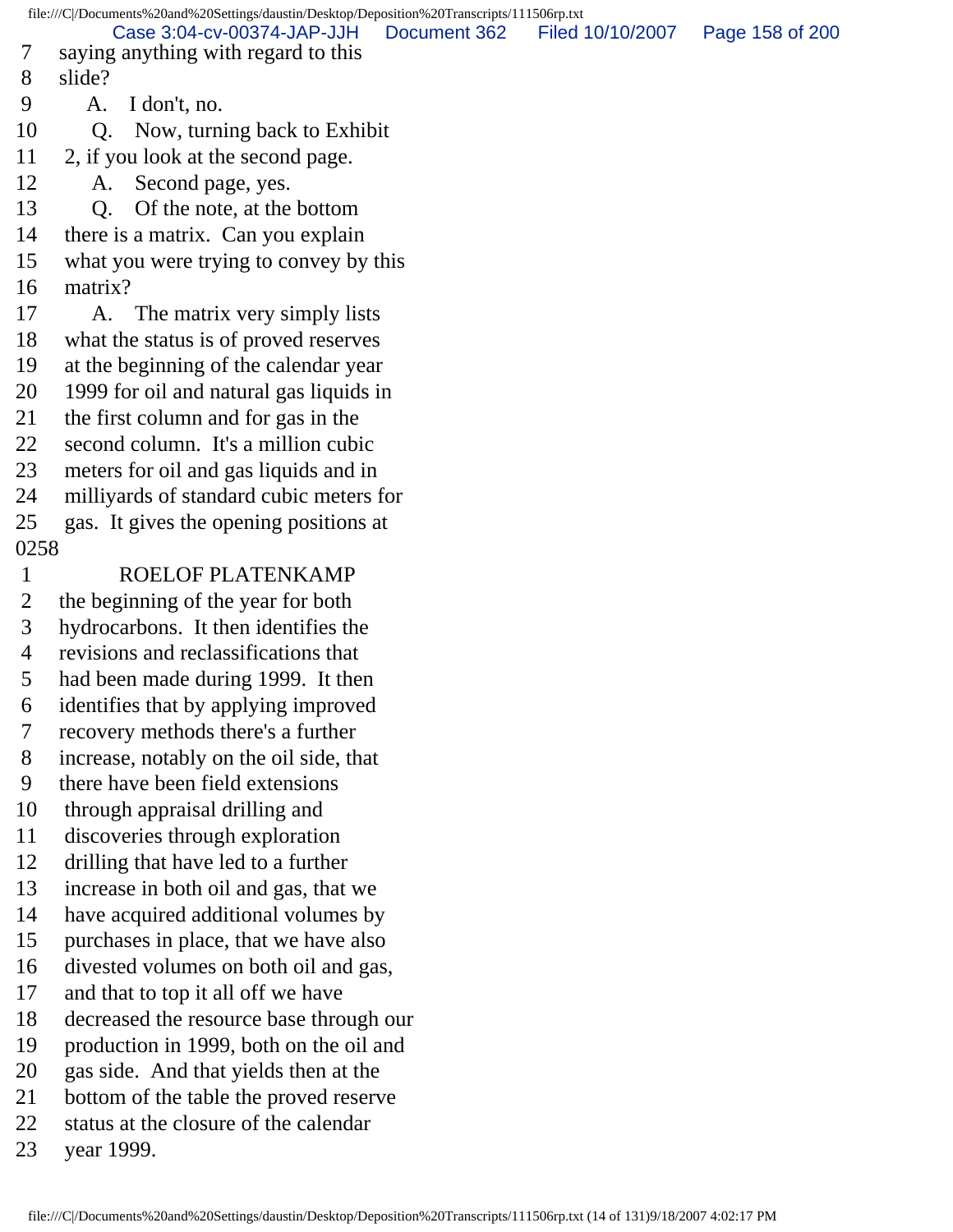7 saying anything with regard to this
8 slide?
9 A. I don't, no.
10 Q. Now, turning back to Exhibit
11 2, if you look at the second page.
12 A. Second page, yes.
13 Q. Of the note, at the bottom
14 there is a matrix. Can you explain
15 what you were trying to convey by this
16 matrix?
17 A. The matrix very simply lists
18 what the status is of proved reserves
19 at the beginning of the calendar year
20 1999 for oil and natural gas liquids in
21 the first column and for gas in the
22 second column. It's a million cubic
23 meters for oil and gas liquids and in
24 milliyards of standard cubic meters for
25 gas. It gives the opening positions at

0258

1 ROELOF PLATENKAMP
2 the beginning of the year for both
3 hydrocarbons. It then identifies the
4 revisions and reclassifications that
5 had been made during 1999. It then
6 identifies that by applying improved
7 recovery methods there's a further
8 increase, notably on the oil side, that
9 there have been field extensions
10 through appraisal drilling and
11 discoveries through exploration
12 drilling that have led to a further
13 increase in both oil and gas, that we
14 have acquired additional volumes by
15 purchases in place, that we have also
16 divested volumes on both oil and gas,
17 and that to top it all off we have
18 decreased the resource base through our
19 production in 1999, both on the oil and
20 gas side. And that yields then at the
21 bottom of the table the proved reserve
22 status at the closure of the calendar
23 year 1999.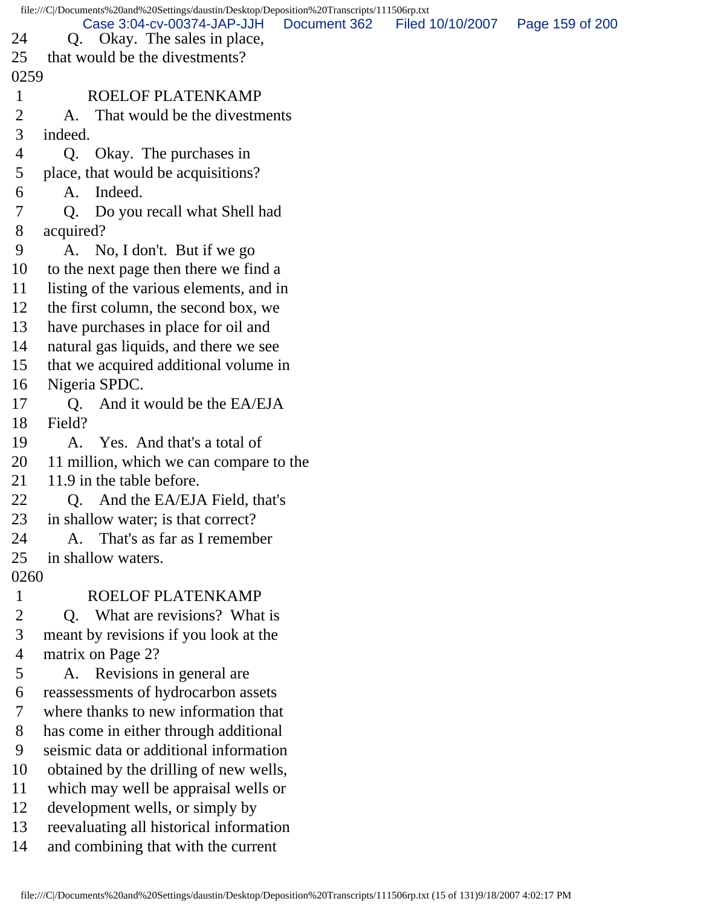24 Q. Okay. The sales in place,
25 that would be the divestments?

0259

1 ROELOF PLATENKAMP
2 A. That would be the divestments
3 indeed.
4 Q. Okay. The purchases in
5 place, that would be acquisitions?
6 A. Indeed.
7 Q. Do you recall what Shell had
8 acquired?
9 A. No, I don't. But if we go
10 to the next page then there we find a
11 listing of the various elements, and in
12 the first column, the second box, we
13 have purchases in place for oil and
14 natural gas liquids, and there we see
15 that we acquired additional volume in
16 Nigeria SPDC.
17 Q. And it would be the EA/EJA
18 Field?
19 A. Yes. And that's a total of
20 11 million, which we can compare to the
21 11.9 in the table before.
22 Q. And the EA/EJA Field, that's
23 in shallow water; is that correct?
24 A. That's as far as I remember
25 in shallow waters.

0260

1 ROELOF PLATENKAMP
2 Q. What are revisions? What is
3 meant by revisions if you look at the
4 matrix on Page 2?
5 A. Revisions in general are
6 reassessments of hydrocarbon assets
7 where thanks to new information that
8 has come in either through additional
9 seismic data or additional information
10 obtained by the drilling of new wells,
11 which may well be appraisal wells or
12 development wells, or simply by
13 reevaluating all historical information
14 and combining that with the current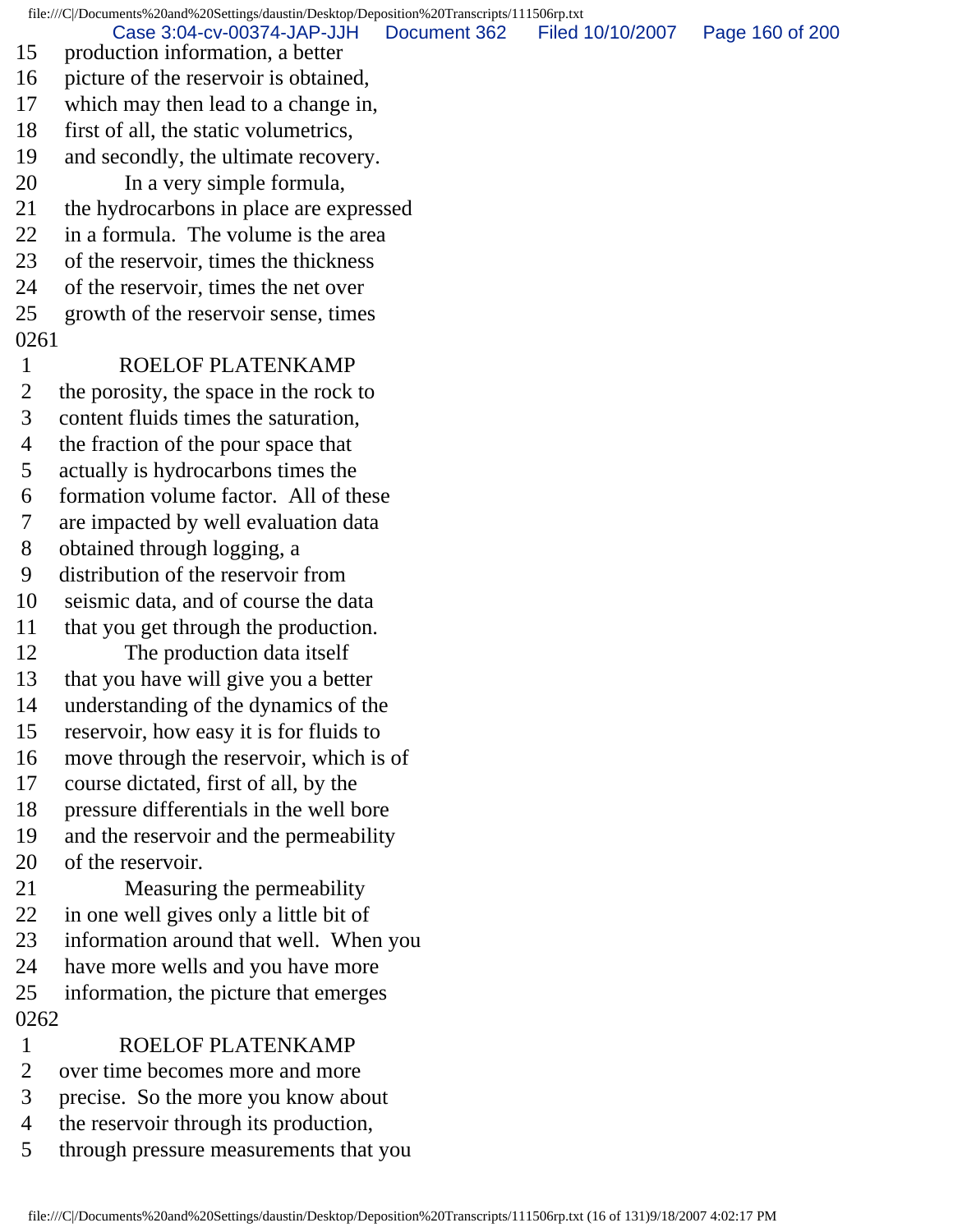15 production information, a better
16 picture of the reservoir is obtained,
17 which may then lead to a change in,
18 first of all, the static volumetrics,
19 and secondly, the ultimate recovery.
20 In a very simple formula,
21 the hydrocarbons in place are expressed
22 in a formula. The volume is the area
23 of the reservoir, times the thickness
24 of the reservoir, times the net over
25 growth of the reservoir sense, times
0261
1 ROELOF PLATENKAMP
2 the porosity, the space in the rock to
3 content fluids times the saturation,
4 the fraction of the pour space that
5 actually is hydrocarbons times the
6 formation volume factor. All of these
7 are impacted by well evaluation data
8 obtained through logging, a
9 distribution of the reservoir from
10 seismic data, and of course the data
11 that you get through the production.
12 The production data itself
13 that you have will give you a better
14 understanding of the dynamics of the
15 reservoir, how easy it is for fluids to
16 move through the reservoir, which is of
17 course dictated, first of all, by the
18 pressure differentials in the well bore
19 and the reservoir and the permeability
20 of the reservoir.
21 Measuring the permeability
22 in one well gives only a little bit of
23 information around that well. When you
24 have more wells and you have more
25 information, the picture that emerges
0262
1 ROELOF PLATENKAMP
2 over time becomes more and more
3 precise. So the more you know about
4 the reservoir through its production,
5 through pressure measurements that you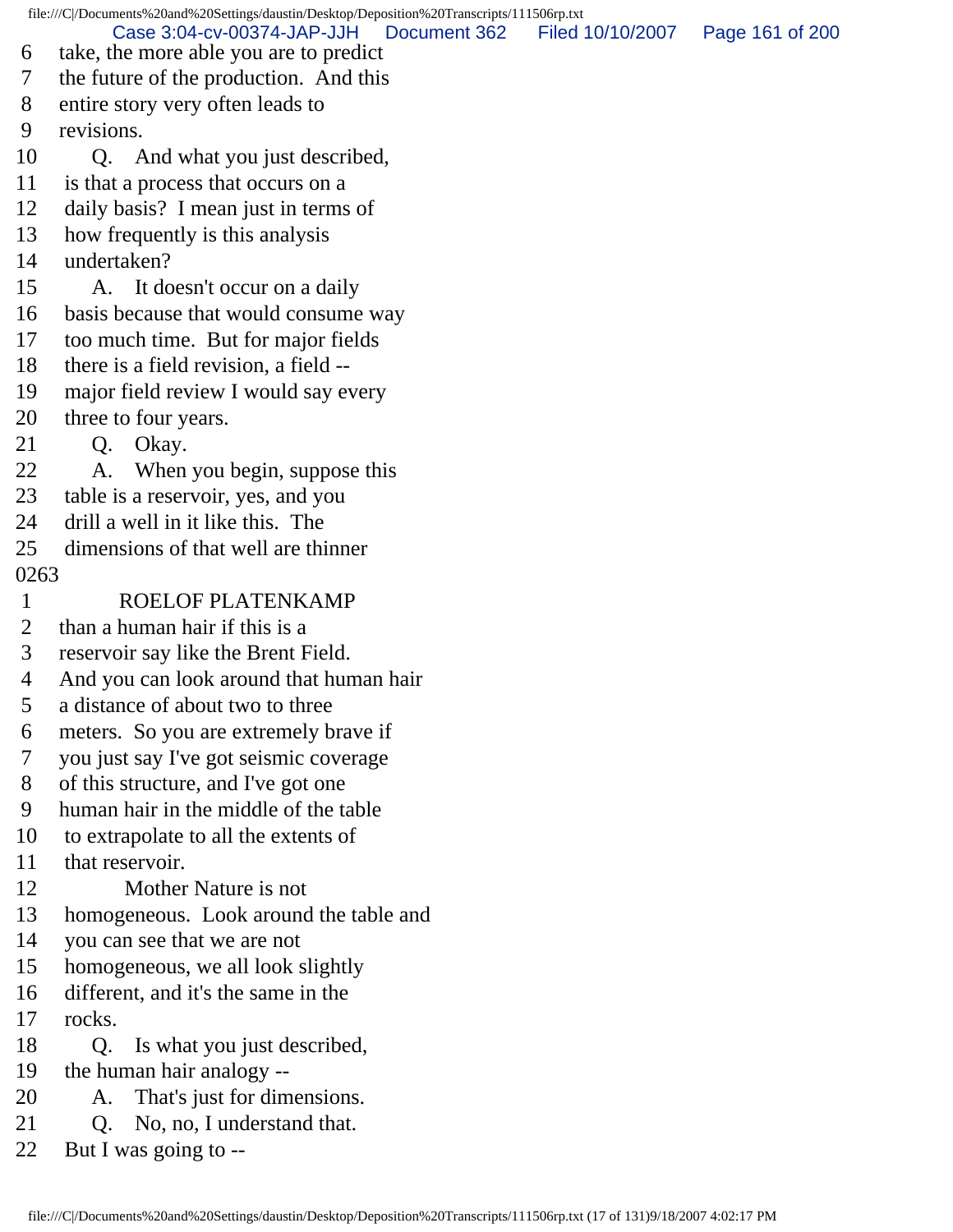6 take, the more able you are to predict
7 the future of the production. And this
8 entire story very often leads to
9 revisions.
10 Q. And what you just described,
11 is that a process that occurs on a
12 daily basis? I mean just in terms of
13 how frequently is this analysis
14 undertaken?
15 A. It doesn't occur on a daily
16 basis because that would consume way
17 too much time. But for major fields
18 there is a field revision, a field --
19 major field review I would say every
20 three to four years.
21 Q. Okay.
22 A. When you begin, suppose this
23 table is a reservoir, yes, and you
24 drill a well in it like this. The
25 dimensions of that well are thinner

0263

1 ROELOF PLATENKAMP
2 than a human hair if this is a
3 reservoir say like the Brent Field.
4 And you can look around that human hair
5 a distance of about two to three
6 meters. So you are extremely brave if
7 you just say I've got seismic coverage
8 of this structure, and I've got one
9 human hair in the middle of the table
10 to extrapolate to all the extents of
11 that reservoir.
12 Mother Nature is not
13 homogeneous. Look around the table and
14 you can see that we are not
15 homogeneous, we all look slightly
16 different, and it's the same in the
17 rocks.
18 Q. Is what you just described,
19 the human hair analogy --
20 A. That's just for dimensions.
21 Q. No, no, I understand that.
22 But I was going to --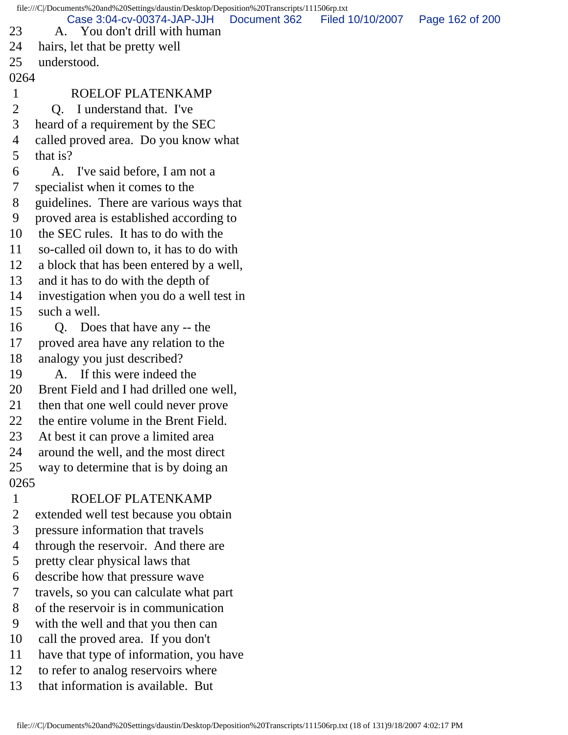23 A. You don't drill with human
24 hairs, let that be pretty well
25 understood.

0264

1 ROELOF PLATENKAMP
2 Q. I understand that. I've
3 heard of a requirement by the SEC
4 called proved area. Do you know what
5 that is?
6 A. I've said before, I am not a
7 specialist when it comes to the
8 guidelines. There are various ways that
9 proved area is established according to
10 the SEC rules. It has to do with the
11 so-called oil down to, it has to do with
12 a block that has been entered by a well,
13 and it has to do with the depth of
14 investigation when you do a well test in
15 such a well.
16 Q. Does that have any -- the
17 proved area have any relation to the
18 analogy you just described?
19 A. If this were indeed the
20 Brent Field and I had drilled one well,
21 then that one well could never prove
22 the entire volume in the Brent Field.
23 At best it can prove a limited area
24 around the well, and the most direct
25 way to determine that is by doing an

0265

1 ROELOF PLATENKAMP
2 extended well test because you obtain
3 pressure information that travels
4 through the reservoir. And there are
5 pretty clear physical laws that
6 describe how that pressure wave
7 travels, so you can calculate what part
8 of the reservoir is in communication
9 with the well and that you then can
10 call the proved area. If you don't
11 have that type of information, you have
12 to refer to analog reservoirs where
13 that information is available. But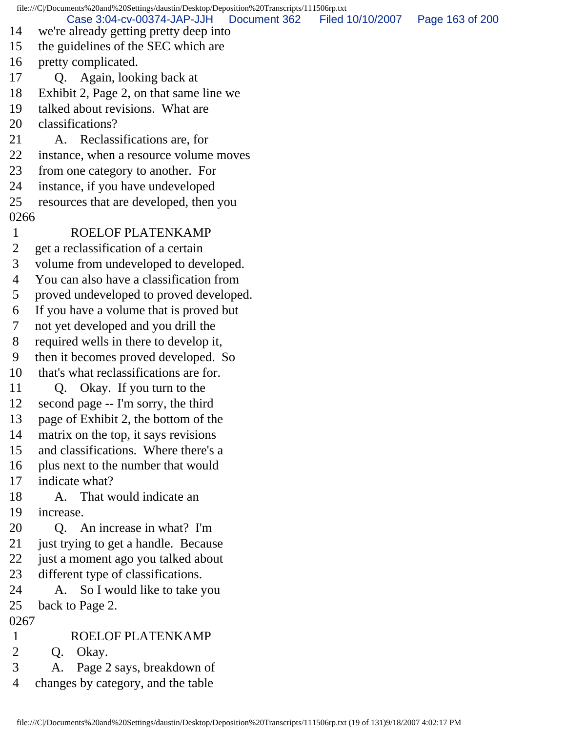14 we're already getting pretty deep into
15 the guidelines of the SEC which are
16 pretty complicated.
17 Q. Again, looking back at
18 Exhibit 2, Page 2, on that same line we
19 talked about revisions. What are
20 classifications?
21 A. Reclassifications are, for
22 instance, when a resource volume moves
23 from one category to another. For
24 instance, if you have undeveloped
25 resources that are developed, then you

0266

1 ROELOF PLATENKAMP
2 get a reclassification of a certain
3 volume from undeveloped to developed.
4 You can also have a classification from
5 proved undeveloped to proved developed.
6 If you have a volume that is proved but
7 not yet developed and you drill the
8 required wells in there to develop it,
9 then it becomes proved developed. So
10 that's what reclassifications are for.
11 Q. Okay. If you turn to the
12 second page -- I'm sorry, the third
13 page of Exhibit 2, the bottom of the
14 matrix on the top, it says revisions
15 and classifications. Where there's a
16 plus next to the number that would
17 indicate what?
18 A. That would indicate an
19 increase.
20 Q. An increase in what? I'm
21 just trying to get a handle. Because
22 just a moment ago you talked about
23 different type of classifications.
24 A. So I would like to take you
25 back to Page 2.

0267

1 ROELOF PLATENKAMP
2 Q. Okay.
3 A. Page 2 says, breakdown of
4 changes by category, and the table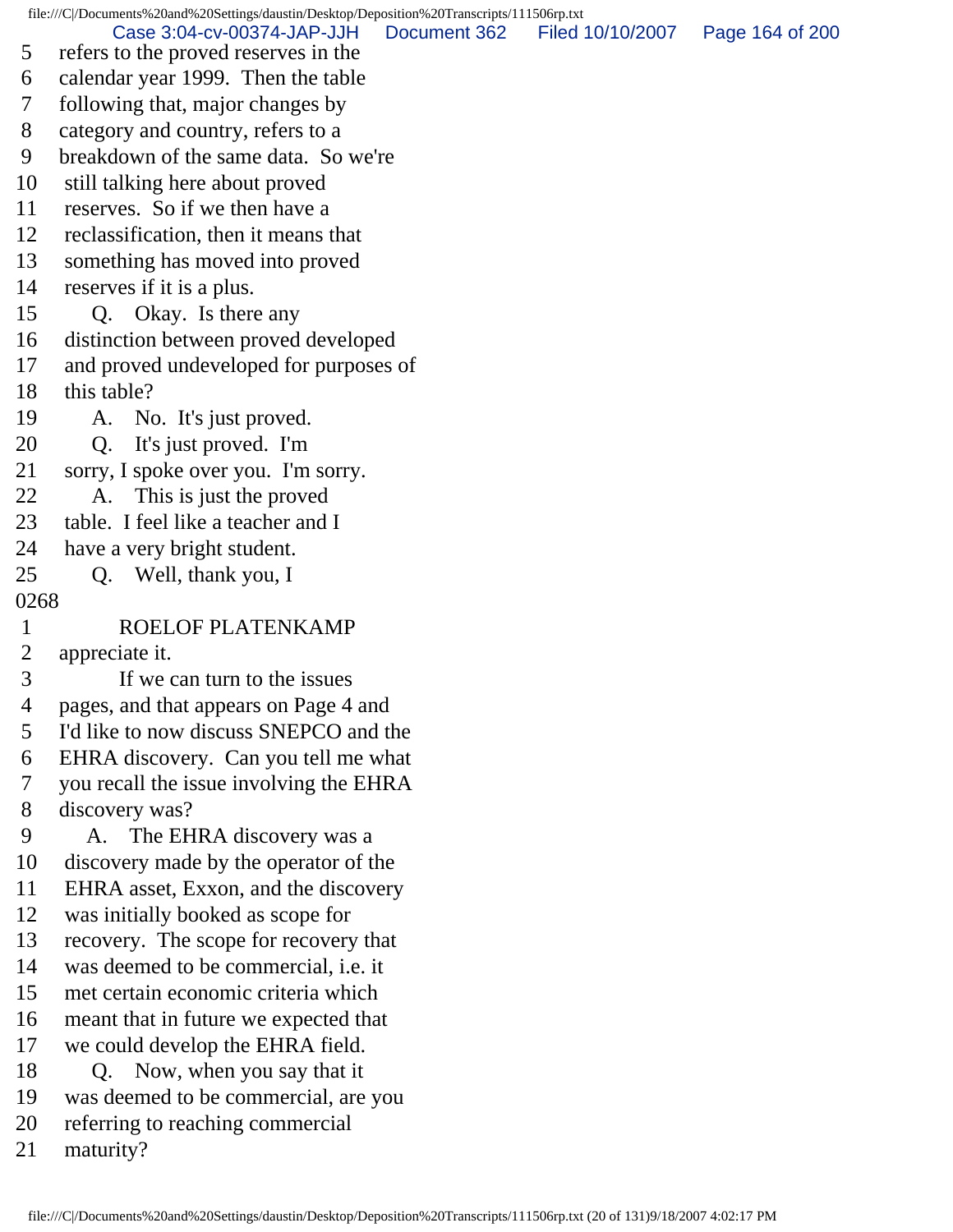5 refers to the proved reserves in the
6 calendar year 1999. Then the table
7 following that, major changes by
8 category and country, refers to a
9 breakdown of the same data. So we're
10 still talking here about proved
11 reserves. So if we then have a
12 reclassification, then it means that
13 something has moved into proved
14 reserves if it is a plus.
15 Q. Okay. Is there any
16 distinction between proved developed
17 and proved undeveloped for purposes of
18 this table?
19 A. No. It's just proved.
20 Q. It's just proved. I'm
21 sorry, I spoke over you. I'm sorry.
22 A. This is just the proved
23 table. I feel like a teacher and I
24 have a very bright student.
25 Q. Well, thank you, I

0268

1 ROELOF PLATENKAMP
2 appreciate it.
3 If we can turn to the issues
4 pages, and that appears on Page 4 and
5 I'd like to now discuss SNEPCO and the
6 EHRA discovery. Can you tell me what
7 you recall the issue involving the EHRA
8 discovery was?
9 A. The EHRA discovery was a
10 discovery made by the operator of the
11 EHRA asset, Exxon, and the discovery
12 was initially booked as scope for
13 recovery. The scope for recovery that
14 was deemed to be commercial, i.e. it
15 met certain economic criteria which
16 meant that in future we expected that
17 we could develop the EHRA field.
18 Q. Now, when you say that it
19 was deemed to be commercial, are you
20 referring to reaching commercial
21 maturity?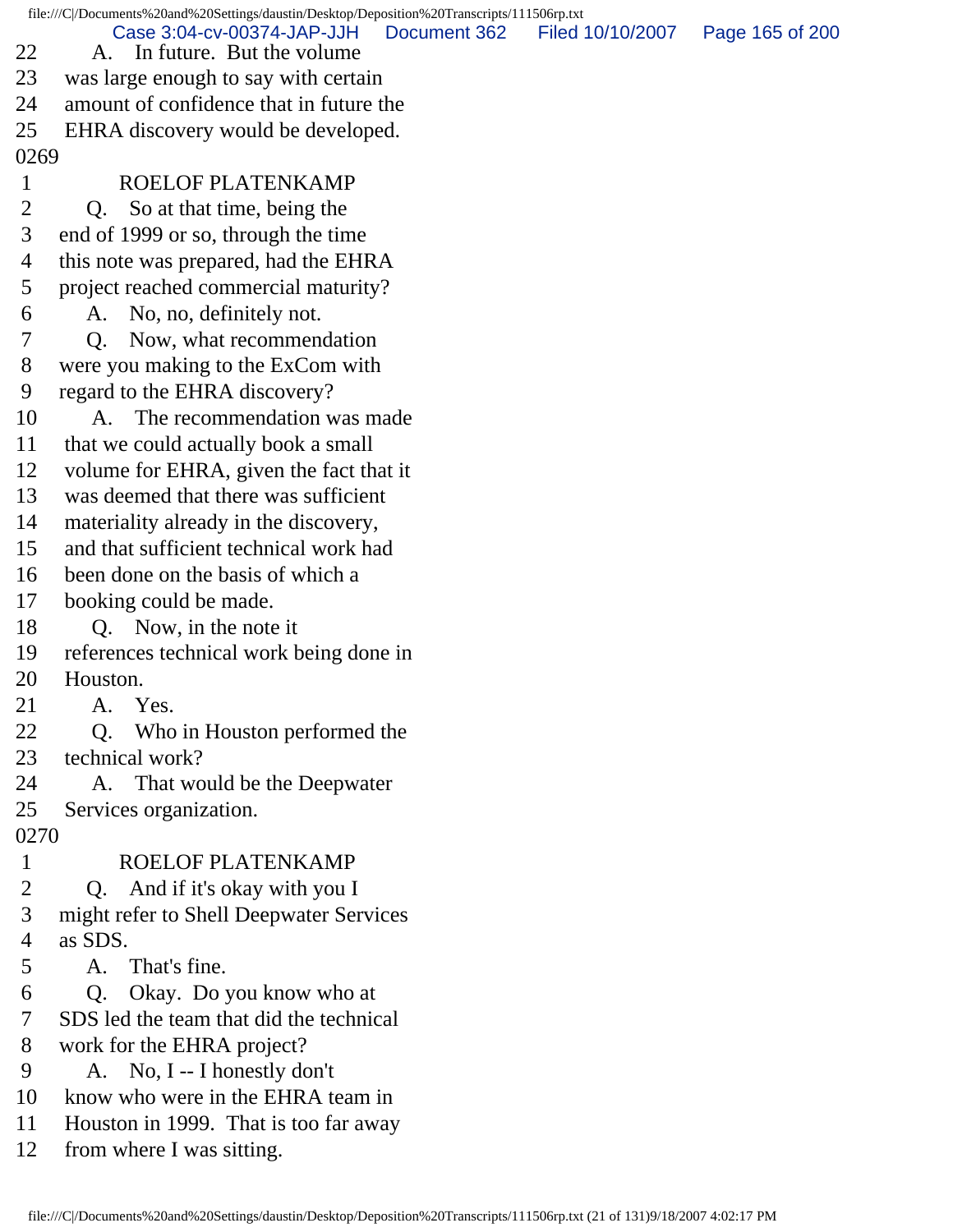22 A. In future. But the volume
23 was large enough to say with certain
24 amount of confidence that in future the
25 EHRA discovery would be developed.

0269

1 ROELOF PLATENKAMP
2 Q. So at that time, being the
3 end of 1999 or so, through the time
4 this note was prepared, had the EHRA
5 project reached commercial maturity?
6 A. No, no, definitely not.
7 Q. Now, what recommendation
8 were you making to the ExCom with
9 regard to the EHRA discovery?
10 A. The recommendation was made
11 that we could actually book a small
12 volume for EHRA, given the fact that it
13 was deemed that there was sufficient
14 materiality already in the discovery,
15 and that sufficient technical work had
16 been done on the basis of which a
17 booking could be made.
18 Q. Now, in the note it
19 references technical work being done in
20 Houston.
21 A. Yes.
22 Q. Who in Houston performed the
23 technical work?
24 A. That would be the Deepwater
25 Services organization.

0270

1 ROELOF PLATENKAMP
2 Q. And if it's okay with you I
3 might refer to Shell Deepwater Services
4 as SDS.
5 A. That's fine.
6 Q. Okay. Do you know who at
7 SDS led the team that did the technical
8 work for the EHRA project?
9 A. No, I -- I honestly don't
10 know who were in the EHRA team in
11 Houston in 1999. That is too far away
12 from where I was sitting.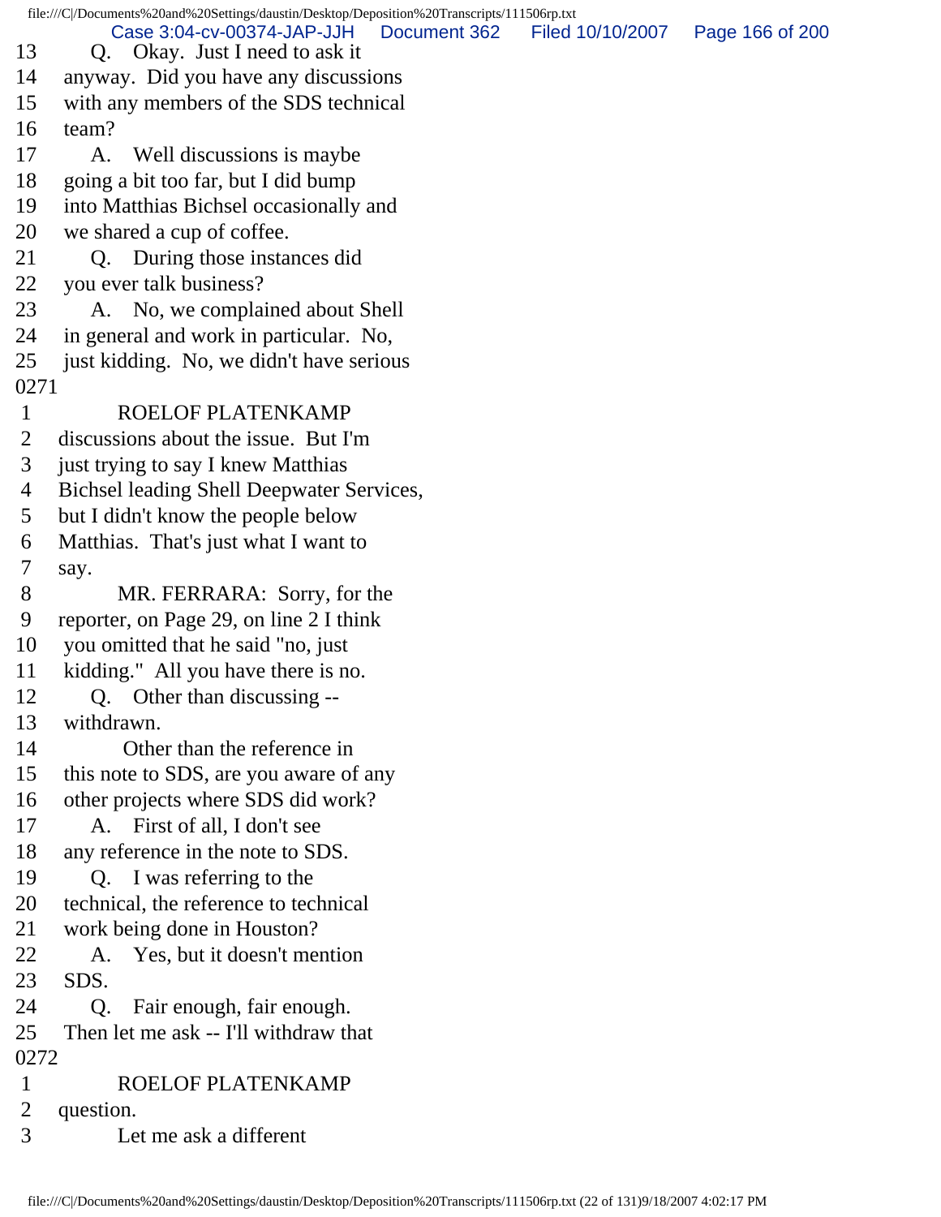13 Q. Okay. Just I need to ask it
14 anyway. Did you have any discussions
15 with any members of the SDS technical
16 team?
17 A. Well discussions is maybe
18 going a bit too far, but I did bump
19 into Matthias Bichsel occasionally and
20 we shared a cup of coffee.
21 Q. During those instances did
22 you ever talk business?
23 A. No, we complained about Shell
24 in general and work in particular. No,
25 just kidding. No, we didn't have serious

0271

1 ROELOF PLATENKAMP
2 discussions about the issue. But I'm
3 just trying to say I knew Matthias
4 Bichsel leading Shell Deepwater Services,
5 but I didn't know the people below
6 Matthias. That's just what I want to
7 say.
8 MR. FERRARA: Sorry, for the
9 reporter, on Page 29, on line 2 I think
10 you omitted that he said "no, just
11 kidding." All you have there is no.
12 Q. Other than discussing --
13 withdrawn.
14 Other than the reference in
15 this note to SDS, are you aware of any
16 other projects where SDS did work?
17 A. First of all, I don't see
18 any reference in the note to SDS.
19 Q. I was referring to the
20 technical, the reference to technical
21 work being done in Houston?
22 A. Yes, but it doesn't mention
23 SDS.
24 Q. Fair enough, fair enough.
25 Then let me ask -- I'll withdraw that

0272

1 ROELOF PLATENKAMP
2 question.
3 Let me ask a different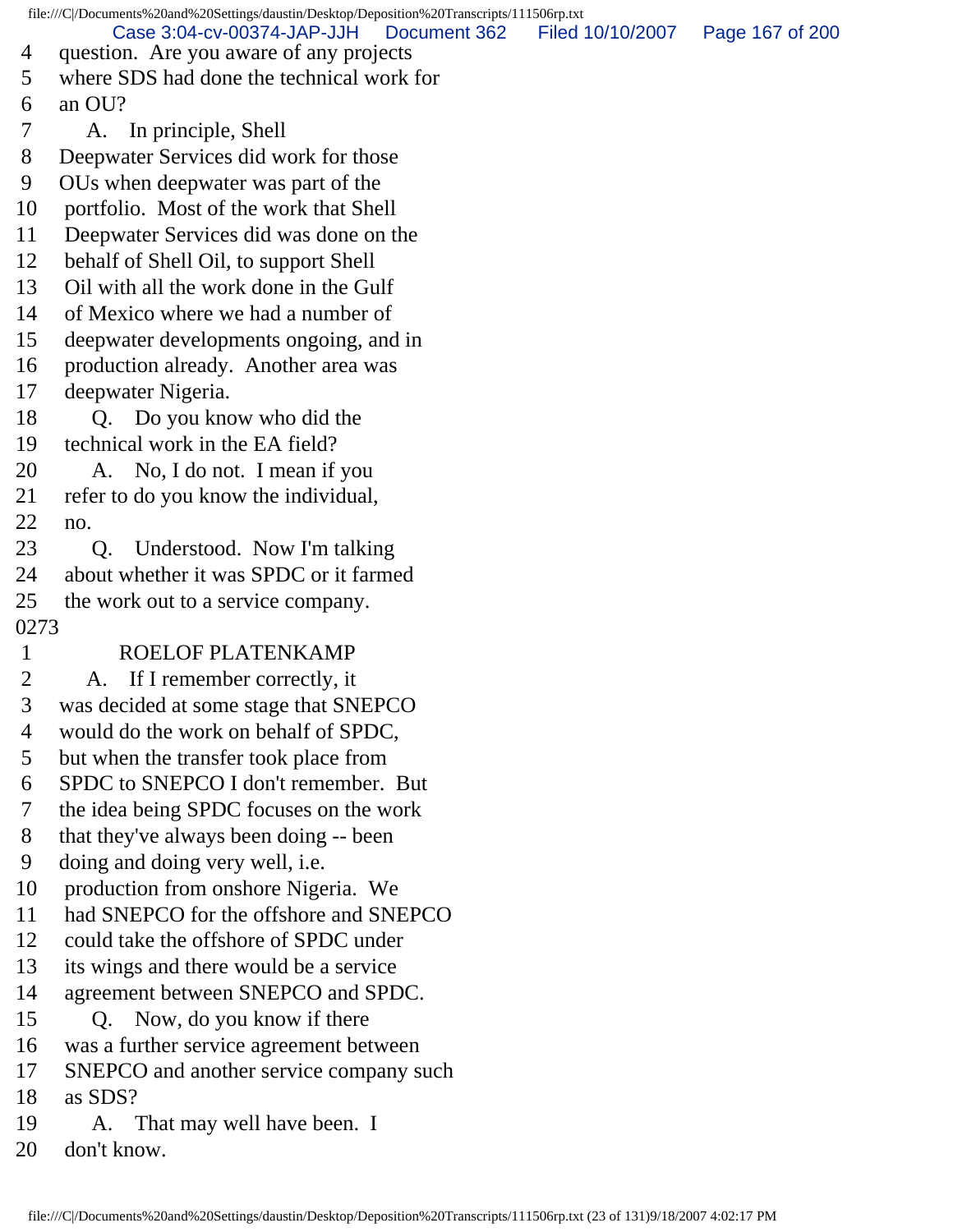4 question. Are you aware of any projects
5 where SDS had done the technical work for
6 an OU?
7 A. In principle, Shell
8 Deepwater Services did work for those
9 OUs when deepwater was part of the
10 portfolio. Most of the work that Shell
11 Deepwater Services did was done on the
12 behalf of Shell Oil, to support Shell
13 Oil with all the work done in the Gulf
14 of Mexico where we had a number of
15 deepwater developments ongoing, and in
16 production already. Another area was
17 deepwater Nigeria.
18 Q. Do you know who did the
19 technical work in the EA field?
20 A. No, I do not. I mean if you
21 refer to do you know the individual,
22 no.
23 Q. Understood. Now I'm talking
24 about whether it was SPDC or it farmed
25 the work out to a service company.
0273
1 ROELOF PLATENKAMP
2 A. If I remember correctly, it
3 was decided at some stage that SNEPCO
4 would do the work on behalf of SPDC,
5 but when the transfer took place from
6 SPDC to SNEPCO I don't remember. But
7 the idea being SPDC focuses on the work
8 that they've always been doing -- been
9 doing and doing very well, i.e.
10 production from onshore Nigeria. We
11 had SNEPCO for the offshore and SNEPCO
12 could take the offshore of SPDC under
13 its wings and there would be a service
14 agreement between SNEPCO and SPDC.
15 Q. Now, do you know if there
16 was a further service agreement between
17 SNEPCO and another service company such
18 as SDS?
19 A. That may well have been. I
20 don't know.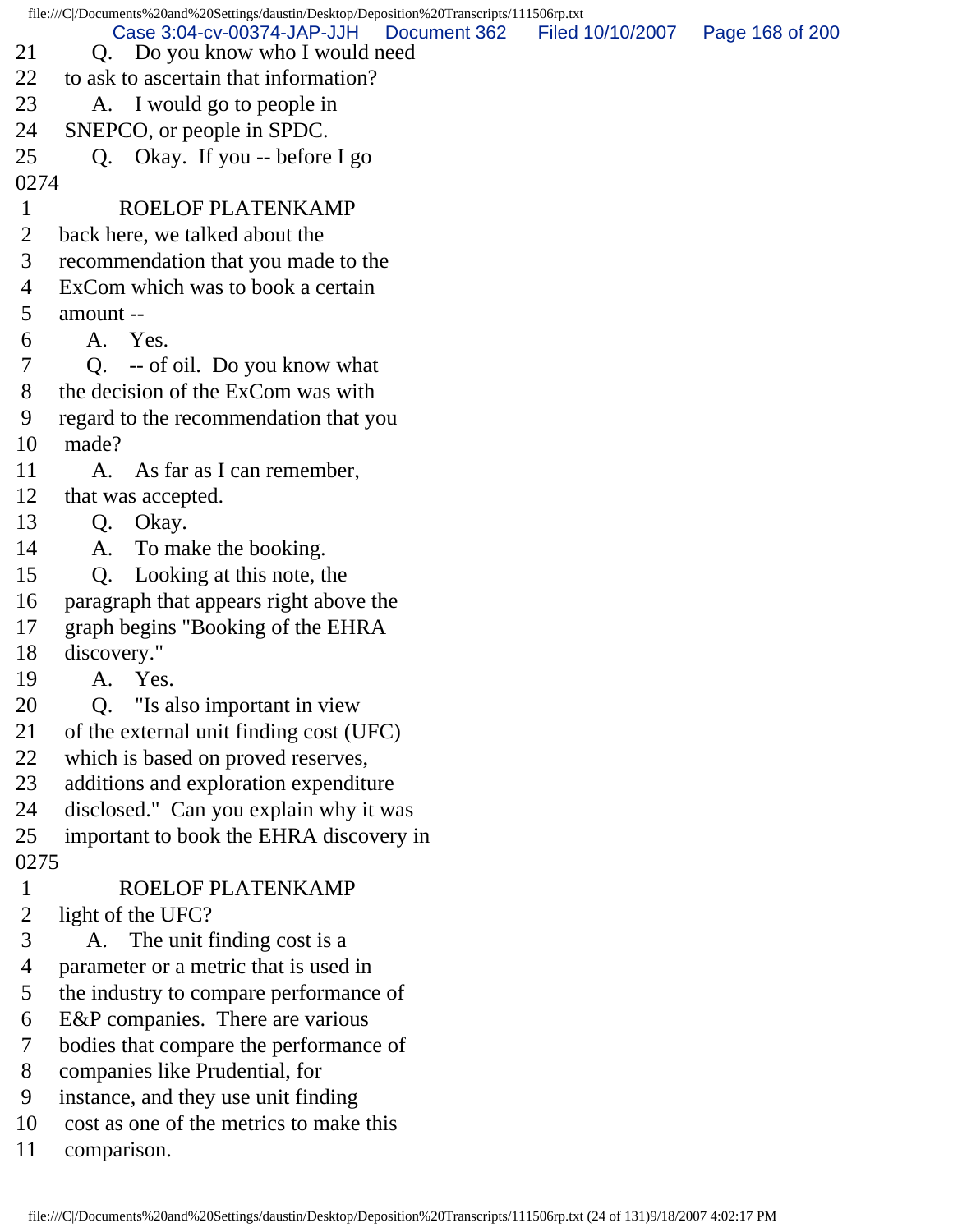21 Q. Do you know who I would need
22 to ask to ascertain that information?
23 A. I would go to people in
24 SNEPCO, or people in SPDC.
25 Q. Okay. If you -- before I go
0274
1 ROELOF PLATENKAMP
2 back here, we talked about the
3 recommendation that you made to the
4 ExCom which was to book a certain
5 amount --
6 A. Yes.
7 Q. -- of oil. Do you know what
8 the decision of the ExCom was with
9 regard to the recommendation that you
10 made?
11 A. As far as I can remember,
12 that was accepted.
13 Q. Okay.
14 A. To make the booking.
15 Q. Looking at this note, the
16 paragraph that appears right above the
17 graph begins "Booking of the EHRA
18 discovery."
19 A. Yes.
20 Q. "Is also important in view
21 of the external unit finding cost (UFC)
22 which is based on proved reserves,
23 additions and exploration expenditure
24 disclosed." Can you explain why it was
25 important to book the EHRA discovery in
0275
1 ROELOF PLATENKAMP
2 light of the UFC?
3 A. The unit finding cost is a
4 parameter or a metric that is used in
5 the industry to compare performance of
6 E&P companies. There are various
7 bodies that compare the performance of
8 companies like Prudential, for
9 instance, and they use unit finding
10 cost as one of the metrics to make this
11 comparison.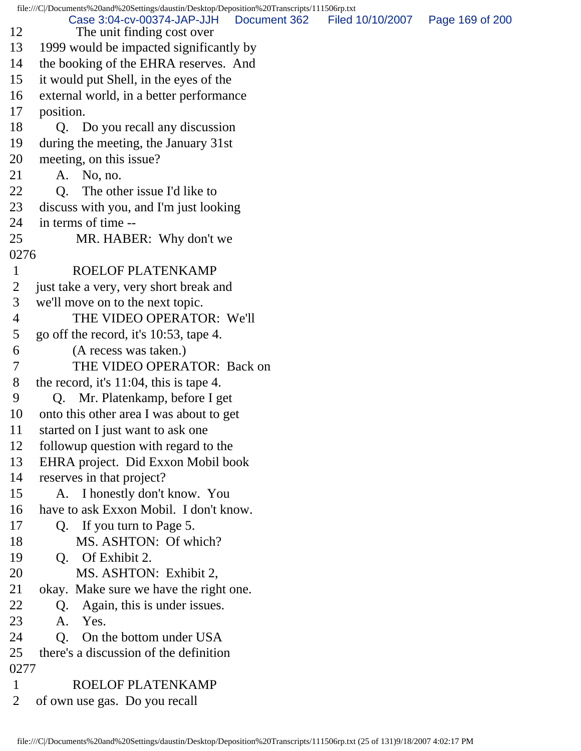12 The unit finding cost over
13 1999 would be impacted significantly by
14 the booking of the EHRA reserves. And
15 it would put Shell, in the eyes of the
16 external world, in a better performance
17 position.
18 Q. Do you recall any discussion
19 during the meeting, the January 31st
20 meeting, on this issue?
21 A. No, no.
22 Q. The other issue I'd like to
23 discuss with you, and I'm just looking
24 in terms of time --
25 MR. HABER: Why don't we

0276

1 ROELOF PLATENKAMP
2 just take a very, very short break and
3 we'll move on to the next topic.
4 THE VIDEO OPERATOR: We'll
5 go off the record, it's 10:53, tape 4.
6 (A recess was taken.)
7 THE VIDEO OPERATOR: Back on
8 the record, it's 11:04, this is tape 4.
9 Q. Mr. Platenkamp, before I get
10 onto this other area I was about to get
11 started on I just want to ask one
12 followup question with regard to the
13 EHRA project. Did Exxon Mobil book
14 reserves in that project?
15 A. I honestly don't know. You
16 have to ask Exxon Mobil. I don't know.
17 Q. If you turn to Page 5.
18 MS. ASHTON: Of which?
19 Q. Of Exhibit 2.
20 MS. ASHTON: Exhibit 2,
21 okay. Make sure we have the right one.
22 Q. Again, this is under issues.
23 A. Yes.
24 Q. On the bottom under USA
25 there's a discussion of the definition

0277

1 ROELOF PLATENKAMP
2 of own use gas. Do you recall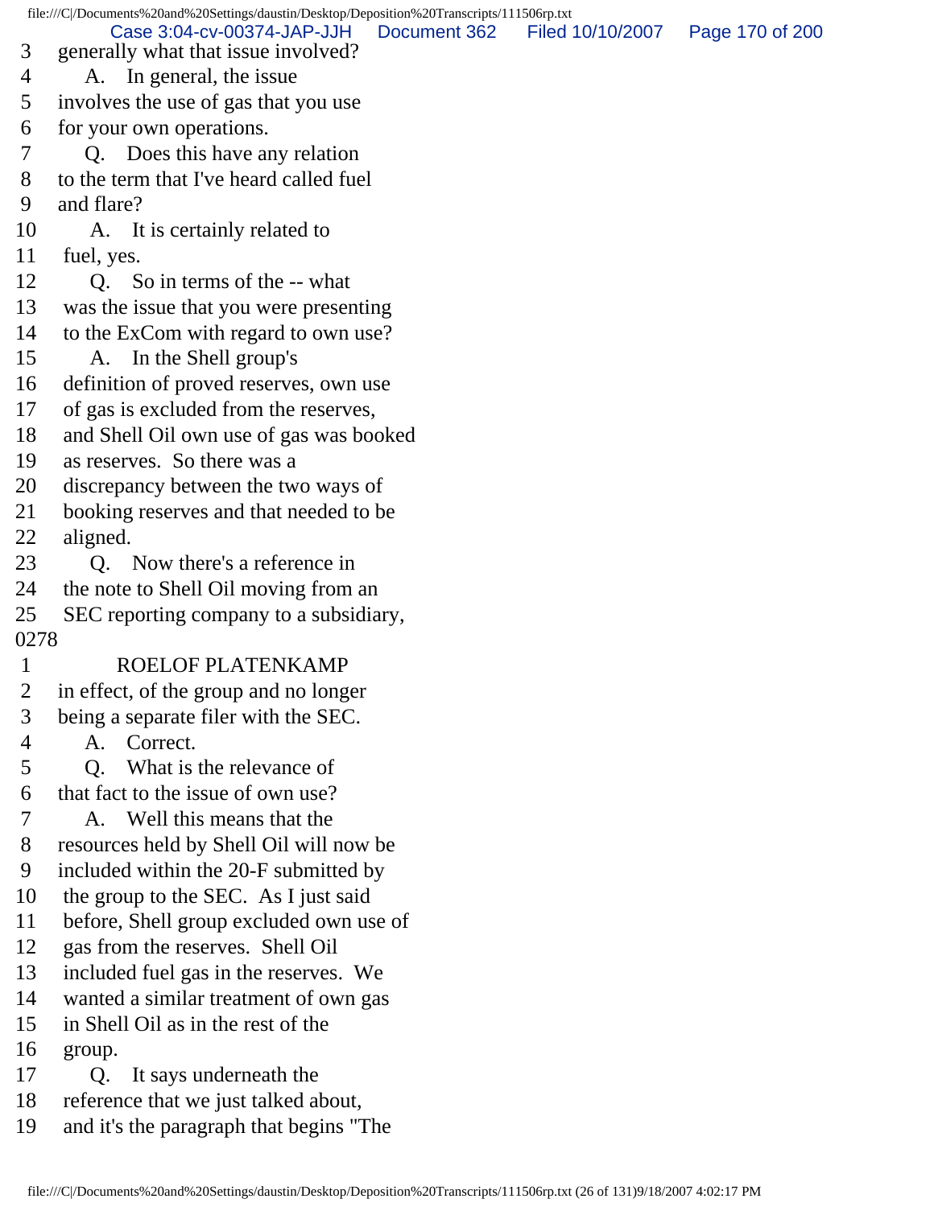3 generally what that issue involved?
4 A. In general, the issue
5 involves the use of gas that you use
6 for your own operations.
7 Q. Does this have any relation
8 to the term that I've heard called fuel
9 and flare?
10 A. It is certainly related to
11 fuel, yes.
12 Q. So in terms of the -- what
13 was the issue that you were presenting
14 to the ExCom with regard to own use?
15 A. In the Shell group's
16 definition of proved reserves, own use
17 of gas is excluded from the reserves,
18 and Shell Oil own use of gas was booked
19 as reserves. So there was a
20 discrepancy between the two ways of
21 booking reserves and that needed to be
22 aligned.
23 Q. Now there's a reference in
24 the note to Shell Oil moving from an
25 SEC reporting company to a subsidiary,
0278
1 ROELOF PLATENKAMP
2 in effect, of the group and no longer
3 being a separate filer with the SEC.
4 A. Correct.
5 Q. What is the relevance of
6 that fact to the issue of own use?
7 A. Well this means that the
8 resources held by Shell Oil will now be
9 included within the 20-F submitted by
10 the group to the SEC. As I just said
11 before, Shell group excluded own use of
12 gas from the reserves. Shell Oil
13 included fuel gas in the reserves. We
14 wanted a similar treatment of own gas
15 in Shell Oil as in the rest of the
16 group.
17 Q. It says underneath the
18 reference that we just talked about,
19 and it's the paragraph that begins "The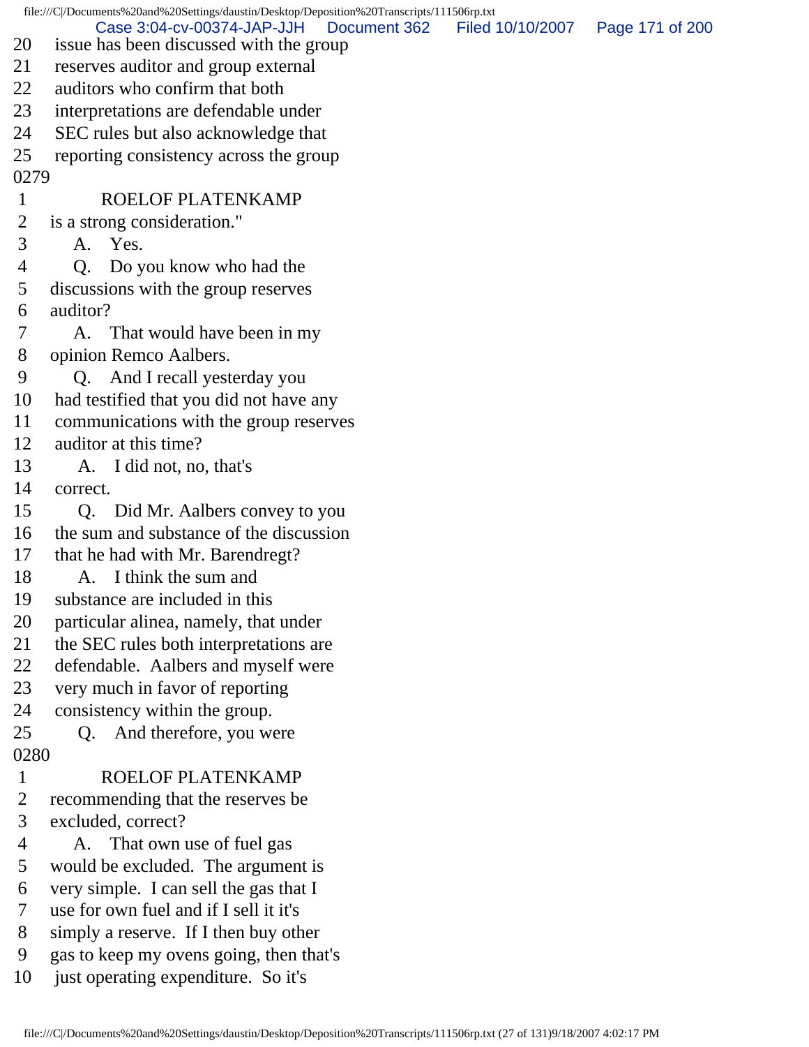20 issue has been discussed with the group
21 reserves auditor and group external
22 auditors who confirm that both
23 interpretations are defendable under
24 SEC rules but also acknowledge that
25 reporting consistency across the group

0279

1 ROELOF PLATENKAMP
2 is a strong consideration."
3 A. Yes.
4 Q. Do you know who had the
5 discussions with the group reserves
6 auditor?
7 A. That would have been in my
8 opinion Remco Aalbers.
9 Q. And I recall yesterday you
10 had testified that you did not have any
11 communications with the group reserves
12 auditor at this time?
13 A. I did not, no, that's
14 correct.
15 Q. Did Mr. Aalbers convey to you
16 the sum and substance of the discussion
17 that he had with Mr. Barendregt?
18 A. I think the sum and
19 substance are included in this
20 particular alinea, namely, that under
21 the SEC rules both interpretations are
22 defendable. Aalbers and myself were
23 very much in favor of reporting
24 consistency within the group.
25 Q. And therefore, you were

0280

1 ROELOF PLATENKAMP
2 recommending that the reserves be
3 excluded, correct?
4 A. That own use of fuel gas
5 would be excluded. The argument is
6 very simple. I can sell the gas that I
7 use for own fuel and if I sell it it's
8 simply a reserve. If I then buy other
9 gas to keep my ovens going, then that's
10 just operating expenditure. So it's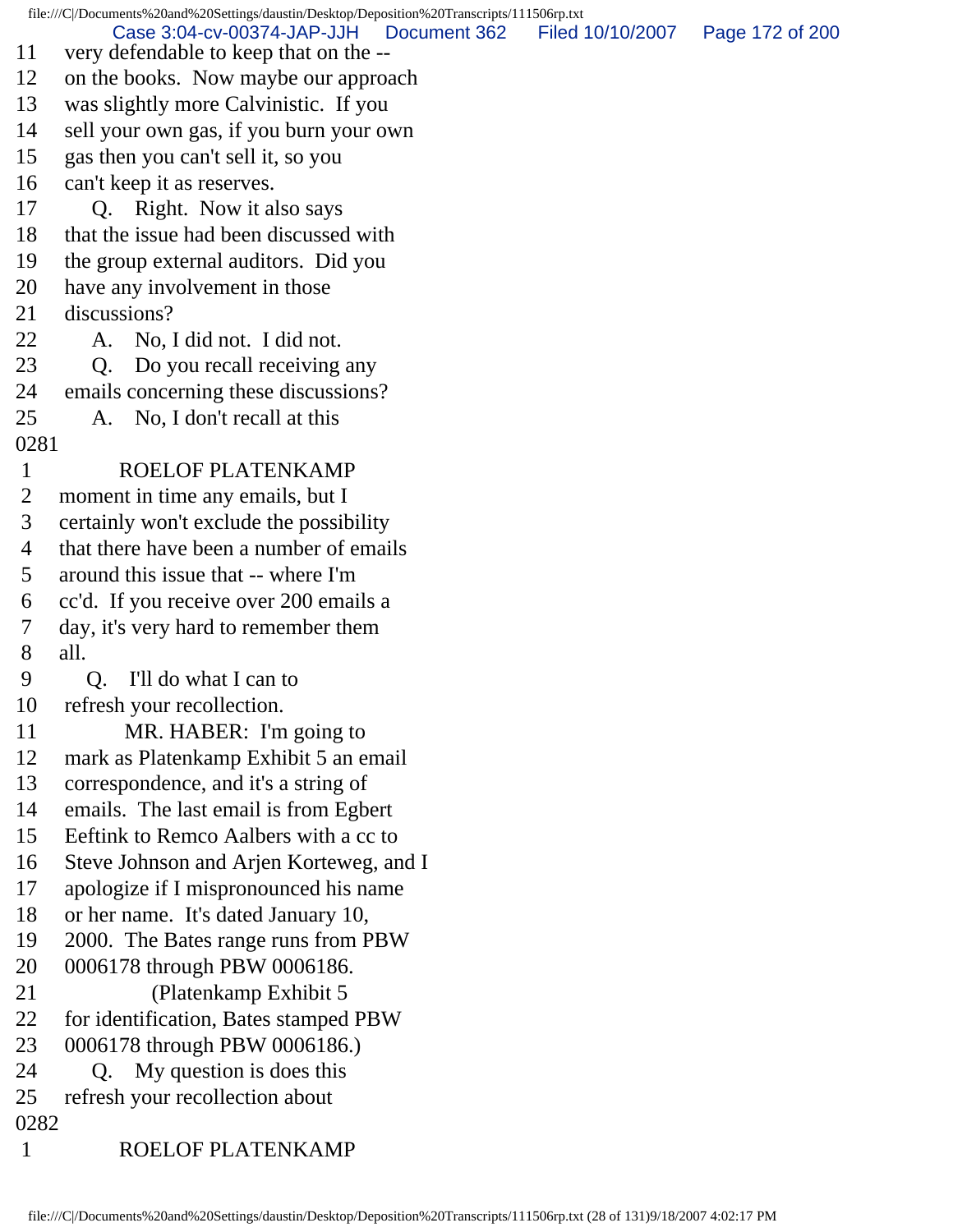11 very defendable to keep that on the --
12 on the books. Now maybe our approach
13 was slightly more Calvinistic. If you
14 sell your own gas, if you burn your own
15 gas then you can't sell it, so you
16 can't keep it as reserves.
17 Q. Right. Now it also says
18 that the issue had been discussed with
19 the group external auditors. Did you
20 have any involvement in those
21 discussions?
22 A. No, I did not. I did not.
23 Q. Do you recall receiving any
24 emails concerning these discussions?
25 A. No, I don't recall at this
0281
1 ROELOF PLATENKAMP
2 moment in time any emails, but I
3 certainly won't exclude the possibility
4 that there have been a number of emails
5 around this issue that -- where I'm
6 cc'd. If you receive over 200 emails a
7 day, it's very hard to remember them
8 all.
9 Q. I'll do what I can to
10 refresh your recollection.
11 MR. HABER: I'm going to
12 mark as Platenkamp Exhibit 5 an email
13 correspondence, and it's a string of
14 emails. The last email is from Egbert
15 Eeftink to Remco Aalbers with a cc to
16 Steve Johnson and Arjen Korteweg, and I
17 apologize if I mispronounced his name
18 or her name. It's dated January 10,
19 2000. The Bates range runs from PBW
20 0006178 through PBW 0006186.
21 (Platenkamp Exhibit 5
22 for identification, Bates stamped PBW
23 0006178 through PBW 0006186.)
24 Q. My question is does this
25 refresh your recollection about
0282
1 ROELOF PLATENKAMP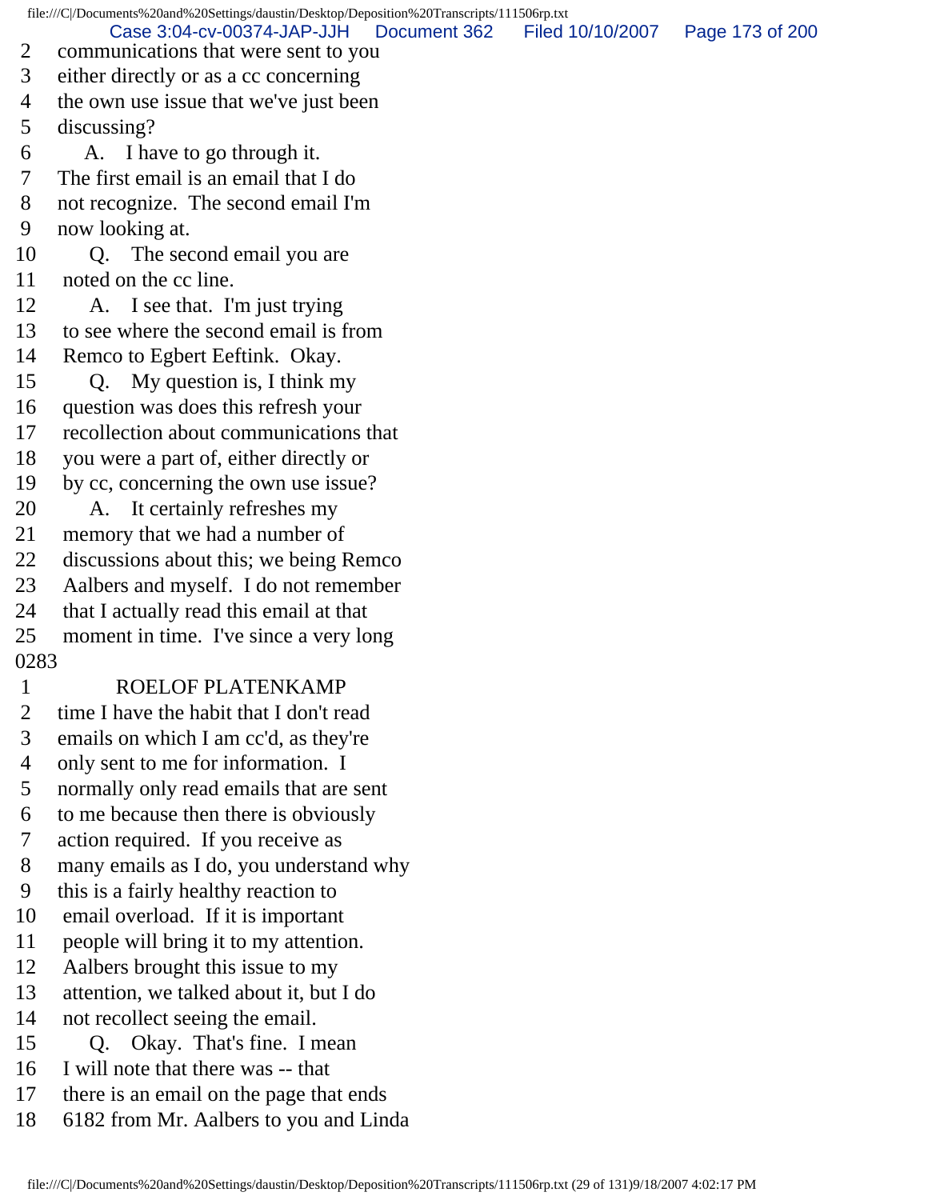2 communications that were sent to you
3 either directly or as a cc concerning
4 the own use issue that we've just been
5 discussing?
6 A. I have to go through it.
7 The first email is an email that I do
8 not recognize. The second email I'm
9 now looking at.
10 Q. The second email you are
11 noted on the cc line.
12 A. I see that. I'm just trying
13 to see where the second email is from
14 Remco to Egbert Eeftink. Okay.
15 Q. My question is, I think my
16 question was does this refresh your
17 recollection about communications that
18 you were a part of, either directly or
19 by cc, concerning the own use issue?
20 A. It certainly refreshes my
21 memory that we had a number of
22 discussions about this; we being Remco
23 Aalbers and myself. I do not remember
24 that I actually read this email at that
25 moment in time. I've since a very long
0283
1 ROELOF PLATENKAMP
2 time I have the habit that I don't read
3 emails on which I am cc'd, as they're
4 only sent to me for information. I
5 normally only read emails that are sent
6 to me because then there is obviously
7 action required. If you receive as
8 many emails as I do, you understand why
9 this is a fairly healthy reaction to
10 email overload. If it is important
11 people will bring it to my attention.
12 Aalbers brought this issue to my
13 attention, we talked about it, but I do
14 not recollect seeing the email.
15 Q. Okay. That's fine. I mean
16 I will note that there was -- that
17 there is an email on the page that ends
18 6182 from Mr. Aalbers to you and Linda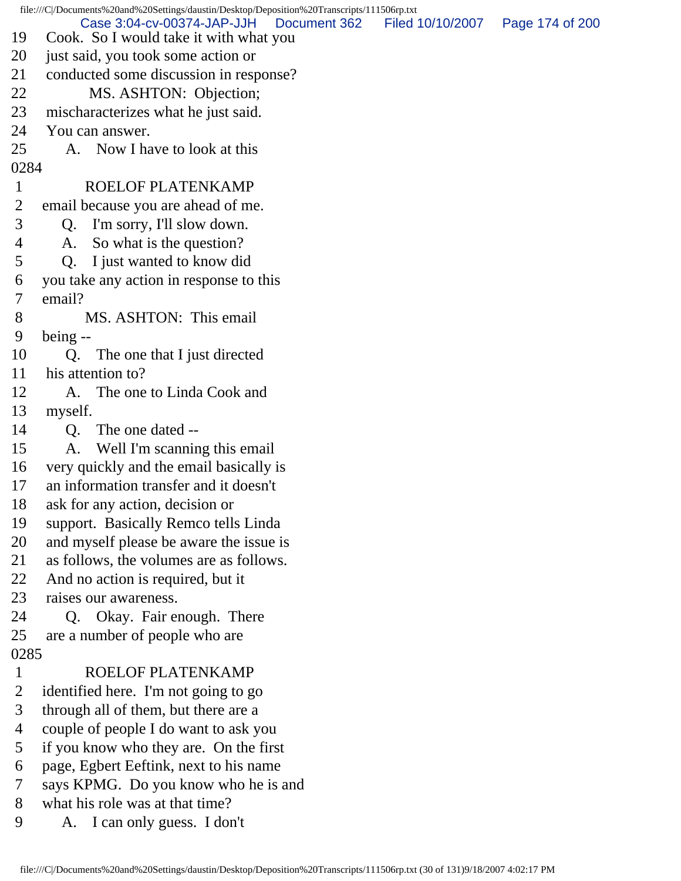19 Cook. So I would take it with what you
20 just said, you took some action or
21 conducted some discussion in response?
22 MS. ASHTON: Objection;
23 mischaracterizes what he just said.
24 You can answer.
25 A. Now I have to look at this
0284
1 ROELOF PLATENKAMP
2 email because you are ahead of me.
3 Q. I'm sorry, I'll slow down.
4 A. So what is the question?
5 Q. I just wanted to know did
6 you take any action in response to this
7 email?
8 MS. ASHTON: This email
9 being --
10 Q. The one that I just directed
11 his attention to?
12 A. The one to Linda Cook and
13 myself.
14 Q. The one dated --
15 A. Well I'm scanning this email
16 very quickly and the email basically is
17 an information transfer and it doesn't
18 ask for any action, decision or
19 support. Basically Remco tells Linda
20 and myself please be aware the issue is
21 as follows, the volumes are as follows.
22 And no action is required, but it
23 raises our awareness.
24 Q. Okay. Fair enough. There
25 are a number of people who are
0285
1 ROELOF PLATENKAMP
2 identified here. I'm not going to go
3 through all of them, but there are a
4 couple of people I do want to ask you
5 if you know who they are. On the first
6 page, Egbert Eeftink, next to his name
7 says KPMG. Do you know who he is and
8 what his role was at that time?
9 A. I can only guess. I don't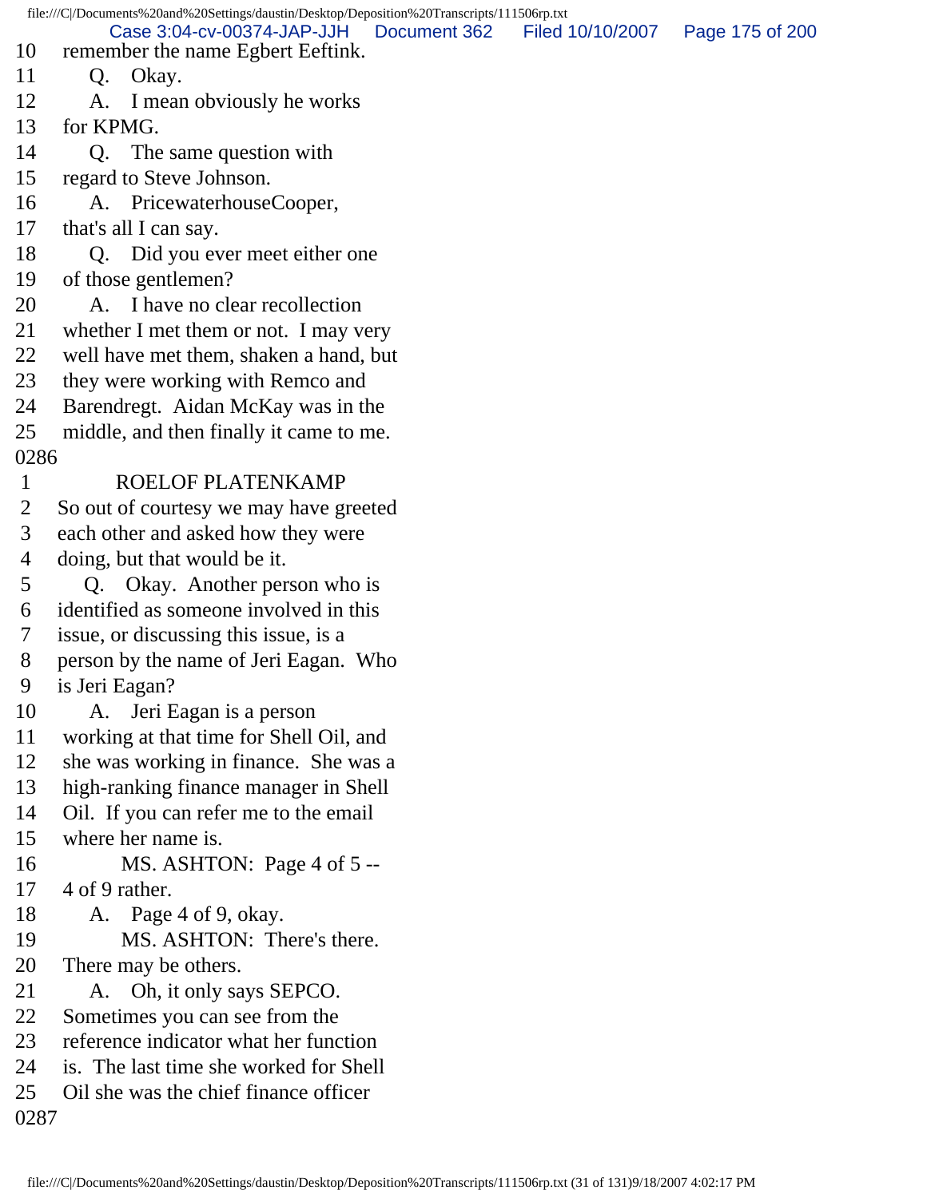10 remember the name Egbert Eeftink.
11 Q. Okay.
12 A. I mean obviously he works
13 for KPMG.
14 Q. The same question with
15 regard to Steve Johnson.
16 A. PricewaterhouseCooper,
17 that's all I can say.
18 Q. Did you ever meet either one
19 of those gentlemen?
20 A. I have no clear recollection
21 whether I met them or not. I may very
22 well have met them, shaken a hand, but
23 they were working with Remco and
24 Barendregt. Aidan McKay was in the
25 middle, and then finally it came to me.
0286
1 ROELOF PLATENKAMP
2 So out of courtesy we may have greeted
3 each other and asked how they were
4 doing, but that would be it.
5 Q. Okay. Another person who is
6 identified as someone involved in this
7 issue, or discussing this issue, is a
8 person by the name of Jeri Eagan. Who
9 is Jeri Eagan?
10 A. Jeri Eagan is a person
11 working at that time for Shell Oil, and
12 she was working in finance. She was a
13 high-ranking finance manager in Shell
14 Oil. If you can refer me to the email
15 where her name is.
16 MS. ASHTON: Page 4 of 5 --
17 4 of 9 rather.
18 A. Page 4 of 9, okay.
19 MS. ASHTON: There's there.
20 There may be others.
21 A. Oh, it only says SEPCO.
22 Sometimes you can see from the
23 reference indicator what her function
24 is. The last time she worked for Shell
25 Oil she was the chief finance officer
0287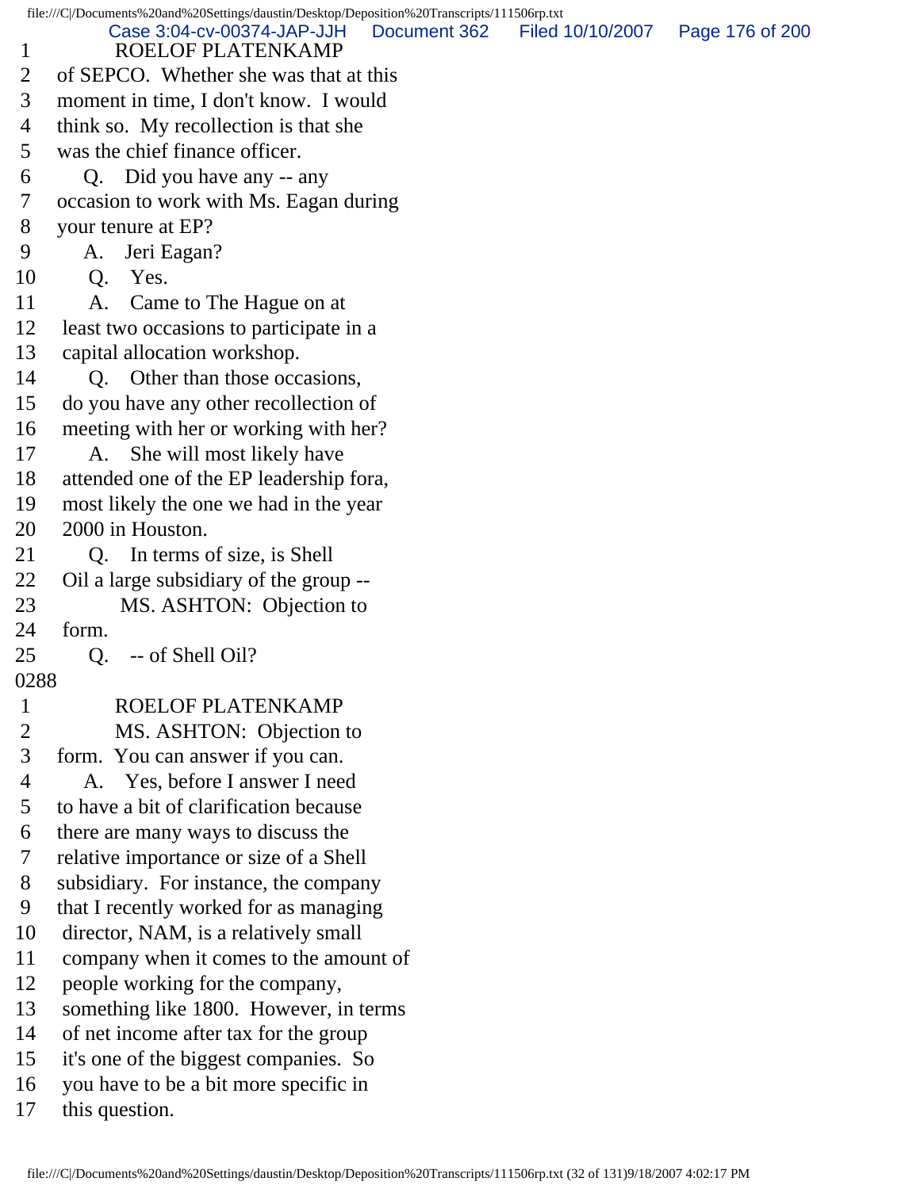1 ROELOF PLATENKAMP
2 of SEPCO. Whether she was that at this
3 moment in time, I don't know. I would
4 think so. My recollection is that she
5 was the chief finance officer.
6 Q. Did you have any -- any
7 occasion to work with Ms. Eagan during
8 your tenure at EP?
9 A. Jeri Eagan?
10 Q. Yes.
11 A. Came to The Hague on at
12 least two occasions to participate in a
13 capital allocation workshop.
14 Q. Other than those occasions,
15 do you have any other recollection of
16 meeting with her or working with her?
17 A. She will most likely have
18 attended one of the EP leadership fora,
19 most likely the one we had in the year
20 2000 in Houston.
21 Q. In terms of size, is Shell
22 Oil a large subsidiary of the group --
23 MS. ASHTON: Objection to
24 form.
25 Q. -- of Shell Oil?

0288

1 ROELOF PLATENKAMP
2 MS. ASHTON: Objection to
3 form. You can answer if you can.
4 A. Yes, before I answer I need
5 to have a bit of clarification because
6 there are many ways to discuss the
7 relative importance or size of a Shell
8 subsidiary. For instance, the company
9 that I recently worked for as managing
10 director, NAM, is a relatively small
11 company when it comes to the amount of
12 people working for the company,
13 something like 1800. However, in terms
14 of net income after tax for the group
15 it's one of the biggest companies. So
16 you have to be a bit more specific in
17 this question.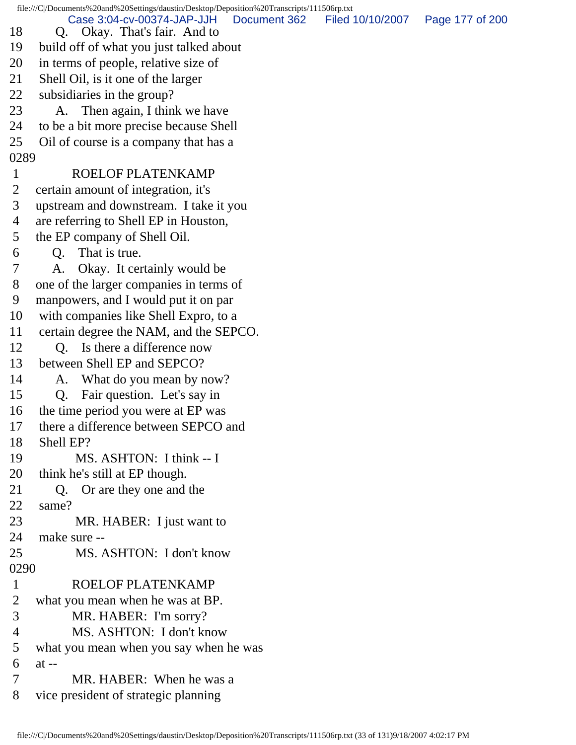18 Q. Okay. That's fair. And to
19 build off of what you just talked about
20 in terms of people, relative size of
21 Shell Oil, is it one of the larger
22 subsidiaries in the group?
23 A. Then again, I think we have
24 to be a bit more precise because Shell
25 Oil of course is a company that has a
0289
1 ROELOF PLATENKAMP
2 certain amount of integration, it's
3 upstream and downstream. I take it you
4 are referring to Shell EP in Houston,
5 the EP company of Shell Oil.
6 Q. That is true.
7 A. Okay. It certainly would be
8 one of the larger companies in terms of
9 manpowers, and I would put it on par
10 with companies like Shell Expro, to a
11 certain degree the NAM, and the SEPCO.
12 Q. Is there a difference now
13 between Shell EP and SEPCO?
14 A. What do you mean by now?
15 Q. Fair question. Let's say in
16 the time period you were at EP was
17 there a difference between SEPCO and
18 Shell EP?
19 MS. ASHTON: I think -- I
20 think he's still at EP though.
21 Q. Or are they one and the
22 same?
23 MR. HABER: I just want to
24 make sure --
25 MS. ASHTON: I don't know
0290
1 ROELOF PLATENKAMP
2 what you mean when he was at BP.
3 MR. HABER: I'm sorry?
4 MS. ASHTON: I don't know
5 what you mean when you say when he was
6 at --
7 MR. HABER: When he was a
8 vice president of strategic planning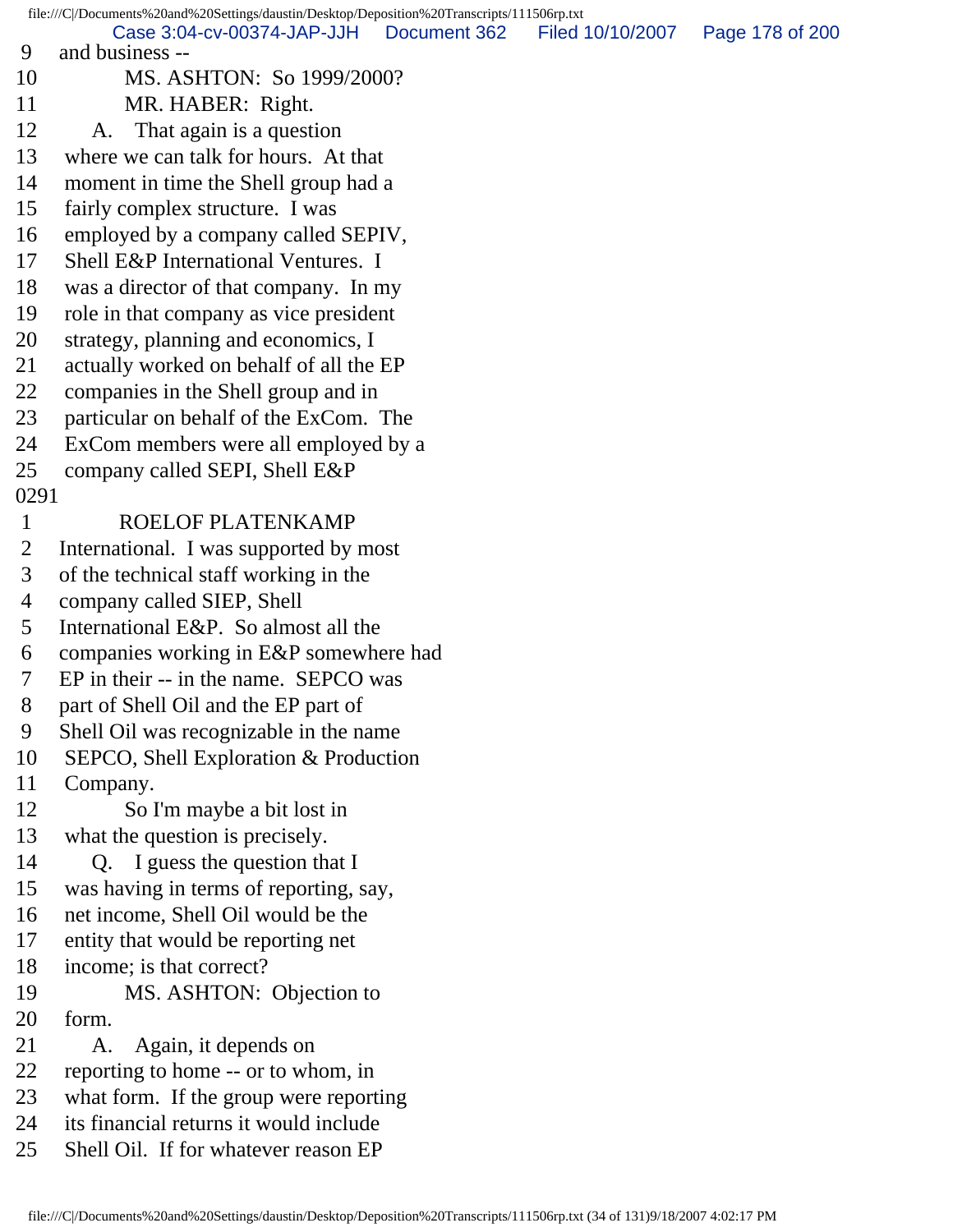9 and business --

10 MS. ASHTON: So 1999/2000?

11 MR. HABER: Right.

12 A. That again is a question

13 where we can talk for hours. At that

14 moment in time the Shell group had a

15 fairly complex structure. I was

16 employed by a company called SEPIV,

17 Shell E&P International Ventures. I

18 was a director of that company. In my

19 role in that company as vice president

20 strategy, planning and economics, I

21 actually worked on behalf of all the EP

22 companies in the Shell group and in

23 particular on behalf of the ExCom. The

24 ExCom members were all employed by a

25 company called SEPI, Shell E&P

0291

1 ROELOF PLATENKAMP

2 International. I was supported by most

3 of the technical staff working in the

4 company called SIEP, Shell

5 International E&P. So almost all the

6 companies working in E&P somewhere had

7 EP in their -- in the name. SEPCO was

8 part of Shell Oil and the EP part of

9 Shell Oil was recognizable in the name

10 SEPCO, Shell Exploration & Production

11 Company.

12 So I'm maybe a bit lost in

13 what the question is precisely.

14 Q. I guess the question that I

15 was having in terms of reporting, say,

16 net income, Shell Oil would be the

17 entity that would be reporting net

18 income; is that correct?

19 MS. ASHTON: Objection to

20 form.

21 A. Again, it depends on

22 reporting to home -- or to whom, in

23 what form. If the group were reporting

24 its financial returns it would include

25 Shell Oil. If for whatever reason EP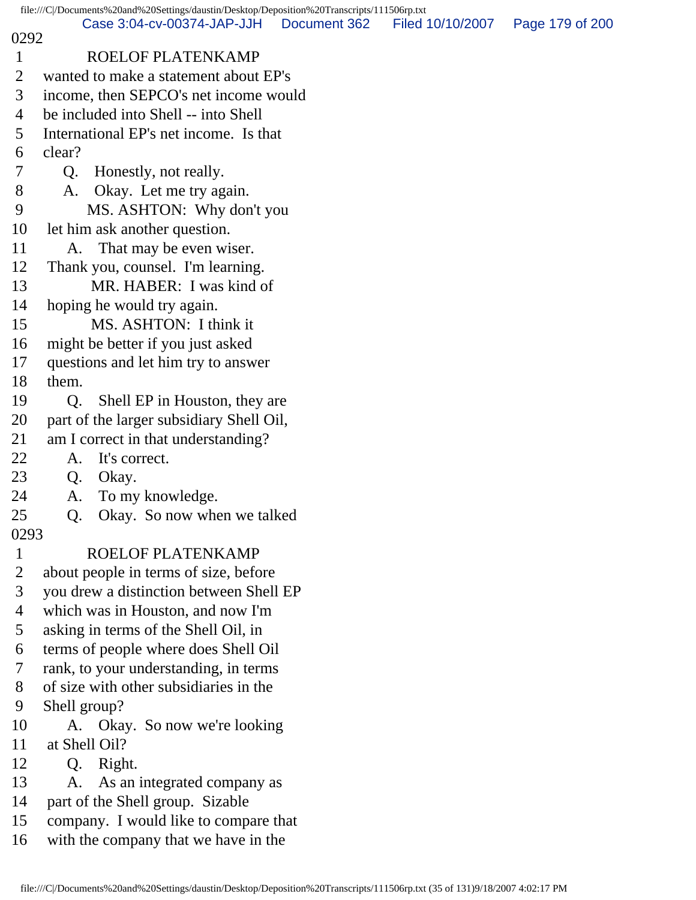0292

1 ROELOF PLATENKAMP
2 wanted to make a statement about EP's
3 income, then SEPCO's net income would
4 be included into Shell -- into Shell
5 International EP's net income. Is that
6 clear?
7 Q. Honestly, not really.
8 A. Okay. Let me try again.
9 MS. ASHTON: Why don't you
10 let him ask another question.
11 A. That may be even wiser.
12 Thank you, counsel. I'm learning.
13 MR. HABER: I was kind of
14 hoping he would try again.
15 MS. ASHTON: I think it
16 might be better if you just asked
17 questions and let him try to answer
18 them.
19 Q. Shell EP in Houston, they are
20 part of the larger subsidiary Shell Oil,
21 am I correct in that understanding?
22 A. It's correct.
23 Q. Okay.
24 A. To my knowledge.
25 Q. Okay. So now when we talked

0293

1 ROELOF PLATENKAMP
2 about people in terms of size, before
3 you drew a distinction between Shell EP
4 which was in Houston, and now I'm
5 asking in terms of the Shell Oil, in
6 terms of people where does Shell Oil
7 rank, to your understanding, in terms
8 of size with other subsidiaries in the
9 Shell group?
10 A. Okay. So now we're looking
11 at Shell Oil?
12 Q. Right.
13 A. As an integrated company as
14 part of the Shell group. Sizable
15 company. I would like to compare that
16 with the company that we have in the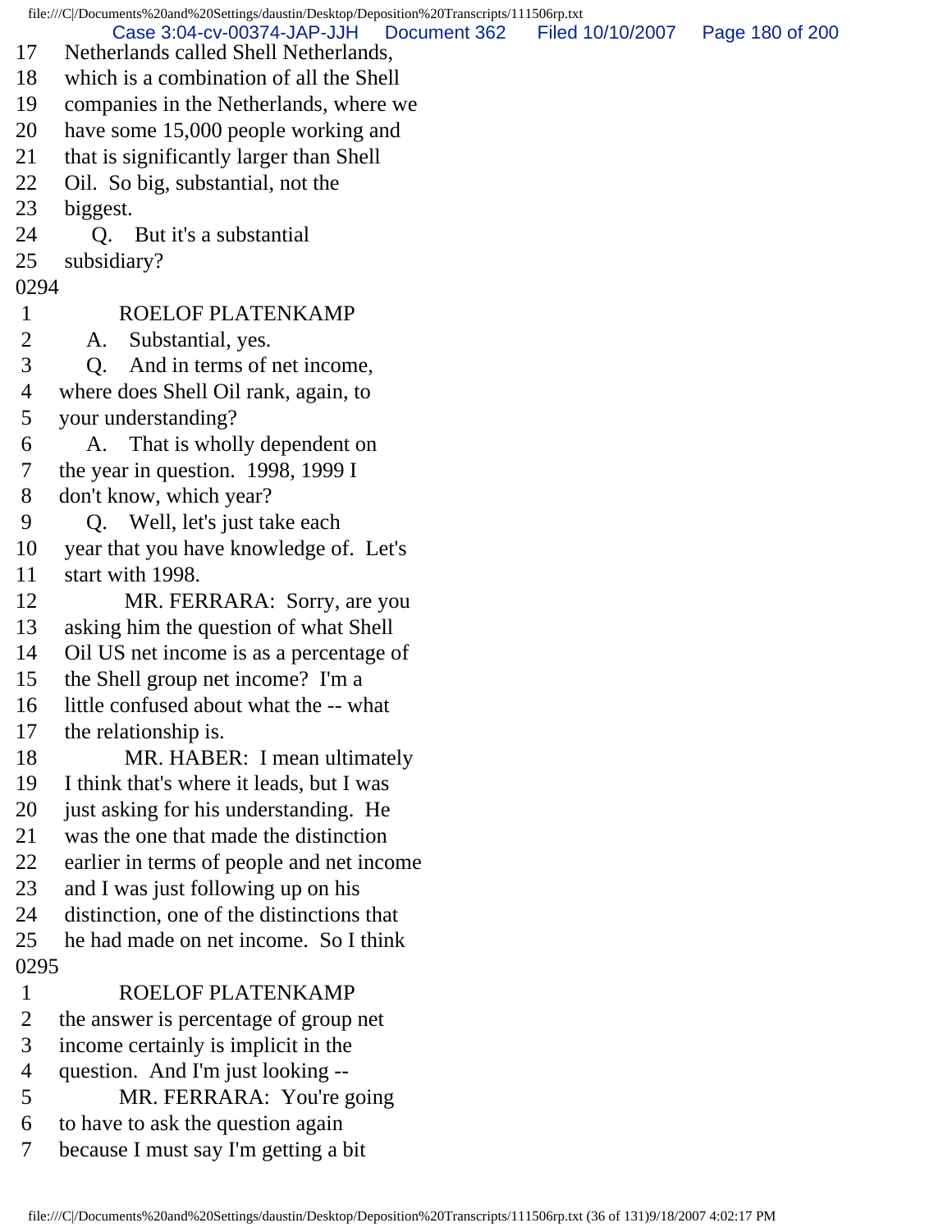17 Netherlands called Shell Netherlands,
18 which is a combination of all the Shell
19 companies in the Netherlands, where we
20 have some 15,000 people working and
21 that is significantly larger than Shell
22 Oil. So big, substantial, not the
23 biggest.
24 Q. But it's a substantial
25 subsidiary?

0294

1 ROELOF PLATENKAMP
2 A. Substantial, yes.
3 Q. And in terms of net income,
4 where does Shell Oil rank, again, to
5 your understanding?
6 A. That is wholly dependent on
7 the year in question. 1998, 1999 I
8 don't know, which year?
9 Q. Well, let's just take each
10 year that you have knowledge of. Let's
11 start with 1998.
12 MR. FERRARA: Sorry, are you
13 asking him the question of what Shell
14 Oil US net income is as a percentage of
15 the Shell group net income? I'm a
16 little confused about what the -- what
17 the relationship is.
18 MR. HABER: I mean ultimately
19 I think that's where it leads, but I was
20 just asking for his understanding. He
21 was the one that made the distinction
22 earlier in terms of people and net income
23 and I was just following up on his
24 distinction, one of the distinctions that
25 he had made on net income. So I think

0295

1 ROELOF PLATENKAMP
2 the answer is percentage of group net
3 income certainly is implicit in the
4 question. And I'm just looking --
5 MR. FERRARA: You're going
6 to have to ask the question again
7 because I must say I'm getting a bit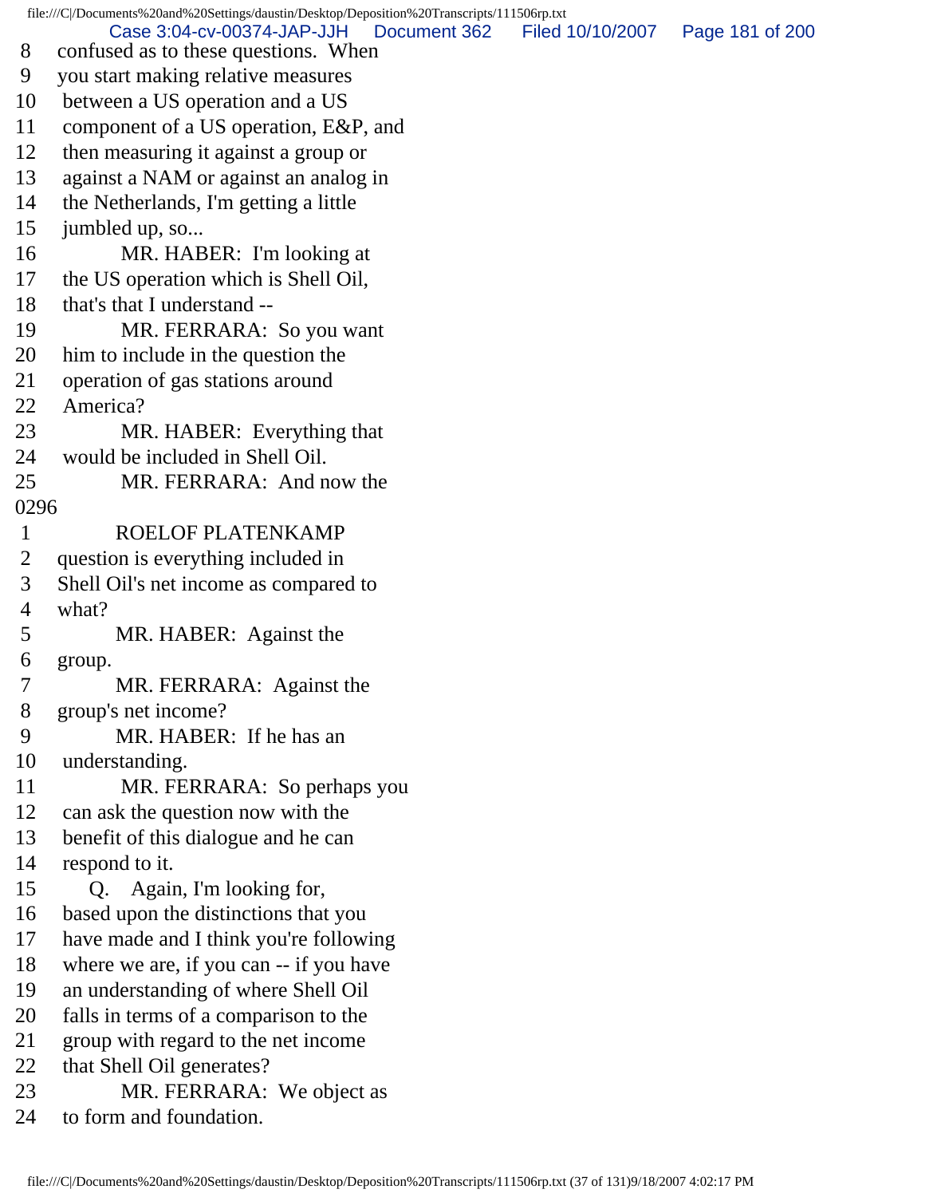8 confused as to these questions. When
9 you start making relative measures
10 between a US operation and a US
11 component of a US operation, E&P, and
12 then measuring it against a group or
13 against a NAM or against an analog in
14 the Netherlands, I'm getting a little
15 jumbled up, so...
16 MR. HABER: I'm looking at
17 the US operation which is Shell Oil,
18 that's that I understand --
19 MR. FERRARA: So you want
20 him to include in the question the
21 operation of gas stations around
22 America?
23 MR. HABER: Everything that
24 would be included in Shell Oil.
25 MR. FERRARA: And now the

0296

1 ROELOF PLATENKAMP
2 question is everything included in
3 Shell Oil's net income as compared to
4 what?
5 MR. HABER: Against the
6 group.
7 MR. FERRARA: Against the
8 group's net income?
9 MR. HABER: If he has an
10 understanding.
11 MR. FERRARA: So perhaps you
12 can ask the question now with the
13 benefit of this dialogue and he can
14 respond to it.
15 Q. Again, I'm looking for,
16 based upon the distinctions that you
17 have made and I think you're following
18 where we are, if you can -- if you have
19 an understanding of where Shell Oil
20 falls in terms of a comparison to the
21 group with regard to the net income
22 that Shell Oil generates?
23 MR. FERRARA: We object as
24 to form and foundation.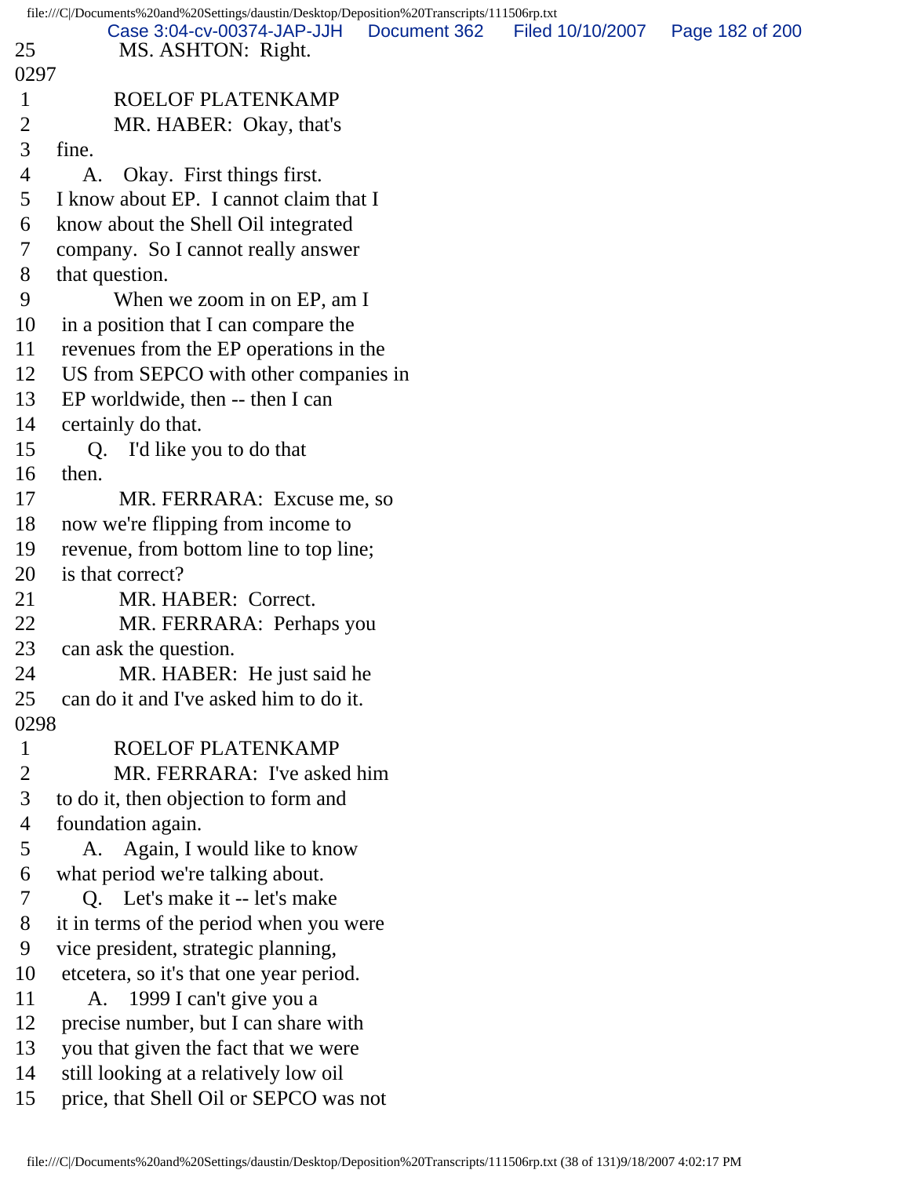25 MS. ASHTON: Right.

0297

1 ROELOF PLATENKAMP
2 MR. HABER: Okay, that's
3 fine.
4 A. Okay. First things first.
5 I know about EP. I cannot claim that I
6 know about the Shell Oil integrated
7 company. So I cannot really answer
8 that question.
9 When we zoom in on EP, am I
10 in a position that I can compare the
11 revenues from the EP operations in the
12 US from SEPCO with other companies in
13 EP worldwide, then -- then I can
14 certainly do that.
15 Q. I'd like you to do that
16 then.
17 MR. FERRARA: Excuse me, so
18 now we're flipping from income to
19 revenue, from bottom line to top line;
20 is that correct?
21 MR. HABER: Correct.
22 MR. FERRARA: Perhaps you
23 can ask the question.
24 MR. HABER: He just said he
25 can do it and I've asked him to do it.

0298

1 ROELOF PLATENKAMP
2 MR. FERRARA: I've asked him
3 to do it, then objection to form and
4 foundation again.
5 A. Again, I would like to know
6 what period we're talking about.
7 Q. Let's make it -- let's make
8 it in terms of the period when you were
9 vice president, strategic planning,
10 etcetera, so it's that one year period.
11 A. 1999 I can't give you a
12 precise number, but I can share with
13 you that given the fact that we were
14 still looking at a relatively low oil
15 price, that Shell Oil or SEPCO was not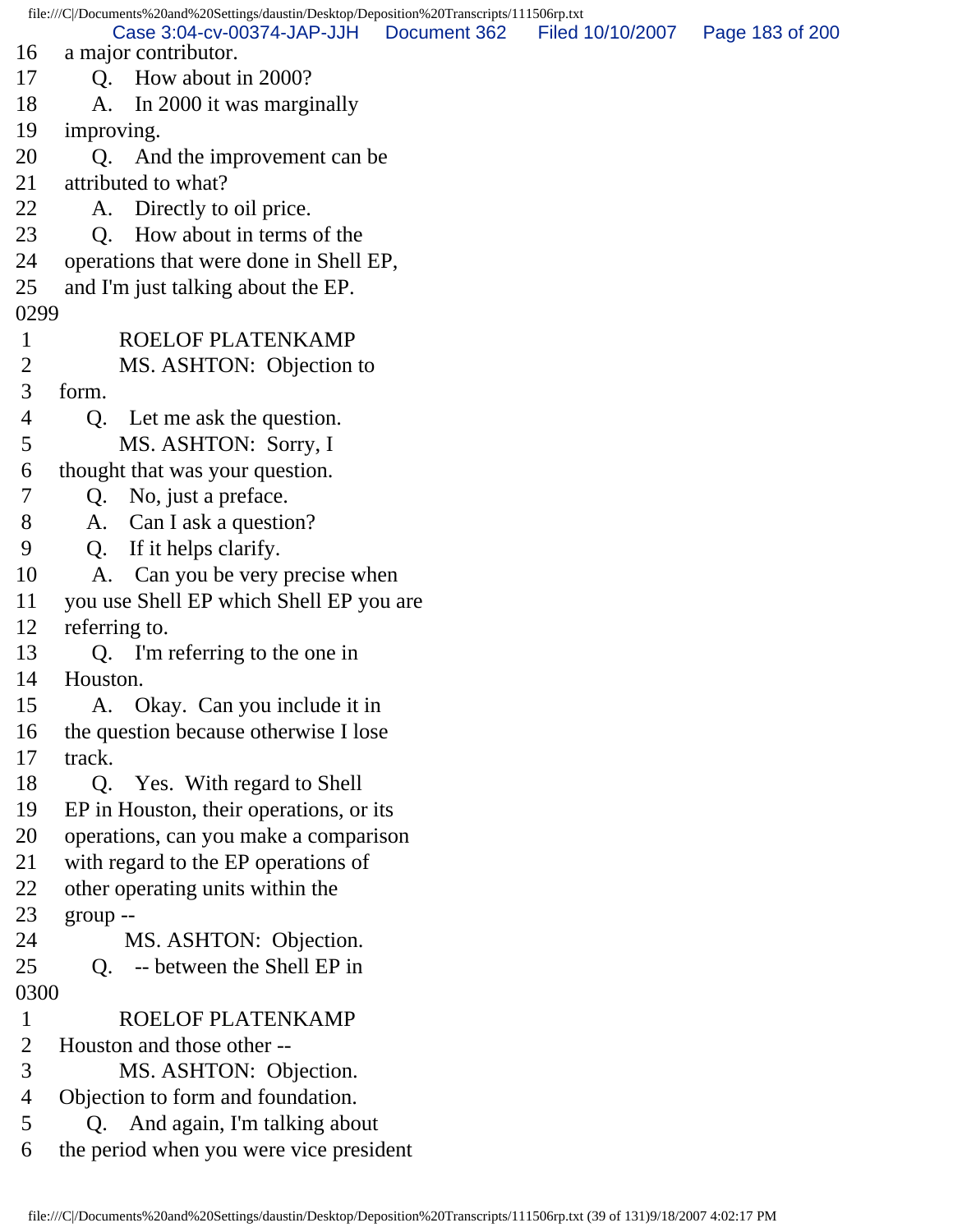16 a major contributor.
17 Q. How about in 2000?
18 A. In 2000 it was marginally
19 improving.
20 Q. And the improvement can be
21 attributed to what?
22 A. Directly to oil price.
23 Q. How about in terms of the
24 operations that were done in Shell EP,
25 and I'm just talking about the EP.
0299
1 ROELOF PLATENKAMP
2 MS. ASHTON: Objection to
3 form.
4 Q. Let me ask the question.
5 MS. ASHTON: Sorry, I
6 thought that was your question.
7 Q. No, just a preface.
8 A. Can I ask a question?
9 Q. If it helps clarify.
10 A. Can you be very precise when
11 you use Shell EP which Shell EP you are
12 referring to.
13 Q. I'm referring to the one in
14 Houston.
15 A. Okay. Can you include it in
16 the question because otherwise I lose
17 track.
18 Q. Yes. With regard to Shell
19 EP in Houston, their operations, or its
20 operations, can you make a comparison
21 with regard to the EP operations of
22 other operating units within the
23 group --
24 MS. ASHTON: Objection.
25 Q. -- between the Shell EP in
0300
1 ROELOF PLATENKAMP
2 Houston and those other --
3 MS. ASHTON: Objection.
4 Objection to form and foundation.
5 Q. And again, I'm talking about
6 the period when you were vice president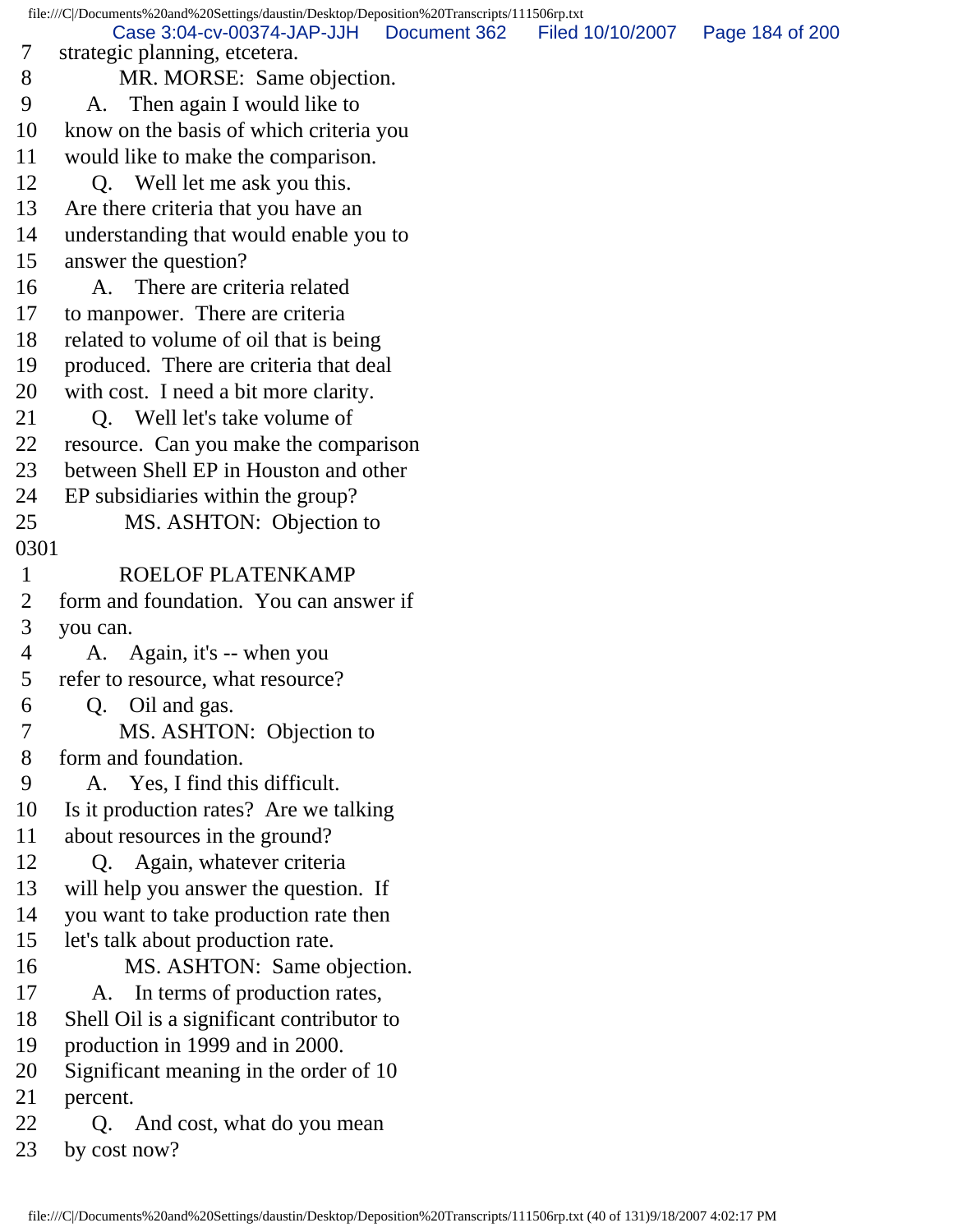7 strategic planning, etcetera.
8 MR. MORSE: Same objection.
9 A. Then again I would like to
10 know on the basis of which criteria you
11 would like to make the comparison.
12 Q. Well let me ask you this.
13 Are there criteria that you have an
14 understanding that would enable you to
15 answer the question?
16 A. There are criteria related
17 to manpower. There are criteria
18 related to volume of oil that is being
19 produced. There are criteria that deal
20 with cost. I need a bit more clarity.
21 Q. Well let's take volume of
22 resource. Can you make the comparison
23 between Shell EP in Houston and other
24 EP subsidiaries within the group?
25 MS. ASHTON: Objection to

0301

1 ROELOF PLATENKAMP
2 form and foundation. You can answer if
3 you can.
4 A. Again, it's -- when you
5 refer to resource, what resource?
6 Q. Oil and gas.
7 MS. ASHTON: Objection to
8 form and foundation.
9 A. Yes, I find this difficult.
10 Is it production rates? Are we talking
11 about resources in the ground?
12 Q. Again, whatever criteria
13 will help you answer the question. If
14 you want to take production rate then
15 let's talk about production rate.
16 MS. ASHTON: Same objection.
17 A. In terms of production rates,
18 Shell Oil is a significant contributor to
19 production in 1999 and in 2000.
20 Significant meaning in the order of 10
21 percent.
22 Q. And cost, what do you mean
23 by cost now?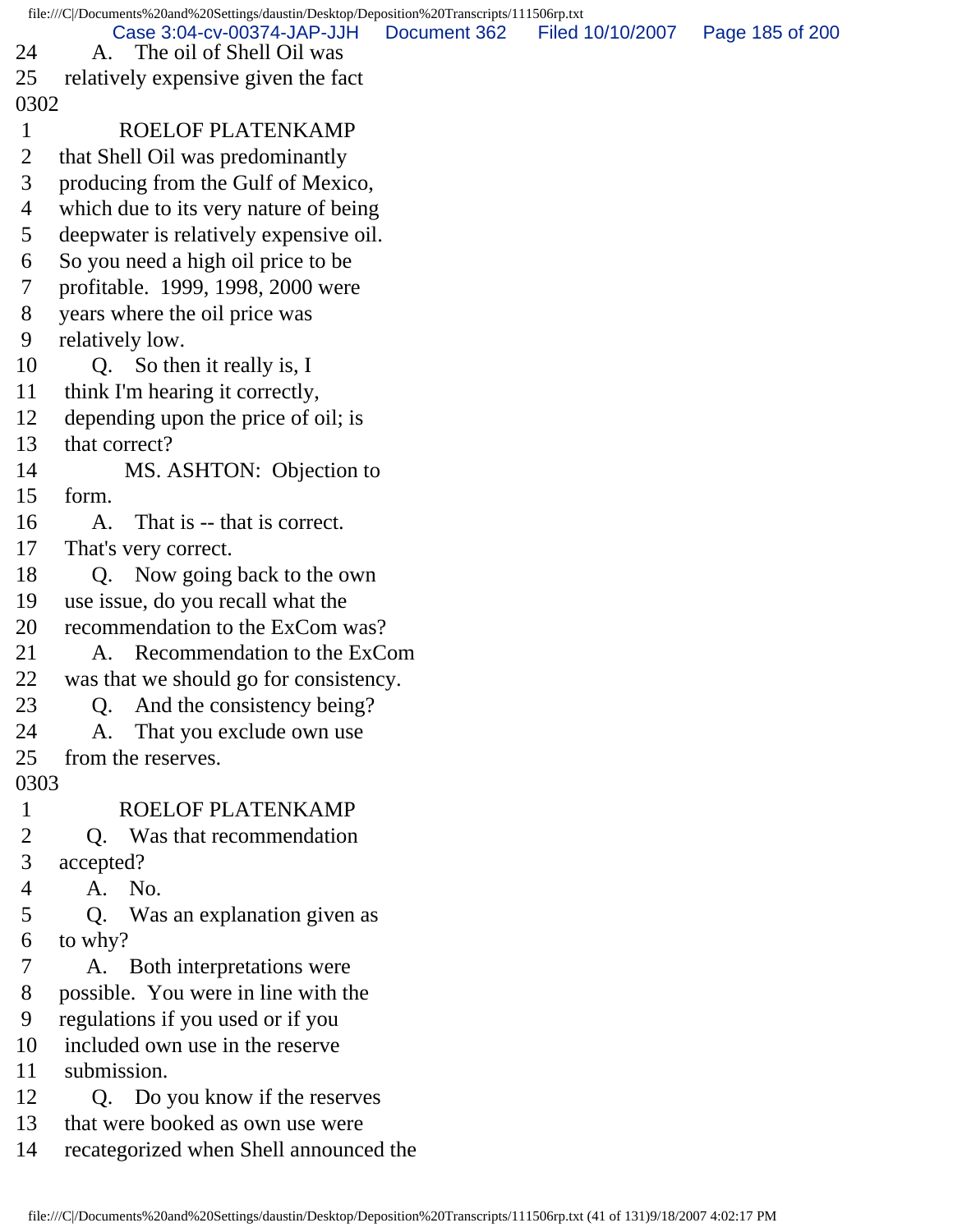24 A. The oil of Shell Oil was
25 relatively expensive given the fact
0302
1 ROELOF PLATENKAMP
2 that Shell Oil was predominantly
3 producing from the Gulf of Mexico,
4 which due to its very nature of being
5 deepwater is relatively expensive oil.
6 So you need a high oil price to be
7 profitable. 1999, 1998, 2000 were
8 years where the oil price was
9 relatively low.
10 Q. So then it really is, I
11 think I'm hearing it correctly,
12 depending upon the price of oil; is
13 that correct?
14 MS. ASHTON: Objection to
15 form.
16 A. That is -- that is correct.
17 That's very correct.
18 Q. Now going back to the own
19 use issue, do you recall what the
20 recommendation to the ExCom was?
21 A. Recommendation to the ExCom
22 was that we should go for consistency.
23 Q. And the consistency being?
24 A. That you exclude own use
25 from the reserves.
0303
1 ROELOF PLATENKAMP
2 Q. Was that recommendation
3 accepted?
4 A. No.
5 Q. Was an explanation given as
6 to why?
7 A. Both interpretations were
8 possible. You were in line with the
9 regulations if you used or if you
10 included own use in the reserve
11 submission.
12 Q. Do you know if the reserves
13 that were booked as own use were
14 recategorized when Shell announced the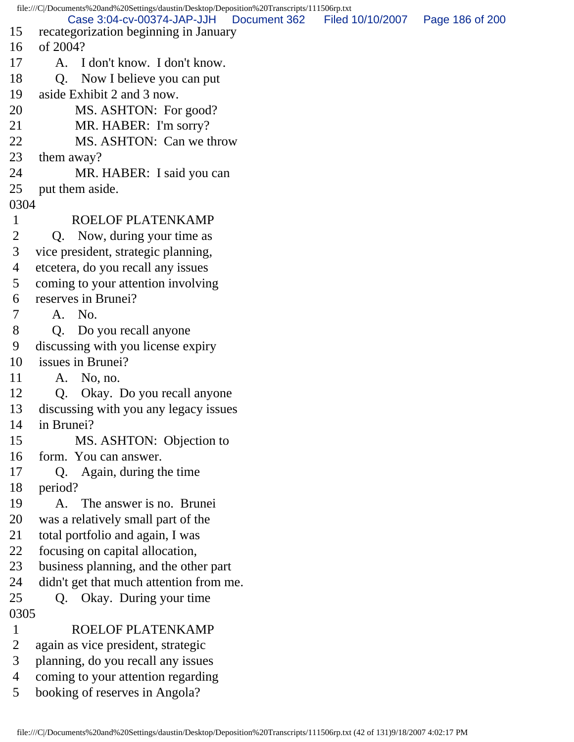15 recategorization beginning in January
16 of 2004?
17 A. I don't know. I don't know.
18 Q. Now I believe you can put
19 aside Exhibit 2 and 3 now.
20 MS. ASHTON: For good?
21 MR. HABER: I'm sorry?
22 MS. ASHTON: Can we throw
23 them away?
24 MR. HABER: I said you can
25 put them aside.

0304

1 ROELOF PLATENKAMP
2 Q. Now, during your time as
3 vice president, strategic planning,
4 etcetera, do you recall any issues
5 coming to your attention involving
6 reserves in Brunei?
7 A. No.
8 Q. Do you recall anyone
9 discussing with you license expiry
10 issues in Brunei?
11 A. No, no.
12 Q. Okay. Do you recall anyone
13 discussing with you any legacy issues
14 in Brunei?
15 MS. ASHTON: Objection to
16 form. You can answer.
17 Q. Again, during the time
18 period?
19 A. The answer is no. Brunei
20 was a relatively small part of the
21 total portfolio and again, I was
22 focusing on capital allocation,
23 business planning, and the other part
24 didn't get that much attention from me.
25 Q. Okay. During your time

0305

1 ROELOF PLATENKAMP
2 again as vice president, strategic
3 planning, do you recall any issues
4 coming to your attention regarding
5 booking of reserves in Angola?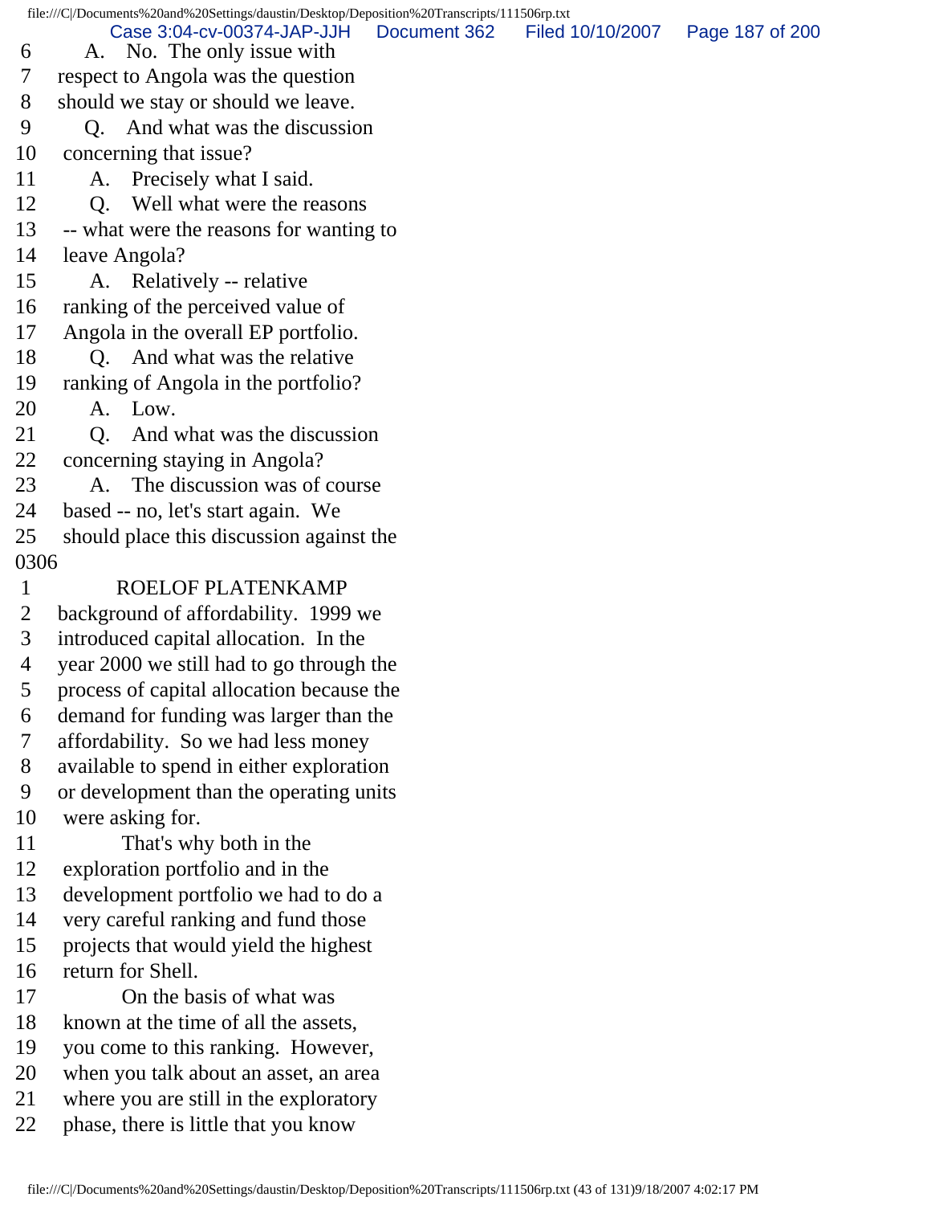6 A. No. The only issue with
7 respect to Angola was the question
8 should we stay or should we leave.
9 Q. And what was the discussion
10 concerning that issue?
11 A. Precisely what I said.
12 Q. Well what were the reasons
13 -- what were the reasons for wanting to
14 leave Angola?
15 A. Relatively -- relative
16 ranking of the perceived value of
17 Angola in the overall EP portfolio.
18 Q. And what was the relative
19 ranking of Angola in the portfolio?
20 A. Low.
21 Q. And what was the discussion
22 concerning staying in Angola?
23 A. The discussion was of course
24 based -- no, let's start again. We
25 should place this discussion against the
0306
1 ROELOF PLATENKAMP
2 background of affordability. 1999 we
3 introduced capital allocation. In the
4 year 2000 we still had to go through the
5 process of capital allocation because the
6 demand for funding was larger than the
7 affordability. So we had less money
8 available to spend in either exploration
9 or development than the operating units
10 were asking for.
11 That's why both in the
12 exploration portfolio and in the
13 development portfolio we had to do a
14 very careful ranking and fund those
15 projects that would yield the highest
16 return for Shell.
17 On the basis of what was
18 known at the time of all the assets,
19 you come to this ranking. However,
20 when you talk about an asset, an area
21 where you are still in the exploratory
22 phase, there is little that you know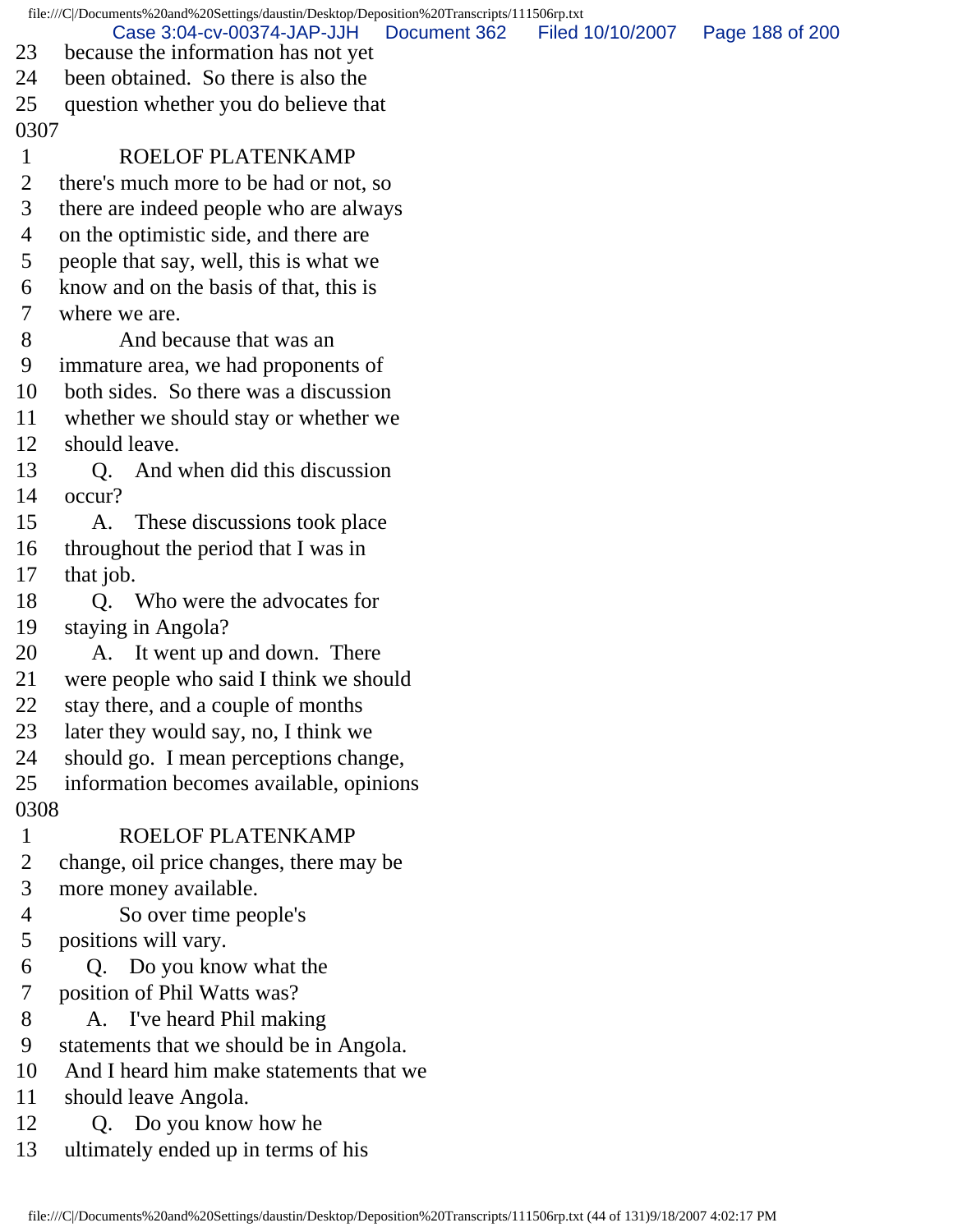23 because the information has not yet
24 been obtained. So there is also the
25 question whether you do believe that

0307

1 ROELOF PLATENKAMP
2 there's much more to be had or not, so
3 there are indeed people who are always
4 on the optimistic side, and there are
5 people that say, well, this is what we
6 know and on the basis of that, this is
7 where we are.
8 And because that was an
9 immature area, we had proponents of
10 both sides. So there was a discussion
11 whether we should stay or whether we
12 should leave.
13 Q. And when did this discussion
14 occur?
15 A. These discussions took place
16 throughout the period that I was in
17 that job.
18 Q. Who were the advocates for
19 staying in Angola?
20 A. It went up and down. There
21 were people who said I think we should
22 stay there, and a couple of months
23 later they would say, no, I think we
24 should go. I mean perceptions change,
25 information becomes available, opinions

0308

1 ROELOF PLATENKAMP
2 change, oil price changes, there may be
3 more money available.
4 So over time people's
5 positions will vary.
6 Q. Do you know what the
7 position of Phil Watts was?
8 A. I've heard Phil making
9 statements that we should be in Angola.
10 And I heard him make statements that we
11 should leave Angola.
12 Q. Do you know how he
13 ultimately ended up in terms of his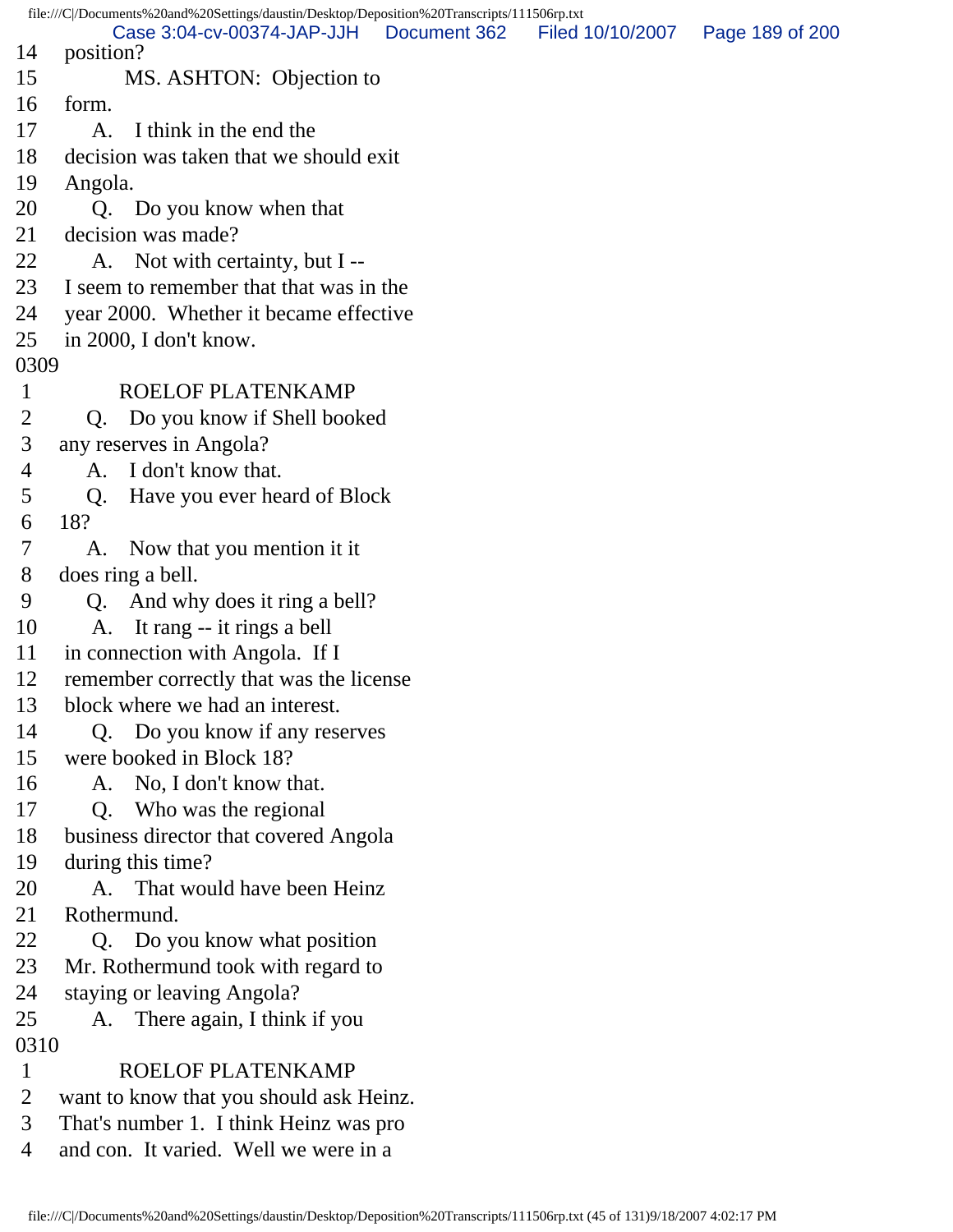14 position?
15 MS. ASHTON: Objection to
16 form.
17 A. I think in the end the
18 decision was taken that we should exit
19 Angola.
20 Q. Do you know when that
21 decision was made?
22 A. Not with certainty, but I --
23 I seem to remember that that was in the
24 year 2000. Whether it became effective
25 in 2000, I don't know.
0309
1 ROELOF PLATENKAMP
2 Q. Do you know if Shell booked
3 any reserves in Angola?
4 A. I don't know that.
5 Q. Have you ever heard of Block
6 18?
7 A. Now that you mention it it
8 does ring a bell.
9 Q. And why does it ring a bell?
10 A. It rang -- it rings a bell
11 in connection with Angola. If I
12 remember correctly that was the license
13 block where we had an interest.
14 Q. Do you know if any reserves
15 were booked in Block 18?
16 A. No, I don't know that.
17 Q. Who was the regional
18 business director that covered Angola
19 during this time?
20 A. That would have been Heinz
21 Rothermund.
22 Q. Do you know what position
23 Mr. Rothermund took with regard to
24 staying or leaving Angola?
25 A. There again, I think if you
0310
1 ROELOF PLATENKAMP
2 want to know that you should ask Heinz.
3 That's number 1. I think Heinz was pro
4 and con. It varied. Well we were in a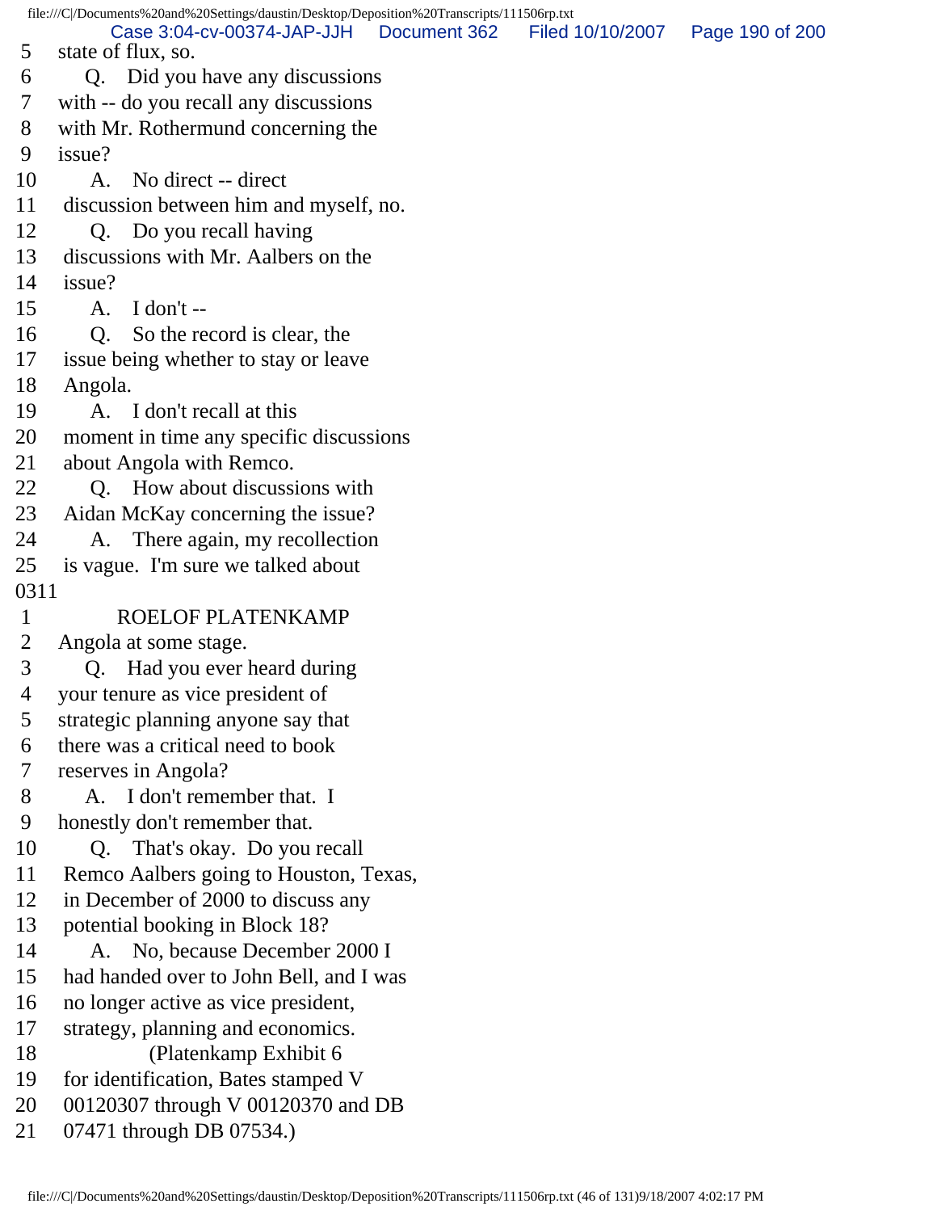5 state of flux, so.

6 Q. Did you have any discussions

7 with -- do you recall any discussions

8 with Mr. Rothermund concerning the

9 issue?

10 A. No direct -- direct

11 discussion between him and myself, no.

12 Q. Do you recall having

13 discussions with Mr. Aalbers on the

14 issue?

15 A. I don't --

16 Q. So the record is clear, the

17 issue being whether to stay or leave

18 Angola.

19 A. I don't recall at this

20 moment in time any specific discussions

21 about Angola with Remco.

22 Q. How about discussions with

23 Aidan McKay concerning the issue?

24 A. There again, my recollection

25 is vague. I'm sure we talked about

0311

1 ROELOF PLATENKAMP

2 Angola at some stage.

3 Q. Had you ever heard during

4 your tenure as vice president of

5 strategic planning anyone say that

6 there was a critical need to book

7 reserves in Angola?

8 A. I don't remember that. I

9 honestly don't remember that.

10 Q. That's okay. Do you recall

11 Remco Aalbers going to Houston, Texas,

12 in December of 2000 to discuss any

13 potential booking in Block 18?

14 A. No, because December 2000 I

15 had handed over to John Bell, and I was

16 no longer active as vice president,

17 strategy, planning and economics.

18 (Platenkamp Exhibit 6

19 for identification, Bates stamped V

20 00120307 through V 00120370 and DB

21 07471 through DB 07534.)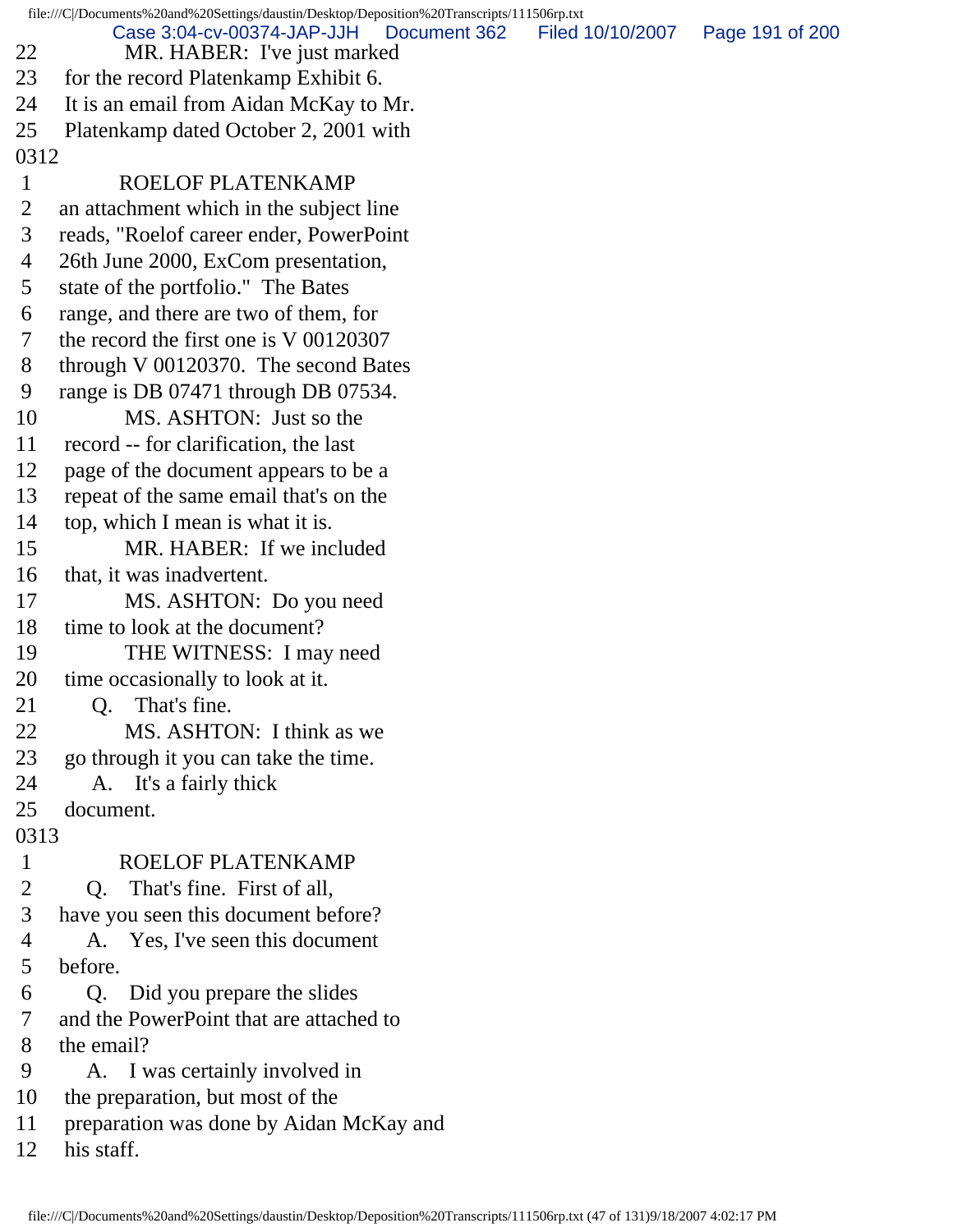22 MR. HABER: I've just marked
23 for the record Platenkamp Exhibit 6.
24 It is an email from Aidan McKay to Mr.
25 Platenkamp dated October 2, 2001 with

0312

1 ROELOF PLATENKAMP
2 an attachment which in the subject line
3 reads, "Roelof career ender, PowerPoint
4 26th June 2000, ExCom presentation,
5 state of the portfolio." The Bates
6 range, and there are two of them, for
7 the record the first one is V 00120307
8 through V 00120370. The second Bates
9 range is DB 07471 through DB 07534.
10 MS. ASHTON: Just so the
11 record -- for clarification, the last
12 page of the document appears to be a
13 repeat of the same email that's on the
14 top, which I mean is what it is.
15 MR. HABER: If we included
16 that, it was inadvertent.
17 MS. ASHTON: Do you need
18 time to look at the document?
19 THE WITNESS: I may need
20 time occasionally to look at it.
21 Q. That's fine.
22 MS. ASHTON: I think as we
23 go through it you can take the time.
24 A. It's a fairly thick
25 document.

0313

1 ROELOF PLATENKAMP
2 Q. That's fine. First of all,
3 have you seen this document before?
4 A. Yes, I've seen this document
5 before.
6 Q. Did you prepare the slides
7 and the PowerPoint that are attached to
8 the email?
9 A. I was certainly involved in
10 the preparation, but most of the
11 preparation was done by Aidan McKay and
12 his staff.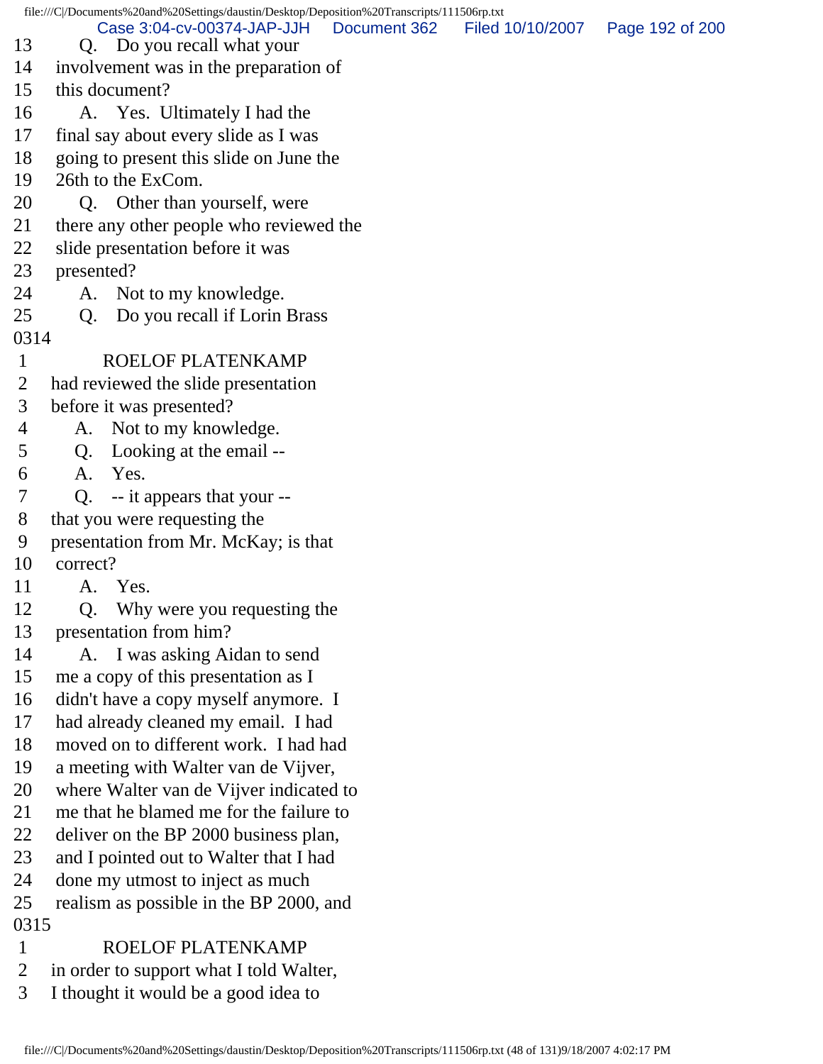13 Q. Do you recall what your
14 involvement was in the preparation of
15 this document?
16 A. Yes. Ultimately I had the
17 final say about every slide as I was
18 going to present this slide on June the
19 26th to the ExCom.
20 Q. Other than yourself, were
21 there any other people who reviewed the
22 slide presentation before it was
23 presented?
24 A. Not to my knowledge.
25 Q. Do you recall if Lorin Brass
0314
1 ROELOF PLATENKAMP
2 had reviewed the slide presentation
3 before it was presented?
4 A. Not to my knowledge.
5 Q. Looking at the email --
6 A. Yes.
7 Q. -- it appears that your --
8 that you were requesting the
9 presentation from Mr. McKay; is that
10 correct?
11 A. Yes.
12 Q. Why were you requesting the
13 presentation from him?
14 A. I was asking Aidan to send
15 me a copy of this presentation as I
16 didn't have a copy myself anymore. I
17 had already cleaned my email. I had
18 moved on to different work. I had had
19 a meeting with Walter van de Vijver,
20 where Walter van de Vijver indicated to
21 me that he blamed me for the failure to
22 deliver on the BP 2000 business plan,
23 and I pointed out to Walter that I had
24 done my utmost to inject as much
25 realism as possible in the BP 2000, and
0315
1 ROELOF PLATENKAMP
2 in order to support what I told Walter,
3 I thought it would be a good idea to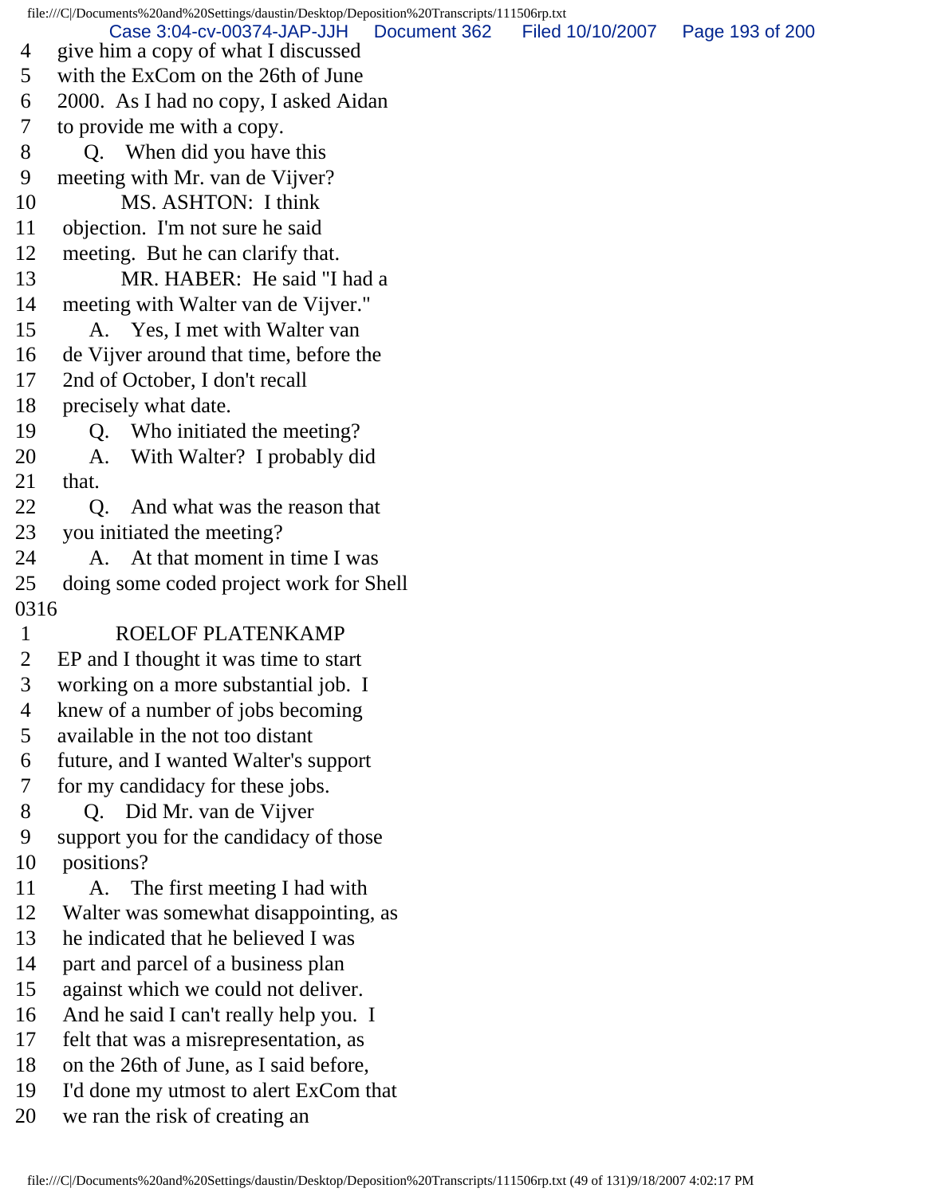4 give him a copy of what I discussed
5 with the ExCom on the 26th of June
6 2000. As I had no copy, I asked Aidan
7 to provide me with a copy.
8 Q. When did you have this
9 meeting with Mr. van de Vijver?
10 MS. ASHTON: I think
11 objection. I'm not sure he said
12 meeting. But he can clarify that.
13 MR. HABER: He said "I had a
14 meeting with Walter van de Vijver."
15 A. Yes, I met with Walter van
16 de Vijver around that time, before the
17 2nd of October, I don't recall
18 precisely what date.
19 Q. Who initiated the meeting?
20 A. With Walter? I probably did
21 that.
22 Q. And what was the reason that
23 you initiated the meeting?
24 A. At that moment in time I was
25 doing some coded project work for Shell

0316

1 ROELOF PLATENKAMP
2 EP and I thought it was time to start
3 working on a more substantial job. I
4 knew of a number of jobs becoming
5 available in the not too distant
6 future, and I wanted Walter's support
7 for my candidacy for these jobs.
8 Q. Did Mr. van de Vijver
9 support you for the candidacy of those
10 positions?
11 A. The first meeting I had with
12 Walter was somewhat disappointing, as
13 he indicated that he believed I was
14 part and parcel of a business plan
15 against which we could not deliver.
16 And he said I can't really help you. I
17 felt that was a misrepresentation, as
18 on the 26th of June, as I said before,
19 I'd done my utmost to alert ExCom that
20 we ran the risk of creating an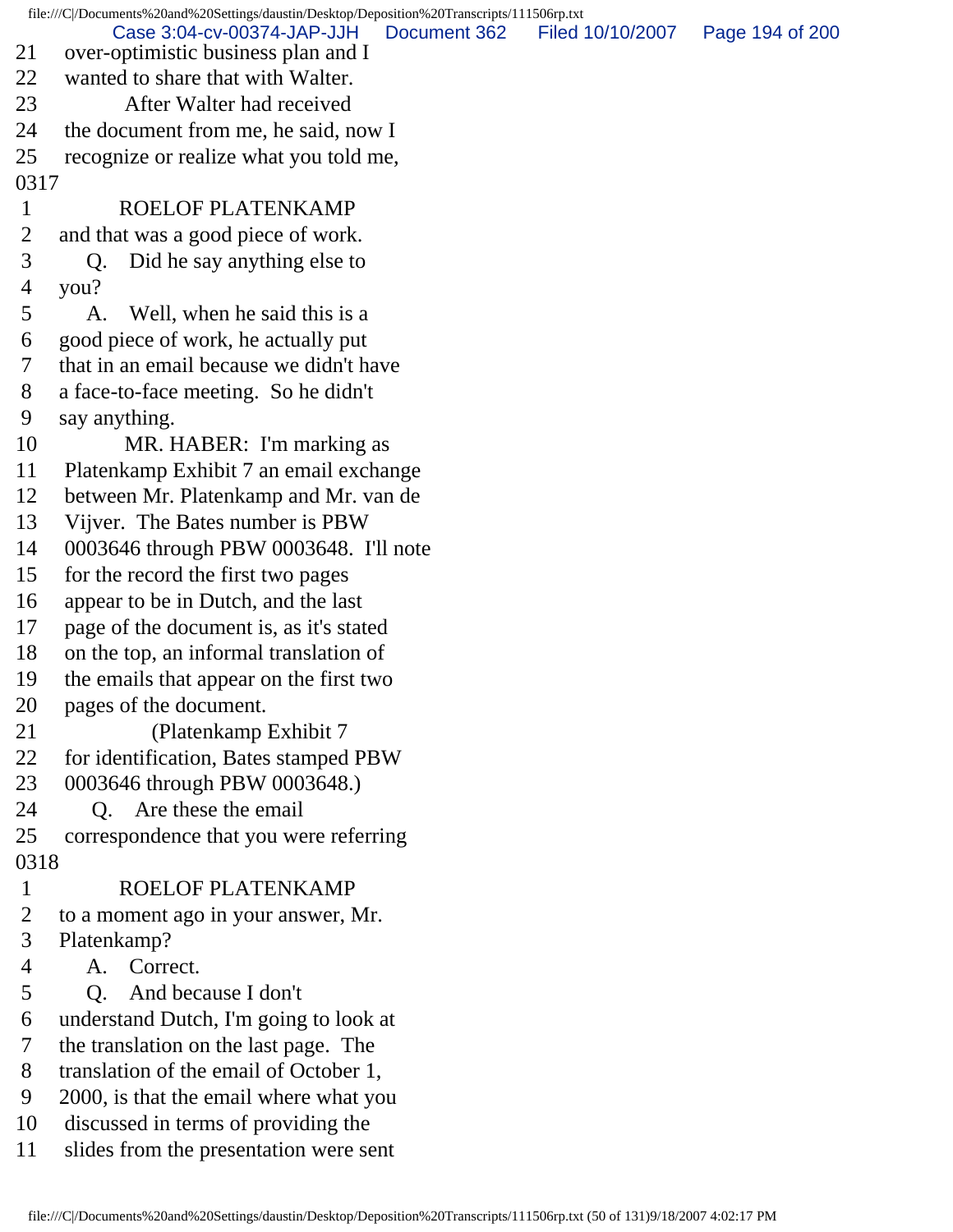21 over-optimistic business plan and I
22 wanted to share that with Walter.
23 After Walter had received
24 the document from me, he said, now I
25 recognize or realize what you told me,

0317

1 ROELOF PLATENKAMP
2 and that was a good piece of work.
3 Q. Did he say anything else to
4 you?
5 A. Well, when he said this is a
6 good piece of work, he actually put
7 that in an email because we didn't have
8 a face-to-face meeting. So he didn't
9 say anything.
10 MR. HABER: I'm marking as
11 Platenkamp Exhibit 7 an email exchange
12 between Mr. Platenkamp and Mr. van de
13 Vijver. The Bates number is PBW
14 0003646 through PBW 0003648. I'll note
15 for the record the first two pages
16 appear to be in Dutch, and the last
17 page of the document is, as it's stated
18 on the top, an informal translation of
19 the emails that appear on the first two
20 pages of the document.
21 (Platenkamp Exhibit 7
22 for identification, Bates stamped PBW
23 0003646 through PBW 0003648.)
24 Q. Are these the email
25 correspondence that you were referring

0318

1 ROELOF PLATENKAMP
2 to a moment ago in your answer, Mr.
3 Platenkamp?
4 A. Correct.
5 Q. And because I don't
6 understand Dutch, I'm going to look at
7 the translation on the last page. The
8 translation of the email of October 1,
9 2000, is that the email where what you
10 discussed in terms of providing the
11 slides from the presentation were sent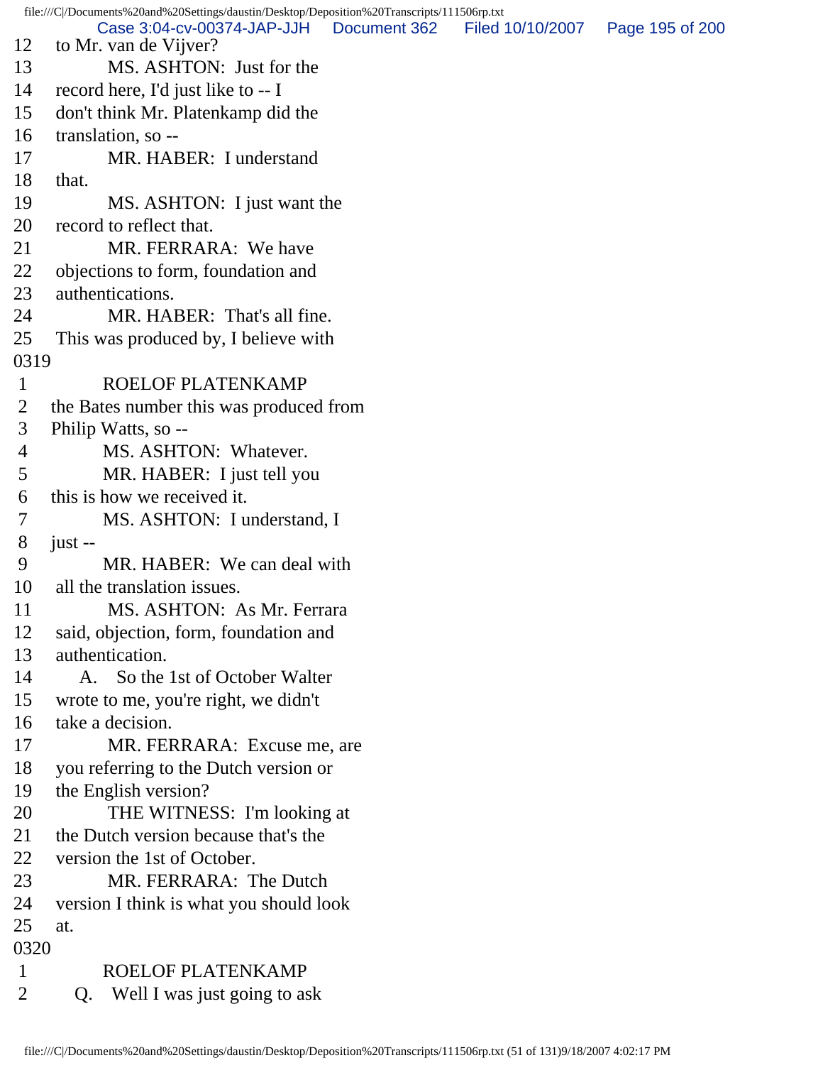12 to Mr. van de Vijver?

13 MS. ASHTON: Just for the

14 record here, I'd just like to -- I

15 don't think Mr. Platenkamp did the

16 translation, so --

17 MR. HABER: I understand

18 that.

19 MS. ASHTON: I just want the

20 record to reflect that.

21 MR. FERRARA: We have

22 objections to form, foundation and

23 authentications.

24 MR. HABER: That's all fine.

25 This was produced by, I believe with

0319

1 ROELOF PLATENKAMP

2 the Bates number this was produced from

3 Philip Watts, so --

4 MS. ASHTON: Whatever.

5 MR. HABER: I just tell you

6 this is how we received it.

7 MS. ASHTON: I understand, I

8 just --

9 MR. HABER: We can deal with

10 all the translation issues.

11 MS. ASHTON: As Mr. Ferrara

12 said, objection, form, foundation and

13 authentication.

14 A. So the 1st of October Walter

15 wrote to me, you're right, we didn't

16 take a decision.

17 MR. FERRARA: Excuse me, are

18 you referring to the Dutch version or

19 the English version?

20 THE WITNESS: I'm looking at

21 the Dutch version because that's the

22 version the 1st of October.

23 MR. FERRARA: The Dutch

24 version I think is what you should look

25 at.

0320

1 ROELOF PLATENKAMP

2 Q. Well I was just going to ask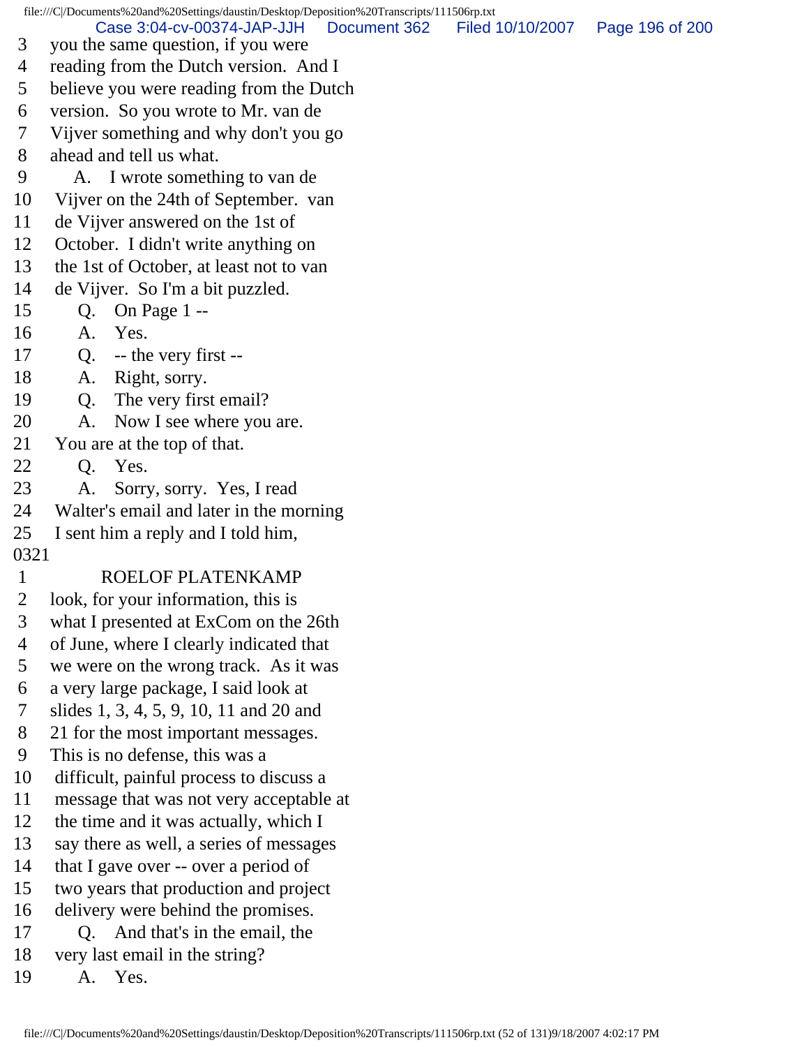3 you the same question, if you were
4 reading from the Dutch version. And I
5 believe you were reading from the Dutch
6 version. So you wrote to Mr. van de
7 Vijver something and why don't you go
8 ahead and tell us what.
9 A. I wrote something to van de
10 Vijver on the 24th of September. van
11 de Vijver answered on the 1st of
12 October. I didn't write anything on
13 the 1st of October, at least not to van
14 de Vijver. So I'm a bit puzzled.
15 Q. On Page 1 --
16 A. Yes.
17 Q. -- the very first --
18 A. Right, sorry.
19 Q. The very first email?
20 A. Now I see where you are.
21 You are at the top of that.
22 Q. Yes.
23 A. Sorry, sorry. Yes, I read
24 Walter's email and later in the morning
25 I sent him a reply and I told him,

0321

1 ROELOF PLATENKAMP
2 look, for your information, this is
3 what I presented at ExCom on the 26th
4 of June, where I clearly indicated that
5 we were on the wrong track. As it was
6 a very large package, I said look at
7 slides 1, 3, 4, 5, 9, 10, 11 and 20 and
8 21 for the most important messages.
9 This is no defense, this was a
10 difficult, painful process to discuss a
11 message that was not very acceptable at
12 the time and it was actually, which I
13 say there as well, a series of messages
14 that I gave over -- over a period of
15 two years that production and project
16 delivery were behind the promises.
17 Q. And that's in the email, the
18 very last email in the string?
19 A. Yes.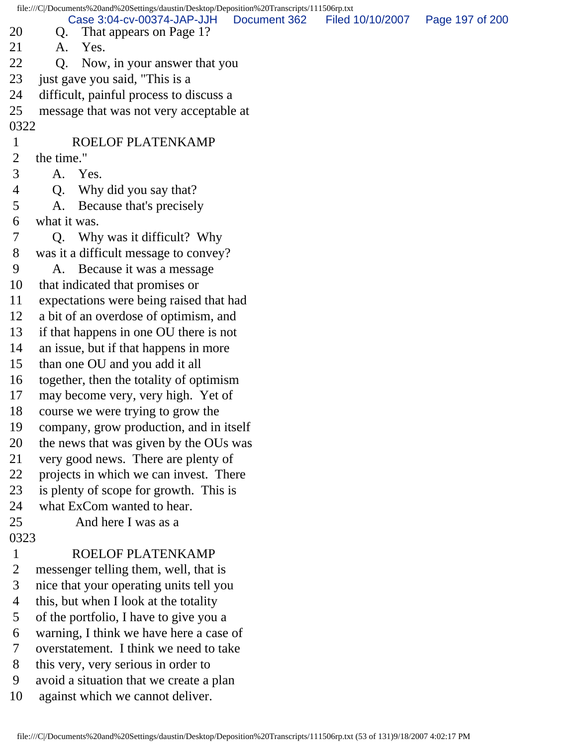20 Q. That appears on Page 1?
21 A. Yes.
22 Q. Now, in your answer that you
23 just gave you said, "This is a
24 difficult, painful process to discuss a
25 message that was not very acceptable at

0322

1 ROELOF PLATENKAMP
2 the time."
3 A. Yes.
4 Q. Why did you say that?
5 A. Because that's precisely
6 what it was.
7 Q. Why was it difficult? Why
8 was it a difficult message to convey?
9 A. Because it was a message
10 that indicated that promises or
11 expectations were being raised that had
12 a bit of an overdose of optimism, and
13 if that happens in one OU there is not
14 an issue, but if that happens in more
15 than one OU and you add it all
16 together, then the totality of optimism
17 may become very, very high. Yet of
18 course we were trying to grow the
19 company, grow production, and in itself
20 the news that was given by the OUs was
21 very good news. There are plenty of
22 projects in which we can invest. There
23 is plenty of scope for growth. This is
24 what ExCom wanted to hear.
25 And here I was as a

0323

1 ROELOF PLATENKAMP
2 messenger telling them, well, that is
3 nice that your operating units tell you
4 this, but when I look at the totality
5 of the portfolio, I have to give you a
6 warning, I think we have here a case of
7 overstatement. I think we need to take
8 this very, very serious in order to
9 avoid a situation that we create a plan
10 against which we cannot deliver.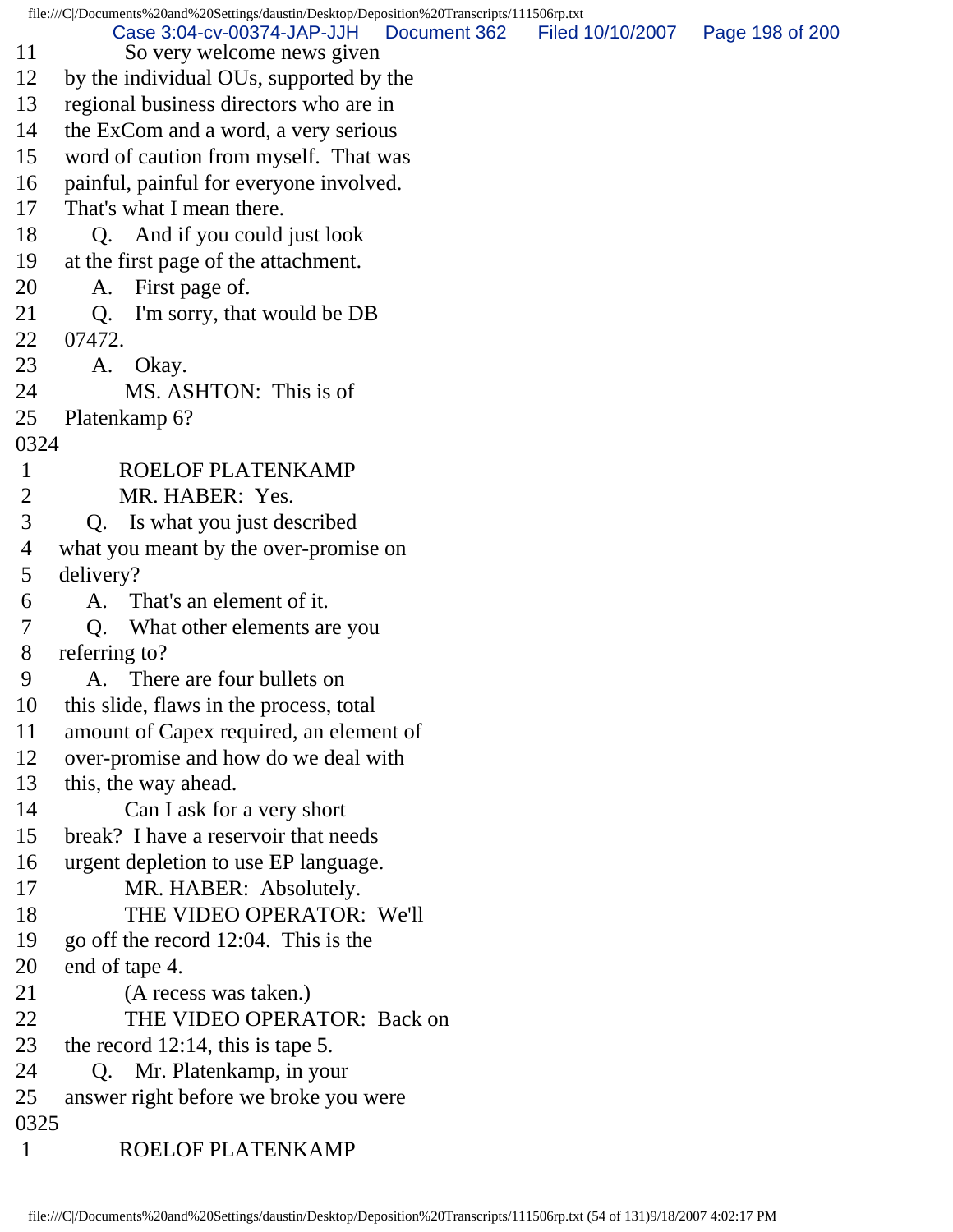11 So very welcome news given
12 by the individual OUs, supported by the
13 regional business directors who are in
14 the ExCom and a word, a very serious
15 word of caution from myself. That was
16 painful, painful for everyone involved.
17 That's what I mean there.
18 Q. And if you could just look
19 at the first page of the attachment.
20 A. First page of.
21 Q. I'm sorry, that would be DB
22 07472.
23 A. Okay.
24 MS. ASHTON: This is of
25 Platenkamp 6?

0324

1 ROELOF PLATENKAMP
2 MR. HABER: Yes.
3 Q. Is what you just described
4 what you meant by the over-promise on
5 delivery?
6 A. That's an element of it.
7 Q. What other elements are you
8 referring to?
9 A. There are four bullets on
10 this slide, flaws in the process, total
11 amount of Capex required, an element of
12 over-promise and how do we deal with
13 this, the way ahead.
14 Can I ask for a very short
15 break? I have a reservoir that needs
16 urgent depletion to use EP language.
17 MR. HABER: Absolutely.
18 THE VIDEO OPERATOR: We'll
19 go off the record 12:04. This is the
20 end of tape 4.
21 (A recess was taken.)
22 THE VIDEO OPERATOR: Back on
23 the record 12:14, this is tape 5.
24 Q. Mr. Platenkamp, in your
25 answer right before we broke you were

0325

1 ROELOF PLATENKAMP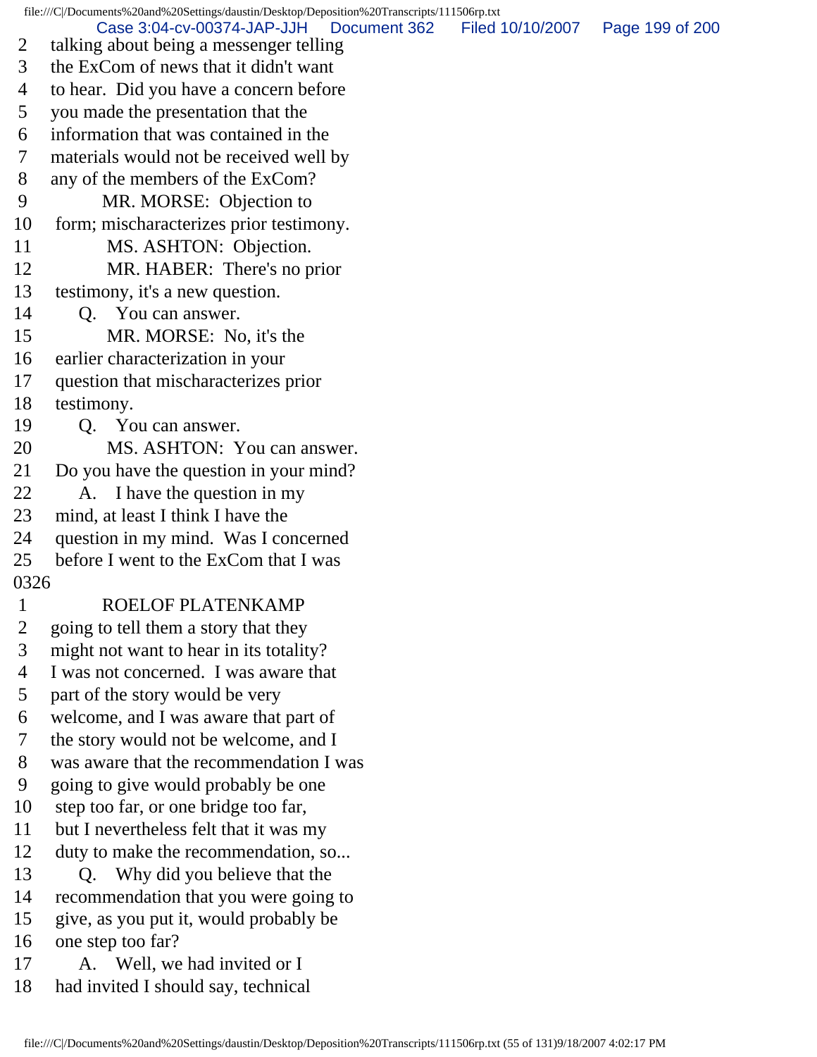2 talking about being a messenger telling
3 the ExCom of news that it didn't want
4 to hear. Did you have a concern before
5 you made the presentation that the
6 information that was contained in the
7 materials would not be received well by
8 any of the members of the ExCom?
9 MR. MORSE: Objection to
10 form; mischaracterizes prior testimony.
11 MS. ASHTON: Objection.
12 MR. HABER: There's no prior
13 testimony, it's a new question.
14 Q. You can answer.
15 MR. MORSE: No, it's the
16 earlier characterization in your
17 question that mischaracterizes prior
18 testimony.
19 Q. You can answer.
20 MS. ASHTON: You can answer.
21 Do you have the question in your mind?
22 A. I have the question in my
23 mind, at least I think I have the
24 question in my mind. Was I concerned
25 before I went to the ExCom that I was
0326
1 ROELOF PLATENKAMP
2 going to tell them a story that they
3 might not want to hear in its totality?
4 I was not concerned. I was aware that
5 part of the story would be very
6 welcome, and I was aware that part of
7 the story would not be welcome, and I
8 was aware that the recommendation I was
9 going to give would probably be one
10 step too far, or one bridge too far,
11 but I nevertheless felt that it was my
12 duty to make the recommendation, so...
13 Q. Why did you believe that the
14 recommendation that you were going to
15 give, as you put it, would probably be
16 one step too far?
17 A. Well, we had invited or I
18 had invited I should say, technical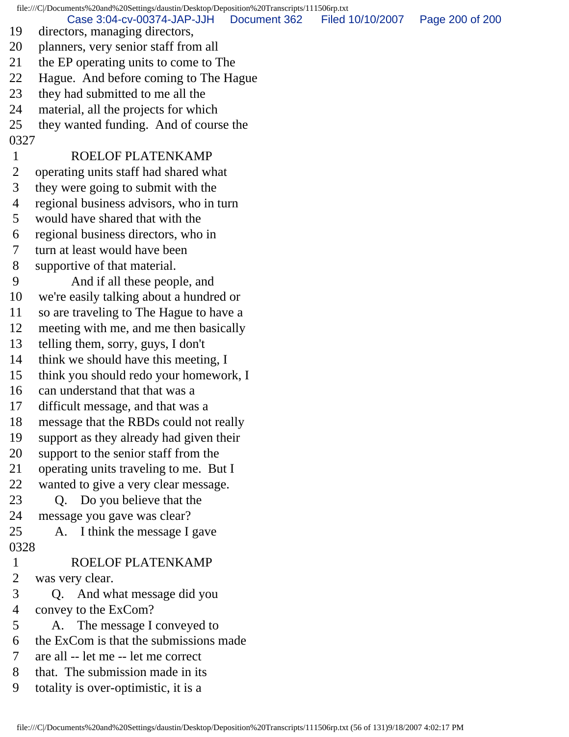19 directors, managing directors,
20 planners, very senior staff from all
21 the EP operating units to come to The
22 Hague. And before coming to The Hague
23 they had submitted to me all the
24 material, all the projects for which
25 they wanted funding. And of course the

0327

1 ROELOF PLATENKAMP
2 operating units staff had shared what
3 they were going to submit with the
4 regional business advisors, who in turn
5 would have shared that with the
6 regional business directors, who in
7 turn at least would have been
8 supportive of that material.
9 And if all these people, and
10 we're easily talking about a hundred or
11 so are traveling to The Hague to have a
12 meeting with me, and me then basically
13 telling them, sorry, guys, I don't
14 think we should have this meeting, I
15 think you should redo your homework, I
16 can understand that that was a
17 difficult message, and that was a
18 message that the RBDs could not really
19 support as they already had given their
20 support to the senior staff from the
21 operating units traveling to me. But I
22 wanted to give a very clear message.
23 Q. Do you believe that the
24 message you gave was clear?
25 A. I think the message I gave

0328

1 ROELOF PLATENKAMP
2 was very clear.
3 Q. And what message did you
4 convey to the ExCom?
5 A. The message I conveyed to
6 the ExCom is that the submissions made
7 are all -- let me -- let me correct
8 that. The submission made in its
9 totality is over-optimistic, it is a